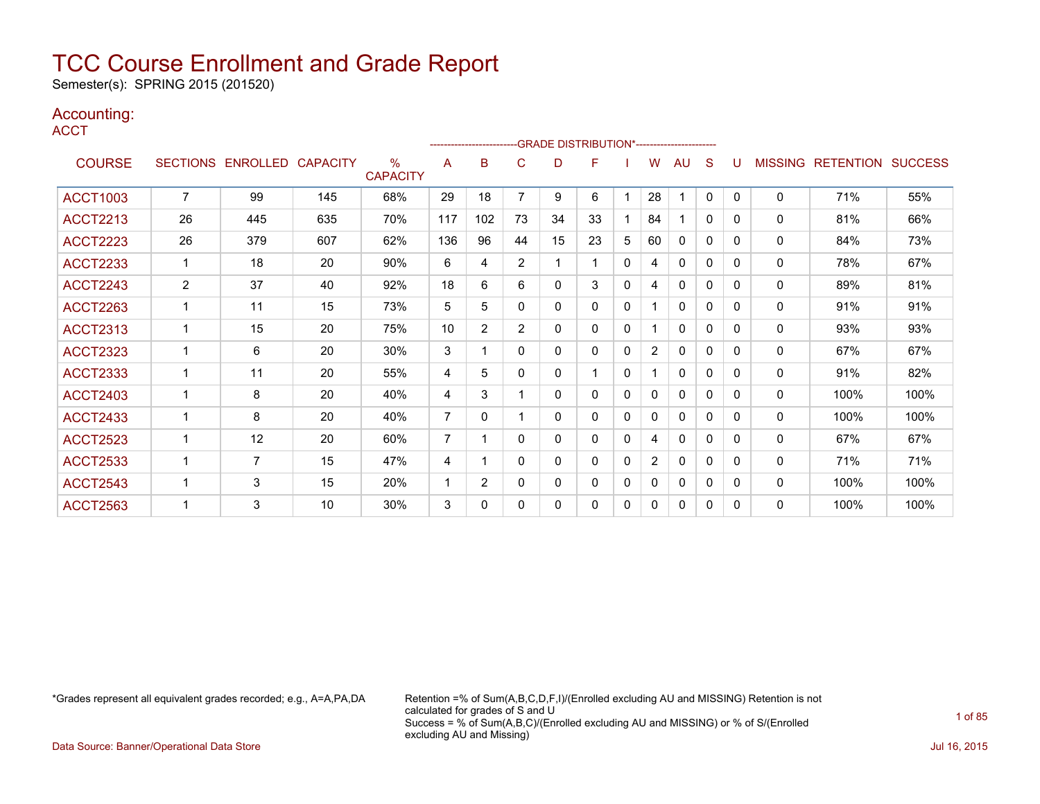# TCC Course Enrollment and Grade Report

Semester(s): SPRING 2015 (201520)

## Accounting:

### ACCT

| COURSE | SECTIONS | ENROLLED | CAPACITY | % CAPACITY | A | B | C | D | F | I | W | AU | S | U | MISSING | RETENTION | SUCCESS |
|---|---|---|---|---|---|---|---|---|---|---|---|---|---|---|---|---|---|
| | | | | | GRADE DISTRIBUTION* | | | | | | | | | | | | |
| ACCT1003 | 7 | 99 | 145 | 68% | 29 | 18 | 7 | 9 | 6 | 1 | 28 | 1 | 0 | 0 | 0 | 71% | 55% |
| ACCT2213 | 26 | 445 | 635 | 70% | 117 | 102 | 73 | 34 | 33 | 1 | 84 | 1 | 0 | 0 | 0 | 81% | 66% |
| ACCT2223 | 26 | 379 | 607 | 62% | 136 | 96 | 44 | 15 | 23 | 5 | 60 | 0 | 0 | 0 | 0 | 84% | 73% |
| ACCT2233 | 1 | 18 | 20 | 90% | 6 | 4 | 2 | 1 | 1 | 0 | 4 | 0 | 0 | 0 | 0 | 78% | 67% |
| ACCT2243 | 2 | 37 | 40 | 92% | 18 | 6 | 6 | 0 | 3 | 0 | 4 | 0 | 0 | 0 | 0 | 89% | 81% |
| ACCT2263 | 1 | 11 | 15 | 73% | 5 | 5 | 0 | 0 | 0 | 0 | 1 | 0 | 0 | 0 | 0 | 91% | 91% |
| ACCT2313 | 1 | 15 | 20 | 75% | 10 | 2 | 2 | 0 | 0 | 0 | 1 | 0 | 0 | 0 | 0 | 93% | 93% |
| ACCT2323 | 1 | 6 | 20 | 30% | 3 | 1 | 0 | 0 | 0 | 0 | 2 | 0 | 0 | 0 | 0 | 67% | 67% |
| ACCT2333 | 1 | 11 | 20 | 55% | 4 | 5 | 0 | 0 | 1 | 0 | 1 | 0 | 0 | 0 | 0 | 91% | 82% |
| ACCT2403 | 1 | 8 | 20 | 40% | 4 | 3 | 1 | 0 | 0 | 0 | 0 | 0 | 0 | 0 | 0 | 100% | 100% |
| ACCT2433 | 1 | 8 | 20 | 40% | 7 | 0 | 1 | 0 | 0 | 0 | 0 | 0 | 0 | 0 | 0 | 100% | 100% |
| ACCT2523 | 1 | 12 | 20 | 60% | 7 | 1 | 0 | 0 | 0 | 0 | 4 | 0 | 0 | 0 | 0 | 67% | 67% |
| ACCT2533 | 1 | 7 | 15 | 47% | 4 | 1 | 0 | 0 | 0 | 0 | 2 | 0 | 0 | 0 | 0 | 71% | 71% |
| ACCT2543 | 1 | 3 | 15 | 20% | 1 | 2 | 0 | 0 | 0 | 0 | 0 | 0 | 0 | 0 | 0 | 100% | 100% |
| ACCT2563 | 1 | 3 | 10 | 30% | 3 | 0 | 0 | 0 | 0 | 0 | 0 | 0 | 0 | 0 | 0 | 100% | 100% |

*Grades represent all equivalent grades recorded; e.g., A=A,PA,DA

Retention =% of Sum(A,B,C,D,F,I)/(Enrolled excluding AU and MISSING) Retention is not calculated for grades of S and U
Success = % of Sum(A,B,C)/(Enrolled excluding AU and MISSING) or % of S/(Enrolled excluding AU and Missing)

Data Source: Banner/Operational Data Store

Jul 16, 2015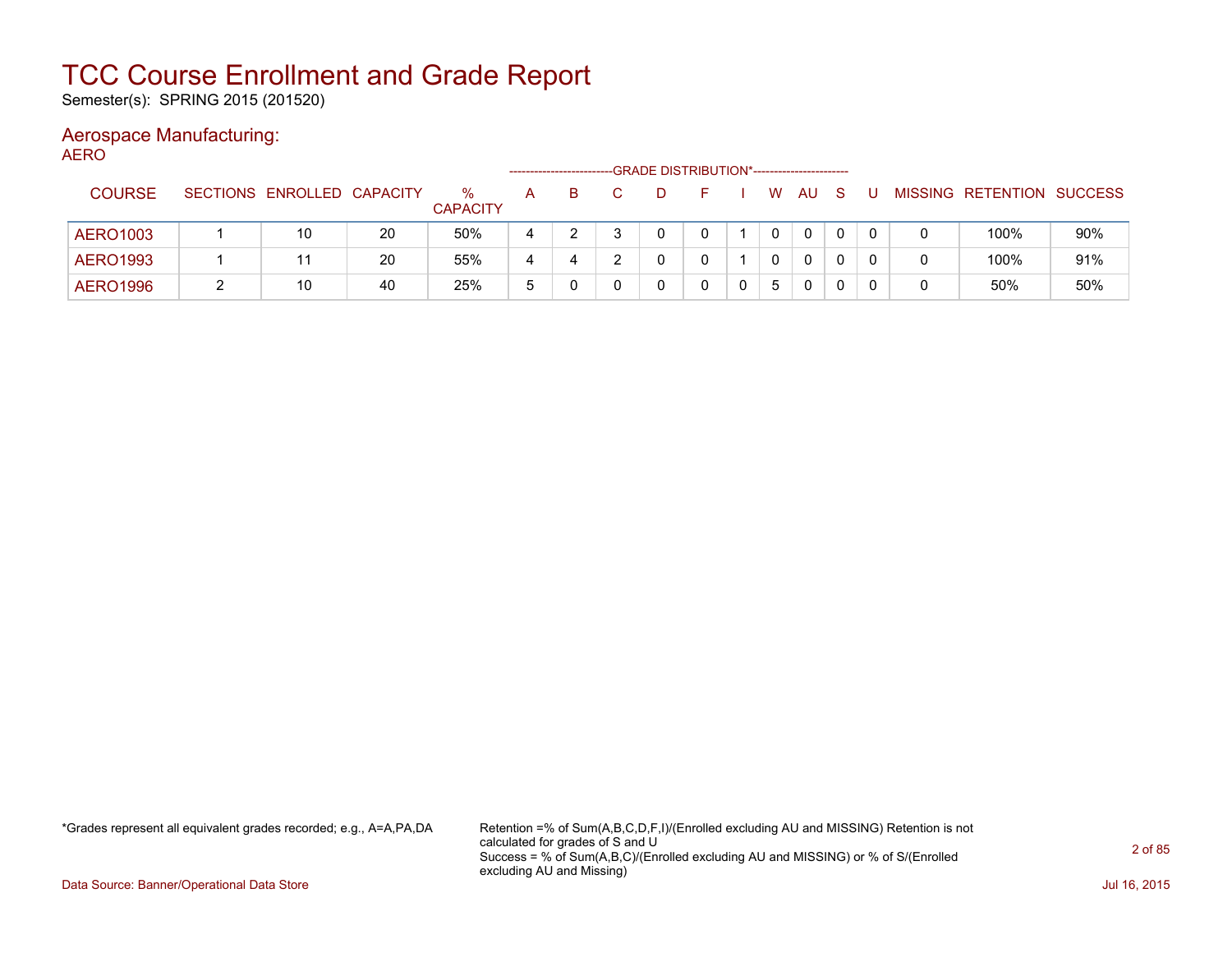# TCC Course Enrollment and Grade Report

Semester(s): SPRING 2015 (201520)

## Aerospace Manufacturing:

AERO

| COURSE | SECTIONS | ENROLLED | CAPACITY | % CAPACITY | GRADE DISTRIBUTION* A | B | C | D | F | I | W | AU | S | U | MISSING | RETENTION | SUCCESS |
|---|---|---|---|---|---|---|---|---|---|---|---|---|---|---|---|---|---|
| AERO1003 | 1 | 10 | 20 | 50% | 4 | 2 | 3 | 0 | 0 | 1 | 0 | 0 | 0 | 0 | 0 | 100% | 90% |
| AERO1993 | 1 | 11 | 20 | 55% | 4 | 4 | 2 | 0 | 0 | 1 | 0 | 0 | 0 | 0 | 0 | 100% | 91% |
| AERO1996 | 2 | 10 | 40 | 25% | 5 | 0 | 0 | 0 | 0 | 0 | 5 | 0 | 0 | 0 | 0 | 50% | 50% |

*Grades represent all equivalent grades recorded; e.g., A=A,PA,DA

Retention =% of Sum(A,B,C,D,F,I)/(Enrolled excluding AU and MISSING) Retention is not calculated for grades of S and U
Success = % of Sum(A,B,C)/(Enrolled excluding AU and MISSING) or % of S/(Enrolled excluding AU and Missing)

Data Source: Banner/Operational Data Store

Jul 16, 2015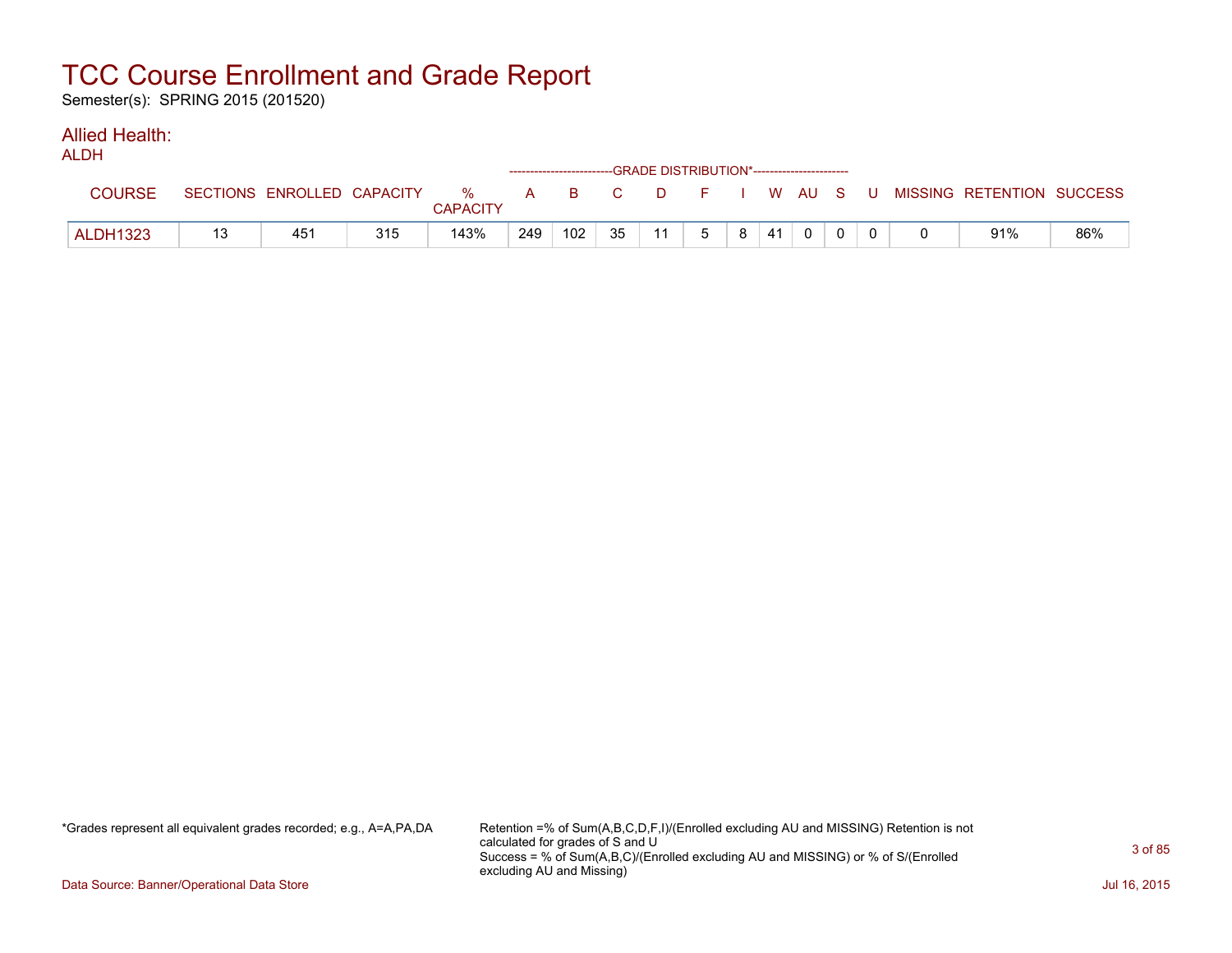# TCC Course Enrollment and Grade Report

Semester(s): SPRING 2015 (201520)

## Allied Health:

### ALDH

| COURSE | SECTIONS | ENROLLED | CAPACITY | % CAPACITY | A | B | C | D | F | I | W | AU | S | U | MISSING | RETENTION | SUCCESS |
|---|---|---|---|---|---|---|---|---|---|---|---|---|---|---|---|---|---|
| | | | | | GRADE DISTRIBUTION* | | | | | | | | | | | | |
| ALDH1323 | 13 | 451 | 315 | 143% | 249 | 102 | 35 | 11 | 5 | 8 | 41 | 0 | 0 | 0 | 0 | 91% | 86% |

*Grades represent all equivalent grades recorded; e.g., A=A,PA,DA

Retention =% of Sum(A,B,C,D,F,I)/(Enrolled excluding AU and MISSING) Retention is not calculated for grades of S and U

Success = % of Sum(A,B,C)/(Enrolled excluding AU and MISSING) or % of S/(Enrolled excluding AU and Missing)

Data Source: Banner/Operational Data Store

Jul 16, 2015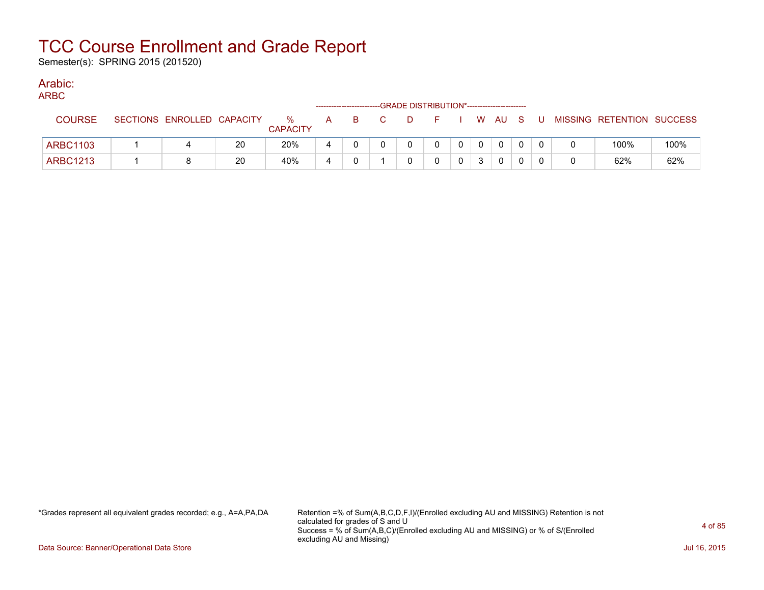# TCC Course Enrollment and Grade Report

Semester(s): SPRING 2015 (201520)

## Arabic:

ARBC

| COURSE | SECTIONS | ENROLLED | CAPACITY | % CAPACITY | A | B | C | D | F | I | W | AU | S | U | MISSING | RETENTION | SUCCESS |
|---|---|---|---|---|---|---|---|---|---|---|---|---|---|---|---|---|---|
| | | | | | GRADE DISTRIBUTION* | | | | | | | | | | | | |
| ARBC1103 | 1 | 4 | 20 | 20% | 4 | 0 | 0 | 0 | 0 | 0 | 0 | 0 | 0 | 0 | 0 | 100% | 100% |
| ARBC1213 | 1 | 8 | 20 | 40% | 4 | 0 | 1 | 0 | 0 | 0 | 3 | 0 | 0 | 0 | 0 | 62% | 62% |

*Grades represent all equivalent grades recorded; e.g., A=A,PA,DA

Retention =% of Sum(A,B,C,D,F,I)/(Enrolled excluding AU and MISSING) Retention is not calculated for grades of S and U
Success = % of Sum(A,B,C)/(Enrolled excluding AU and MISSING) or % of S/(Enrolled excluding AU and Missing)

Data Source: Banner/Operational Data Store

Jul 16, 2015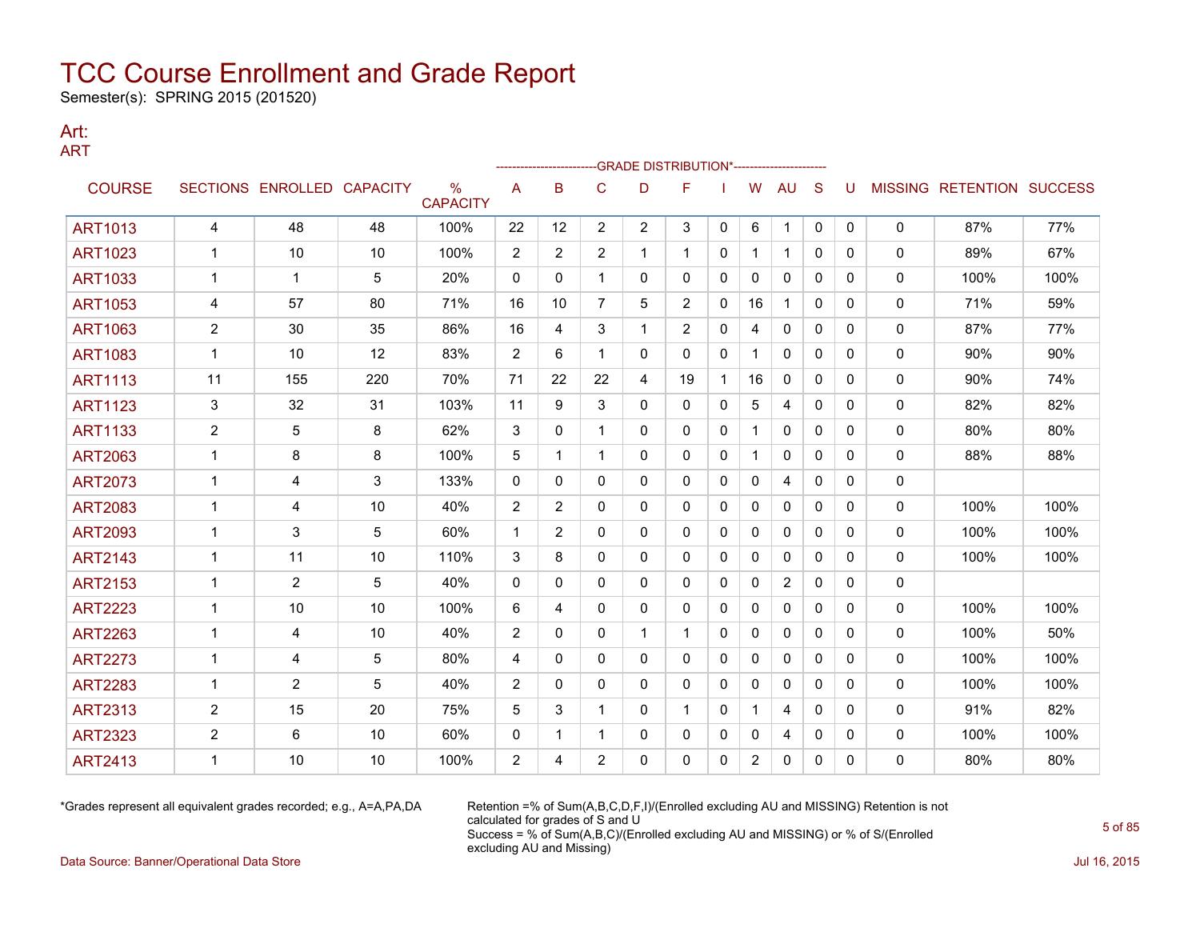# TCC Course Enrollment and Grade Report

Semester(s): SPRING 2015 (201520)

## Art:

### ART

| COURSE | SECTIONS | ENROLLED | CAPACITY | % CAPACITY | A | B | C | D | F | I | W | AU | S | U | MISSING | RETENTION | SUCCESS |
|---|---|---|---|---|---|---|---|---|---|---|---|---|---|---|---|---|---|
| | | | | | -------------------------GRADE DISTRIBUTION*----------------------- | | | | | | | | | | | | |
| ART1013 | 4 | 48 | 48 | 100% | 22 | 12 | 2 | 2 | 3 | 0 | 6 | 1 | 0 | 0 | 0 | 87% | 77% |
| ART1023 | 1 | 10 | 10 | 100% | 2 | 2 | 2 | 1 | 1 | 0 | 1 | 1 | 0 | 0 | 0 | 89% | 67% |
| ART1033 | 1 | 1 | 5 | 20% | 0 | 0 | 1 | 0 | 0 | 0 | 0 | 0 | 0 | 0 | 0 | 100% | 100% |
| ART1053 | 4 | 57 | 80 | 71% | 16 | 10 | 7 | 5 | 2 | 0 | 16 | 1 | 0 | 0 | 0 | 71% | 59% |
| ART1063 | 2 | 30 | 35 | 86% | 16 | 4 | 3 | 1 | 2 | 0 | 4 | 0 | 0 | 0 | 0 | 87% | 77% |
| ART1083 | 1 | 10 | 12 | 83% | 2 | 6 | 1 | 0 | 0 | 0 | 1 | 0 | 0 | 0 | 0 | 90% | 90% |
| ART1113 | 11 | 155 | 220 | 70% | 71 | 22 | 22 | 4 | 19 | 1 | 16 | 0 | 0 | 0 | 0 | 90% | 74% |
| ART1123 | 3 | 32 | 31 | 103% | 11 | 9 | 3 | 0 | 0 | 0 | 5 | 4 | 0 | 0 | 0 | 82% | 82% |
| ART1133 | 2 | 5 | 8 | 62% | 3 | 0 | 1 | 0 | 0 | 0 | 1 | 0 | 0 | 0 | 0 | 80% | 80% |
| ART2063 | 1 | 8 | 8 | 100% | 5 | 1 | 1 | 0 | 0 | 0 | 1 | 0 | 0 | 0 | 0 | 88% | 88% |
| ART2073 | 1 | 4 | 3 | 133% | 0 | 0 | 0 | 0 | 0 | 0 | 0 | 4 | 0 | 0 | 0 | | |
| ART2083 | 1 | 4 | 10 | 40% | 2 | 2 | 0 | 0 | 0 | 0 | 0 | 0 | 0 | 0 | 0 | 100% | 100% |
| ART2093 | 1 | 3 | 5 | 60% | 1 | 2 | 0 | 0 | 0 | 0 | 0 | 0 | 0 | 0 | 0 | 100% | 100% |
| ART2143 | 1 | 11 | 10 | 110% | 3 | 8 | 0 | 0 | 0 | 0 | 0 | 0 | 0 | 0 | 0 | 100% | 100% |
| ART2153 | 1 | 2 | 5 | 40% | 0 | 0 | 0 | 0 | 0 | 0 | 0 | 2 | 0 | 0 | 0 | | |
| ART2223 | 1 | 10 | 10 | 100% | 6 | 4 | 0 | 0 | 0 | 0 | 0 | 0 | 0 | 0 | 0 | 100% | 100% |
| ART2263 | 1 | 4 | 10 | 40% | 2 | 0 | 0 | 1 | 1 | 0 | 0 | 0 | 0 | 0 | 0 | 100% | 50% |
| ART2273 | 1 | 4 | 5 | 80% | 4 | 0 | 0 | 0 | 0 | 0 | 0 | 0 | 0 | 0 | 0 | 100% | 100% |
| ART2283 | 1 | 2 | 5 | 40% | 2 | 0 | 0 | 0 | 0 | 0 | 0 | 0 | 0 | 0 | 0 | 100% | 100% |
| ART2313 | 2 | 15 | 20 | 75% | 5 | 3 | 1 | 0 | 1 | 0 | 1 | 4 | 0 | 0 | 0 | 91% | 82% |
| ART2323 | 2 | 6 | 10 | 60% | 0 | 1 | 1 | 0 | 0 | 0 | 0 | 4 | 0 | 0 | 0 | 100% | 100% |
| ART2413 | 1 | 10 | 10 | 100% | 2 | 4 | 2 | 0 | 0 | 0 | 2 | 0 | 0 | 0 | 0 | 80% | 80% |

*Grades represent all equivalent grades recorded; e.g., A=A,PA,DA

Retention =% of Sum(A,B,C,D,F,I)/(Enrolled excluding AU and MISSING) Retention is not calculated for grades of S and U
Success = % of Sum(A,B,C)/(Enrolled excluding AU and MISSING) or % of S/(Enrolled excluding AU and Missing)

Data Source: Banner/Operational Data Store

Jul 16, 2015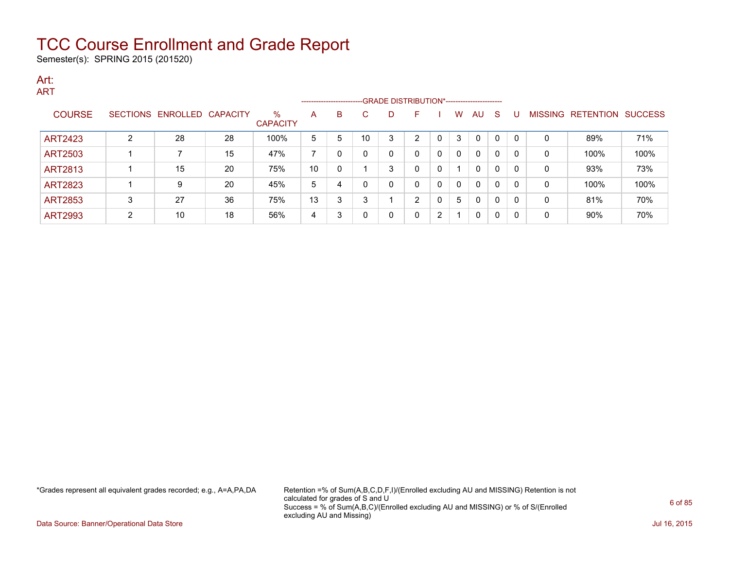# TCC Course Enrollment and Grade Report

Semester(s): SPRING 2015 (201520)

## Art:

ART

| COURSE | SECTIONS | ENROLLED | CAPACITY | % CAPACITY | GRADE DISTRIBUTION* A | B | C | D | F | I | W | AU | S | U | MISSING | RETENTION | SUCCESS |
|---|---|---|---|---|---|---|---|---|---|---|---|---|---|---|---|---|---|
| ART2423 | 2 | 28 | 28 | 100% | 5 | 5 | 10 | 3 | 2 | 0 | 3 | 0 | 0 | 0 | 0 | 89% | 71% |
| ART2503 | 1 | 7 | 15 | 47% | 7 | 0 | 0 | 0 | 0 | 0 | 0 | 0 | 0 | 0 | 0 | 100% | 100% |
| ART2813 | 1 | 15 | 20 | 75% | 10 | 0 | 1 | 3 | 0 | 0 | 1 | 0 | 0 | 0 | 0 | 93% | 73% |
| ART2823 | 1 | 9 | 20 | 45% | 5 | 4 | 0 | 0 | 0 | 0 | 0 | 0 | 0 | 0 | 0 | 100% | 100% |
| ART2853 | 3 | 27 | 36 | 75% | 13 | 3 | 3 | 1 | 2 | 0 | 5 | 0 | 0 | 0 | 0 | 81% | 70% |
| ART2993 | 2 | 10 | 18 | 56% | 4 | 3 | 0 | 0 | 0 | 2 | 1 | 0 | 0 | 0 | 0 | 90% | 70% |

*Grades represent all equivalent grades recorded; e.g., A=A,PA,DA

Retention =% of Sum(A,B,C,D,F,I)/(Enrolled excluding AU and MISSING) Retention is not calculated for grades of S and U

Success = % of Sum(A,B,C)/(Enrolled excluding AU and MISSING) or % of S/(Enrolled excluding AU and Missing)

Data Source: Banner/Operational Data Store

Jul 16, 2015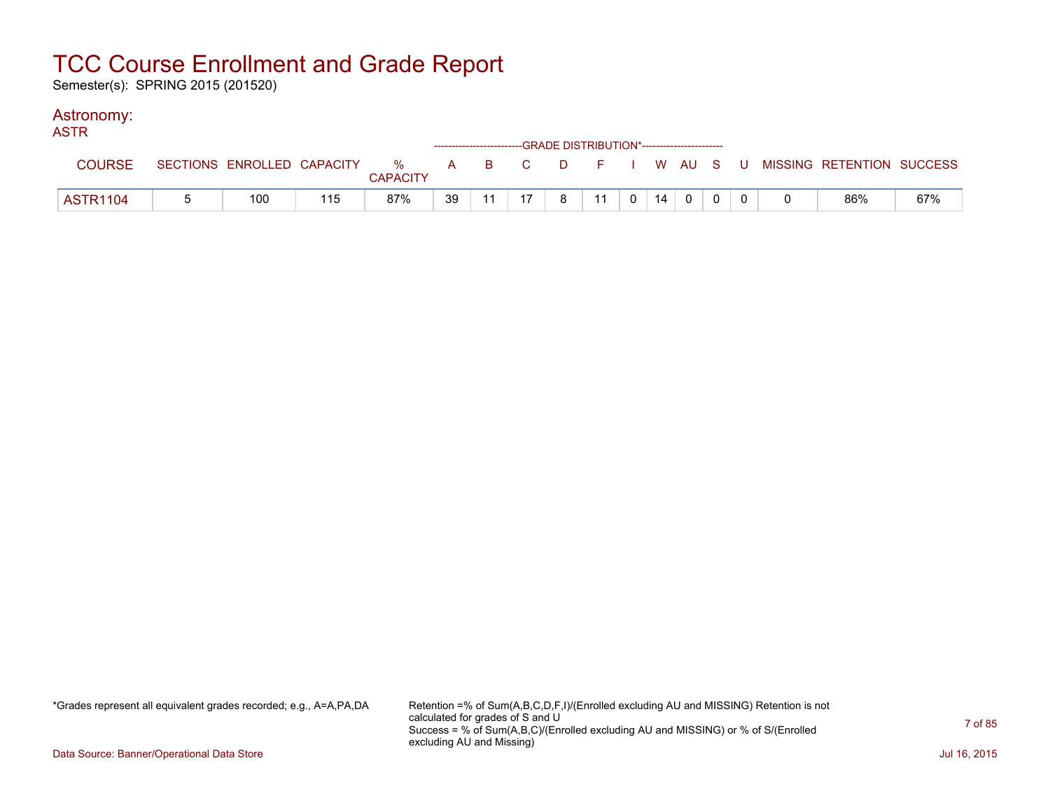# TCC Course Enrollment and Grade Report

Semester(s): SPRING 2015 (201520)

## Astronomy:

### ASTR

| COURSE | SECTIONS | ENROLLED | CAPACITY | % CAPACITY | A | B | C | D | F | I | W | AU | S | U | MISSING | RETENTION | SUCCESS |
|---|---|---|---|---|---|---|---|---|---|---|---|---|---|---|---|---|---|
| | | | | | GRADE DISTRIBUTION* | | | | | | | | | | | | |
| ASTR1104 | 5 | 100 | 115 | 87% | 39 | 11 | 17 | 8 | 11 | 0 | 14 | 0 | 0 | 0 | 0 | 86% | 67% |

*Grades represent all equivalent grades recorded; e.g., A=A,PA,DA

Retention =% of Sum(A,B,C,D,F,I)/(Enrolled excluding AU and MISSING) Retention is not calculated for grades of S and U
Success = % of Sum(A,B,C)/(Enrolled excluding AU and MISSING) or % of S/(Enrolled excluding AU and Missing)

Data Source: Banner/Operational Data Store

Jul 16, 2015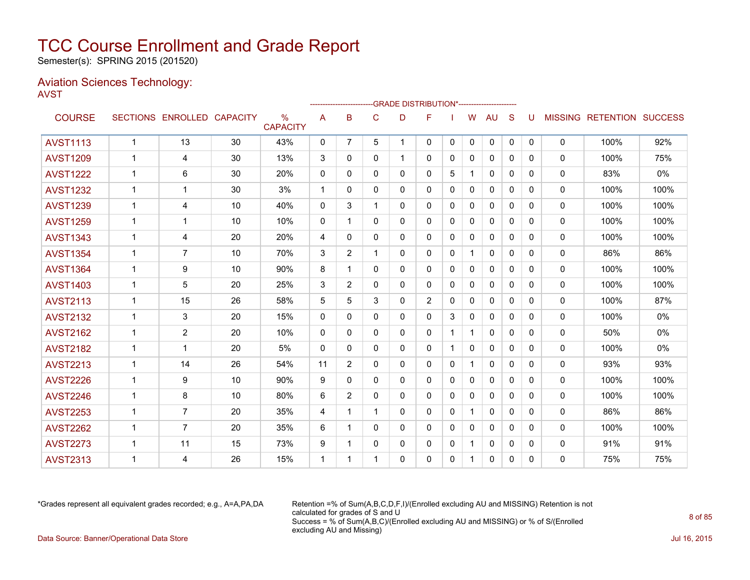# TCC Course Enrollment and Grade Report

Semester(s): SPRING 2015 (201520)

## Aviation Sciences Technology:

AVST

| COURSE | SECTIONS | ENROLLED | CAPACITY | % CAPACITY | A | B | C | D | F | I | W | AU | S | U | MISSING | RETENTION | SUCCESS |
|---|---|---|---|---|---|---|---|---|---|---|---|---|---|---|---|---|---|
| | | | | | GRADE DISTRIBUTION* | | | | | | | | | | | | |
| AVST1113 | 1 | 13 | 30 | 43% | 0 | 7 | 5 | 1 | 0 | 0 | 0 | 0 | 0 | 0 | 0 | 100% | 92% |
| AVST1209 | 1 | 4 | 30 | 13% | 3 | 0 | 0 | 1 | 0 | 0 | 0 | 0 | 0 | 0 | 0 | 100% | 75% |
| AVST1222 | 1 | 6 | 30 | 20% | 0 | 0 | 0 | 0 | 0 | 5 | 1 | 0 | 0 | 0 | 0 | 83% | 0% |
| AVST1232 | 1 | 1 | 30 | 3% | 1 | 0 | 0 | 0 | 0 | 0 | 0 | 0 | 0 | 0 | 0 | 100% | 100% |
| AVST1239 | 1 | 4 | 10 | 40% | 0 | 3 | 1 | 0 | 0 | 0 | 0 | 0 | 0 | 0 | 0 | 100% | 100% |
| AVST1259 | 1 | 1 | 10 | 10% | 0 | 1 | 0 | 0 | 0 | 0 | 0 | 0 | 0 | 0 | 0 | 100% | 100% |
| AVST1343 | 1 | 4 | 20 | 20% | 4 | 0 | 0 | 0 | 0 | 0 | 0 | 0 | 0 | 0 | 0 | 100% | 100% |
| AVST1354 | 1 | 7 | 10 | 70% | 3 | 2 | 1 | 0 | 0 | 0 | 1 | 0 | 0 | 0 | 0 | 86% | 86% |
| AVST1364 | 1 | 9 | 10 | 90% | 8 | 1 | 0 | 0 | 0 | 0 | 0 | 0 | 0 | 0 | 0 | 100% | 100% |
| AVST1403 | 1 | 5 | 20 | 25% | 3 | 2 | 0 | 0 | 0 | 0 | 0 | 0 | 0 | 0 | 0 | 100% | 100% |
| AVST2113 | 1 | 15 | 26 | 58% | 5 | 5 | 3 | 0 | 2 | 0 | 0 | 0 | 0 | 0 | 0 | 100% | 87% |
| AVST2132 | 1 | 3 | 20 | 15% | 0 | 0 | 0 | 0 | 0 | 3 | 0 | 0 | 0 | 0 | 0 | 100% | 0% |
| AVST2162 | 1 | 2 | 20 | 10% | 0 | 0 | 0 | 0 | 0 | 1 | 1 | 0 | 0 | 0 | 0 | 50% | 0% |
| AVST2182 | 1 | 1 | 20 | 5% | 0 | 0 | 0 | 0 | 0 | 1 | 0 | 0 | 0 | 0 | 0 | 100% | 0% |
| AVST2213 | 1 | 14 | 26 | 54% | 11 | 2 | 0 | 0 | 0 | 0 | 1 | 0 | 0 | 0 | 0 | 93% | 93% |
| AVST2226 | 1 | 9 | 10 | 90% | 9 | 0 | 0 | 0 | 0 | 0 | 0 | 0 | 0 | 0 | 0 | 100% | 100% |
| AVST2246 | 1 | 8 | 10 | 80% | 6 | 2 | 0 | 0 | 0 | 0 | 0 | 0 | 0 | 0 | 0 | 100% | 100% |
| AVST2253 | 1 | 7 | 20 | 35% | 4 | 1 | 1 | 0 | 0 | 0 | 1 | 0 | 0 | 0 | 0 | 86% | 86% |
| AVST2262 | 1 | 7 | 20 | 35% | 6 | 1 | 0 | 0 | 0 | 0 | 0 | 0 | 0 | 0 | 0 | 100% | 100% |
| AVST2273 | 1 | 11 | 15 | 73% | 9 | 1 | 0 | 0 | 0 | 0 | 1 | 0 | 0 | 0 | 0 | 91% | 91% |
| AVST2313 | 1 | 4 | 26 | 15% | 1 | 1 | 1 | 0 | 0 | 0 | 1 | 0 | 0 | 0 | 0 | 75% | 75% |

*Grades represent all equivalent grades recorded; e.g., A=A,PA,DA

Retention =% of Sum(A,B,C,D,F,I)/(Enrolled excluding AU and MISSING) Retention is not calculated for grades of S and U
Success = % of Sum(A,B,C)/(Enrolled excluding AU and MISSING) or % of S/(Enrolled excluding AU and Missing)

Data Source: Banner/Operational Data Store

Jul 16, 2015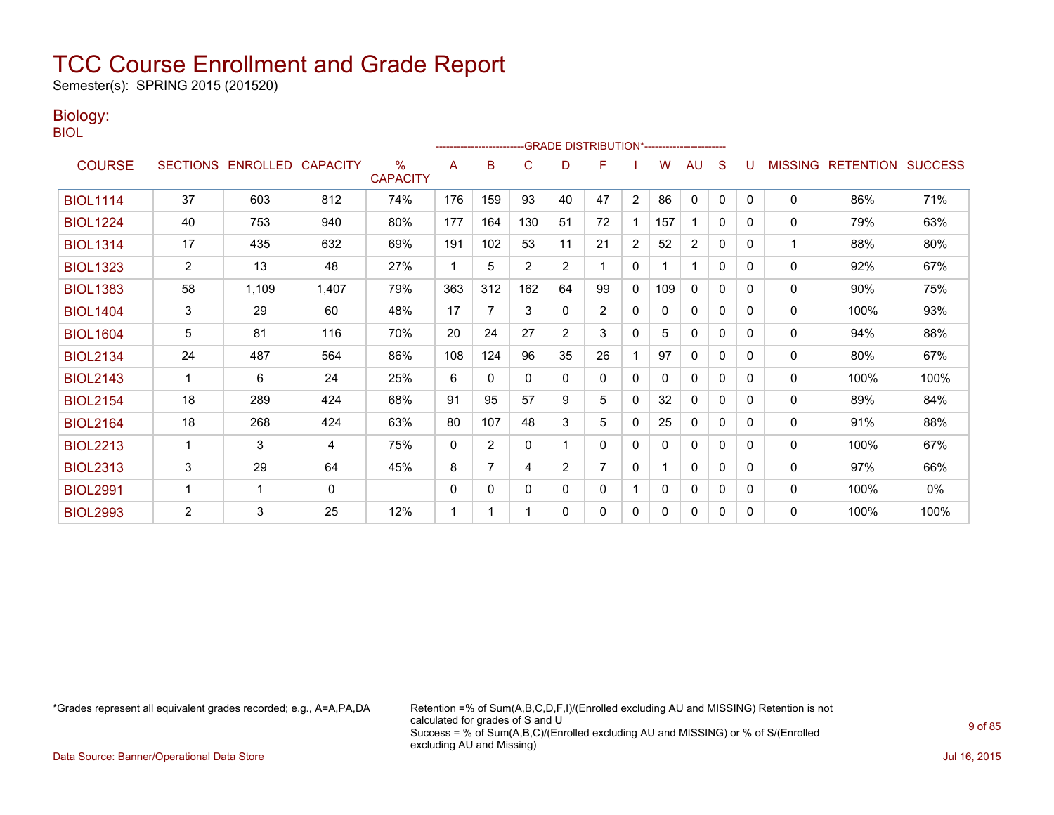# TCC Course Enrollment and Grade Report

Semester(s): SPRING 2015 (201520)

## Biology:

BIOL

| COURSE | SECTIONS | ENROLLED | CAPACITY | % CAPACITY | A | B | C | D | F | I | W | AU | S | U | MISSING | RETENTION | SUCCESS |
|---|---|---|---|---|---|---|---|---|---|---|---|---|---|---|---|---|---|
| | | | | | GRADE DISTRIBUTION* | | | | | | | | | | | | |
| BIOL1114 | 37 | 603 | 812 | 74% | 176 | 159 | 93 | 40 | 47 | 2 | 86 | 0 | 0 | 0 | 0 | 86% | 71% |
| BIOL1224 | 40 | 753 | 940 | 80% | 177 | 164 | 130 | 51 | 72 | 1 | 157 | 1 | 0 | 0 | 0 | 79% | 63% |
| BIOL1314 | 17 | 435 | 632 | 69% | 191 | 102 | 53 | 11 | 21 | 2 | 52 | 2 | 0 | 0 | 1 | 88% | 80% |
| BIOL1323 | 2 | 13 | 48 | 27% | 1 | 5 | 2 | 2 | 1 | 0 | 1 | 1 | 0 | 0 | 0 | 92% | 67% |
| BIOL1383 | 58 | 1,109 | 1,407 | 79% | 363 | 312 | 162 | 64 | 99 | 0 | 109 | 0 | 0 | 0 | 0 | 90% | 75% |
| BIOL1404 | 3 | 29 | 60 | 48% | 17 | 7 | 3 | 0 | 2 | 0 | 0 | 0 | 0 | 0 | 0 | 100% | 93% |
| BIOL1604 | 5 | 81 | 116 | 70% | 20 | 24 | 27 | 2 | 3 | 0 | 5 | 0 | 0 | 0 | 0 | 94% | 88% |
| BIOL2134 | 24 | 487 | 564 | 86% | 108 | 124 | 96 | 35 | 26 | 1 | 97 | 0 | 0 | 0 | 0 | 80% | 67% |
| BIOL2143 | 1 | 6 | 24 | 25% | 6 | 0 | 0 | 0 | 0 | 0 | 0 | 0 | 0 | 0 | 0 | 100% | 100% |
| BIOL2154 | 18 | 289 | 424 | 68% | 91 | 95 | 57 | 9 | 5 | 0 | 32 | 0 | 0 | 0 | 0 | 89% | 84% |
| BIOL2164 | 18 | 268 | 424 | 63% | 80 | 107 | 48 | 3 | 5 | 0 | 25 | 0 | 0 | 0 | 0 | 91% | 88% |
| BIOL2213 | 1 | 3 | 4 | 75% | 0 | 2 | 0 | 1 | 0 | 0 | 0 | 0 | 0 | 0 | 0 | 100% | 67% |
| BIOL2313 | 3 | 29 | 64 | 45% | 8 | 7 | 4 | 2 | 7 | 0 | 1 | 0 | 0 | 0 | 0 | 97% | 66% |
| BIOL2991 | 1 | 1 | 0 | | 0 | 0 | 0 | 0 | 0 | 1 | 0 | 0 | 0 | 0 | 0 | 100% | 0% |
| BIOL2993 | 2 | 3 | 25 | 12% | 1 | 1 | 1 | 0 | 0 | 0 | 0 | 0 | 0 | 0 | 0 | 100% | 100% |

*Grades represent all equivalent grades recorded; e.g., A=A,PA,DA

Retention =% of Sum(A,B,C,D,F,I)/(Enrolled excluding AU and MISSING) Retention is not calculated for grades of S and U
Success = % of Sum(A,B,C)/(Enrolled excluding AU and MISSING) or % of S/(Enrolled excluding AU and Missing)

Data Source: Banner/Operational Data Store

Jul 16, 2015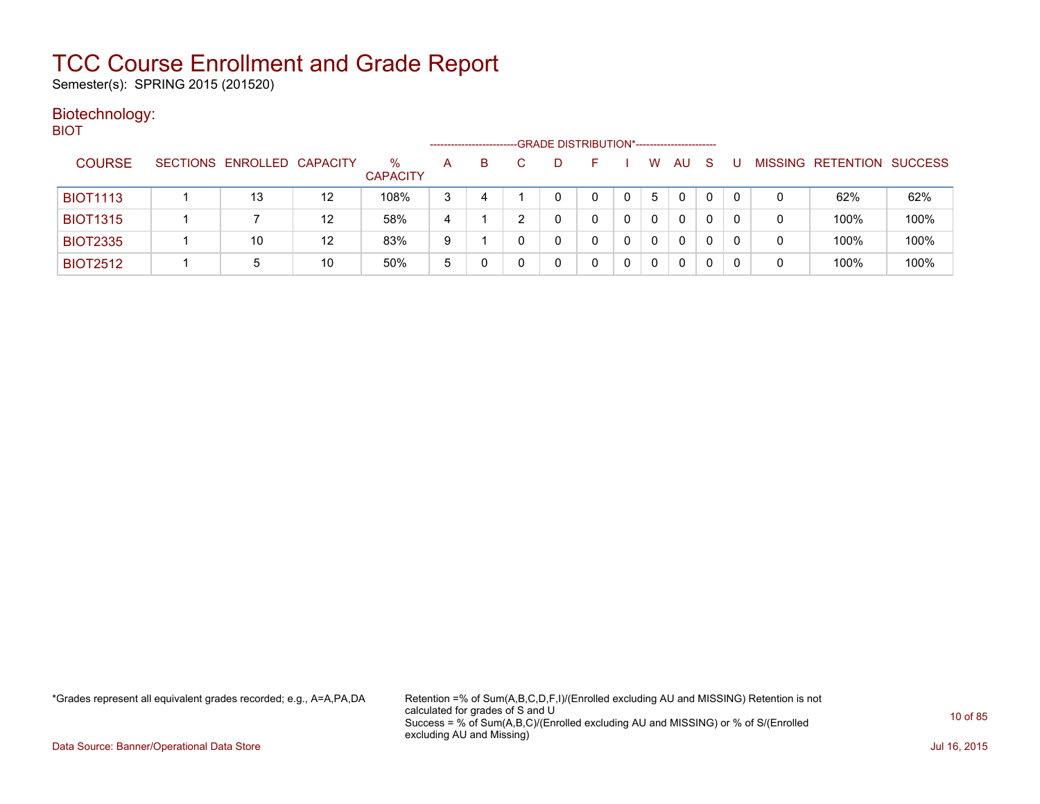# TCC Course Enrollment and Grade Report

Semester(s): SPRING 2015 (201520)

## Biotechnology:

BIOT

| COURSE | SECTIONS | ENROLLED | CAPACITY | % CAPACITY | A | B | C | D | F | I | W | AU | S | U | MISSING | RETENTION | SUCCESS |
|---|---|---|---|---|---|---|---|---|---|---|---|---|---|---|---|---|---|
| | | | | | GRADE DISTRIBUTION* | | | | | | | | | | | | |
| BIOT1113 | 1 | 13 | 12 | 108% | 3 | 4 | 1 | 0 | 0 | 0 | 5 | 0 | 0 | 0 | 0 | 62% | 62% |
| BIOT1315 | 1 | 7 | 12 | 58% | 4 | 1 | 2 | 0 | 0 | 0 | 0 | 0 | 0 | 0 | 0 | 100% | 100% |
| BIOT2335 | 1 | 10 | 12 | 83% | 9 | 1 | 0 | 0 | 0 | 0 | 0 | 0 | 0 | 0 | 0 | 100% | 100% |
| BIOT2512 | 1 | 5 | 10 | 50% | 5 | 0 | 0 | 0 | 0 | 0 | 0 | 0 | 0 | 0 | 0 | 100% | 100% |

*Grades represent all equivalent grades recorded; e.g., A=A,PA,DA

Retention =% of Sum(A,B,C,D,F,I)/(Enrolled excluding AU and MISSING) Retention is not calculated for grades of S and U

Success = % of Sum(A,B,C)/(Enrolled excluding AU and MISSING) or % of S/(Enrolled excluding AU and Missing)

Data Source: Banner/Operational Data Store

Jul 16, 2015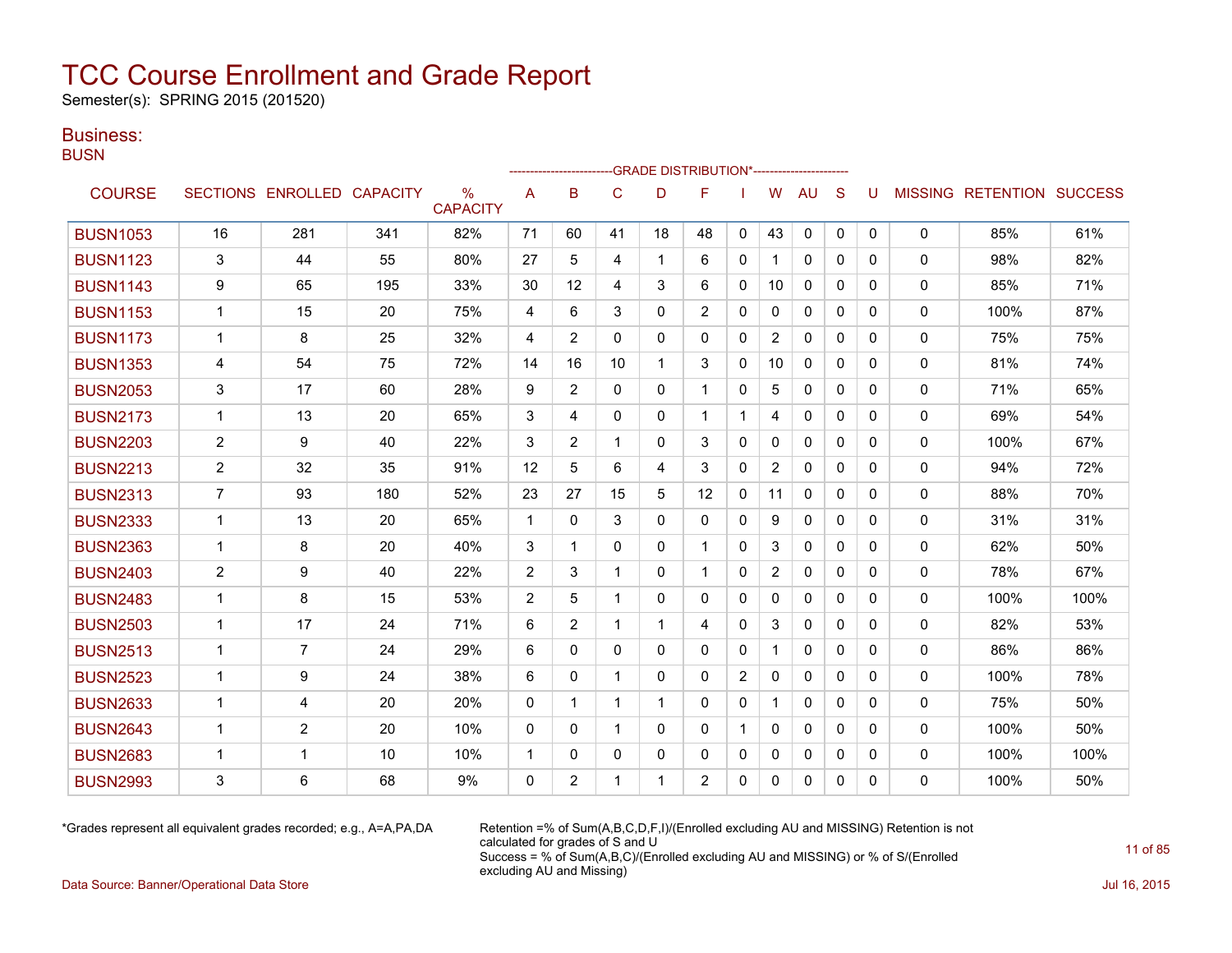# TCC Course Enrollment and Grade Report

Semester(s): SPRING 2015 (201520)

## Business:

### BUSN

| COURSE | SECTIONS | ENROLLED | CAPACITY | % CAPACITY | A | B | C | D | F | I | W | AU | S | U | MISSING | RETENTION | SUCCESS |
|---|---|---|---|---|---|---|---|---|---|---|---|---|---|---|---|---|---|
| | | | | | -------------------------GRADE DISTRIBUTION*----------------------- | | | | | | | | | | | | |
| BUSN1053 | 16 | 281 | 341 | 82% | 71 | 60 | 41 | 18 | 48 | 0 | 43 | 0 | 0 | 0 | 0 | 85% | 61% |
| BUSN1123 | 3 | 44 | 55 | 80% | 27 | 5 | 4 | 1 | 6 | 0 | 1 | 0 | 0 | 0 | 0 | 98% | 82% |
| BUSN1143 | 9 | 65 | 195 | 33% | 30 | 12 | 4 | 3 | 6 | 0 | 10 | 0 | 0 | 0 | 0 | 85% | 71% |
| BUSN1153 | 1 | 15 | 20 | 75% | 4 | 6 | 3 | 0 | 2 | 0 | 0 | 0 | 0 | 0 | 0 | 100% | 87% |
| BUSN1173 | 1 | 8 | 25 | 32% | 4 | 2 | 0 | 0 | 0 | 0 | 2 | 0 | 0 | 0 | 0 | 75% | 75% |
| BUSN1353 | 4 | 54 | 75 | 72% | 14 | 16 | 10 | 1 | 3 | 0 | 10 | 0 | 0 | 0 | 0 | 81% | 74% |
| BUSN2053 | 3 | 17 | 60 | 28% | 9 | 2 | 0 | 0 | 1 | 0 | 5 | 0 | 0 | 0 | 0 | 71% | 65% |
| BUSN2173 | 1 | 13 | 20 | 65% | 3 | 4 | 0 | 0 | 1 | 1 | 4 | 0 | 0 | 0 | 0 | 69% | 54% |
| BUSN2203 | 2 | 9 | 40 | 22% | 3 | 2 | 1 | 0 | 3 | 0 | 0 | 0 | 0 | 0 | 0 | 100% | 67% |
| BUSN2213 | 2 | 32 | 35 | 91% | 12 | 5 | 6 | 4 | 3 | 0 | 2 | 0 | 0 | 0 | 0 | 94% | 72% |
| BUSN2313 | 7 | 93 | 180 | 52% | 23 | 27 | 15 | 5 | 12 | 0 | 11 | 0 | 0 | 0 | 0 | 88% | 70% |
| BUSN2333 | 1 | 13 | 20 | 65% | 1 | 0 | 3 | 0 | 0 | 0 | 9 | 0 | 0 | 0 | 0 | 31% | 31% |
| BUSN2363 | 1 | 8 | 20 | 40% | 3 | 1 | 0 | 0 | 1 | 0 | 3 | 0 | 0 | 0 | 0 | 62% | 50% |
| BUSN2403 | 2 | 9 | 40 | 22% | 2 | 3 | 1 | 0 | 1 | 0 | 2 | 0 | 0 | 0 | 0 | 78% | 67% |
| BUSN2483 | 1 | 8 | 15 | 53% | 2 | 5 | 1 | 0 | 0 | 0 | 0 | 0 | 0 | 0 | 0 | 100% | 100% |
| BUSN2503 | 1 | 17 | 24 | 71% | 6 | 2 | 1 | 1 | 4 | 0 | 3 | 0 | 0 | 0 | 0 | 82% | 53% |
| BUSN2513 | 1 | 7 | 24 | 29% | 6 | 0 | 0 | 0 | 0 | 0 | 1 | 0 | 0 | 0 | 0 | 86% | 86% |
| BUSN2523 | 1 | 9 | 24 | 38% | 6 | 0 | 1 | 0 | 0 | 2 | 0 | 0 | 0 | 0 | 0 | 100% | 78% |
| BUSN2633 | 1 | 4 | 20 | 20% | 0 | 1 | 1 | 1 | 0 | 0 | 1 | 0 | 0 | 0 | 0 | 75% | 50% |
| BUSN2643 | 1 | 2 | 20 | 10% | 0 | 0 | 1 | 0 | 0 | 1 | 0 | 0 | 0 | 0 | 0 | 100% | 50% |
| BUSN2683 | 1 | 1 | 10 | 10% | 1 | 0 | 0 | 0 | 0 | 0 | 0 | 0 | 0 | 0 | 0 | 100% | 100% |
| BUSN2993 | 3 | 6 | 68 | 9% | 0 | 2 | 1 | 1 | 2 | 0 | 0 | 0 | 0 | 0 | 0 | 100% | 50% |

*Grades represent all equivalent grades recorded; e.g., A=A,PA,DA

Retention =% of Sum(A,B,C,D,F,I)/(Enrolled excluding AU and MISSING) Retention is not calculated for grades of S and U
Success = % of Sum(A,B,C)/(Enrolled excluding AU and MISSING) or % of S/(Enrolled excluding AU and Missing)

Data Source: Banner/Operational Data Store

Jul 16, 2015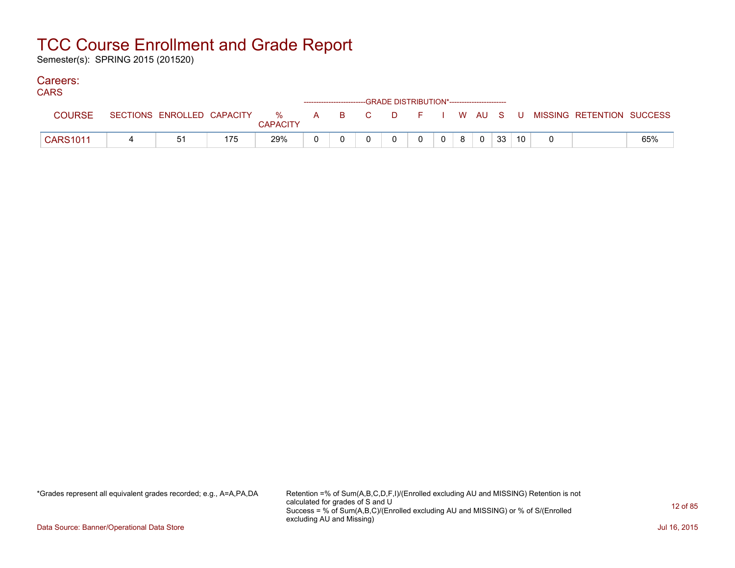# TCC Course Enrollment and Grade Report

Semester(s): SPRING 2015 (201520)

## Careers:

CARS

| COURSE | SECTIONS | ENROLLED | CAPACITY | % CAPACITY | A | B | C | D | F | I | W | AU | S | U | MISSING | RETENTION | SUCCESS |
|---|---|---|---|---|---|---|---|---|---|---|---|---|---|---|---|---|---|
| | | | | | GRADE DISTRIBUTION* | | | | | | | | | | | | |
| CARS1011 | 4 | 51 | 175 | 29% | 0 | 0 | 0 | 0 | 0 | 0 | 8 | 0 | 33 | 10 | 0 | | 65% |

*Grades represent all equivalent grades recorded; e.g., A=A,PA,DA

Retention =% of Sum(A,B,C,D,F,I)/(Enrolled excluding AU and MISSING) Retention is not calculated for grades of S and U
Success = % of Sum(A,B,C)/(Enrolled excluding AU and MISSING) or % of S/(Enrolled excluding AU and Missing)

Data Source: Banner/Operational Data Store

Jul 16, 2015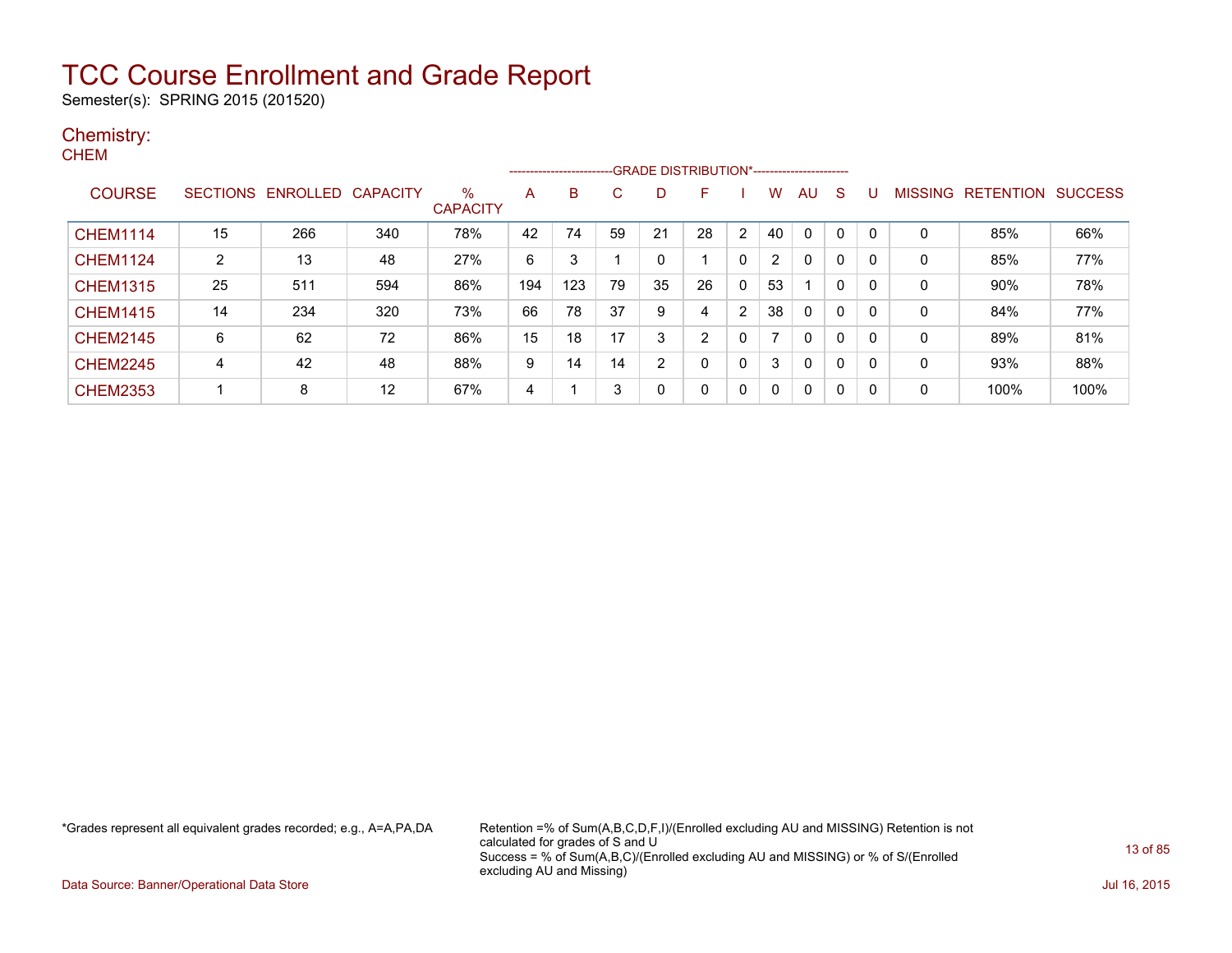# TCC Course Enrollment and Grade Report

Semester(s): SPRING 2015 (201520)

## Chemistry:

CHEM

| COURSE | SECTIONS | ENROLLED | CAPACITY | % CAPACITY | A | B | C | D | F | I | W | AU | S | U | MISSING | RETENTION | SUCCESS |
|---|---|---|---|---|---|---|---|---|---|---|---|---|---|---|---|---|---|
| | | | | | GRADE DISTRIBUTION* | | | | | | | | | | | | |
| CHEM1114 | 15 | 266 | 340 | 78% | 42 | 74 | 59 | 21 | 28 | 2 | 40 | 0 | 0 | 0 | 0 | 85% | 66% |
| CHEM1124 | 2 | 13 | 48 | 27% | 6 | 3 | 1 | 0 | 1 | 0 | 2 | 0 | 0 | 0 | 0 | 85% | 77% |
| CHEM1315 | 25 | 511 | 594 | 86% | 194 | 123 | 79 | 35 | 26 | 0 | 53 | 1 | 0 | 0 | 0 | 90% | 78% |
| CHEM1415 | 14 | 234 | 320 | 73% | 66 | 78 | 37 | 9 | 4 | 2 | 38 | 0 | 0 | 0 | 0 | 84% | 77% |
| CHEM2145 | 6 | 62 | 72 | 86% | 15 | 18 | 17 | 3 | 2 | 0 | 7 | 0 | 0 | 0 | 0 | 89% | 81% |
| CHEM2245 | 4 | 42 | 48 | 88% | 9 | 14 | 14 | 2 | 0 | 0 | 3 | 0 | 0 | 0 | 0 | 93% | 88% |
| CHEM2353 | 1 | 8 | 12 | 67% | 4 | 1 | 3 | 0 | 0 | 0 | 0 | 0 | 0 | 0 | 0 | 100% | 100% |

*Grades represent all equivalent grades recorded; e.g., A=A,PA,DA

Retention =% of Sum(A,B,C,D,F,I)/(Enrolled excluding AU and MISSING) Retention is not calculated for grades of S and U
Success = % of Sum(A,B,C)/(Enrolled excluding AU and MISSING) or % of S/(Enrolled excluding AU and Missing)

Data Source: Banner/Operational Data Store

Jul 16, 2015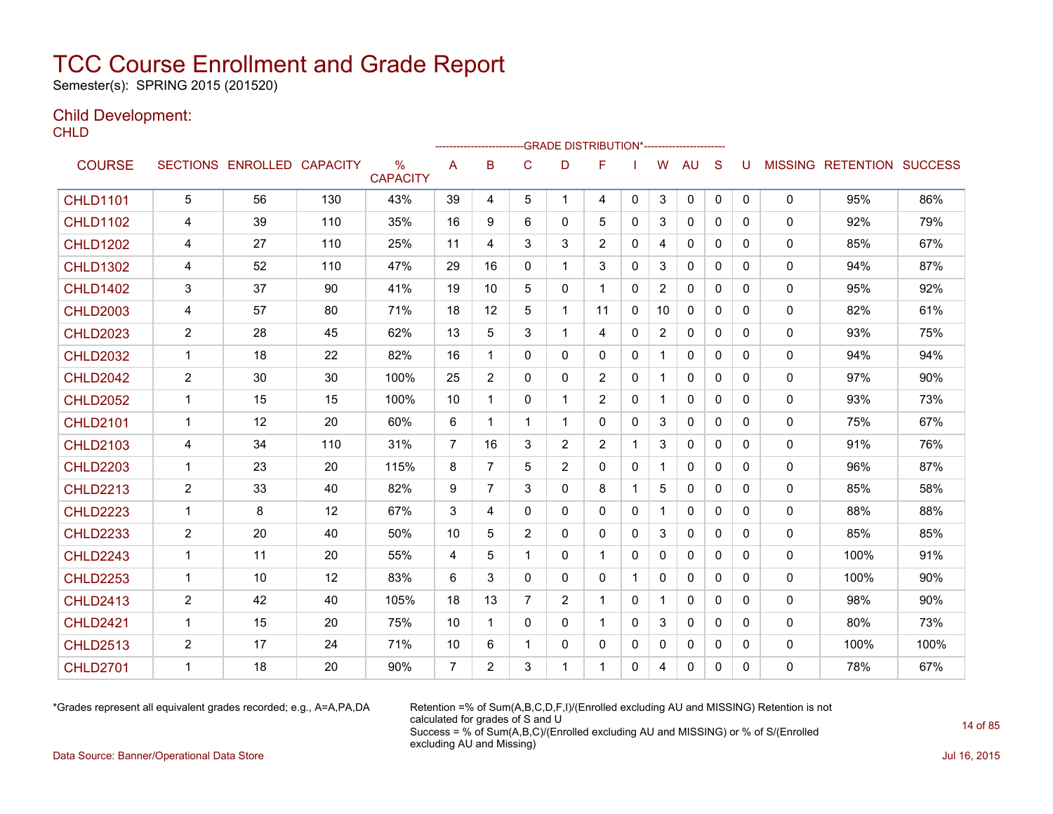# TCC Course Enrollment and Grade Report

Semester(s): SPRING 2015 (201520)

## Child Development:

CHLD

| COURSE | SECTIONS | ENROLLED | CAPACITY | % CAPACITY | A | B | C | D | F | I | W | AU | S | U | MISSING | RETENTION | SUCCESS |
|---|---|---|---|---|---|---|---|---|---|---|---|---|---|---|---|---|---|
| | | | | | GRADE DISTRIBUTION* | | | | | | | | | | | | |
| CHLD1101 | 5 | 56 | 130 | 43% | 39 | 4 | 5 | 1 | 4 | 0 | 3 | 0 | 0 | 0 | 0 | 95% | 86% |
| CHLD1102 | 4 | 39 | 110 | 35% | 16 | 9 | 6 | 0 | 5 | 0 | 3 | 0 | 0 | 0 | 0 | 92% | 79% |
| CHLD1202 | 4 | 27 | 110 | 25% | 11 | 4 | 3 | 3 | 2 | 0 | 4 | 0 | 0 | 0 | 0 | 85% | 67% |
| CHLD1302 | 4 | 52 | 110 | 47% | 29 | 16 | 0 | 1 | 3 | 0 | 3 | 0 | 0 | 0 | 0 | 94% | 87% |
| CHLD1402 | 3 | 37 | 90 | 41% | 19 | 10 | 5 | 0 | 1 | 0 | 2 | 0 | 0 | 0 | 0 | 95% | 92% |
| CHLD2003 | 4 | 57 | 80 | 71% | 18 | 12 | 5 | 1 | 11 | 0 | 10 | 0 | 0 | 0 | 0 | 82% | 61% |
| CHLD2023 | 2 | 28 | 45 | 62% | 13 | 5 | 3 | 1 | 4 | 0 | 2 | 0 | 0 | 0 | 0 | 93% | 75% |
| CHLD2032 | 1 | 18 | 22 | 82% | 16 | 1 | 0 | 0 | 0 | 0 | 1 | 0 | 0 | 0 | 0 | 94% | 94% |
| CHLD2042 | 2 | 30 | 30 | 100% | 25 | 2 | 0 | 0 | 2 | 0 | 1 | 0 | 0 | 0 | 0 | 97% | 90% |
| CHLD2052 | 1 | 15 | 15 | 100% | 10 | 1 | 0 | 1 | 2 | 0 | 1 | 0 | 0 | 0 | 0 | 93% | 73% |
| CHLD2101 | 1 | 12 | 20 | 60% | 6 | 1 | 1 | 1 | 0 | 0 | 3 | 0 | 0 | 0 | 0 | 75% | 67% |
| CHLD2103 | 4 | 34 | 110 | 31% | 7 | 16 | 3 | 2 | 2 | 1 | 3 | 0 | 0 | 0 | 0 | 91% | 76% |
| CHLD2203 | 1 | 23 | 20 | 115% | 8 | 7 | 5 | 2 | 0 | 0 | 1 | 0 | 0 | 0 | 0 | 96% | 87% |
| CHLD2213 | 2 | 33 | 40 | 82% | 9 | 7 | 3 | 0 | 8 | 1 | 5 | 0 | 0 | 0 | 0 | 85% | 58% |
| CHLD2223 | 1 | 8 | 12 | 67% | 3 | 4 | 0 | 0 | 0 | 0 | 1 | 0 | 0 | 0 | 0 | 88% | 88% |
| CHLD2233 | 2 | 20 | 40 | 50% | 10 | 5 | 2 | 0 | 0 | 0 | 3 | 0 | 0 | 0 | 0 | 85% | 85% |
| CHLD2243 | 1 | 11 | 20 | 55% | 4 | 5 | 1 | 0 | 1 | 0 | 0 | 0 | 0 | 0 | 0 | 100% | 91% |
| CHLD2253 | 1 | 10 | 12 | 83% | 6 | 3 | 0 | 0 | 0 | 1 | 0 | 0 | 0 | 0 | 0 | 100% | 90% |
| CHLD2413 | 2 | 42 | 40 | 105% | 18 | 13 | 7 | 2 | 1 | 0 | 1 | 0 | 0 | 0 | 0 | 98% | 90% |
| CHLD2421 | 1 | 15 | 20 | 75% | 10 | 1 | 0 | 0 | 1 | 0 | 3 | 0 | 0 | 0 | 0 | 80% | 73% |
| CHLD2513 | 2 | 17 | 24 | 71% | 10 | 6 | 1 | 0 | 0 | 0 | 0 | 0 | 0 | 0 | 0 | 100% | 100% |
| CHLD2701 | 1 | 18 | 20 | 90% | 7 | 2 | 3 | 1 | 1 | 0 | 4 | 0 | 0 | 0 | 0 | 78% | 67% |

*Grades represent all equivalent grades recorded; e.g., A=A,PA,DA

Retention =% of Sum(A,B,C,D,F,I)/(Enrolled excluding AU and MISSING) Retention is not calculated for grades of S and U
Success = % of Sum(A,B,C)/(Enrolled excluding AU and MISSING) or % of S/(Enrolled excluding AU and Missing)

Data Source: Banner/Operational Data Store

Jul 16, 2015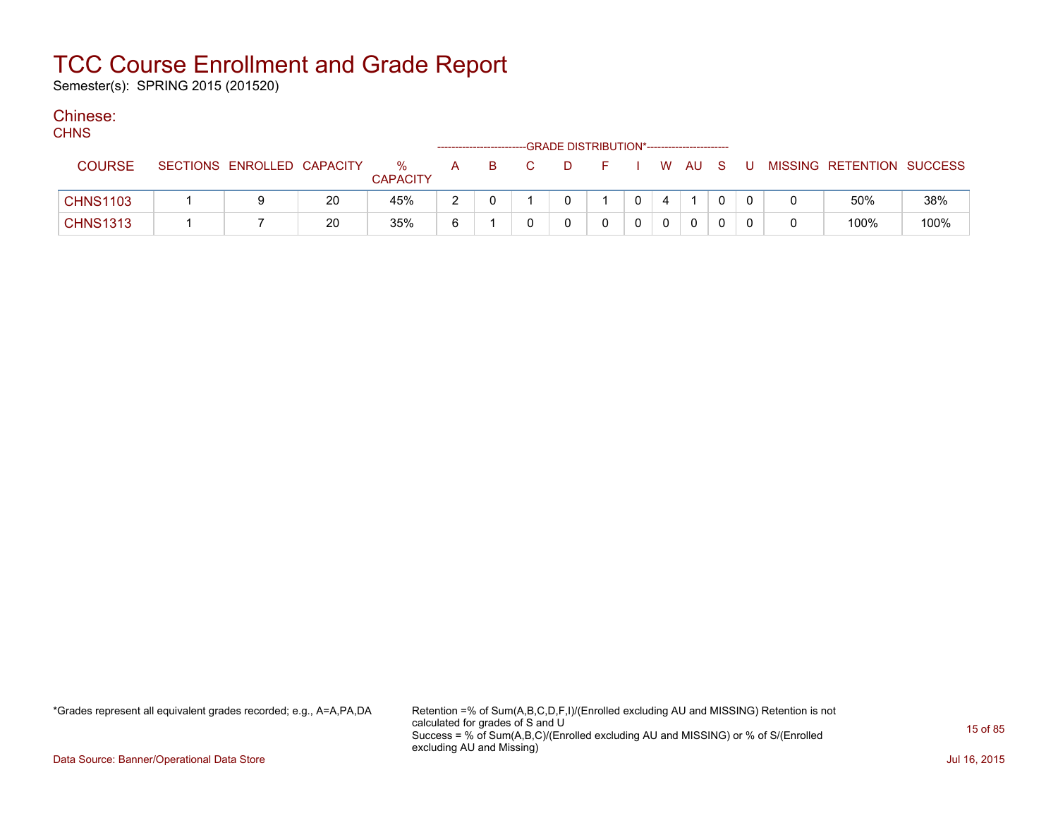# TCC Course Enrollment and Grade Report

Semester(s): SPRING 2015 (201520)

## Chinese:

CHNS

| COURSE | SECTIONS | ENROLLED | CAPACITY | % CAPACITY | A | B | C | D | F | I | W | AU | S | U | MISSING | RETENTION | SUCCESS |
|---|---|---|---|---|---|---|---|---|---|---|---|---|---|---|---|---|---|
| | | | | | GRADE DISTRIBUTION* | | | | | | | | | | | | |
| CHNS1103 | 1 | 9 | 20 | 45% | 2 | 0 | 1 | 0 | 1 | 0 | 4 | 1 | 0 | 0 | 0 | 50% | 38% |
| CHNS1313 | 1 | 7 | 20 | 35% | 6 | 1 | 0 | 0 | 0 | 0 | 0 | 0 | 0 | 0 | 0 | 100% | 100% |

*Grades represent all equivalent grades recorded; e.g., A=A,PA,DA

Retention =% of Sum(A,B,C,D,F,I)/(Enrolled excluding AU and MISSING) Retention is not calculated for grades of S and U
Success = % of Sum(A,B,C)/(Enrolled excluding AU and MISSING) or % of S/(Enrolled excluding AU and Missing)

Data Source: Banner/Operational Data Store

Jul 16, 2015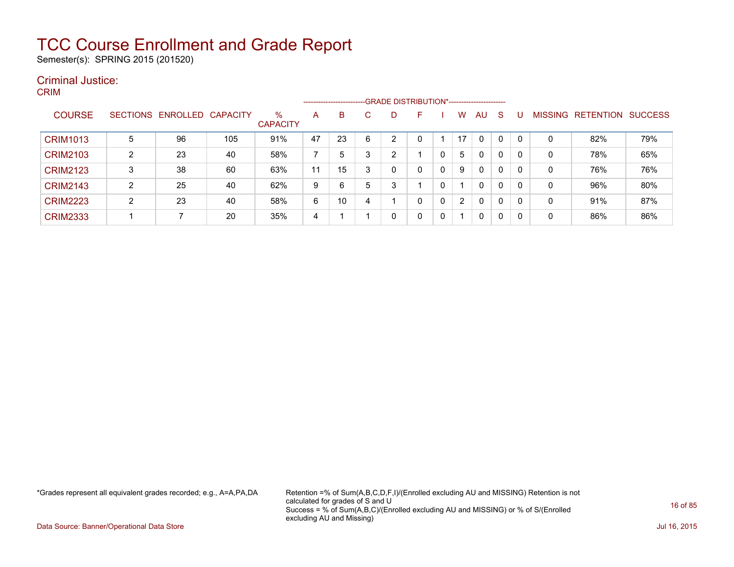# TCC Course Enrollment and Grade Report

Semester(s): SPRING 2015 (201520)

## Criminal Justice:

### CRIM

| COURSE | SECTIONS | ENROLLED | CAPACITY | % CAPACITY | A | B | C | D | F | I | W | AU | S | U | MISSING | RETENTION | SUCCESS |
|---|---|---|---|---|---|---|---|---|---|---|---|---|---|---|---|---|---|
| | | | | | GRADE DISTRIBUTION* | | | | | | | | | | | | |
| CRIM1013 | 5 | 96 | 105 | 91% | 47 | 23 | 6 | 2 | 0 | 1 | 17 | 0 | 0 | 0 | 0 | 82% | 79% |
| CRIM2103 | 2 | 23 | 40 | 58% | 7 | 5 | 3 | 2 | 1 | 0 | 5 | 0 | 0 | 0 | 0 | 78% | 65% |
| CRIM2123 | 3 | 38 | 60 | 63% | 11 | 15 | 3 | 0 | 0 | 0 | 9 | 0 | 0 | 0 | 0 | 76% | 76% |
| CRIM2143 | 2 | 25 | 40 | 62% | 9 | 6 | 5 | 3 | 1 | 0 | 1 | 0 | 0 | 0 | 0 | 96% | 80% |
| CRIM2223 | 2 | 23 | 40 | 58% | 6 | 10 | 4 | 1 | 0 | 0 | 2 | 0 | 0 | 0 | 0 | 91% | 87% |
| CRIM2333 | 1 | 7 | 20 | 35% | 4 | 1 | 1 | 0 | 0 | 0 | 1 | 0 | 0 | 0 | 0 | 86% | 86% |

*Grades represent all equivalent grades recorded; e.g., A=A,PA,DA

Retention =% of Sum(A,B,C,D,F,I)/(Enrolled excluding AU and MISSING) Retention is not calculated for grades of S and U
Success = % of Sum(A,B,C)/(Enrolled excluding AU and MISSING) or % of S/(Enrolled excluding AU and Missing)

Data Source: Banner/Operational Data Store

Jul 16, 2015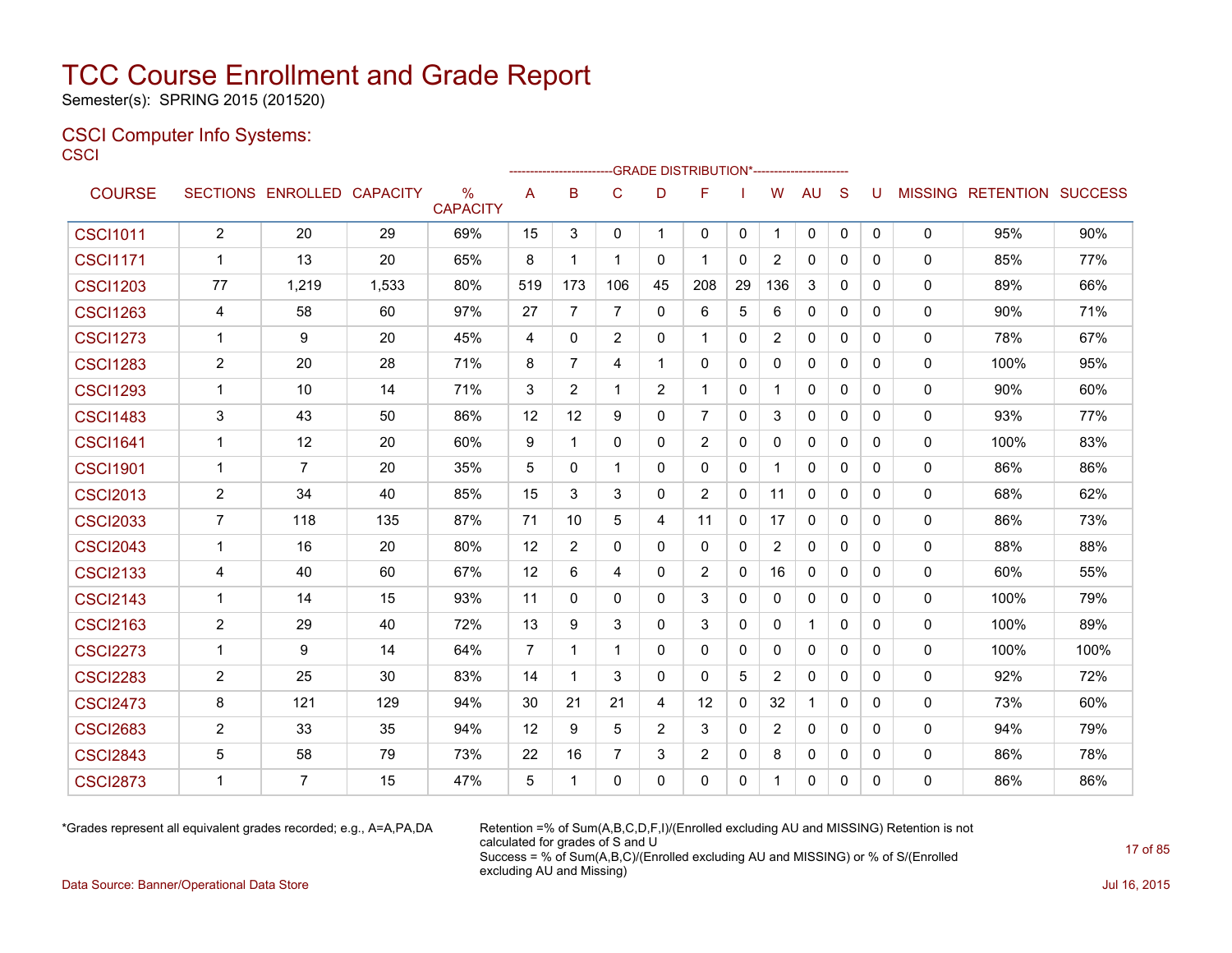# TCC Course Enrollment and Grade Report

Semester(s): SPRING 2015 (201520)

## CSCI Computer Info Systems:

### CSCI

| COURSE | SECTIONS | ENROLLED | CAPACITY | % CAPACITY | A | B | C | D | F | I | W | AU | S | U | MISSING | RETENTION | SUCCESS |
|---|---|---|---|---|---|---|---|---|---|---|---|---|---|---|---|---|---|
| | | | | | GRADE DISTRIBUTION* | | | | | | | | | | | | |
| CSCI1011 | 2 | 20 | 29 | 69% | 15 | 3 | 0 | 1 | 0 | 0 | 1 | 0 | 0 | 0 | 0 | 95% | 90% |
| CSCI1171 | 1 | 13 | 20 | 65% | 8 | 1 | 1 | 0 | 1 | 0 | 2 | 0 | 0 | 0 | 0 | 85% | 77% |
| CSCI1203 | 77 | 1,219 | 1,533 | 80% | 519 | 173 | 106 | 45 | 208 | 29 | 136 | 3 | 0 | 0 | 0 | 89% | 66% |
| CSCI1263 | 4 | 58 | 60 | 97% | 27 | 7 | 7 | 0 | 6 | 5 | 6 | 0 | 0 | 0 | 0 | 90% | 71% |
| CSCI1273 | 1 | 9 | 20 | 45% | 4 | 0 | 2 | 0 | 1 | 0 | 2 | 0 | 0 | 0 | 0 | 78% | 67% |
| CSCI1283 | 2 | 20 | 28 | 71% | 8 | 7 | 4 | 1 | 0 | 0 | 0 | 0 | 0 | 0 | 0 | 100% | 95% |
| CSCI1293 | 1 | 10 | 14 | 71% | 3 | 2 | 1 | 2 | 1 | 0 | 1 | 0 | 0 | 0 | 0 | 90% | 60% |
| CSCI1483 | 3 | 43 | 50 | 86% | 12 | 12 | 9 | 0 | 7 | 0 | 3 | 0 | 0 | 0 | 0 | 93% | 77% |
| CSCI1641 | 1 | 12 | 20 | 60% | 9 | 1 | 0 | 0 | 2 | 0 | 0 | 0 | 0 | 0 | 0 | 100% | 83% |
| CSCI1901 | 1 | 7 | 20 | 35% | 5 | 0 | 1 | 0 | 0 | 0 | 1 | 0 | 0 | 0 | 0 | 86% | 86% |
| CSCI2013 | 2 | 34 | 40 | 85% | 15 | 3 | 3 | 0 | 2 | 0 | 11 | 0 | 0 | 0 | 0 | 68% | 62% |
| CSCI2033 | 7 | 118 | 135 | 87% | 71 | 10 | 5 | 4 | 11 | 0 | 17 | 0 | 0 | 0 | 0 | 86% | 73% |
| CSCI2043 | 1 | 16 | 20 | 80% | 12 | 2 | 0 | 0 | 0 | 0 | 2 | 0 | 0 | 0 | 0 | 88% | 88% |
| CSCI2133 | 4 | 40 | 60 | 67% | 12 | 6 | 4 | 0 | 2 | 0 | 16 | 0 | 0 | 0 | 0 | 60% | 55% |
| CSCI2143 | 1 | 14 | 15 | 93% | 11 | 0 | 0 | 0 | 3 | 0 | 0 | 0 | 0 | 0 | 0 | 100% | 79% |
| CSCI2163 | 2 | 29 | 40 | 72% | 13 | 9 | 3 | 0 | 3 | 0 | 0 | 1 | 0 | 0 | 0 | 100% | 89% |
| CSCI2273 | 1 | 9 | 14 | 64% | 7 | 1 | 1 | 0 | 0 | 0 | 0 | 0 | 0 | 0 | 0 | 100% | 100% |
| CSCI2283 | 2 | 25 | 30 | 83% | 14 | 1 | 3 | 0 | 0 | 5 | 2 | 0 | 0 | 0 | 0 | 92% | 72% |
| CSCI2473 | 8 | 121 | 129 | 94% | 30 | 21 | 21 | 4 | 12 | 0 | 32 | 1 | 0 | 0 | 0 | 73% | 60% |
| CSCI2683 | 2 | 33 | 35 | 94% | 12 | 9 | 5 | 2 | 3 | 0 | 2 | 0 | 0 | 0 | 0 | 94% | 79% |
| CSCI2843 | 5 | 58 | 79 | 73% | 22 | 16 | 7 | 3 | 2 | 0 | 8 | 0 | 0 | 0 | 0 | 86% | 78% |
| CSCI2873 | 1 | 7 | 15 | 47% | 5 | 1 | 0 | 0 | 0 | 0 | 1 | 0 | 0 | 0 | 0 | 86% | 86% |

*Grades represent all equivalent grades recorded; e.g., A=A,PA,DA

Retention =% of Sum(A,B,C,D,F,I)/(Enrolled excluding AU and MISSING) Retention is not calculated for grades of S and U
Success = % of Sum(A,B,C)/(Enrolled excluding AU and MISSING) or % of S/(Enrolled excluding AU and Missing)

Data Source: Banner/Operational Data Store

Jul 16, 2015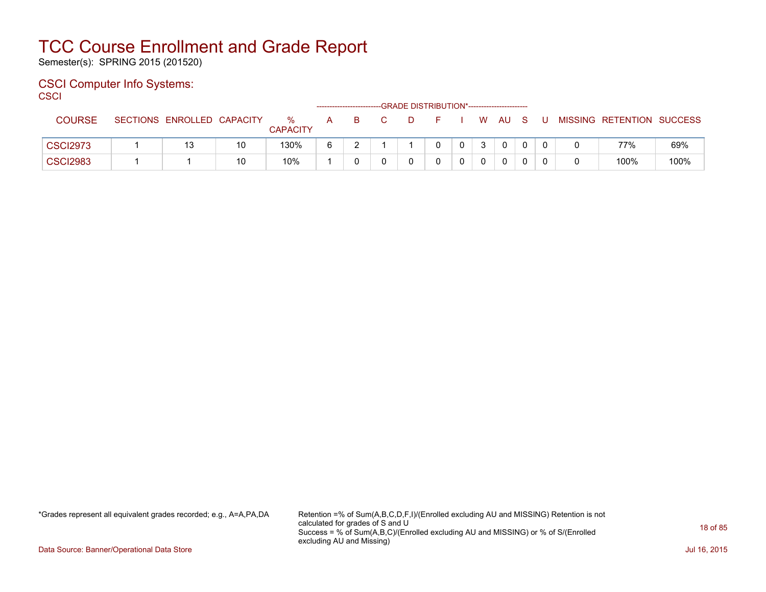# TCC Course Enrollment and Grade Report

Semester(s): SPRING 2015 (201520)

## CSCI Computer Info Systems:

CSCI

| COURSE | SECTIONS | ENROLLED | CAPACITY | % CAPACITY | A | B | C | D | F | I | W | AU | S | U | MISSING | RETENTION | SUCCESS |
|---|---|---|---|---|---|---|---|---|---|---|---|---|---|---|---|---|---|
| | | | | | GRADE DISTRIBUTION* | | | | | | | | | | | | |
| CSCI2973 | 1 | 13 | 10 | 130% | 6 | 2 | 1 | 1 | 0 | 0 | 3 | 0 | 0 | 0 | 0 | 77% | 69% |
| CSCI2983 | 1 | 1 | 10 | 10% | 1 | 0 | 0 | 0 | 0 | 0 | 0 | 0 | 0 | 0 | 0 | 100% | 100% |

*Grades represent all equivalent grades recorded; e.g., A=A,PA,DA

Retention =% of Sum(A,B,C,D,F,I)/(Enrolled excluding AU and MISSING) Retention is not calculated for grades of S and U
Success = % of Sum(A,B,C)/(Enrolled excluding AU and MISSING) or % of S/(Enrolled excluding AU and Missing)

Data Source: Banner/Operational Data Store

Jul 16, 2015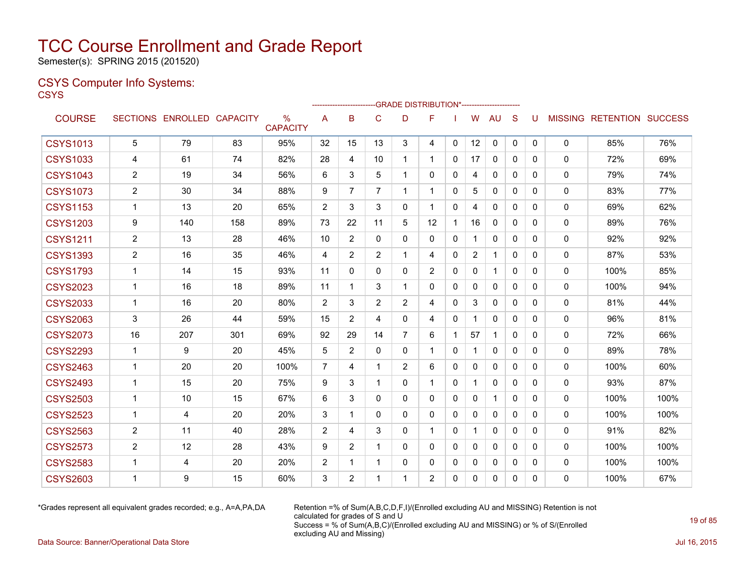# TCC Course Enrollment and Grade Report

Semester(s): SPRING 2015 (201520)

## CSYS Computer Info Systems:

CSYS

| COURSE | SECTIONS | ENROLLED | CAPACITY | % CAPACITY | A | B | C | D | F | I | W | AU | S | U | MISSING | RETENTION | SUCCESS |
|---|---|---|---|---|---|---|---|---|---|---|---|---|---|---|---|---|---|
| | | | | | ------------------------GRADE DISTRIBUTION*---------------------- | | | | | | | | | | | | |
| CSYS1013 | 5 | 79 | 83 | 95% | 32 | 15 | 13 | 3 | 4 | 0 | 12 | 0 | 0 | 0 | 0 | 85% | 76% |
| CSYS1033 | 4 | 61 | 74 | 82% | 28 | 4 | 10 | 1 | 1 | 0 | 17 | 0 | 0 | 0 | 0 | 72% | 69% |
| CSYS1043 | 2 | 19 | 34 | 56% | 6 | 3 | 5 | 1 | 0 | 0 | 4 | 0 | 0 | 0 | 0 | 79% | 74% |
| CSYS1073 | 2 | 30 | 34 | 88% | 9 | 7 | 7 | 1 | 1 | 0 | 5 | 0 | 0 | 0 | 0 | 83% | 77% |
| CSYS1153 | 1 | 13 | 20 | 65% | 2 | 3 | 3 | 0 | 1 | 0 | 4 | 0 | 0 | 0 | 0 | 69% | 62% |
| CSYS1203 | 9 | 140 | 158 | 89% | 73 | 22 | 11 | 5 | 12 | 1 | 16 | 0 | 0 | 0 | 0 | 89% | 76% |
| CSYS1211 | 2 | 13 | 28 | 46% | 10 | 2 | 0 | 0 | 0 | 0 | 1 | 0 | 0 | 0 | 0 | 92% | 92% |
| CSYS1393 | 2 | 16 | 35 | 46% | 4 | 2 | 2 | 1 | 4 | 0 | 2 | 1 | 0 | 0 | 0 | 87% | 53% |
| CSYS1793 | 1 | 14 | 15 | 93% | 11 | 0 | 0 | 0 | 2 | 0 | 0 | 1 | 0 | 0 | 0 | 100% | 85% |
| CSYS2023 | 1 | 16 | 18 | 89% | 11 | 1 | 3 | 1 | 0 | 0 | 0 | 0 | 0 | 0 | 0 | 100% | 94% |
| CSYS2033 | 1 | 16 | 20 | 80% | 2 | 3 | 2 | 2 | 4 | 0 | 3 | 0 | 0 | 0 | 0 | 81% | 44% |
| CSYS2063 | 3 | 26 | 44 | 59% | 15 | 2 | 4 | 0 | 4 | 0 | 1 | 0 | 0 | 0 | 0 | 96% | 81% |
| CSYS2073 | 16 | 207 | 301 | 69% | 92 | 29 | 14 | 7 | 6 | 1 | 57 | 1 | 0 | 0 | 0 | 72% | 66% |
| CSYS2293 | 1 | 9 | 20 | 45% | 5 | 2 | 0 | 0 | 1 | 0 | 1 | 0 | 0 | 0 | 0 | 89% | 78% |
| CSYS2463 | 1 | 20 | 20 | 100% | 7 | 4 | 1 | 2 | 6 | 0 | 0 | 0 | 0 | 0 | 0 | 100% | 60% |
| CSYS2493 | 1 | 15 | 20 | 75% | 9 | 3 | 1 | 0 | 1 | 0 | 1 | 0 | 0 | 0 | 0 | 93% | 87% |
| CSYS2503 | 1 | 10 | 15 | 67% | 6 | 3 | 0 | 0 | 0 | 0 | 0 | 1 | 0 | 0 | 0 | 100% | 100% |
| CSYS2523 | 1 | 4 | 20 | 20% | 3 | 1 | 0 | 0 | 0 | 0 | 0 | 0 | 0 | 0 | 0 | 100% | 100% |
| CSYS2563 | 2 | 11 | 40 | 28% | 2 | 4 | 3 | 0 | 1 | 0 | 1 | 0 | 0 | 0 | 0 | 91% | 82% |
| CSYS2573 | 2 | 12 | 28 | 43% | 9 | 2 | 1 | 0 | 0 | 0 | 0 | 0 | 0 | 0 | 0 | 100% | 100% |
| CSYS2583 | 1 | 4 | 20 | 20% | 2 | 1 | 1 | 0 | 0 | 0 | 0 | 0 | 0 | 0 | 0 | 100% | 100% |
| CSYS2603 | 1 | 9 | 15 | 60% | 3 | 2 | 1 | 1 | 2 | 0 | 0 | 0 | 0 | 0 | 0 | 100% | 67% |

*Grades represent all equivalent grades recorded; e.g., A=A,PA,DA

Retention =% of Sum(A,B,C,D,F,I)/(Enrolled excluding AU and MISSING) Retention is not calculated for grades of S and U
Success = % of Sum(A,B,C)/(Enrolled excluding AU and MISSING) or % of S/(Enrolled excluding AU and Missing)

Data Source: Banner/Operational Data Store

Jul 16, 2015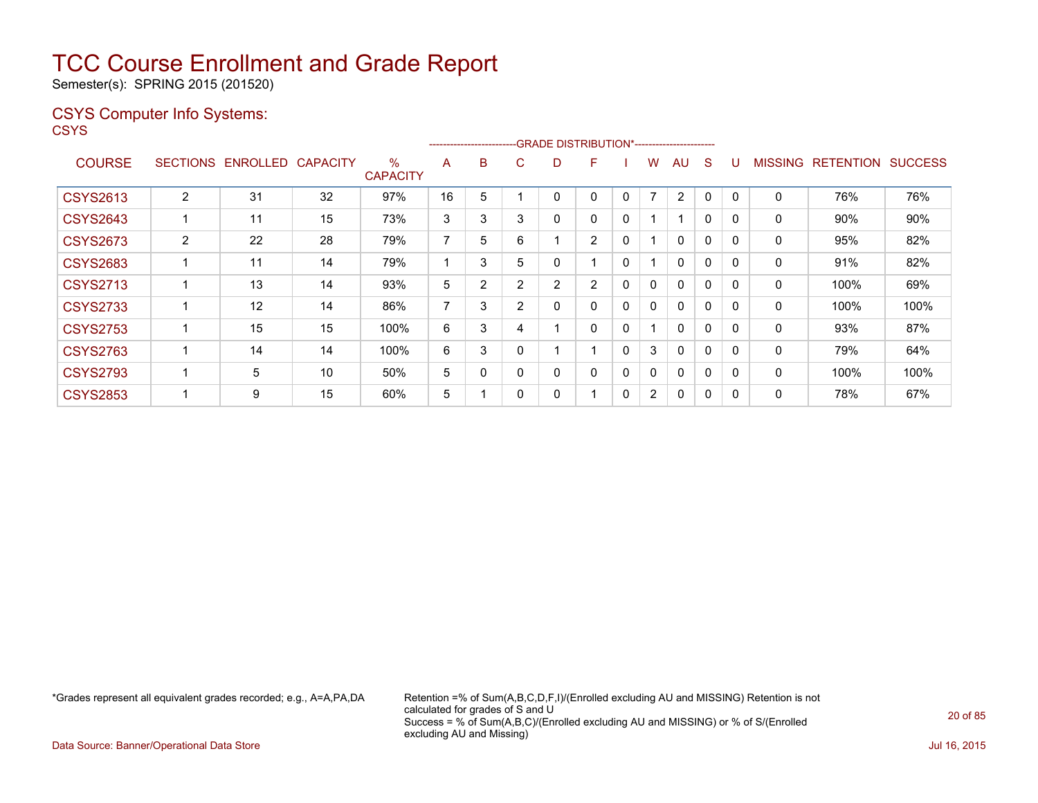# TCC Course Enrollment and Grade Report

Semester(s): SPRING 2015 (201520)

## CSYS Computer Info Systems:

CSYS

| COURSE | SECTIONS | ENROLLED | CAPACITY | % CAPACITY | A | B | C | D | F | I | W | AU | S | U | MISSING | RETENTION | SUCCESS |
|---|---|---|---|---|---|---|---|---|---|---|---|---|---|---|---|---|---|
| | | | | | GRADE DISTRIBUTION* | | | | | | | | | | | | |
| CSYS2613 | 2 | 31 | 32 | 97% | 16 | 5 | 1 | 0 | 0 | 0 | 7 | 2 | 0 | 0 | 0 | 76% | 76% |
| CSYS2643 | 1 | 11 | 15 | 73% | 3 | 3 | 3 | 0 | 0 | 0 | 1 | 1 | 0 | 0 | 0 | 90% | 90% |
| CSYS2673 | 2 | 22 | 28 | 79% | 7 | 5 | 6 | 1 | 2 | 0 | 1 | 0 | 0 | 0 | 0 | 95% | 82% |
| CSYS2683 | 1 | 11 | 14 | 79% | 1 | 3 | 5 | 0 | 1 | 0 | 1 | 0 | 0 | 0 | 0 | 91% | 82% |
| CSYS2713 | 1 | 13 | 14 | 93% | 5 | 2 | 2 | 2 | 2 | 0 | 0 | 0 | 0 | 0 | 0 | 100% | 69% |
| CSYS2733 | 1 | 12 | 14 | 86% | 7 | 3 | 2 | 0 | 0 | 0 | 0 | 0 | 0 | 0 | 0 | 100% | 100% |
| CSYS2753 | 1 | 15 | 15 | 100% | 6 | 3 | 4 | 1 | 0 | 0 | 1 | 0 | 0 | 0 | 0 | 93% | 87% |
| CSYS2763 | 1 | 14 | 14 | 100% | 6 | 3 | 0 | 1 | 1 | 0 | 3 | 0 | 0 | 0 | 0 | 79% | 64% |
| CSYS2793 | 1 | 5 | 10 | 50% | 5 | 0 | 0 | 0 | 0 | 0 | 0 | 0 | 0 | 0 | 0 | 100% | 100% |
| CSYS2853 | 1 | 9 | 15 | 60% | 5 | 1 | 0 | 0 | 1 | 0 | 2 | 0 | 0 | 0 | 0 | 78% | 67% |

*Grades represent all equivalent grades recorded; e.g., A=A,PA,DA

Retention =% of Sum(A,B,C,D,F,I)/(Enrolled excluding AU and MISSING) Retention is not calculated for grades of S and U
Success = % of Sum(A,B,C)/(Enrolled excluding AU and MISSING) or % of S/(Enrolled excluding AU and Missing)

Data Source: Banner/Operational Data Store

Jul 16, 2015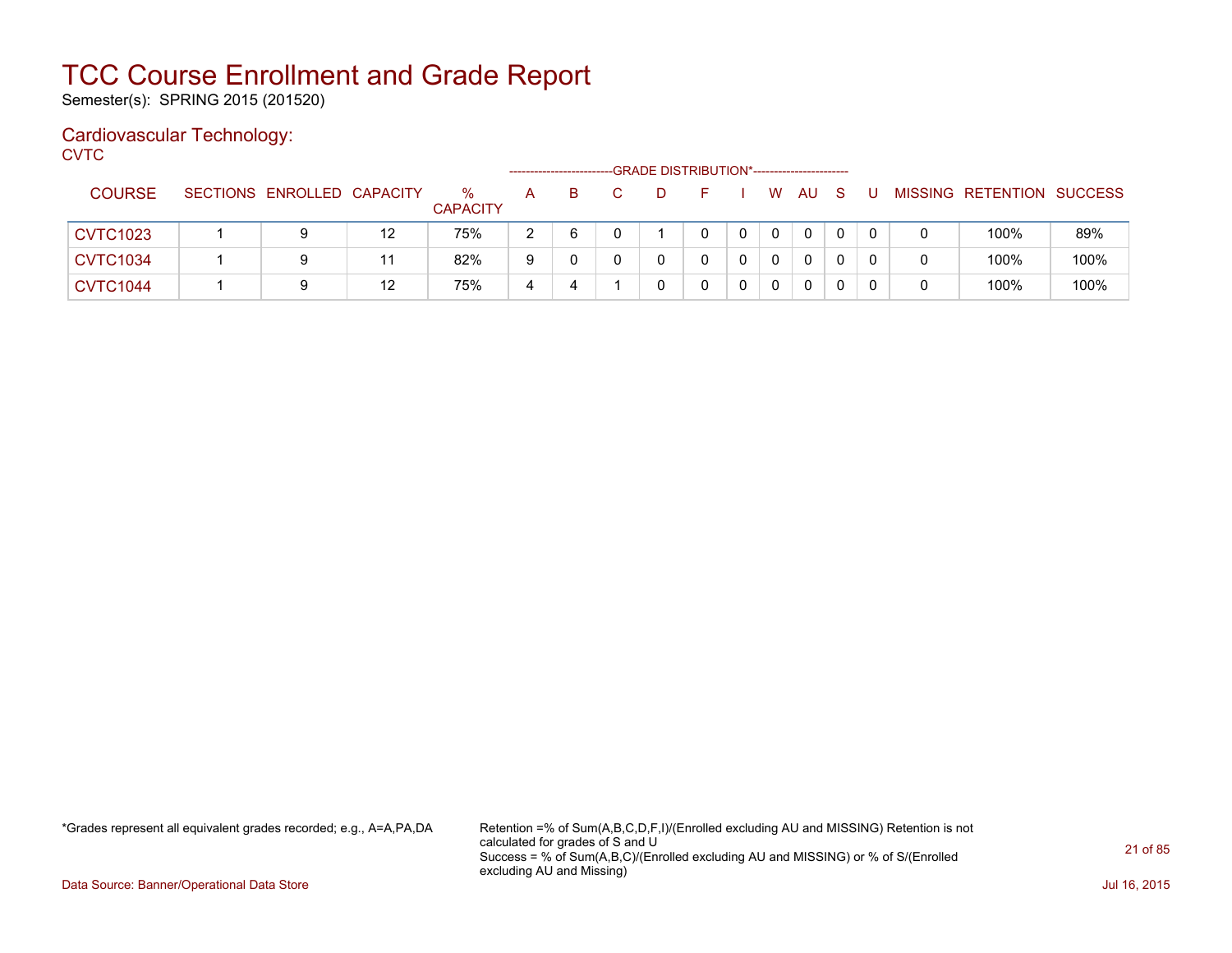# TCC Course Enrollment and Grade Report

Semester(s): SPRING 2015 (201520)

## Cardiovascular Technology:

CVTC

| | | | | | GRADE DISTRIBUTION* | | | | | | | | | | | | | |
|---|---|---|---|---|---|---|---|---|---|---|---|---|---|---|---|---|---|---|
| COURSE | SECTIONS | ENROLLED | CAPACITY | % CAPACITY | A | B | C | D | F | I | W | AU | S | U | MISSING | RETENTION | SUCCESS |
| CVTC1023 | 1 | 9 | 12 | 75% | 2 | 6 | 0 | 1 | 0 | 0 | 0 | 0 | 0 | 0 | 0 | 100% | 89% |
| CVTC1034 | 1 | 9 | 11 | 82% | 9 | 0 | 0 | 0 | 0 | 0 | 0 | 0 | 0 | 0 | 0 | 100% | 100% |
| CVTC1044 | 1 | 9 | 12 | 75% | 4 | 4 | 1 | 0 | 0 | 0 | 0 | 0 | 0 | 0 | 0 | 100% | 100% |

*Grades represent all equivalent grades recorded; e.g., A=A,PA,DA

Retention =% of Sum(A,B,C,D,F,I)/(Enrolled excluding AU and MISSING) Retention is not calculated for grades of S and U
Success = % of Sum(A,B,C)/(Enrolled excluding AU and MISSING) or % of S/(Enrolled excluding AU and Missing)

Data Source: Banner/Operational Data Store

Jul 16, 2015

# TCC Course Enrollment and Grade Report

Semester(s): SPRING 2015 (201520)

## Cardiovascular Technology:

CVTC

| | | | | | GRADE DISTRIBUTION* | | | | | | | | | | | | |
|---|---|---|---|---|---|---|---|---|---|---|---|---|---|---|---|---|---|
| COURSE | SECTIONS | ENROLLED | CAPACITY | % CAPACITY | A | B | C | D | F | I | W | AU | S | U | MISSING | RETENTION | SUCCESS |
| CVTC1023 | 1 | 9 | 12 | 75% | 2 | 6 | 0 | 1 | 0 | 0 | 0 | 0 | 0 | 0 | 0 | 100% | 89% |
| CVTC1034 | 1 | 9 | 11 | 82% | 9 | 0 | 0 | 0 | 0 | 0 | 0 | 0 | 0 | 0 | 0 | 100% | 100% |
| CVTC1044 | 1 | 9 | 12 | 75% | 4 | 4 | 1 | 0 | 0 | 0 | 0 | 0 | 0 | 0 | 0 | 100% | 100% |

*Grades represent all equivalent grades recorded; e.g., A=A,PA,DA

Retention =% of Sum(A,B,C,D,F,I)/(Enrolled excluding AU and MISSING) Retention is not calculated for grades of S and U
Success = % of Sum(A,B,C)/(Enrolled excluding AU and MISSING) or % of S/(Enrolled excluding AU and Missing)

Data Source: Banner/Operational Data Store

Jul 16, 2015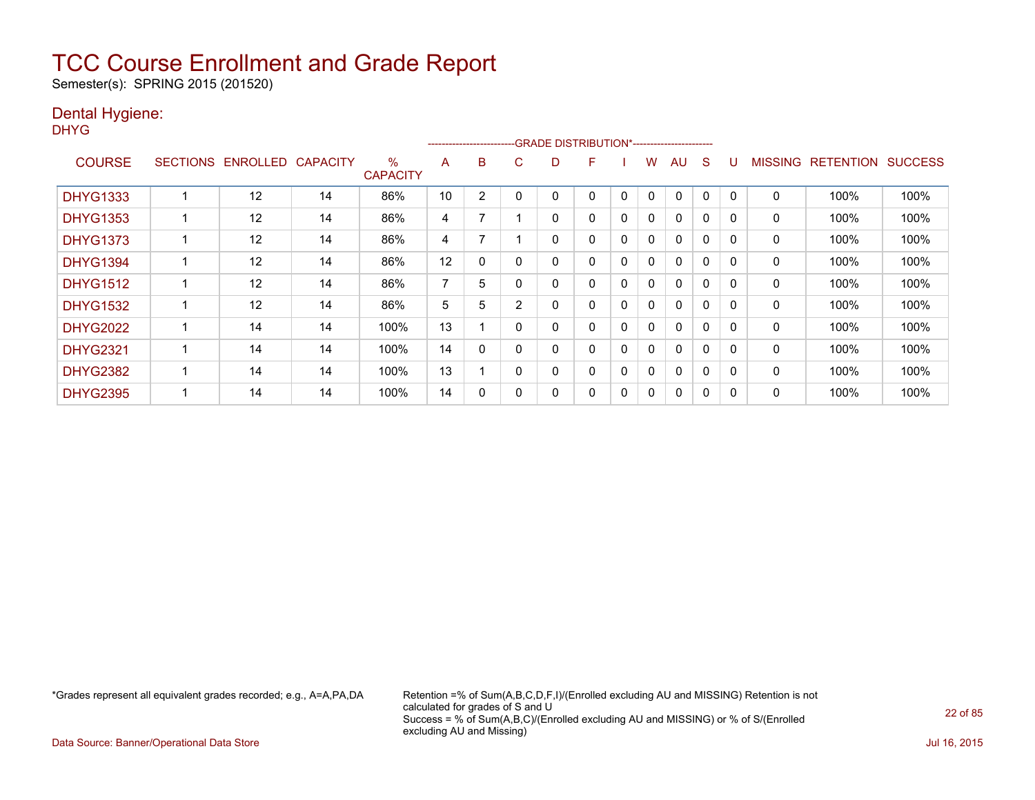# TCC Course Enrollment and Grade Report

Semester(s): SPRING 2015 (201520)

## Dental Hygiene:

DHYG

| COURSE | SECTIONS | ENROLLED | CAPACITY | % CAPACITY | A | B | C | D | F | I | W | AU | S | U | MISSING | RETENTION | SUCCESS |
|---|---|---|---|---|---|---|---|---|---|---|---|---|---|---|---|---|---|
| | | | | | GRADE DISTRIBUTION* | | | | | | | | | | | | |
| DHYG1333 | 1 | 12 | 14 | 86% | 10 | 2 | 0 | 0 | 0 | 0 | 0 | 0 | 0 | 0 | 0 | 100% | 100% |
| DHYG1353 | 1 | 12 | 14 | 86% | 4 | 7 | 1 | 0 | 0 | 0 | 0 | 0 | 0 | 0 | 0 | 100% | 100% |
| DHYG1373 | 1 | 12 | 14 | 86% | 4 | 7 | 1 | 0 | 0 | 0 | 0 | 0 | 0 | 0 | 0 | 100% | 100% |
| DHYG1394 | 1 | 12 | 14 | 86% | 12 | 0 | 0 | 0 | 0 | 0 | 0 | 0 | 0 | 0 | 0 | 100% | 100% |
| DHYG1512 | 1 | 12 | 14 | 86% | 7 | 5 | 0 | 0 | 0 | 0 | 0 | 0 | 0 | 0 | 0 | 100% | 100% |
| DHYG1532 | 1 | 12 | 14 | 86% | 5 | 5 | 2 | 0 | 0 | 0 | 0 | 0 | 0 | 0 | 0 | 100% | 100% |
| DHYG2022 | 1 | 14 | 14 | 100% | 13 | 1 | 0 | 0 | 0 | 0 | 0 | 0 | 0 | 0 | 0 | 100% | 100% |
| DHYG2321 | 1 | 14 | 14 | 100% | 14 | 0 | 0 | 0 | 0 | 0 | 0 | 0 | 0 | 0 | 0 | 100% | 100% |
| DHYG2382 | 1 | 14 | 14 | 100% | 13 | 1 | 0 | 0 | 0 | 0 | 0 | 0 | 0 | 0 | 0 | 100% | 100% |
| DHYG2395 | 1 | 14 | 14 | 100% | 14 | 0 | 0 | 0 | 0 | 0 | 0 | 0 | 0 | 0 | 0 | 100% | 100% |

*Grades represent all equivalent grades recorded; e.g., A=A,PA,DA

Retention =% of Sum(A,B,C,D,F,I)/(Enrolled excluding AU and MISSING) Retention is not calculated for grades of S and U
Success = % of Sum(A,B,C)/(Enrolled excluding AU and MISSING) or % of S/(Enrolled excluding AU and Missing)

Data Source: Banner/Operational Data Store

Jul 16, 2015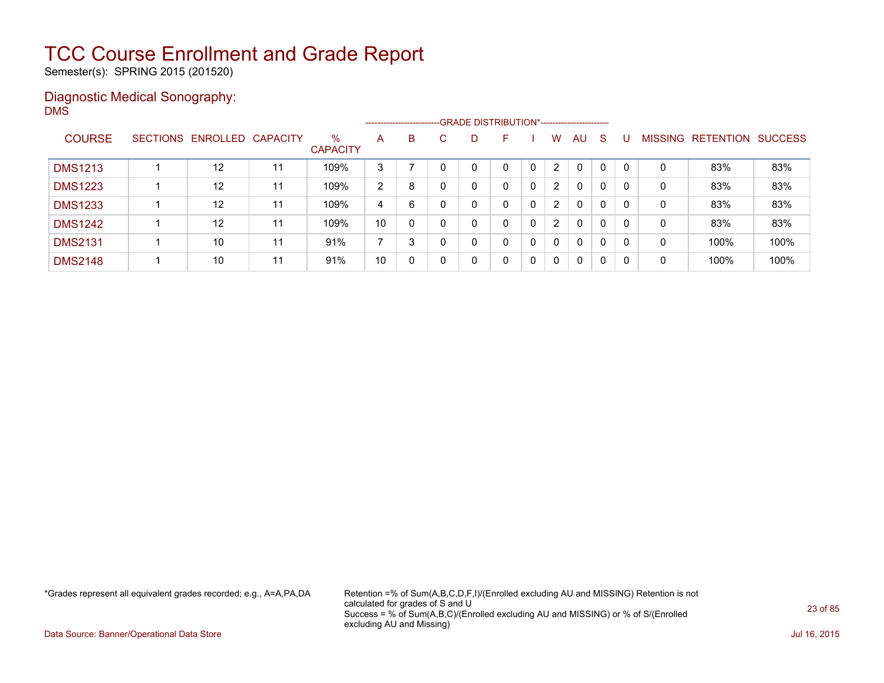# TCC Course Enrollment and Grade Report

Semester(s): SPRING 2015 (201520)

## Diagnostic Medical Sonography:

DMS

| COURSE | SECTIONS | ENROLLED | CAPACITY | % CAPACITY | A | B | C | D | F | I | W | AU | S | U | MISSING | RETENTION | SUCCESS |
|---|---|---|---|---|---|---|---|---|---|---|---|---|---|---|---|---|---|
| DMS1213 | 1 | 12 | 11 | 109% | 3 | 7 | 0 | 0 | 0 | 0 | 2 | 0 | 0 | 0 | 0 | 83% | 83% |
| DMS1223 | 1 | 12 | 11 | 109% | 2 | 8 | 0 | 0 | 0 | 0 | 2 | 0 | 0 | 0 | 0 | 83% | 83% |
| DMS1233 | 1 | 12 | 11 | 109% | 4 | 6 | 0 | 0 | 0 | 0 | 2 | 0 | 0 | 0 | 0 | 83% | 83% |
| DMS1242 | 1 | 12 | 11 | 109% | 10 | 0 | 0 | 0 | 0 | 0 | 2 | 0 | 0 | 0 | 0 | 83% | 83% |
| DMS2131 | 1 | 10 | 11 | 91% | 7 | 3 | 0 | 0 | 0 | 0 | 0 | 0 | 0 | 0 | 0 | 100% | 100% |
| DMS2148 | 1 | 10 | 11 | 91% | 10 | 0 | 0 | 0 | 0 | 0 | 0 | 0 | 0 | 0 | 0 | 100% | 100% |

(Columns A through U are under the heading GRADE DISTRIBUTION*.)

*Grades represent all equivalent grades recorded; e.g., A=A,PA,DA

Retention =% of Sum(A,B,C,D,F,I)/(Enrolled excluding AU and MISSING) Retention is not calculated for grades of S and U
Success = % of Sum(A,B,C)/(Enrolled excluding AU and MISSING) or % of S/(Enrolled excluding AU and Missing)

Data Source: Banner/Operational Data Store

Jul 16, 2015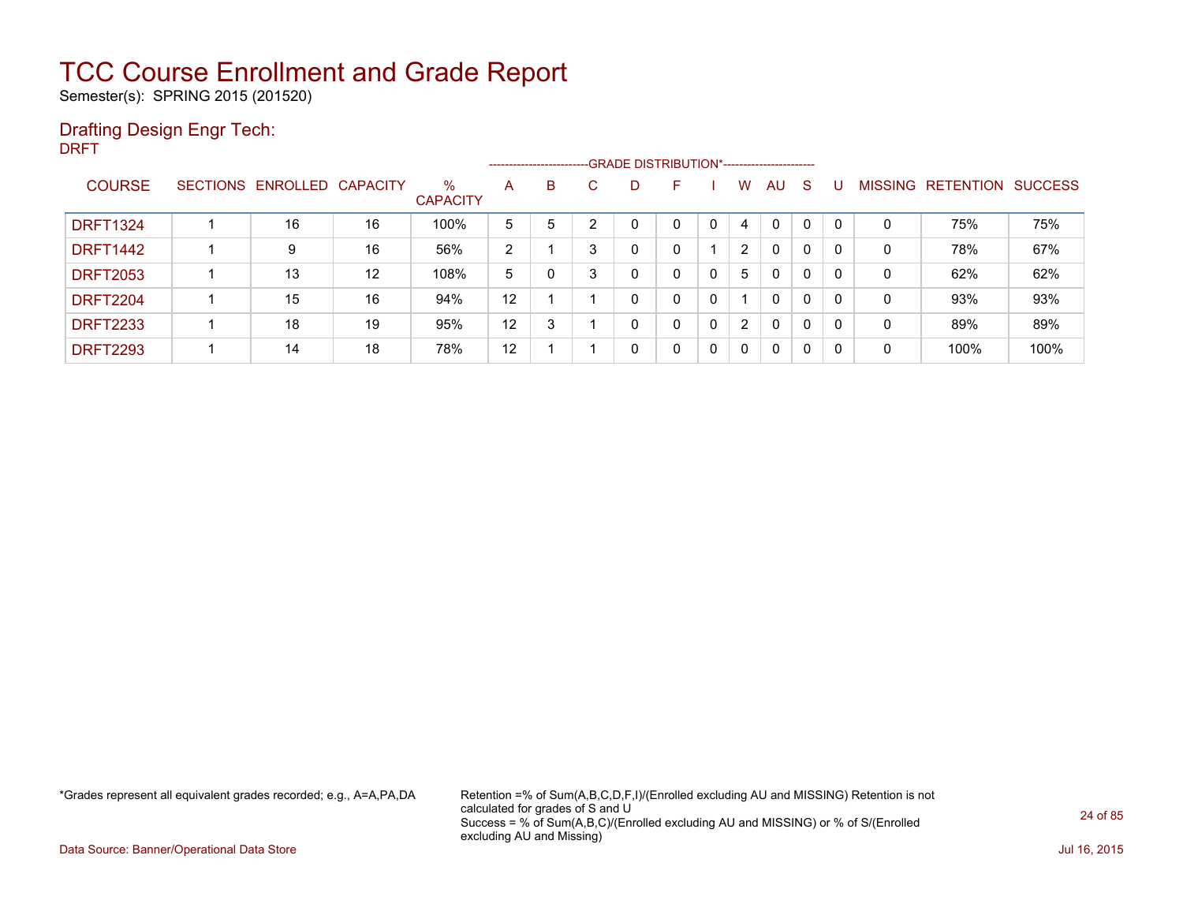# TCC Course Enrollment and Grade Report

Semester(s): SPRING 2015 (201520)

## Drafting Design Engr Tech:

DRFT

| COURSE | SECTIONS | ENROLLED | CAPACITY | % CAPACITY | A | B | C | D | F | I | W | AU | S | U | MISSING | RETENTION | SUCCESS |
|---|---|---|---|---|---|---|---|---|---|---|---|---|---|---|---|---|---|
| | | | | | GRADE DISTRIBUTION* | | | | | | | | | | | | |
| DRFT1324 | 1 | 16 | 16 | 100% | 5 | 5 | 2 | 0 | 0 | 0 | 4 | 0 | 0 | 0 | 0 | 75% | 75% |
| DRFT1442 | 1 | 9 | 16 | 56% | 2 | 1 | 3 | 0 | 0 | 1 | 2 | 0 | 0 | 0 | 0 | 78% | 67% |
| DRFT2053 | 1 | 13 | 12 | 108% | 5 | 0 | 3 | 0 | 0 | 0 | 5 | 0 | 0 | 0 | 0 | 62% | 62% |
| DRFT2204 | 1 | 15 | 16 | 94% | 12 | 1 | 1 | 0 | 0 | 0 | 1 | 0 | 0 | 0 | 0 | 93% | 93% |
| DRFT2233 | 1 | 18 | 19 | 95% | 12 | 3 | 1 | 0 | 0 | 0 | 2 | 0 | 0 | 0 | 0 | 89% | 89% |
| DRFT2293 | 1 | 14 | 18 | 78% | 12 | 1 | 1 | 0 | 0 | 0 | 0 | 0 | 0 | 0 | 0 | 100% | 100% |

*Grades represent all equivalent grades recorded; e.g., A=A,PA,DA

Retention =% of Sum(A,B,C,D,F,I)/(Enrolled excluding AU and MISSING) Retention is not calculated for grades of S and U
Success = % of Sum(A,B,C)/(Enrolled excluding AU and MISSING) or % of S/(Enrolled excluding AU and Missing)

Data Source: Banner/Operational Data Store

Jul 16, 2015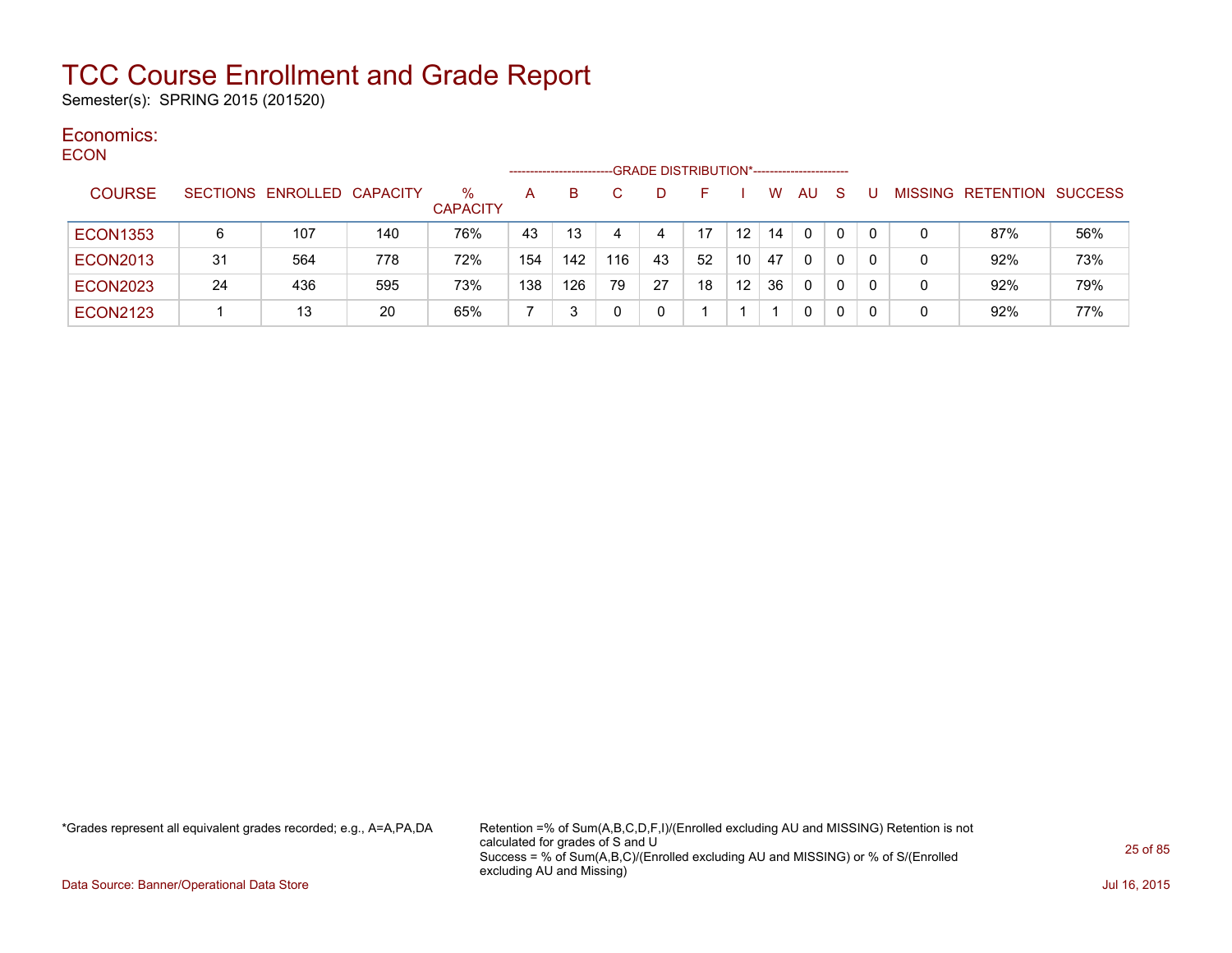# TCC Course Enrollment and Grade Report

Semester(s): SPRING 2015 (201520)

## Economics:

ECON

| COURSE | SECTIONS | ENROLLED | CAPACITY | % CAPACITY | GRADE DISTRIBUTION* A | B | C | D | F | I | W | AU | S | U | MISSING | RETENTION | SUCCESS |
|---|---|---|---|---|---|---|---|---|---|---|---|---|---|---|---|---|---|
| ECON1353 | 6 | 107 | 140 | 76% | 43 | 13 | 4 | 4 | 17 | 12 | 14 | 0 | 0 | 0 | 0 | 87% | 56% |
| ECON2013 | 31 | 564 | 778 | 72% | 154 | 142 | 116 | 43 | 52 | 10 | 47 | 0 | 0 | 0 | 0 | 92% | 73% |
| ECON2023 | 24 | 436 | 595 | 73% | 138 | 126 | 79 | 27 | 18 | 12 | 36 | 0 | 0 | 0 | 0 | 92% | 79% |
| ECON2123 | 1 | 13 | 20 | 65% | 7 | 3 | 0 | 0 | 1 | 1 | 1 | 0 | 0 | 0 | 0 | 92% | 77% |

*Grades represent all equivalent grades recorded; e.g., A=A,PA,DA

Retention =% of Sum(A,B,C,D,F,I)/(Enrolled excluding AU and MISSING) Retention is not calculated for grades of S and U
Success = % of Sum(A,B,C)/(Enrolled excluding AU and MISSING) or % of S/(Enrolled excluding AU and Missing)

Data Source: Banner/Operational Data Store

Jul 16, 2015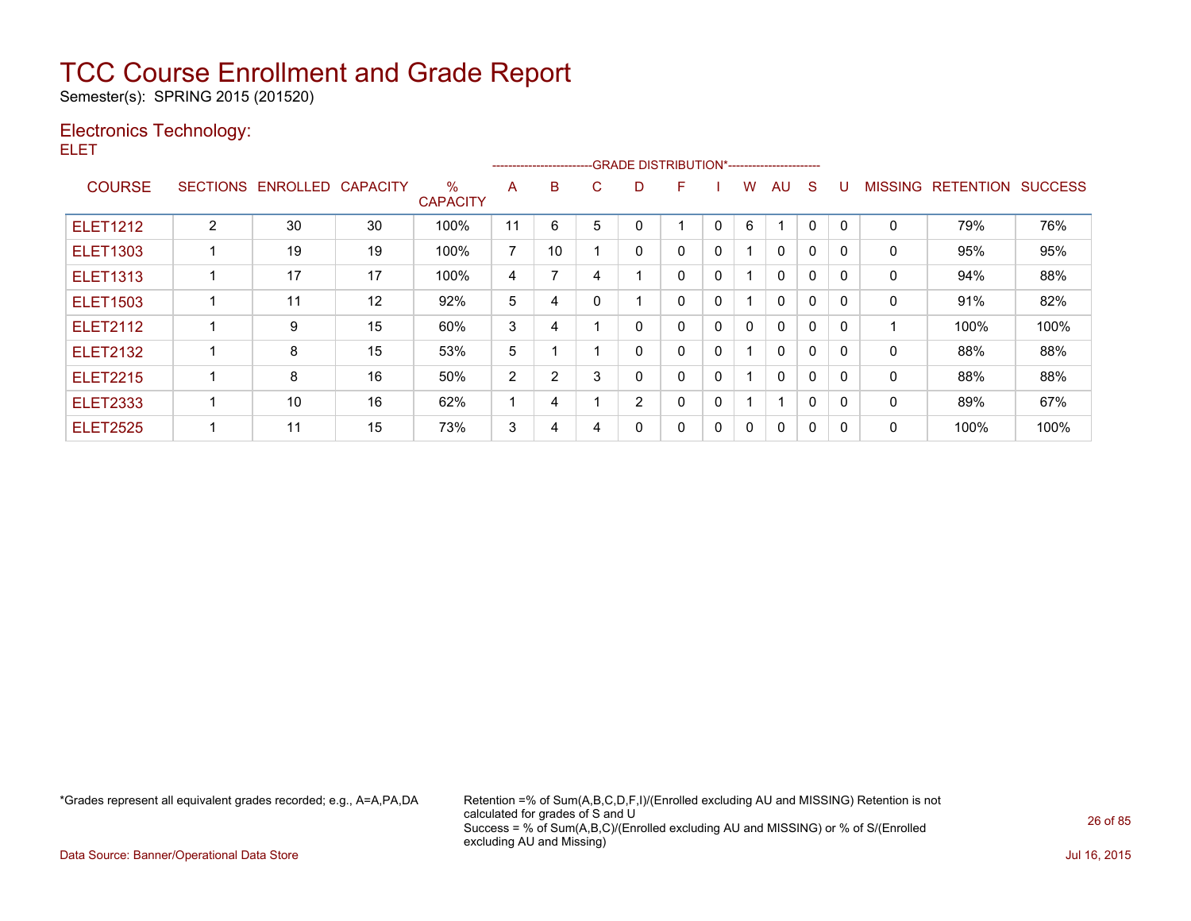# TCC Course Enrollment and Grade Report

Semester(s): SPRING 2015 (201520)

## Electronics Technology:

ELET

| COURSE | SECTIONS | ENROLLED | CAPACITY | % CAPACITY | A | B | C | D | F | I | W | AU | S | U | MISSING | RETENTION | SUCCESS |
|---|---|---|---|---|---|---|---|---|---|---|---|---|---|---|---|---|---|
| | | | | | GRADE DISTRIBUTION* | | | | | | | | | | | | |
| ELET1212 | 2 | 30 | 30 | 100% | 11 | 6 | 5 | 0 | 1 | 0 | 6 | 1 | 0 | 0 | 0 | 79% | 76% |
| ELET1303 | 1 | 19 | 19 | 100% | 7 | 10 | 1 | 0 | 0 | 0 | 1 | 0 | 0 | 0 | 0 | 95% | 95% |
| ELET1313 | 1 | 17 | 17 | 100% | 4 | 7 | 4 | 1 | 0 | 0 | 1 | 0 | 0 | 0 | 0 | 94% | 88% |
| ELET1503 | 1 | 11 | 12 | 92% | 5 | 4 | 0 | 1 | 0 | 0 | 1 | 0 | 0 | 0 | 0 | 91% | 82% |
| ELET2112 | 1 | 9 | 15 | 60% | 3 | 4 | 1 | 0 | 0 | 0 | 0 | 0 | 0 | 0 | 1 | 100% | 100% |
| ELET2132 | 1 | 8 | 15 | 53% | 5 | 1 | 1 | 0 | 0 | 0 | 1 | 0 | 0 | 0 | 0 | 88% | 88% |
| ELET2215 | 1 | 8 | 16 | 50% | 2 | 2 | 3 | 0 | 0 | 0 | 1 | 0 | 0 | 0 | 0 | 88% | 88% |
| ELET2333 | 1 | 10 | 16 | 62% | 1 | 4 | 1 | 2 | 0 | 0 | 1 | 1 | 0 | 0 | 0 | 89% | 67% |
| ELET2525 | 1 | 11 | 15 | 73% | 3 | 4 | 4 | 0 | 0 | 0 | 0 | 0 | 0 | 0 | 0 | 100% | 100% |

*Grades represent all equivalent grades recorded; e.g., A=A,PA,DA

Retention =% of Sum(A,B,C,D,F,I)/(Enrolled excluding AU and MISSING) Retention is not calculated for grades of S and U
Success = % of Sum(A,B,C)/(Enrolled excluding AU and MISSING) or % of S/(Enrolled excluding AU and Missing)

Data Source: Banner/Operational Data Store

Jul 16, 2015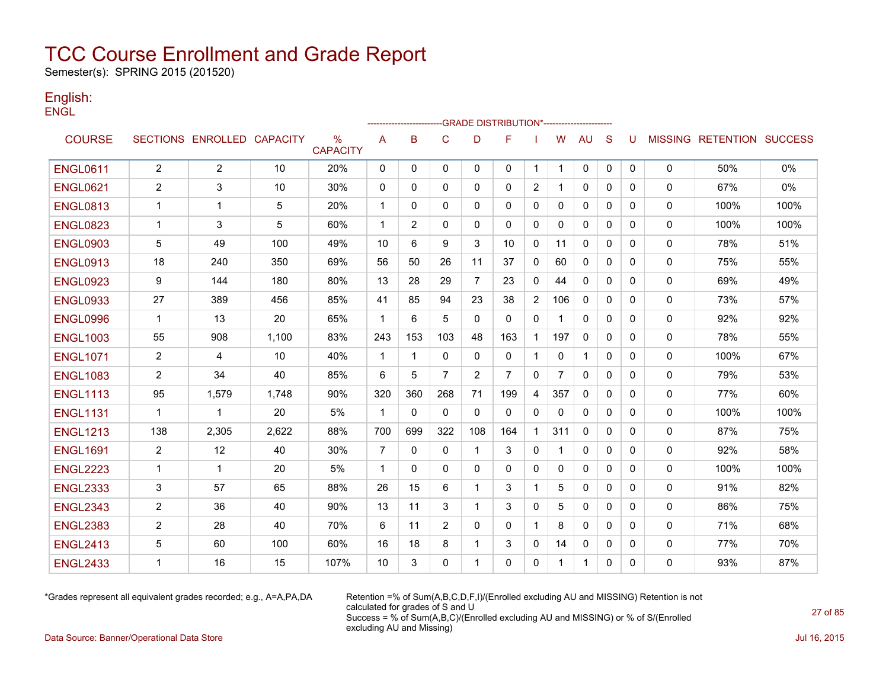# TCC Course Enrollment and Grade Report

Semester(s): SPRING 2015 (201520)

## English:

ENGL

| COURSE | SECTIONS | ENROLLED | CAPACITY | % CAPACITY | A | B | C | D | F | I | W | AU | S | U | MISSING | RETENTION | SUCCESS |
|---|---|---|---|---|---|---|---|---|---|---|---|---|---|---|---|---|---|
| | | | | | GRADE DISTRIBUTION* | | | | | | | | | | | | |
| ENGL0611 | 2 | 2 | 10 | 20% | 0 | 0 | 0 | 0 | 0 | 1 | 1 | 0 | 0 | 0 | 0 | 50% | 0% |
| ENGL0621 | 2 | 3 | 10 | 30% | 0 | 0 | 0 | 0 | 0 | 2 | 1 | 0 | 0 | 0 | 0 | 67% | 0% |
| ENGL0813 | 1 | 1 | 5 | 20% | 1 | 0 | 0 | 0 | 0 | 0 | 0 | 0 | 0 | 0 | 0 | 100% | 100% |
| ENGL0823 | 1 | 3 | 5 | 60% | 1 | 2 | 0 | 0 | 0 | 0 | 0 | 0 | 0 | 0 | 0 | 100% | 100% |
| ENGL0903 | 5 | 49 | 100 | 49% | 10 | 6 | 9 | 3 | 10 | 0 | 11 | 0 | 0 | 0 | 0 | 78% | 51% |
| ENGL0913 | 18 | 240 | 350 | 69% | 56 | 50 | 26 | 11 | 37 | 0 | 60 | 0 | 0 | 0 | 0 | 75% | 55% |
| ENGL0923 | 9 | 144 | 180 | 80% | 13 | 28 | 29 | 7 | 23 | 0 | 44 | 0 | 0 | 0 | 0 | 69% | 49% |
| ENGL0933 | 27 | 389 | 456 | 85% | 41 | 85 | 94 | 23 | 38 | 2 | 106 | 0 | 0 | 0 | 0 | 73% | 57% |
| ENGL0996 | 1 | 13 | 20 | 65% | 1 | 6 | 5 | 0 | 0 | 0 | 1 | 0 | 0 | 0 | 0 | 92% | 92% |
| ENGL1003 | 55 | 908 | 1,100 | 83% | 243 | 153 | 103 | 48 | 163 | 1 | 197 | 0 | 0 | 0 | 0 | 78% | 55% |
| ENGL1071 | 2 | 4 | 10 | 40% | 1 | 1 | 0 | 0 | 0 | 1 | 0 | 1 | 0 | 0 | 0 | 100% | 67% |
| ENGL1083 | 2 | 34 | 40 | 85% | 6 | 5 | 7 | 2 | 7 | 0 | 7 | 0 | 0 | 0 | 0 | 79% | 53% |
| ENGL1113 | 95 | 1,579 | 1,748 | 90% | 320 | 360 | 268 | 71 | 199 | 4 | 357 | 0 | 0 | 0 | 0 | 77% | 60% |
| ENGL1131 | 1 | 1 | 20 | 5% | 1 | 0 | 0 | 0 | 0 | 0 | 0 | 0 | 0 | 0 | 0 | 100% | 100% |
| ENGL1213 | 138 | 2,305 | 2,622 | 88% | 700 | 699 | 322 | 108 | 164 | 1 | 311 | 0 | 0 | 0 | 0 | 87% | 75% |
| ENGL1691 | 2 | 12 | 40 | 30% | 7 | 0 | 0 | 1 | 3 | 0 | 1 | 0 | 0 | 0 | 0 | 92% | 58% |
| ENGL2223 | 1 | 1 | 20 | 5% | 1 | 0 | 0 | 0 | 0 | 0 | 0 | 0 | 0 | 0 | 0 | 100% | 100% |
| ENGL2333 | 3 | 57 | 65 | 88% | 26 | 15 | 6 | 1 | 3 | 1 | 5 | 0 | 0 | 0 | 0 | 91% | 82% |
| ENGL2343 | 2 | 36 | 40 | 90% | 13 | 11 | 3 | 1 | 3 | 0 | 5 | 0 | 0 | 0 | 0 | 86% | 75% |
| ENGL2383 | 2 | 28 | 40 | 70% | 6 | 11 | 2 | 0 | 0 | 1 | 8 | 0 | 0 | 0 | 0 | 71% | 68% |
| ENGL2413 | 5 | 60 | 100 | 60% | 16 | 18 | 8 | 1 | 3 | 0 | 14 | 0 | 0 | 0 | 0 | 77% | 70% |
| ENGL2433 | 1 | 16 | 15 | 107% | 10 | 3 | 0 | 1 | 0 | 0 | 1 | 1 | 0 | 0 | 0 | 93% | 87% |

*Grades represent all equivalent grades recorded; e.g., A=A,PA,DA

Retention =% of Sum(A,B,C,D,F,I)/(Enrolled excluding AU and MISSING) Retention is not calculated for grades of S and U
Success = % of Sum(A,B,C)/(Enrolled excluding AU and MISSING) or % of S/(Enrolled excluding AU and Missing)

Data Source: Banner/Operational Data Store

Jul 16, 2015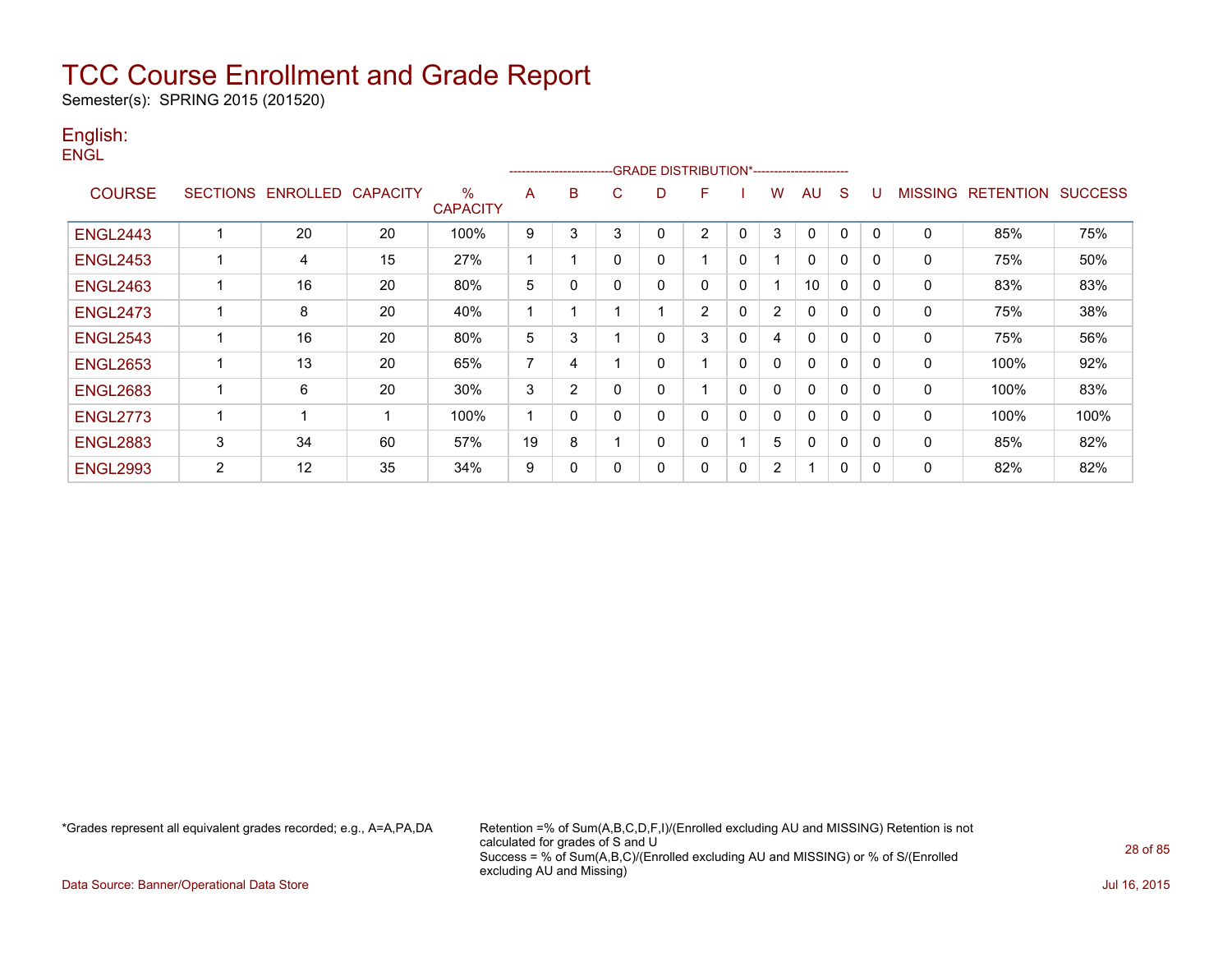# TCC Course Enrollment and Grade Report

Semester(s): SPRING 2015 (201520)

## English:

ENGL

| COURSE | SECTIONS | ENROLLED | CAPACITY | % CAPACITY | A | B | C | D | F | I | W | AU | S | U | MISSING | RETENTION | SUCCESS |
|---|---|---|---|---|---|---|---|---|---|---|---|---|---|---|---|---|---|
| | | | | | GRADE DISTRIBUTION* | | | | | | | | | | | | |
| ENGL2443 | 1 | 20 | 20 | 100% | 9 | 3 | 3 | 0 | 2 | 0 | 3 | 0 | 0 | 0 | 0 | 85% | 75% |
| ENGL2453 | 1 | 4 | 15 | 27% | 1 | 1 | 0 | 0 | 1 | 0 | 1 | 0 | 0 | 0 | 0 | 75% | 50% |
| ENGL2463 | 1 | 16 | 20 | 80% | 5 | 0 | 0 | 0 | 0 | 0 | 1 | 10 | 0 | 0 | 0 | 83% | 83% |
| ENGL2473 | 1 | 8 | 20 | 40% | 1 | 1 | 1 | 1 | 2 | 0 | 2 | 0 | 0 | 0 | 0 | 75% | 38% |
| ENGL2543 | 1 | 16 | 20 | 80% | 5 | 3 | 1 | 0 | 3 | 0 | 4 | 0 | 0 | 0 | 0 | 75% | 56% |
| ENGL2653 | 1 | 13 | 20 | 65% | 7 | 4 | 1 | 0 | 1 | 0 | 0 | 0 | 0 | 0 | 0 | 100% | 92% |
| ENGL2683 | 1 | 6 | 20 | 30% | 3 | 2 | 0 | 0 | 1 | 0 | 0 | 0 | 0 | 0 | 0 | 100% | 83% |
| ENGL2773 | 1 | 1 | 1 | 100% | 1 | 0 | 0 | 0 | 0 | 0 | 0 | 0 | 0 | 0 | 0 | 100% | 100% |
| ENGL2883 | 3 | 34 | 60 | 57% | 19 | 8 | 1 | 0 | 0 | 1 | 5 | 0 | 0 | 0 | 0 | 85% | 82% |
| ENGL2993 | 2 | 12 | 35 | 34% | 9 | 0 | 0 | 0 | 0 | 0 | 2 | 1 | 0 | 0 | 0 | 82% | 82% |

*Grades represent all equivalent grades recorded; e.g., A=A,PA,DA

Retention =% of Sum(A,B,C,D,F,I)/(Enrolled excluding AU and MISSING) Retention is not calculated for grades of S and U
Success = % of Sum(A,B,C)/(Enrolled excluding AU and MISSING) or % of S/(Enrolled excluding AU and Missing)

Data Source: Banner/Operational Data Store

Jul 16, 2015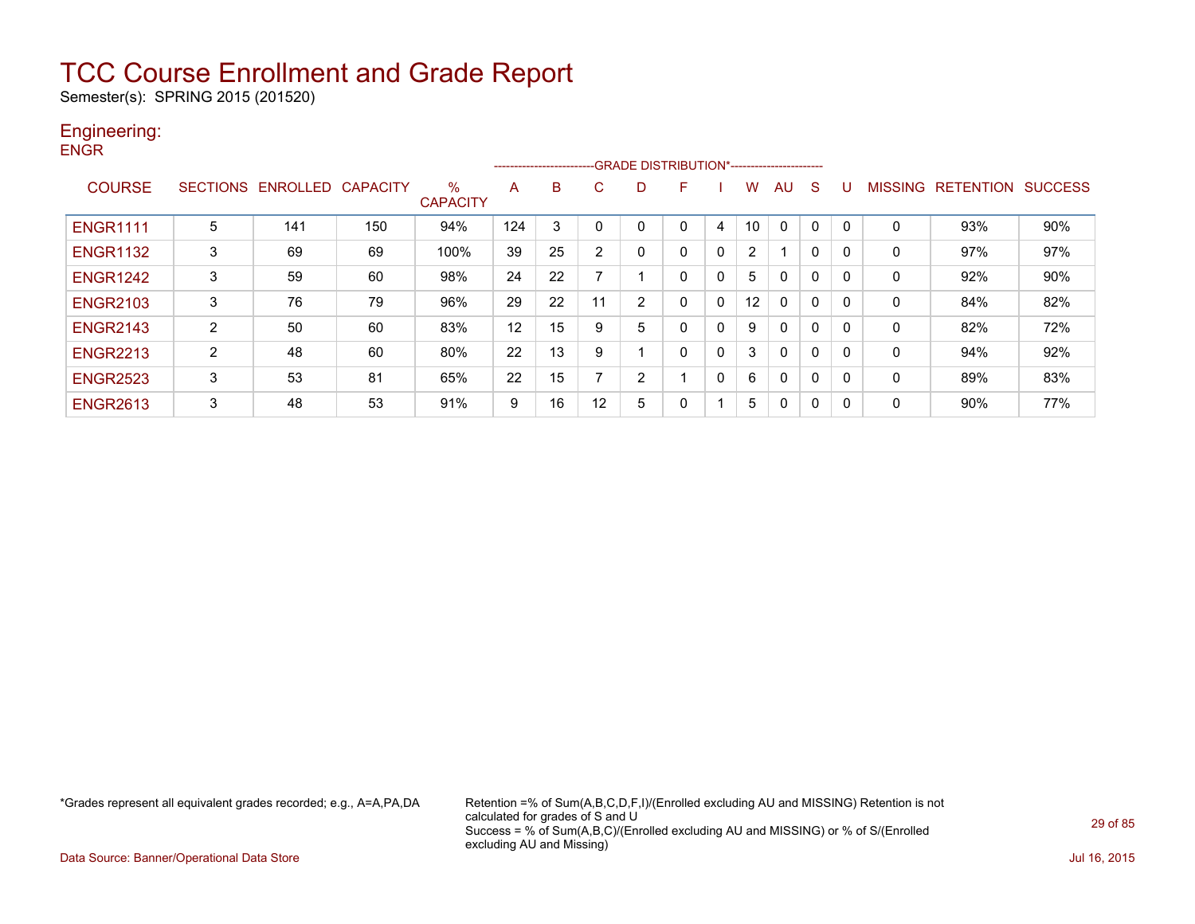# TCC Course Enrollment and Grade Report

Semester(s): SPRING 2015 (201520)

## Engineering:

ENGR

| COURSE | SECTIONS | ENROLLED | CAPACITY | % CAPACITY | A | B | C | D | F | I | W | AU | S | U | MISSING | RETENTION | SUCCESS |
|---|---|---|---|---|---|---|---|---|---|---|---|---|---|---|---|---|---|
| | | | | | GRADE DISTRIBUTION* | | | | | | | | | | | | |
| ENGR1111 | 5 | 141 | 150 | 94% | 124 | 3 | 0 | 0 | 0 | 4 | 10 | 0 | 0 | 0 | 0 | 93% | 90% |
| ENGR1132 | 3 | 69 | 69 | 100% | 39 | 25 | 2 | 0 | 0 | 0 | 2 | 1 | 0 | 0 | 0 | 97% | 97% |
| ENGR1242 | 3 | 59 | 60 | 98% | 24 | 22 | 7 | 1 | 0 | 0 | 5 | 0 | 0 | 0 | 0 | 92% | 90% |
| ENGR2103 | 3 | 76 | 79 | 96% | 29 | 22 | 11 | 2 | 0 | 0 | 12 | 0 | 0 | 0 | 0 | 84% | 82% |
| ENGR2143 | 2 | 50 | 60 | 83% | 12 | 15 | 9 | 5 | 0 | 0 | 9 | 0 | 0 | 0 | 0 | 82% | 72% |
| ENGR2213 | 2 | 48 | 60 | 80% | 22 | 13 | 9 | 1 | 0 | 0 | 3 | 0 | 0 | 0 | 0 | 94% | 92% |
| ENGR2523 | 3 | 53 | 81 | 65% | 22 | 15 | 7 | 2 | 1 | 0 | 6 | 0 | 0 | 0 | 0 | 89% | 83% |
| ENGR2613 | 3 | 48 | 53 | 91% | 9 | 16 | 12 | 5 | 0 | 1 | 5 | 0 | 0 | 0 | 0 | 90% | 77% |

*Grades represent all equivalent grades recorded; e.g., A=A,PA,DA

Retention =% of Sum(A,B,C,D,F,I)/(Enrolled excluding AU and MISSING) Retention is not calculated for grades of S and U
Success = % of Sum(A,B,C)/(Enrolled excluding AU and MISSING) or % of S/(Enrolled excluding AU and Missing)

Data Source: Banner/Operational Data Store

Jul 16, 2015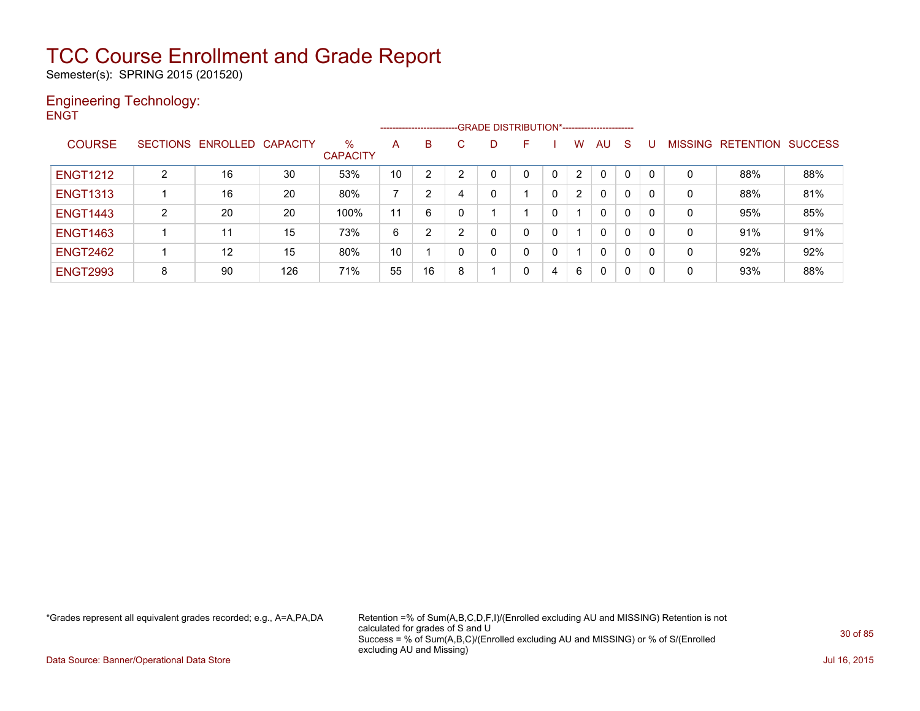# TCC Course Enrollment and Grade Report

Semester(s): SPRING 2015 (201520)

## Engineering Technology:

ENGT

| COURSE | SECTIONS | ENROLLED | CAPACITY | % CAPACITY | A | B | C | D | F | I | W | AU | S | U | MISSING | RETENTION | SUCCESS |
|---|---|---|---|---|---|---|---|---|---|---|---|---|---|---|---|---|---|
| | | | | | GRADE DISTRIBUTION* | | | | | | | | | | | | |
| ENGT1212 | 2 | 16 | 30 | 53% | 10 | 2 | 2 | 0 | 0 | 0 | 2 | 0 | 0 | 0 | 0 | 88% | 88% |
| ENGT1313 | 1 | 16 | 20 | 80% | 7 | 2 | 4 | 0 | 1 | 0 | 2 | 0 | 0 | 0 | 0 | 88% | 81% |
| ENGT1443 | 2 | 20 | 20 | 100% | 11 | 6 | 0 | 1 | 1 | 0 | 1 | 0 | 0 | 0 | 0 | 95% | 85% |
| ENGT1463 | 1 | 11 | 15 | 73% | 6 | 2 | 2 | 0 | 0 | 0 | 1 | 0 | 0 | 0 | 0 | 91% | 91% |
| ENGT2462 | 1 | 12 | 15 | 80% | 10 | 1 | 0 | 0 | 0 | 0 | 1 | 0 | 0 | 0 | 0 | 92% | 92% |
| ENGT2993 | 8 | 90 | 126 | 71% | 55 | 16 | 8 | 1 | 0 | 4 | 6 | 0 | 0 | 0 | 0 | 93% | 88% |

*Grades represent all equivalent grades recorded; e.g., A=A,PA,DA

Retention =% of Sum(A,B,C,D,F,I)/(Enrolled excluding AU and MISSING) Retention is not calculated for grades of S and U
Success = % of Sum(A,B,C)/(Enrolled excluding AU and MISSING) or % of S/(Enrolled excluding AU and Missing)

Data Source: Banner/Operational Data Store

Jul 16, 2015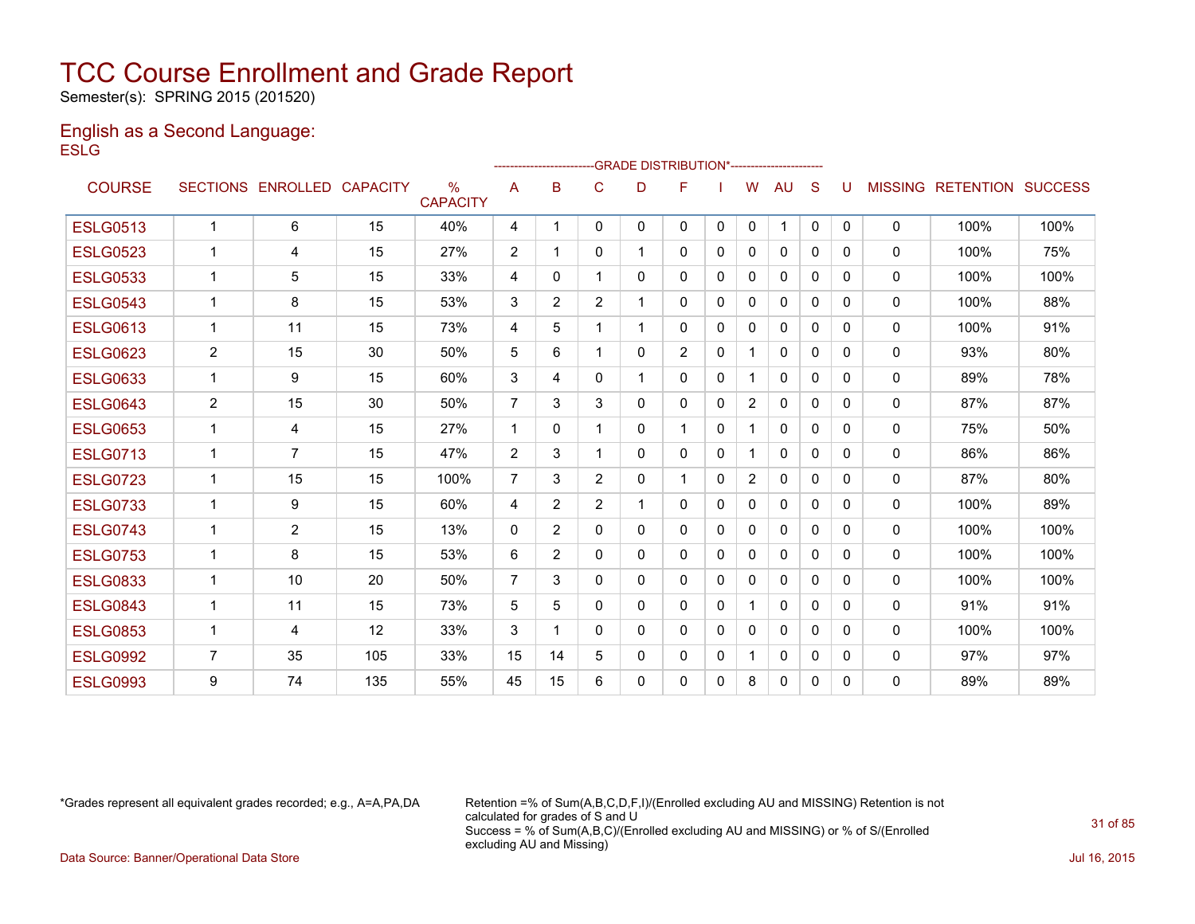# TCC Course Enrollment and Grade Report

Semester(s): SPRING 2015 (201520)

## English as a Second Language:

ESLG

| COURSE | SECTIONS | ENROLLED | CAPACITY | % CAPACITY | A | B | C | D | F | I | W | AU | S | U | MISSING | RETENTION | SUCCESS |
|---|---|---|---|---|---|---|---|---|---|---|---|---|---|---|---|---|---|
| | | | | | GRADE DISTRIBUTION* | | | | | | | | | | | | |
| ESLG0513 | 1 | 6 | 15 | 40% | 4 | 1 | 0 | 0 | 0 | 0 | 0 | 1 | 0 | 0 | 0 | 100% | 100% |
| ESLG0523 | 1 | 4 | 15 | 27% | 2 | 1 | 0 | 1 | 0 | 0 | 0 | 0 | 0 | 0 | 0 | 100% | 75% |
| ESLG0533 | 1 | 5 | 15 | 33% | 4 | 0 | 1 | 0 | 0 | 0 | 0 | 0 | 0 | 0 | 0 | 100% | 100% |
| ESLG0543 | 1 | 8 | 15 | 53% | 3 | 2 | 2 | 1 | 0 | 0 | 0 | 0 | 0 | 0 | 0 | 100% | 88% |
| ESLG0613 | 1 | 11 | 15 | 73% | 4 | 5 | 1 | 1 | 0 | 0 | 0 | 0 | 0 | 0 | 0 | 100% | 91% |
| ESLG0623 | 2 | 15 | 30 | 50% | 5 | 6 | 1 | 0 | 2 | 0 | 1 | 0 | 0 | 0 | 0 | 93% | 80% |
| ESLG0633 | 1 | 9 | 15 | 60% | 3 | 4 | 0 | 1 | 0 | 0 | 1 | 0 | 0 | 0 | 0 | 89% | 78% |
| ESLG0643 | 2 | 15 | 30 | 50% | 7 | 3 | 3 | 0 | 0 | 0 | 2 | 0 | 0 | 0 | 0 | 87% | 87% |
| ESLG0653 | 1 | 4 | 15 | 27% | 1 | 0 | 1 | 0 | 1 | 0 | 1 | 0 | 0 | 0 | 0 | 75% | 50% |
| ESLG0713 | 1 | 7 | 15 | 47% | 2 | 3 | 1 | 0 | 0 | 0 | 1 | 0 | 0 | 0 | 0 | 86% | 86% |
| ESLG0723 | 1 | 15 | 15 | 100% | 7 | 3 | 2 | 0 | 1 | 0 | 2 | 0 | 0 | 0 | 0 | 87% | 80% |
| ESLG0733 | 1 | 9 | 15 | 60% | 4 | 2 | 2 | 1 | 0 | 0 | 0 | 0 | 0 | 0 | 0 | 100% | 89% |
| ESLG0743 | 1 | 2 | 15 | 13% | 0 | 2 | 0 | 0 | 0 | 0 | 0 | 0 | 0 | 0 | 0 | 100% | 100% |
| ESLG0753 | 1 | 8 | 15 | 53% | 6 | 2 | 0 | 0 | 0 | 0 | 0 | 0 | 0 | 0 | 0 | 100% | 100% |
| ESLG0833 | 1 | 10 | 20 | 50% | 7 | 3 | 0 | 0 | 0 | 0 | 0 | 0 | 0 | 0 | 0 | 100% | 100% |
| ESLG0843 | 1 | 11 | 15 | 73% | 5 | 5 | 0 | 0 | 0 | 0 | 1 | 0 | 0 | 0 | 0 | 91% | 91% |
| ESLG0853 | 1 | 4 | 12 | 33% | 3 | 1 | 0 | 0 | 0 | 0 | 0 | 0 | 0 | 0 | 0 | 100% | 100% |
| ESLG0992 | 7 | 35 | 105 | 33% | 15 | 14 | 5 | 0 | 0 | 0 | 1 | 0 | 0 | 0 | 0 | 97% | 97% |
| ESLG0993 | 9 | 74 | 135 | 55% | 45 | 15 | 6 | 0 | 0 | 0 | 8 | 0 | 0 | 0 | 0 | 89% | 89% |

*Grades represent all equivalent grades recorded; e.g., A=A,PA,DA

Retention =% of Sum(A,B,C,D,F,I)/(Enrolled excluding AU and MISSING) Retention is not calculated for grades of S and U
Success = % of Sum(A,B,C)/(Enrolled excluding AU and MISSING) or % of S/(Enrolled excluding AU and Missing)

Data Source: Banner/Operational Data Store

Jul 16, 2015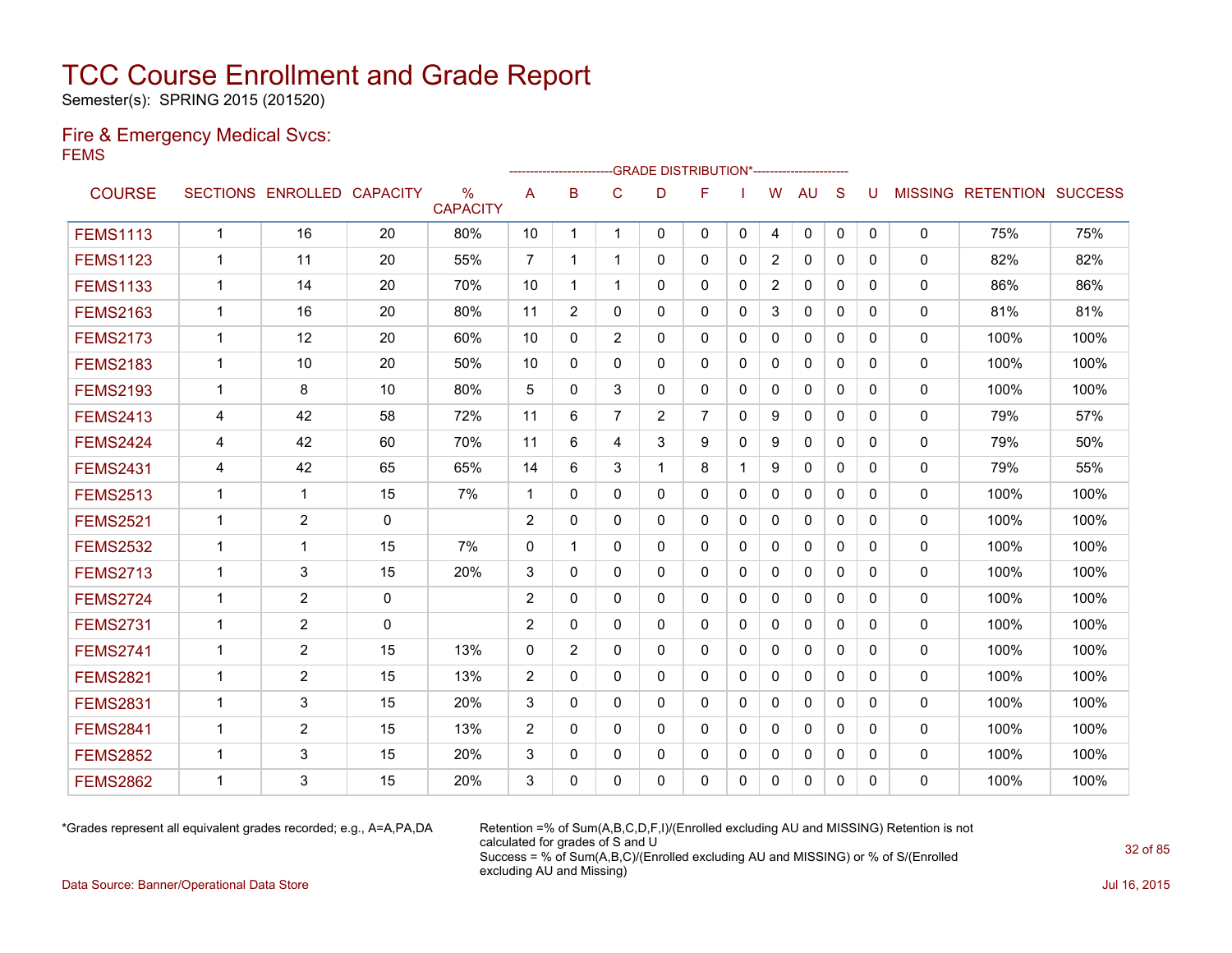# TCC Course Enrollment and Grade Report

Semester(s): SPRING 2015 (201520)

## Fire & Emergency Medical Svcs:

FEMS

| COURSE | SECTIONS | ENROLLED | CAPACITY | % CAPACITY | A | B | C | D | F | I | W | AU | S | U | MISSING | RETENTION | SUCCESS |
|---|---|---|---|---|---|---|---|---|---|---|---|---|---|---|---|---|---|
| | | | | | -------------------------GRADE DISTRIBUTION* | | | | | | | | | ----------------------- | | | |
| FEMS1113 | 1 | 16 | 20 | 80% | 10 | 1 | 1 | 0 | 0 | 0 | 4 | 0 | 0 | 0 | 0 | 75% | 75% |
| FEMS1123 | 1 | 11 | 20 | 55% | 7 | 1 | 1 | 0 | 0 | 0 | 2 | 0 | 0 | 0 | 0 | 82% | 82% |
| FEMS1133 | 1 | 14 | 20 | 70% | 10 | 1 | 1 | 0 | 0 | 0 | 2 | 0 | 0 | 0 | 0 | 86% | 86% |
| FEMS2163 | 1 | 16 | 20 | 80% | 11 | 2 | 0 | 0 | 0 | 0 | 3 | 0 | 0 | 0 | 0 | 81% | 81% |
| FEMS2173 | 1 | 12 | 20 | 60% | 10 | 0 | 2 | 0 | 0 | 0 | 0 | 0 | 0 | 0 | 0 | 100% | 100% |
| FEMS2183 | 1 | 10 | 20 | 50% | 10 | 0 | 0 | 0 | 0 | 0 | 0 | 0 | 0 | 0 | 0 | 100% | 100% |
| FEMS2193 | 1 | 8 | 10 | 80% | 5 | 0 | 3 | 0 | 0 | 0 | 0 | 0 | 0 | 0 | 0 | 100% | 100% |
| FEMS2413 | 4 | 42 | 58 | 72% | 11 | 6 | 7 | 2 | 7 | 0 | 9 | 0 | 0 | 0 | 0 | 79% | 57% |
| FEMS2424 | 4 | 42 | 60 | 70% | 11 | 6 | 4 | 3 | 9 | 0 | 9 | 0 | 0 | 0 | 0 | 79% | 50% |
| FEMS2431 | 4 | 42 | 65 | 65% | 14 | 6 | 3 | 1 | 8 | 1 | 9 | 0 | 0 | 0 | 0 | 79% | 55% |
| FEMS2513 | 1 | 1 | 15 | 7% | 1 | 0 | 0 | 0 | 0 | 0 | 0 | 0 | 0 | 0 | 0 | 100% | 100% |
| FEMS2521 | 1 | 2 | 0 | | 2 | 0 | 0 | 0 | 0 | 0 | 0 | 0 | 0 | 0 | 0 | 100% | 100% |
| FEMS2532 | 1 | 1 | 15 | 7% | 0 | 1 | 0 | 0 | 0 | 0 | 0 | 0 | 0 | 0 | 0 | 100% | 100% |
| FEMS2713 | 1 | 3 | 15 | 20% | 3 | 0 | 0 | 0 | 0 | 0 | 0 | 0 | 0 | 0 | 0 | 100% | 100% |
| FEMS2724 | 1 | 2 | 0 | | 2 | 0 | 0 | 0 | 0 | 0 | 0 | 0 | 0 | 0 | 0 | 100% | 100% |
| FEMS2731 | 1 | 2 | 0 | | 2 | 0 | 0 | 0 | 0 | 0 | 0 | 0 | 0 | 0 | 0 | 100% | 100% |
| FEMS2741 | 1 | 2 | 15 | 13% | 0 | 2 | 0 | 0 | 0 | 0 | 0 | 0 | 0 | 0 | 0 | 100% | 100% |
| FEMS2821 | 1 | 2 | 15 | 13% | 2 | 0 | 0 | 0 | 0 | 0 | 0 | 0 | 0 | 0 | 0 | 100% | 100% |
| FEMS2831 | 1 | 3 | 15 | 20% | 3 | 0 | 0 | 0 | 0 | 0 | 0 | 0 | 0 | 0 | 0 | 100% | 100% |
| FEMS2841 | 1 | 2 | 15 | 13% | 2 | 0 | 0 | 0 | 0 | 0 | 0 | 0 | 0 | 0 | 0 | 100% | 100% |
| FEMS2852 | 1 | 3 | 15 | 20% | 3 | 0 | 0 | 0 | 0 | 0 | 0 | 0 | 0 | 0 | 0 | 100% | 100% |
| FEMS2862 | 1 | 3 | 15 | 20% | 3 | 0 | 0 | 0 | 0 | 0 | 0 | 0 | 0 | 0 | 0 | 100% | 100% |

*Grades represent all equivalent grades recorded; e.g., A=A,PA,DA

Retention =% of Sum(A,B,C,D,F,I)/(Enrolled excluding AU and MISSING) Retention is not calculated for grades of S and U
Success = % of Sum(A,B,C)/(Enrolled excluding AU and MISSING) or % of S/(Enrolled excluding AU and Missing)

Data Source: Banner/Operational Data Store

Jul 16, 2015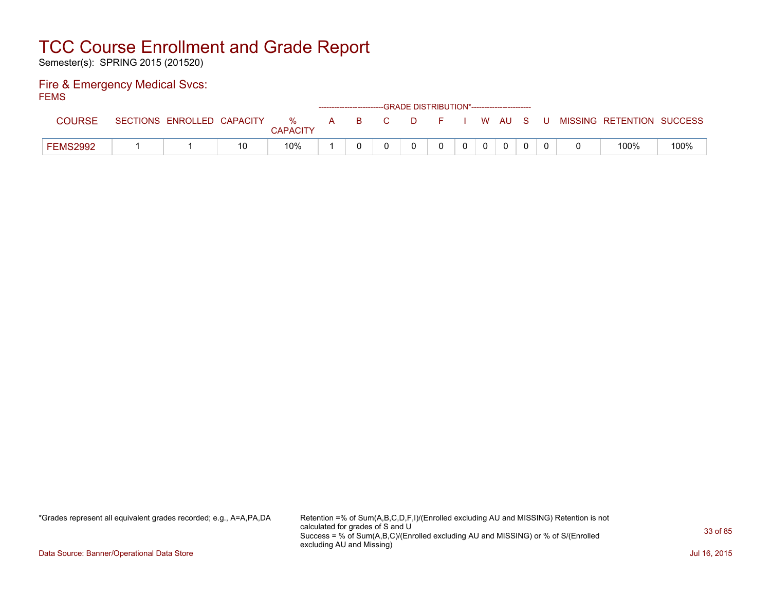# TCC Course Enrollment and Grade Report

Semester(s): SPRING 2015 (201520)

## Fire & Emergency Medical Svcs:

FEMS

| COURSE | SECTIONS | ENROLLED | CAPACITY | % CAPACITY | A | B | C | D | F | I | W | AU | S | U | MISSING | RETENTION | SUCCESS |
|---|---|---|---|---|---|---|---|---|---|---|---|---|---|---|---|---|---|
| | | | | | GRADE DISTRIBUTION* | | | | | | | | | | | | |
| FEMS2992 | 1 | 1 | 10 | 10% | 1 | 0 | 0 | 0 | 0 | 0 | 0 | 0 | 0 | 0 | 0 | 100% | 100% |

*Grades represent all equivalent grades recorded; e.g., A=A,PA,DA

Retention =% of Sum(A,B,C,D,F,I)/(Enrolled excluding AU and MISSING) Retention is not calculated for grades of S and U
Success = % of Sum(A,B,C)/(Enrolled excluding AU and MISSING) or % of S/(Enrolled excluding AU and Missing)

Data Source: Banner/Operational Data Store

Jul 16, 2015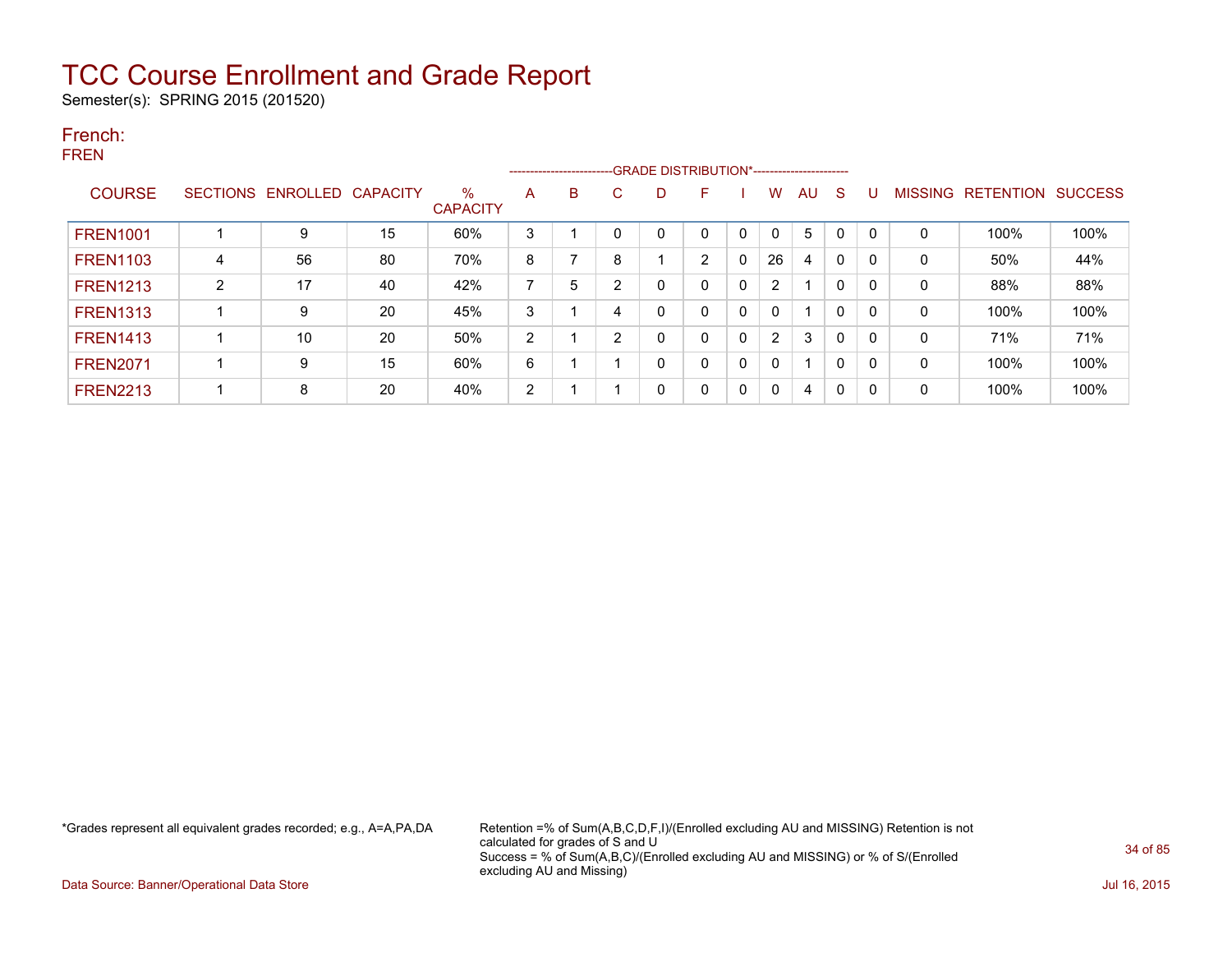# TCC Course Enrollment and Grade Report

Semester(s): SPRING 2015 (201520)

## French:

FREN

| COURSE | SECTIONS | ENROLLED | CAPACITY | % CAPACITY | A | B | C | D | F | I | W | AU | S | U | MISSING | RETENTION | SUCCESS |
|---|---|---|---|---|---|---|---|---|---|---|---|---|---|---|---|---|---|
| | | | | | GRADE DISTRIBUTION* | | | | | | | | | | | | |
| FREN1001 | 1 | 9 | 15 | 60% | 3 | 1 | 0 | 0 | 0 | 0 | 0 | 5 | 0 | 0 | 0 | 100% | 100% |
| FREN1103 | 4 | 56 | 80 | 70% | 8 | 7 | 8 | 1 | 2 | 0 | 26 | 4 | 0 | 0 | 0 | 50% | 44% |
| FREN1213 | 2 | 17 | 40 | 42% | 7 | 5 | 2 | 0 | 0 | 0 | 2 | 1 | 0 | 0 | 0 | 88% | 88% |
| FREN1313 | 1 | 9 | 20 | 45% | 3 | 1 | 4 | 0 | 0 | 0 | 0 | 1 | 0 | 0 | 0 | 100% | 100% |
| FREN1413 | 1 | 10 | 20 | 50% | 2 | 1 | 2 | 0 | 0 | 0 | 2 | 3 | 0 | 0 | 0 | 71% | 71% |
| FREN2071 | 1 | 9 | 15 | 60% | 6 | 1 | 1 | 0 | 0 | 0 | 0 | 1 | 0 | 0 | 0 | 100% | 100% |
| FREN2213 | 1 | 8 | 20 | 40% | 2 | 1 | 1 | 0 | 0 | 0 | 0 | 4 | 0 | 0 | 0 | 100% | 100% |

*Grades represent all equivalent grades recorded; e.g., A=A,PA,DA

Retention =% of Sum(A,B,C,D,F,I)/(Enrolled excluding AU and MISSING) Retention is not calculated for grades of S and U
Success = % of Sum(A,B,C)/(Enrolled excluding AU and MISSING) or % of S/(Enrolled excluding AU and Missing)

Data Source: Banner/Operational Data Store

Jul 16, 2015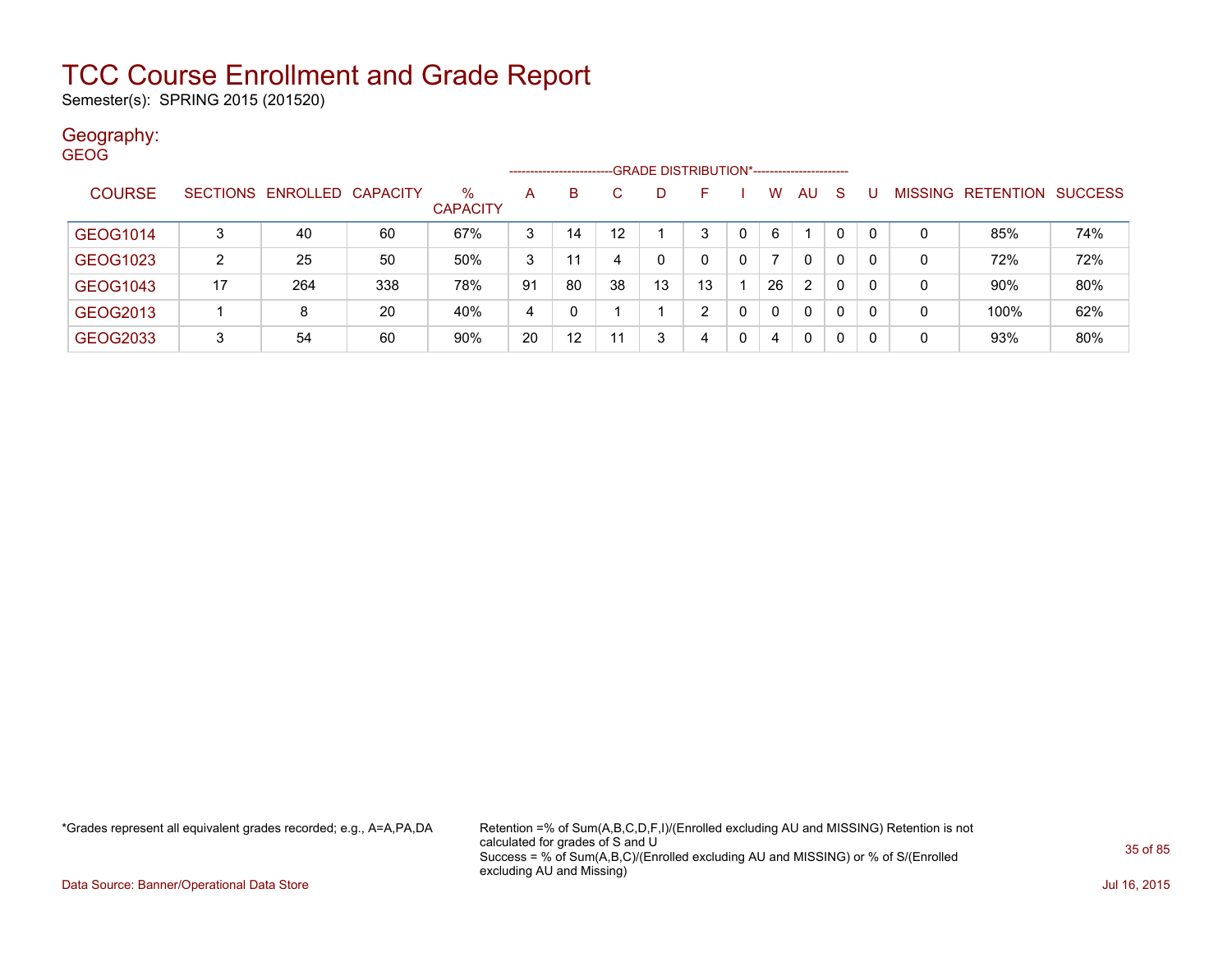# TCC Course Enrollment and Grade Report

Semester(s): SPRING 2015 (201520)

## Geography:

GEOG

| COURSE | SECTIONS | ENROLLED | CAPACITY | % CAPACITY | A | B | C | D | F | I | W | AU | S | U | MISSING | RETENTION | SUCCESS |
|---|---|---|---|---|---|---|---|---|---|---|---|---|---|---|---|---|---|
| | | | | | GRADE DISTRIBUTION* | | | | | | | | | | | | |
| GEOG1014 | 3 | 40 | 60 | 67% | 3 | 14 | 12 | 1 | 3 | 0 | 6 | 1 | 0 | 0 | 0 | 85% | 74% |
| GEOG1023 | 2 | 25 | 50 | 50% | 3 | 11 | 4 | 0 | 0 | 0 | 7 | 0 | 0 | 0 | 0 | 72% | 72% |
| GEOG1043 | 17 | 264 | 338 | 78% | 91 | 80 | 38 | 13 | 13 | 1 | 26 | 2 | 0 | 0 | 0 | 90% | 80% |
| GEOG2013 | 1 | 8 | 20 | 40% | 4 | 0 | 1 | 1 | 2 | 0 | 0 | 0 | 0 | 0 | 0 | 100% | 62% |
| GEOG2033 | 3 | 54 | 60 | 90% | 20 | 12 | 11 | 3 | 4 | 0 | 4 | 0 | 0 | 0 | 0 | 93% | 80% |

*Grades represent all equivalent grades recorded; e.g., A=A,PA,DA

Retention =% of Sum(A,B,C,D,F,I)/(Enrolled excluding AU and MISSING) Retention is not calculated for grades of S and U
Success = % of Sum(A,B,C)/(Enrolled excluding AU and MISSING) or % of S/(Enrolled excluding AU and Missing)

Data Source: Banner/Operational Data Store

Jul 16, 2015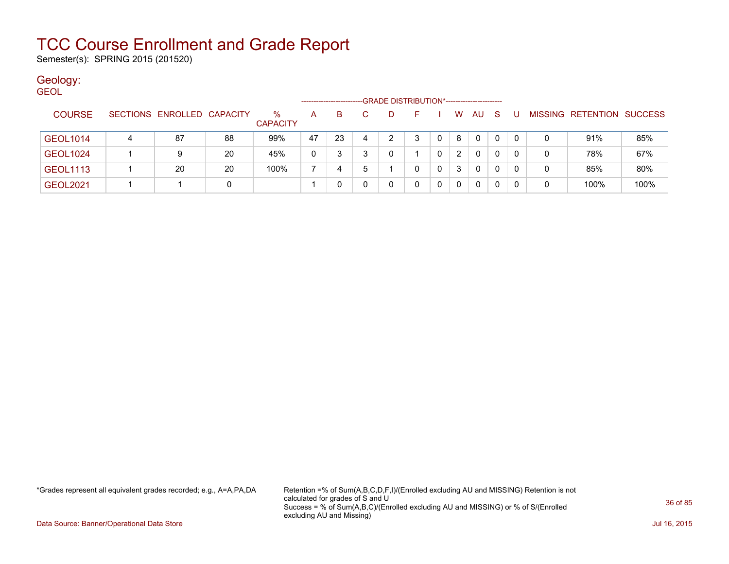# TCC Course Enrollment and Grade Report

Semester(s): SPRING 2015 (201520)

## Geology:

GEOL

| COURSE | SECTIONS | ENROLLED | CAPACITY | % CAPACITY | A | B | C | D | F | I | W | AU | S | U | MISSING | RETENTION | SUCCESS |
|---|---|---|---|---|---|---|---|---|---|---|---|---|---|---|---|---|---|
| | | | | | GRADE DISTRIBUTION* | | | | | | | | | | | | |
| GEOL1014 | 4 | 87 | 88 | 99% | 47 | 23 | 4 | 2 | 3 | 0 | 8 | 0 | 0 | 0 | 0 | 91% | 85% |
| GEOL1024 | 1 | 9 | 20 | 45% | 0 | 3 | 3 | 0 | 1 | 0 | 2 | 0 | 0 | 0 | 0 | 78% | 67% |
| GEOL1113 | 1 | 20 | 20 | 100% | 7 | 4 | 5 | 1 | 0 | 0 | 3 | 0 | 0 | 0 | 0 | 85% | 80% |
| GEOL2021 | 1 | 1 | 0 | | 1 | 0 | 0 | 0 | 0 | 0 | 0 | 0 | 0 | 0 | 0 | 100% | 100% |

*Grades represent all equivalent grades recorded; e.g., A=A,PA,DA

Retention =% of Sum(A,B,C,D,F,I)/(Enrolled excluding AU and MISSING) Retention is not calculated for grades of S and U
Success = % of Sum(A,B,C)/(Enrolled excluding AU and MISSING) or % of S/(Enrolled excluding AU and Missing)

Data Source: Banner/Operational Data Store

Jul 16, 2015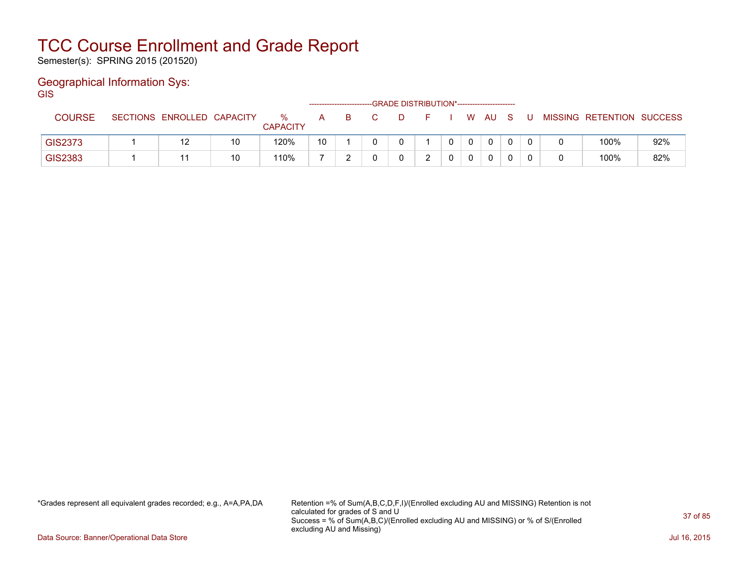# TCC Course Enrollment and Grade Report

Semester(s): SPRING 2015 (201520)

## Geographical Information Sys:

GIS

| COURSE | SECTIONS | ENROLLED | CAPACITY | % CAPACITY | A | B | C | D | F | I | W | AU | S | U | MISSING | RETENTION | SUCCESS |
|---|---|---|---|---|---|---|---|---|---|---|---|---|---|---|---|---|---|
| | | | | | GRADE DISTRIBUTION* | | | | | | | | | | | | |
| GIS2373 | 1 | 12 | 10 | 120% | 10 | 1 | 0 | 0 | 1 | 0 | 0 | 0 | 0 | 0 | 0 | 100% | 92% |
| GIS2383 | 1 | 11 | 10 | 110% | 7 | 2 | 0 | 0 | 2 | 0 | 0 | 0 | 0 | 0 | 0 | 100% | 82% |

*Grades represent all equivalent grades recorded; e.g., A=A,PA,DA

Retention =% of Sum(A,B,C,D,F,I)/(Enrolled excluding AU and MISSING) Retention is not calculated for grades of S and U
Success = % of Sum(A,B,C)/(Enrolled excluding AU and MISSING) or % of S/(Enrolled excluding AU and Missing)

Data Source: Banner/Operational Data Store

Jul 16, 2015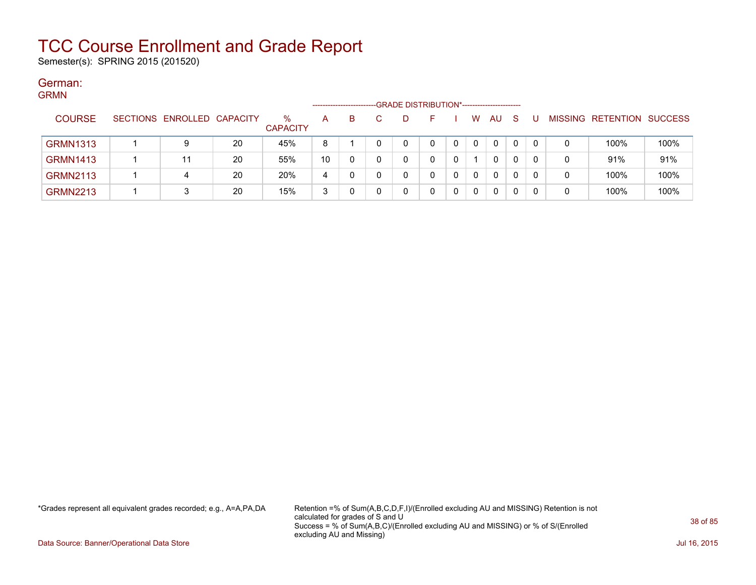# TCC Course Enrollment and Grade Report

Semester(s): SPRING 2015 (201520)

## German:

GRMN

| COURSE | SECTIONS | ENROLLED | CAPACITY | % CAPACITY | A | B | C | D | F | I | W | AU | S | U | MISSING | RETENTION | SUCCESS |
|---|---|---|---|---|---|---|---|---|---|---|---|---|---|---|---|---|---|
| | | | | | GRADE DISTRIBUTION* | | | | | | | | | | | | |
| GRMN1313 | 1 | 9 | 20 | 45% | 8 | 1 | 0 | 0 | 0 | 0 | 0 | 0 | 0 | 0 | 0 | 100% | 100% |
| GRMN1413 | 1 | 11 | 20 | 55% | 10 | 0 | 0 | 0 | 0 | 0 | 1 | 0 | 0 | 0 | 0 | 91% | 91% |
| GRMN2113 | 1 | 4 | 20 | 20% | 4 | 0 | 0 | 0 | 0 | 0 | 0 | 0 | 0 | 0 | 0 | 100% | 100% |
| GRMN2213 | 1 | 3 | 20 | 15% | 3 | 0 | 0 | 0 | 0 | 0 | 0 | 0 | 0 | 0 | 0 | 100% | 100% |

*Grades represent all equivalent grades recorded; e.g., A=A,PA,DA

Retention =% of Sum(A,B,C,D,F,I)/(Enrolled excluding AU and MISSING) Retention is not calculated for grades of S and U
Success = % of Sum(A,B,C)/(Enrolled excluding AU and MISSING) or % of S/(Enrolled excluding AU and Missing)

Data Source: Banner/Operational Data Store

Jul 16, 2015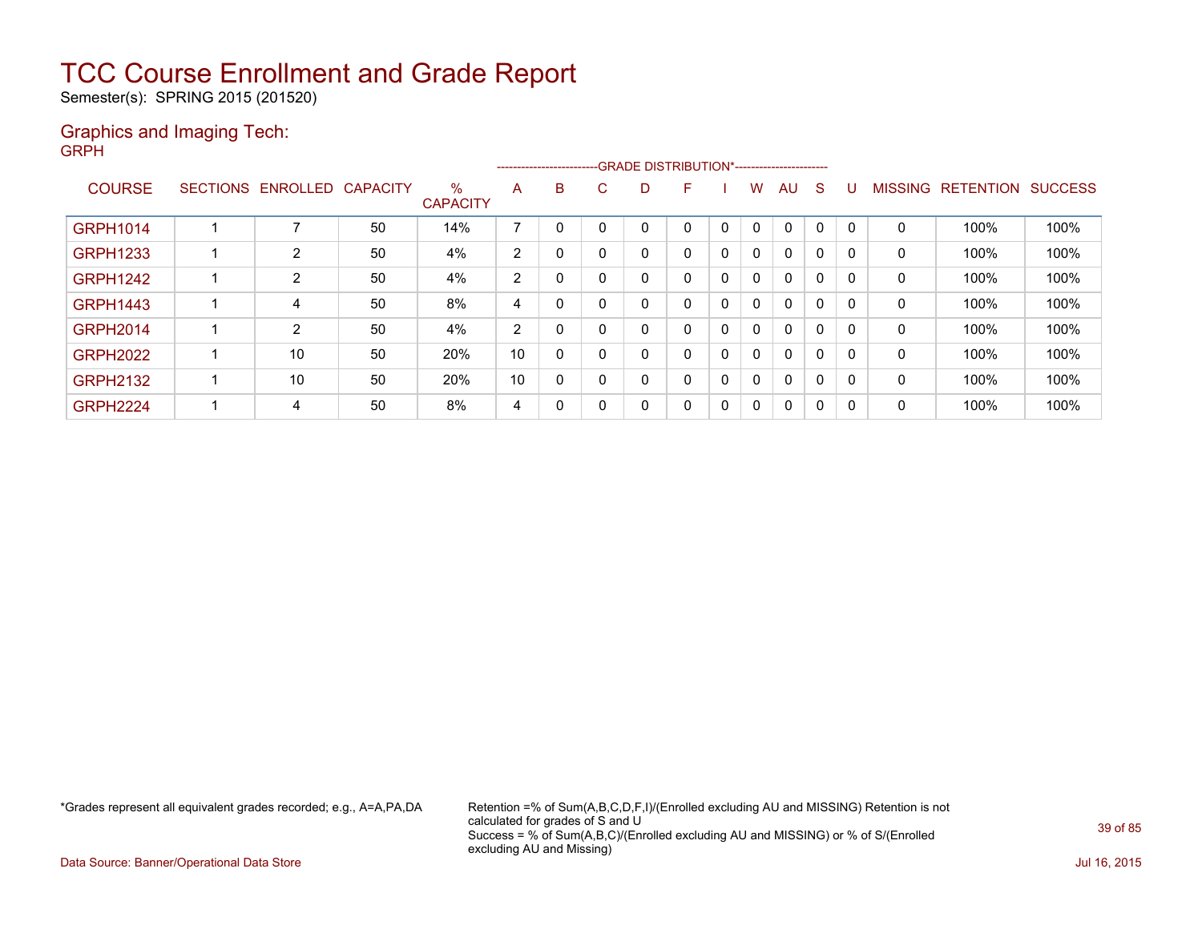# TCC Course Enrollment and Grade Report

Semester(s): SPRING 2015 (201520)

## Graphics and Imaging Tech:

GRPH

| COURSE | SECTIONS | ENROLLED | CAPACITY | % CAPACITY | A | B | C | D | F | I | W | AU | S | U | MISSING | RETENTION | SUCCESS |
|---|---|---|---|---|---|---|---|---|---|---|---|---|---|---|---|---|---|
| | | | | | -------------------------GRADE DISTRIBUTION*----------------------- | | | | | | | | | | | | |
| GRPH1014 | 1 | 7 | 50 | 14% | 7 | 0 | 0 | 0 | 0 | 0 | 0 | 0 | 0 | 0 | 0 | 100% | 100% |
| GRPH1233 | 1 | 2 | 50 | 4% | 2 | 0 | 0 | 0 | 0 | 0 | 0 | 0 | 0 | 0 | 0 | 100% | 100% |
| GRPH1242 | 1 | 2 | 50 | 4% | 2 | 0 | 0 | 0 | 0 | 0 | 0 | 0 | 0 | 0 | 0 | 100% | 100% |
| GRPH1443 | 1 | 4 | 50 | 8% | 4 | 0 | 0 | 0 | 0 | 0 | 0 | 0 | 0 | 0 | 0 | 100% | 100% |
| GRPH2014 | 1 | 2 | 50 | 4% | 2 | 0 | 0 | 0 | 0 | 0 | 0 | 0 | 0 | 0 | 0 | 100% | 100% |
| GRPH2022 | 1 | 10 | 50 | 20% | 10 | 0 | 0 | 0 | 0 | 0 | 0 | 0 | 0 | 0 | 0 | 100% | 100% |
| GRPH2132 | 1 | 10 | 50 | 20% | 10 | 0 | 0 | 0 | 0 | 0 | 0 | 0 | 0 | 0 | 0 | 100% | 100% |
| GRPH2224 | 1 | 4 | 50 | 8% | 4 | 0 | 0 | 0 | 0 | 0 | 0 | 0 | 0 | 0 | 0 | 100% | 100% |

*Grades represent all equivalent grades recorded; e.g., A=A,PA,DA

Retention =% of Sum(A,B,C,D,F,I)/(Enrolled excluding AU and MISSING) Retention is not calculated for grades of S and U
Success = % of Sum(A,B,C)/(Enrolled excluding AU and MISSING) or % of S/(Enrolled excluding AU and Missing)

Data Source: Banner/Operational Data Store

Jul 16, 2015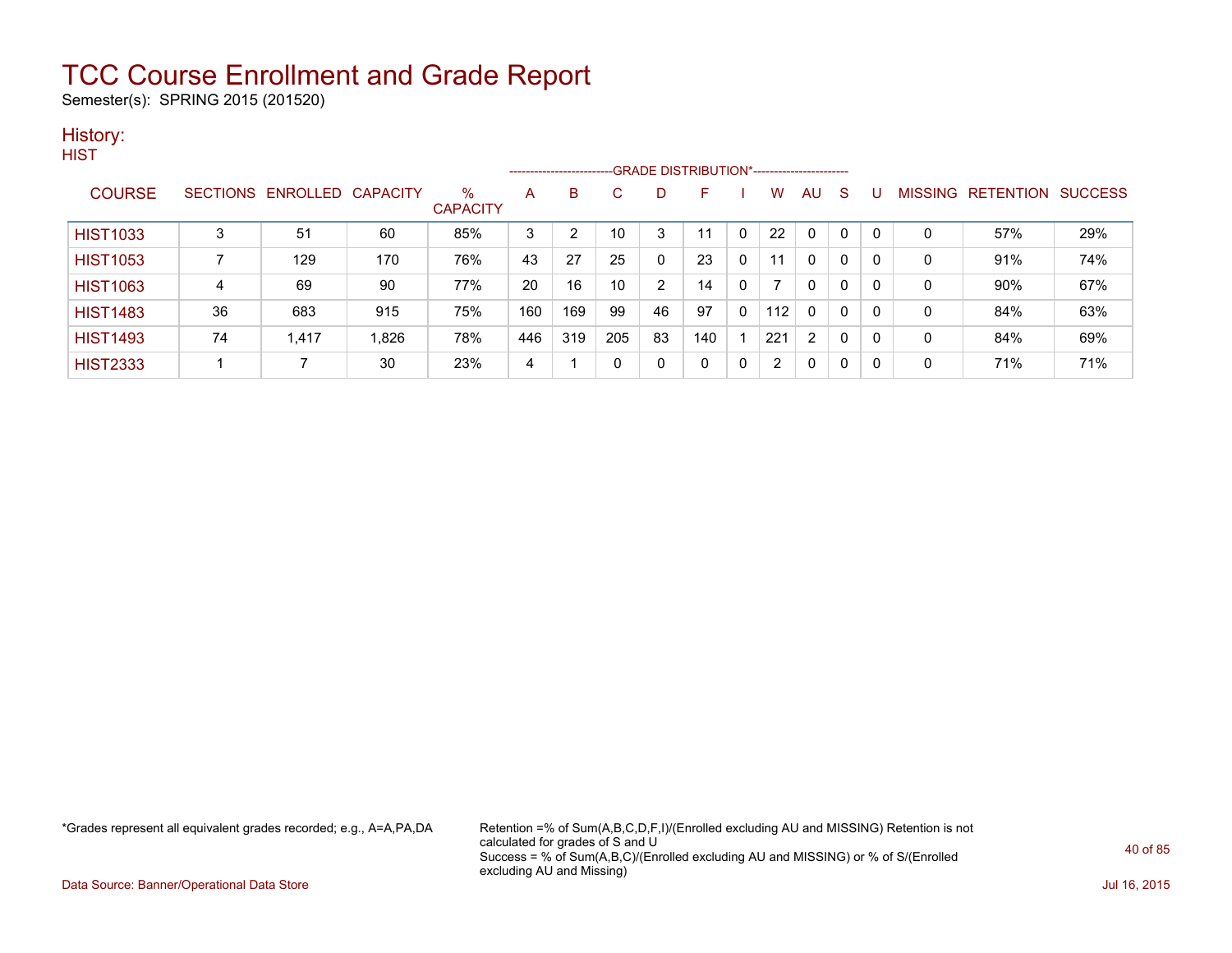# TCC Course Enrollment and Grade Report

Semester(s): SPRING 2015 (201520)

## History:

### HIST

| COURSE | SECTIONS | ENROLLED | CAPACITY | % CAPACITY | A | B | C | D | F | I | W | AU | S | U | MISSING | RETENTION | SUCCESS |
|---|---|---|---|---|---|---|---|---|---|---|---|---|---|---|---|---|---|
| | | | | | GRADE DISTRIBUTION* | | | | | | | | | | | | |
| HIST1033 | 3 | 51 | 60 | 85% | 3 | 2 | 10 | 3 | 11 | 0 | 22 | 0 | 0 | 0 | 0 | 57% | 29% |
| HIST1053 | 7 | 129 | 170 | 76% | 43 | 27 | 25 | 0 | 23 | 0 | 11 | 0 | 0 | 0 | 0 | 91% | 74% |
| HIST1063 | 4 | 69 | 90 | 77% | 20 | 16 | 10 | 2 | 14 | 0 | 7 | 0 | 0 | 0 | 0 | 90% | 67% |
| HIST1483 | 36 | 683 | 915 | 75% | 160 | 169 | 99 | 46 | 97 | 0 | 112 | 0 | 0 | 0 | 0 | 84% | 63% |
| HIST1493 | 74 | 1,417 | 1,826 | 78% | 446 | 319 | 205 | 83 | 140 | 1 | 221 | 2 | 0 | 0 | 0 | 84% | 69% |
| HIST2333 | 1 | 7 | 30 | 23% | 4 | 1 | 0 | 0 | 0 | 0 | 2 | 0 | 0 | 0 | 0 | 71% | 71% |

*Grades represent all equivalent grades recorded; e.g., A=A,PA,DA

Retention =% of Sum(A,B,C,D,F,I)/(Enrolled excluding AU and MISSING) Retention is not calculated for grades of S and U
Success = % of Sum(A,B,C)/(Enrolled excluding AU and MISSING) or % of S/(Enrolled excluding AU and Missing)

Data Source: Banner/Operational Data Store

Jul 16, 2015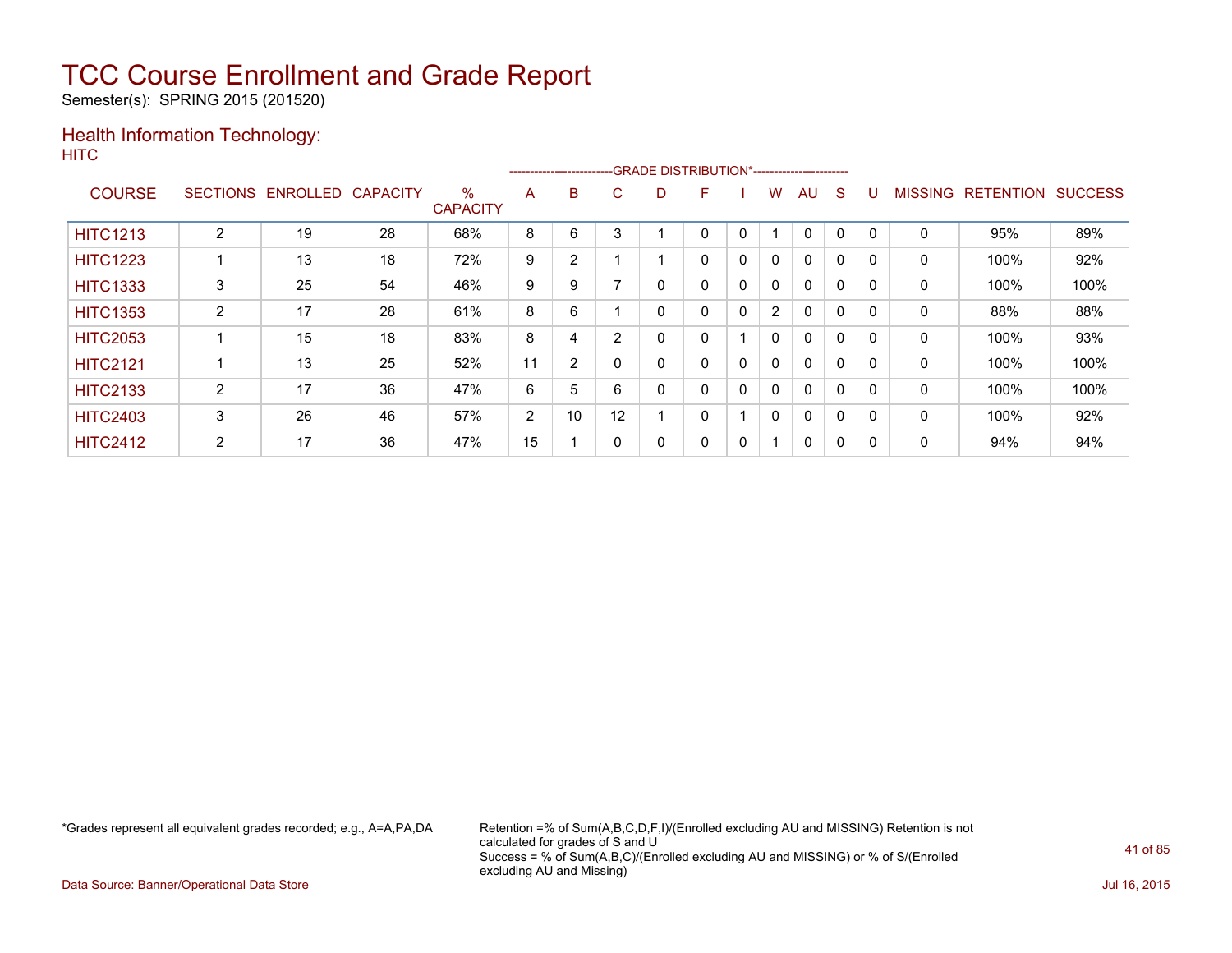# TCC Course Enrollment and Grade Report

Semester(s): SPRING 2015 (201520)

## Health Information Technology:

HITC

| COURSE | SECTIONS | ENROLLED | CAPACITY | % CAPACITY | A | B | C | D | F | I | W | AU | S | U | MISSING | RETENTION | SUCCESS |
|---|---|---|---|---|---|---|---|---|---|---|---|---|---|---|---|---|---|
| | | | | | GRADE DISTRIBUTION* | | | | | | | | | | | | |
| HITC1213 | 2 | 19 | 28 | 68% | 8 | 6 | 3 | 1 | 0 | 0 | 1 | 0 | 0 | 0 | 0 | 95% | 89% |
| HITC1223 | 1 | 13 | 18 | 72% | 9 | 2 | 1 | 1 | 0 | 0 | 0 | 0 | 0 | 0 | 0 | 100% | 92% |
| HITC1333 | 3 | 25 | 54 | 46% | 9 | 9 | 7 | 0 | 0 | 0 | 0 | 0 | 0 | 0 | 0 | 100% | 100% |
| HITC1353 | 2 | 17 | 28 | 61% | 8 | 6 | 1 | 0 | 0 | 0 | 2 | 0 | 0 | 0 | 0 | 88% | 88% |
| HITC2053 | 1 | 15 | 18 | 83% | 8 | 4 | 2 | 0 | 0 | 1 | 0 | 0 | 0 | 0 | 0 | 100% | 93% |
| HITC2121 | 1 | 13 | 25 | 52% | 11 | 2 | 0 | 0 | 0 | 0 | 0 | 0 | 0 | 0 | 0 | 100% | 100% |
| HITC2133 | 2 | 17 | 36 | 47% | 6 | 5 | 6 | 0 | 0 | 0 | 0 | 0 | 0 | 0 | 0 | 100% | 100% |
| HITC2403 | 3 | 26 | 46 | 57% | 2 | 10 | 12 | 1 | 0 | 1 | 0 | 0 | 0 | 0 | 0 | 100% | 92% |
| HITC2412 | 2 | 17 | 36 | 47% | 15 | 1 | 0 | 0 | 0 | 0 | 1 | 0 | 0 | 0 | 0 | 94% | 94% |

*Grades represent all equivalent grades recorded; e.g., A=A,PA,DA

Retention =% of Sum(A,B,C,D,F,I)/(Enrolled excluding AU and MISSING) Retention is not calculated for grades of S and U
Success = % of Sum(A,B,C)/(Enrolled excluding AU and MISSING) or % of S/(Enrolled excluding AU and Missing)

Data Source: Banner/Operational Data Store

Jul 16, 2015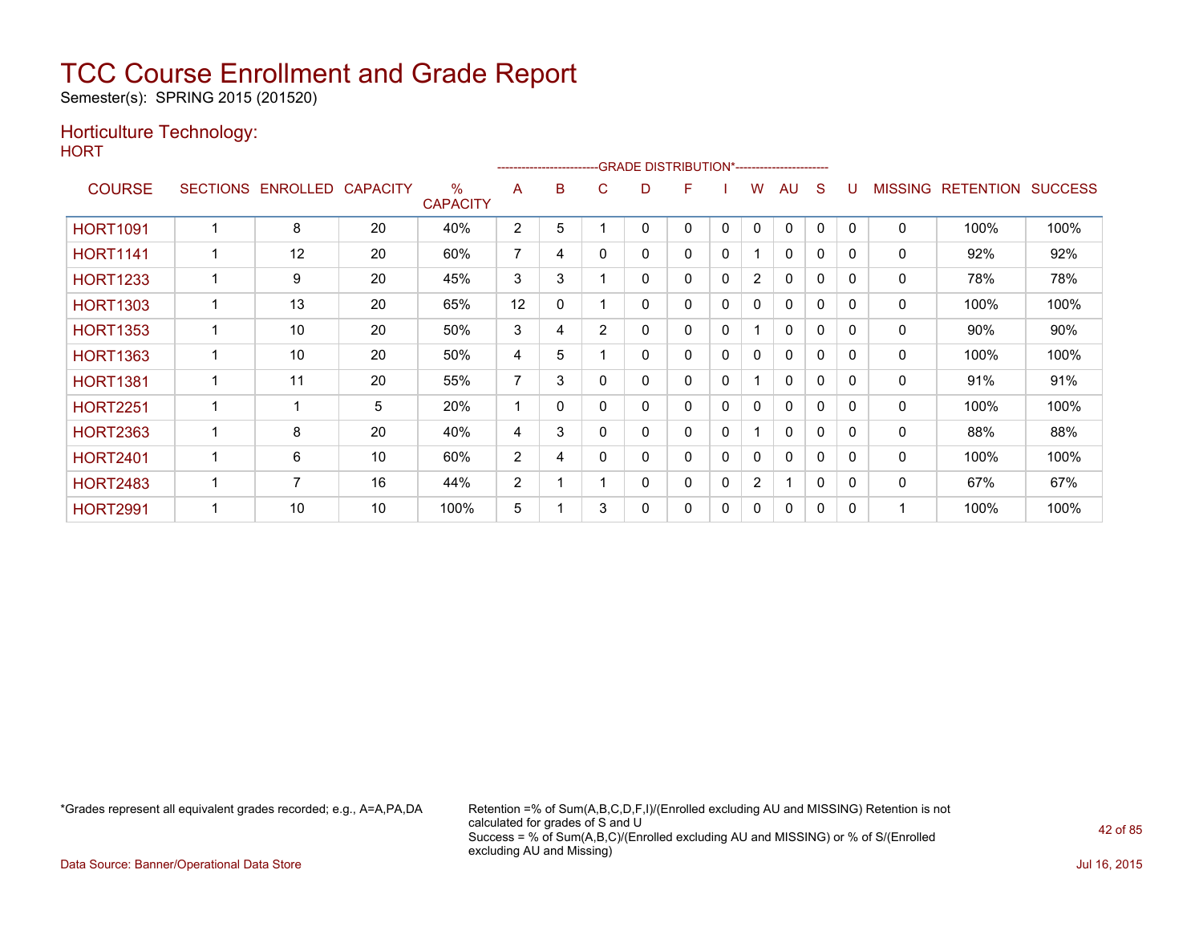# TCC Course Enrollment and Grade Report

Semester(s): SPRING 2015 (201520)

## Horticulture Technology:

HORT

| COURSE | SECTIONS | ENROLLED | CAPACITY | % CAPACITY | A | B | C | D | F | I | W | AU | S | U | MISSING | RETENTION | SUCCESS |
|---|---|---|---|---|---|---|---|---|---|---|---|---|---|---|---|---|---|
| | | | | | GRADE DISTRIBUTION* | | | | | | | | | | | | |
| HORT1091 | 1 | 8 | 20 | 40% | 2 | 5 | 1 | 0 | 0 | 0 | 0 | 0 | 0 | 0 | 0 | 100% | 100% |
| HORT1141 | 1 | 12 | 20 | 60% | 7 | 4 | 0 | 0 | 0 | 0 | 1 | 0 | 0 | 0 | 0 | 92% | 92% |
| HORT1233 | 1 | 9 | 20 | 45% | 3 | 3 | 1 | 0 | 0 | 0 | 2 | 0 | 0 | 0 | 0 | 78% | 78% |
| HORT1303 | 1 | 13 | 20 | 65% | 12 | 0 | 1 | 0 | 0 | 0 | 0 | 0 | 0 | 0 | 0 | 100% | 100% |
| HORT1353 | 1 | 10 | 20 | 50% | 3 | 4 | 2 | 0 | 0 | 0 | 1 | 0 | 0 | 0 | 0 | 90% | 90% |
| HORT1363 | 1 | 10 | 20 | 50% | 4 | 5 | 1 | 0 | 0 | 0 | 0 | 0 | 0 | 0 | 0 | 100% | 100% |
| HORT1381 | 1 | 11 | 20 | 55% | 7 | 3 | 0 | 0 | 0 | 0 | 1 | 0 | 0 | 0 | 0 | 91% | 91% |
| HORT2251 | 1 | 1 | 5 | 20% | 1 | 0 | 0 | 0 | 0 | 0 | 0 | 0 | 0 | 0 | 0 | 100% | 100% |
| HORT2363 | 1 | 8 | 20 | 40% | 4 | 3 | 0 | 0 | 0 | 0 | 1 | 0 | 0 | 0 | 0 | 88% | 88% |
| HORT2401 | 1 | 6 | 10 | 60% | 2 | 4 | 0 | 0 | 0 | 0 | 0 | 0 | 0 | 0 | 0 | 100% | 100% |
| HORT2483 | 1 | 7 | 16 | 44% | 2 | 1 | 1 | 0 | 0 | 0 | 2 | 1 | 0 | 0 | 0 | 67% | 67% |
| HORT2991 | 1 | 10 | 10 | 100% | 5 | 1 | 3 | 0 | 0 | 0 | 0 | 0 | 0 | 0 | 1 | 100% | 100% |

*Grades represent all equivalent grades recorded; e.g., A=A,PA,DA

Retention =% of Sum(A,B,C,D,F,I)/(Enrolled excluding AU and MISSING) Retention is not calculated for grades of S and U
Success = % of Sum(A,B,C)/(Enrolled excluding AU and MISSING) or % of S/(Enrolled excluding AU and Missing)

Data Source: Banner/Operational Data Store

Jul 16, 2015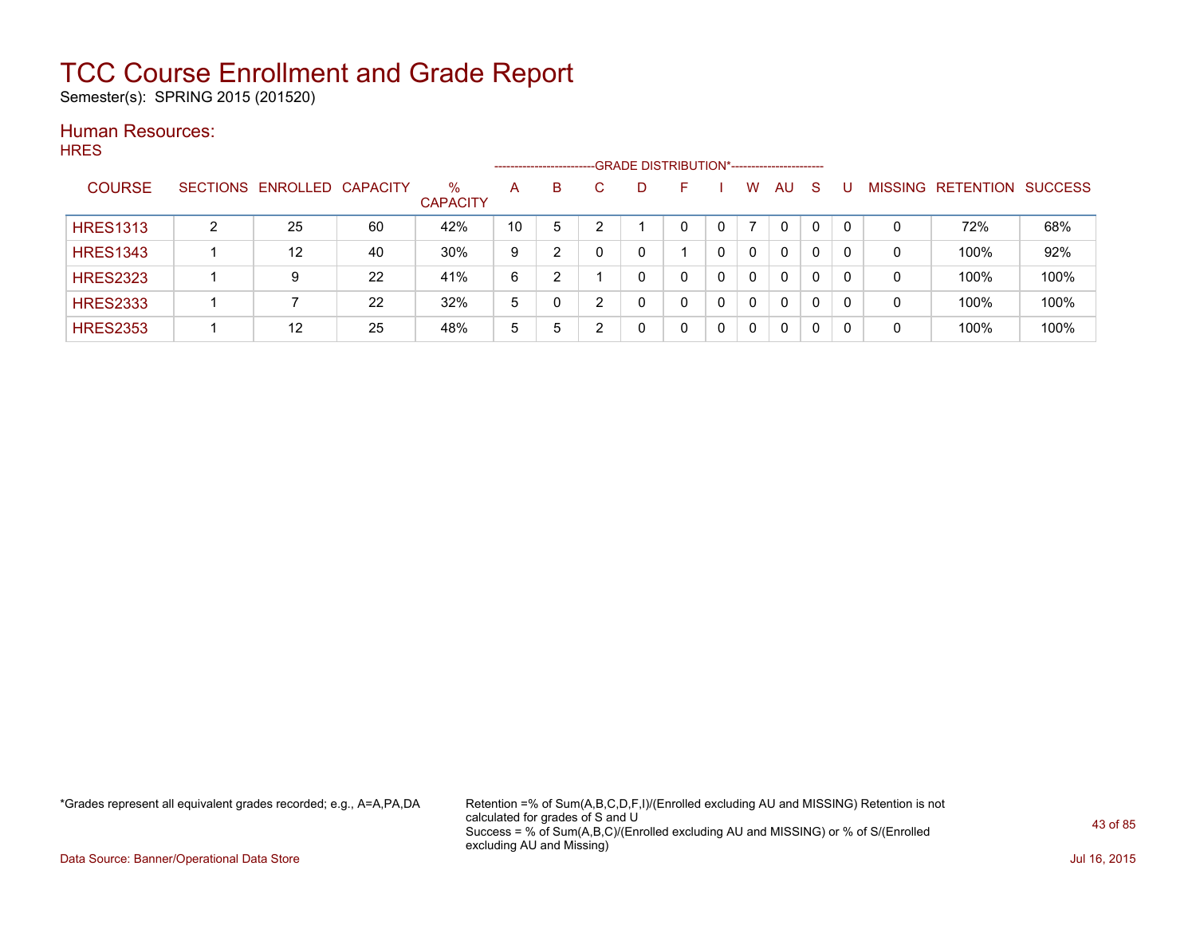# TCC Course Enrollment and Grade Report

Semester(s): SPRING 2015 (201520)

## Human Resources:

HRES

| COURSE | SECTIONS | ENROLLED | CAPACITY | % CAPACITY | A | B | C | D | F | I | W | AU | S | U | MISSING | RETENTION | SUCCESS |
|---|---|---|---|---|---|---|---|---|---|---|---|---|---|---|---|---|---|
| | | | | | GRADE DISTRIBUTION* | | | | | | | | | | | | |
| HRES1313 | 2 | 25 | 60 | 42% | 10 | 5 | 2 | 1 | 0 | 0 | 7 | 0 | 0 | 0 | 0 | 72% | 68% |
| HRES1343 | 1 | 12 | 40 | 30% | 9 | 2 | 0 | 0 | 1 | 0 | 0 | 0 | 0 | 0 | 0 | 100% | 92% |
| HRES2323 | 1 | 9 | 22 | 41% | 6 | 2 | 1 | 0 | 0 | 0 | 0 | 0 | 0 | 0 | 0 | 100% | 100% |
| HRES2333 | 1 | 7 | 22 | 32% | 5 | 0 | 2 | 0 | 0 | 0 | 0 | 0 | 0 | 0 | 0 | 100% | 100% |
| HRES2353 | 1 | 12 | 25 | 48% | 5 | 5 | 2 | 0 | 0 | 0 | 0 | 0 | 0 | 0 | 0 | 100% | 100% |

*Grades represent all equivalent grades recorded; e.g., A=A,PA,DA

Retention =% of Sum(A,B,C,D,F,I)/(Enrolled excluding AU and MISSING) Retention is not calculated for grades of S and U
Success = % of Sum(A,B,C)/(Enrolled excluding AU and MISSING) or % of S/(Enrolled excluding AU and Missing)

Data Source: Banner/Operational Data Store

Jul 16, 2015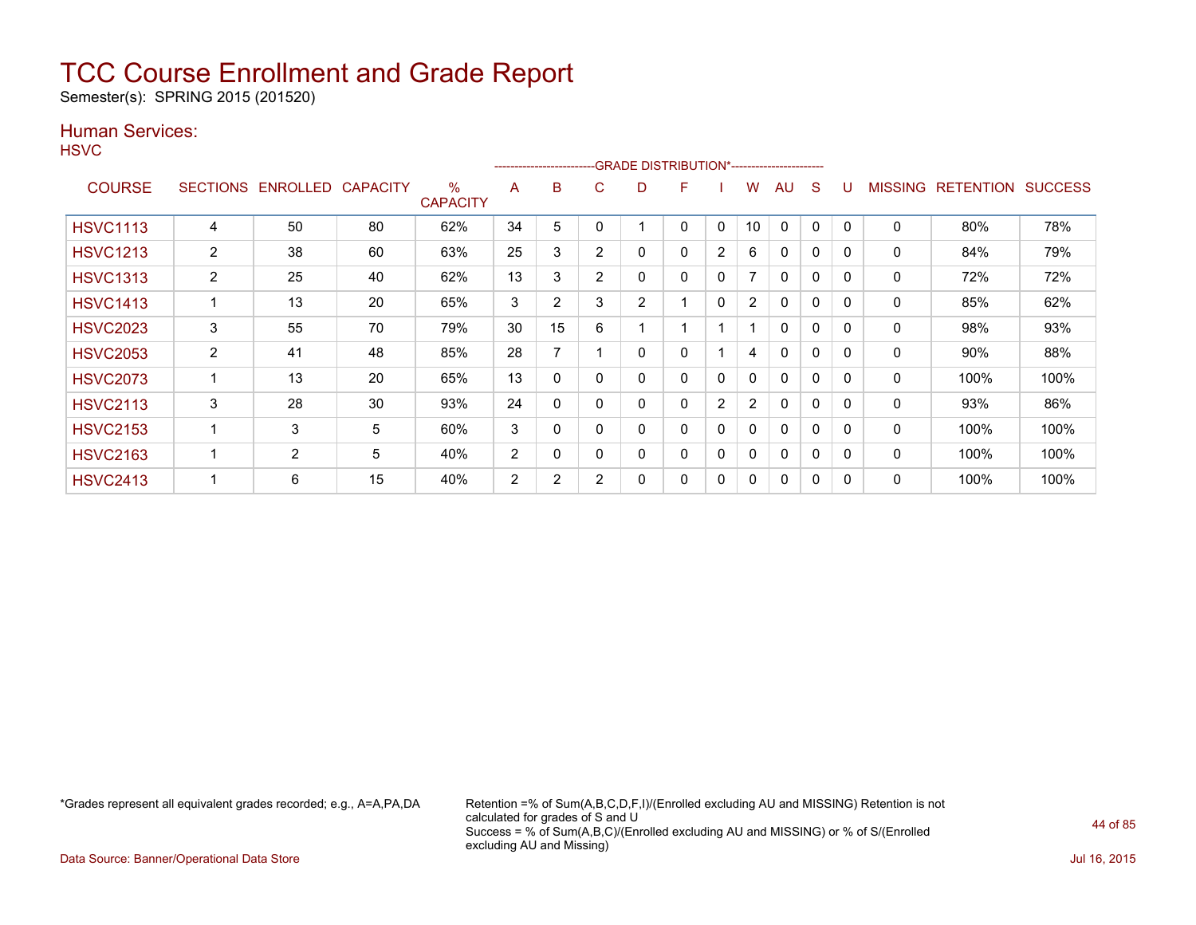# TCC Course Enrollment and Grade Report

Semester(s): SPRING 2015 (201520)

## Human Services:

HSVC

| COURSE | SECTIONS | ENROLLED | CAPACITY | % CAPACITY | A | B | C | D | F | I | W | AU | S | U | MISSING | RETENTION | SUCCESS |
|---|---|---|---|---|---|---|---|---|---|---|---|---|---|---|---|---|---|
| | | | | | GRADE DISTRIBUTION* | | | | | | | | | | | | |
| HSVC1113 | 4 | 50 | 80 | 62% | 34 | 5 | 0 | 1 | 0 | 0 | 10 | 0 | 0 | 0 | 0 | 80% | 78% |
| HSVC1213 | 2 | 38 | 60 | 63% | 25 | 3 | 2 | 0 | 0 | 2 | 6 | 0 | 0 | 0 | 0 | 84% | 79% |
| HSVC1313 | 2 | 25 | 40 | 62% | 13 | 3 | 2 | 0 | 0 | 0 | 7 | 0 | 0 | 0 | 0 | 72% | 72% |
| HSVC1413 | 1 | 13 | 20 | 65% | 3 | 2 | 3 | 2 | 1 | 0 | 2 | 0 | 0 | 0 | 0 | 85% | 62% |
| HSVC2023 | 3 | 55 | 70 | 79% | 30 | 15 | 6 | 1 | 1 | 1 | 1 | 0 | 0 | 0 | 0 | 98% | 93% |
| HSVC2053 | 2 | 41 | 48 | 85% | 28 | 7 | 1 | 0 | 0 | 1 | 4 | 0 | 0 | 0 | 0 | 90% | 88% |
| HSVC2073 | 1 | 13 | 20 | 65% | 13 | 0 | 0 | 0 | 0 | 0 | 0 | 0 | 0 | 0 | 0 | 100% | 100% |
| HSVC2113 | 3 | 28 | 30 | 93% | 24 | 0 | 0 | 0 | 0 | 2 | 2 | 0 | 0 | 0 | 0 | 93% | 86% |
| HSVC2153 | 1 | 3 | 5 | 60% | 3 | 0 | 0 | 0 | 0 | 0 | 0 | 0 | 0 | 0 | 0 | 100% | 100% |
| HSVC2163 | 1 | 2 | 5 | 40% | 2 | 0 | 0 | 0 | 0 | 0 | 0 | 0 | 0 | 0 | 0 | 100% | 100% |
| HSVC2413 | 1 | 6 | 15 | 40% | 2 | 2 | 2 | 0 | 0 | 0 | 0 | 0 | 0 | 0 | 0 | 100% | 100% |

*Grades represent all equivalent grades recorded; e.g., A=A,PA,DA

Retention =% of Sum(A,B,C,D,F,I)/(Enrolled excluding AU and MISSING) Retention is not calculated for grades of S and U
Success = % of Sum(A,B,C)/(Enrolled excluding AU and MISSING) or % of S/(Enrolled excluding AU and Missing)

Data Source: Banner/Operational Data Store

Jul 16, 2015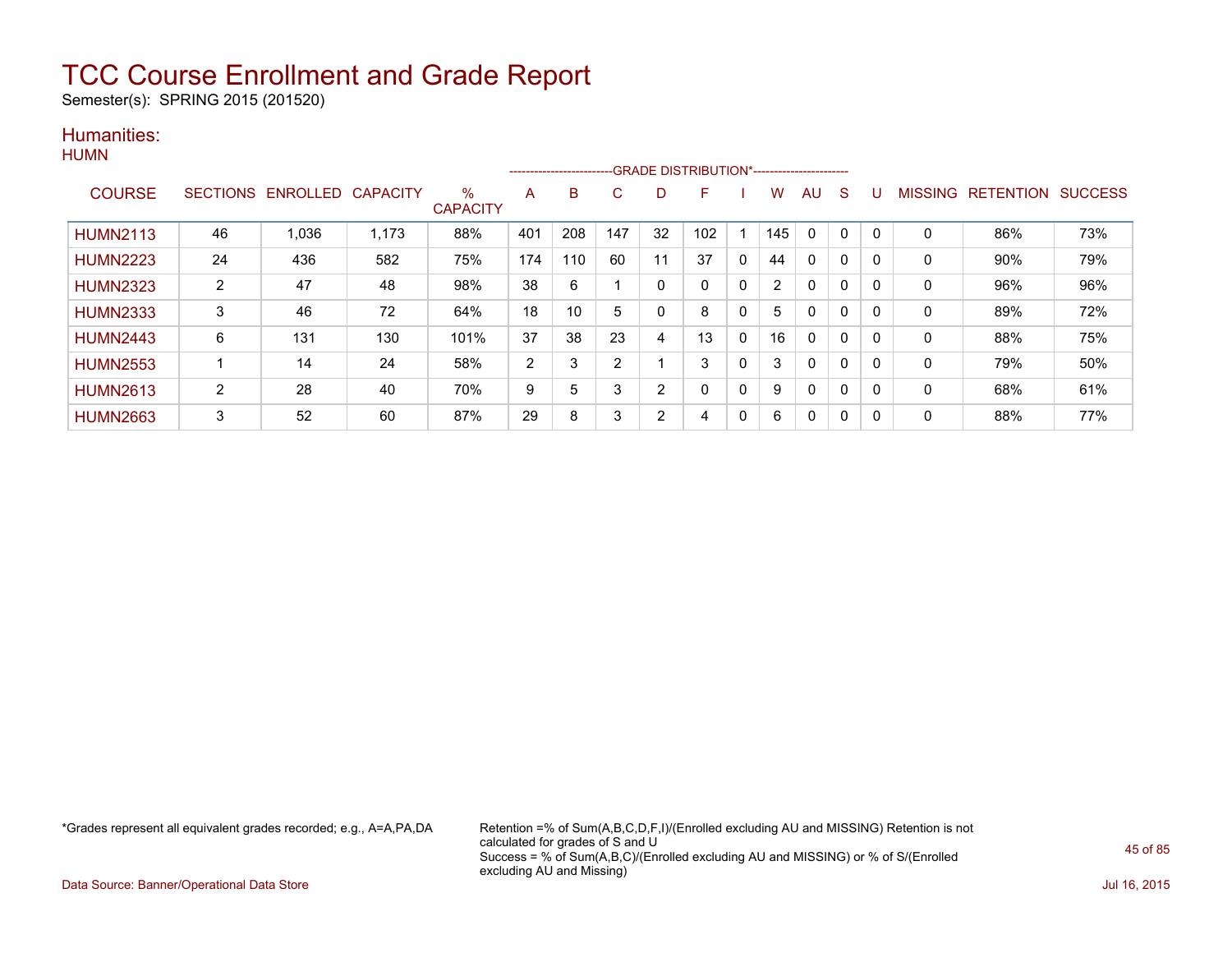# TCC Course Enrollment and Grade Report

Semester(s): SPRING 2015 (201520)

## Humanities:

### HUMN

| COURSE | SECTIONS | ENROLLED | CAPACITY | % CAPACITY | A | B | C | D | F | I | W | AU | S | U | MISSING | RETENTION | SUCCESS |
|---|---|---|---|---|---|---|---|---|---|---|---|---|---|---|---|---|---|
| | | | | | GRADE DISTRIBUTION* | | | | | | | | | | | | |
| HUMN2113 | 46 | 1,036 | 1,173 | 88% | 401 | 208 | 147 | 32 | 102 | 1 | 145 | 0 | 0 | 0 | 0 | 86% | 73% |
| HUMN2223 | 24 | 436 | 582 | 75% | 174 | 110 | 60 | 11 | 37 | 0 | 44 | 0 | 0 | 0 | 0 | 90% | 79% |
| HUMN2323 | 2 | 47 | 48 | 98% | 38 | 6 | 1 | 0 | 0 | 0 | 2 | 0 | 0 | 0 | 0 | 96% | 96% |
| HUMN2333 | 3 | 46 | 72 | 64% | 18 | 10 | 5 | 0 | 8 | 0 | 5 | 0 | 0 | 0 | 0 | 89% | 72% |
| HUMN2443 | 6 | 131 | 130 | 101% | 37 | 38 | 23 | 4 | 13 | 0 | 16 | 0 | 0 | 0 | 0 | 88% | 75% |
| HUMN2553 | 1 | 14 | 24 | 58% | 2 | 3 | 2 | 1 | 3 | 0 | 3 | 0 | 0 | 0 | 0 | 79% | 50% |
| HUMN2613 | 2 | 28 | 40 | 70% | 9 | 5 | 3 | 2 | 0 | 0 | 9 | 0 | 0 | 0 | 0 | 68% | 61% |
| HUMN2663 | 3 | 52 | 60 | 87% | 29 | 8 | 3 | 2 | 4 | 0 | 6 | 0 | 0 | 0 | 0 | 88% | 77% |

*Grades represent all equivalent grades recorded; e.g., A=A,PA,DA

Retention =% of Sum(A,B,C,D,F,I)/(Enrolled excluding AU and MISSING) Retention is not calculated for grades of S and U
Success = % of Sum(A,B,C)/(Enrolled excluding AU and MISSING) or % of S/(Enrolled excluding AU and Missing)

Data Source: Banner/Operational Data Store

Jul 16, 2015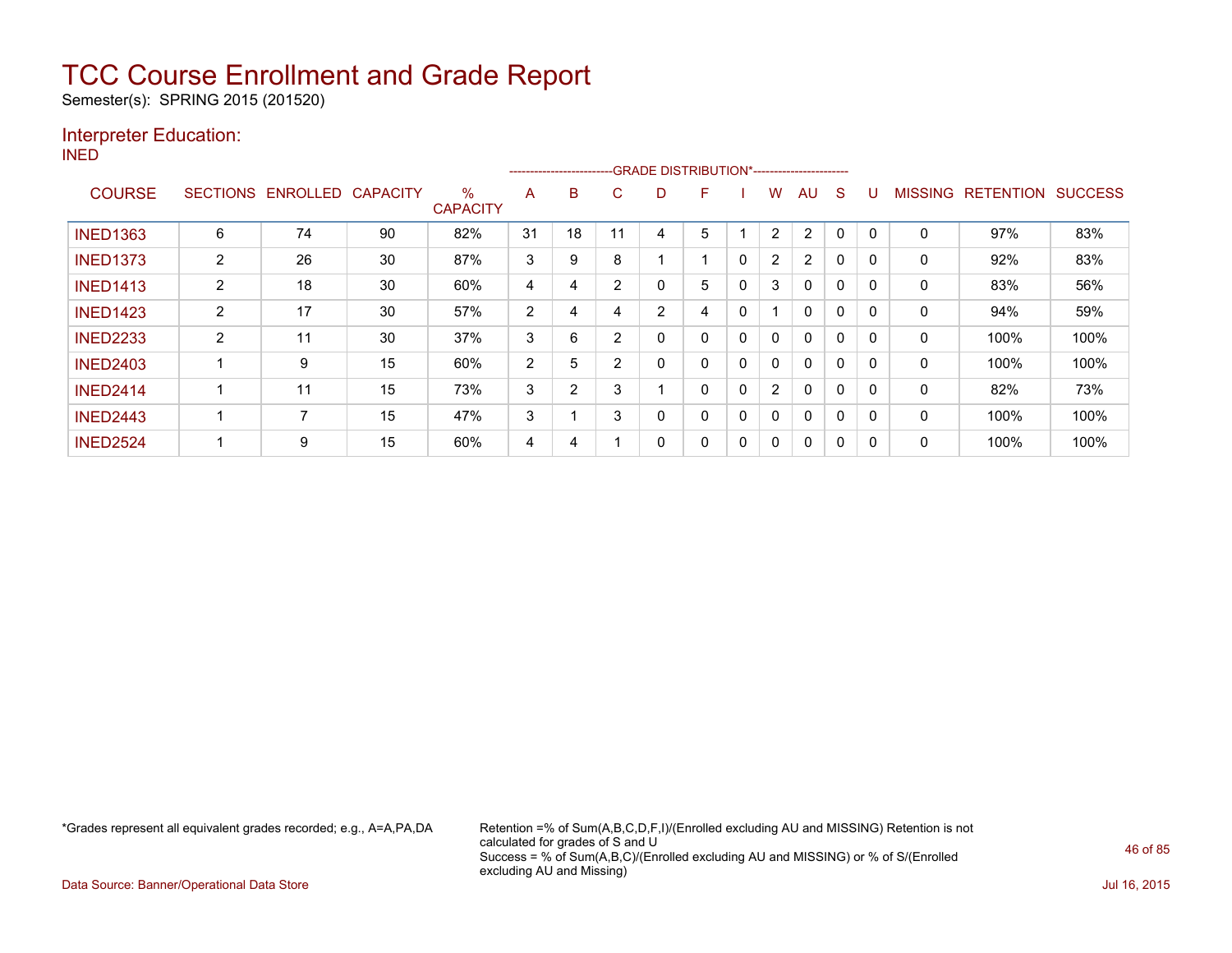# TCC Course Enrollment and Grade Report

Semester(s): SPRING 2015 (201520)

## Interpreter Education:

INED

| COURSE | SECTIONS | ENROLLED | CAPACITY | % CAPACITY | A | B | C | D | F | I | W | AU | S | U | MISSING | RETENTION | SUCCESS |
|---|---|---|---|---|---|---|---|---|---|---|---|---|---|---|---|---|---|
| | | | | | GRADE DISTRIBUTION* | | | | | | | | | | | | |
| INED1363 | 6 | 74 | 90 | 82% | 31 | 18 | 11 | 4 | 5 | 1 | 2 | 2 | 0 | 0 | 0 | 97% | 83% |
| INED1373 | 2 | 26 | 30 | 87% | 3 | 9 | 8 | 1 | 1 | 0 | 2 | 2 | 0 | 0 | 0 | 92% | 83% |
| INED1413 | 2 | 18 | 30 | 60% | 4 | 4 | 2 | 0 | 5 | 0 | 3 | 0 | 0 | 0 | 0 | 83% | 56% |
| INED1423 | 2 | 17 | 30 | 57% | 2 | 4 | 4 | 2 | 4 | 0 | 1 | 0 | 0 | 0 | 0 | 94% | 59% |
| INED2233 | 2 | 11 | 30 | 37% | 3 | 6 | 2 | 0 | 0 | 0 | 0 | 0 | 0 | 0 | 0 | 100% | 100% |
| INED2403 | 1 | 9 | 15 | 60% | 2 | 5 | 2 | 0 | 0 | 0 | 0 | 0 | 0 | 0 | 0 | 100% | 100% |
| INED2414 | 1 | 11 | 15 | 73% | 3 | 2 | 3 | 1 | 0 | 0 | 2 | 0 | 0 | 0 | 0 | 82% | 73% |
| INED2443 | 1 | 7 | 15 | 47% | 3 | 1 | 3 | 0 | 0 | 0 | 0 | 0 | 0 | 0 | 0 | 100% | 100% |
| INED2524 | 1 | 9 | 15 | 60% | 4 | 4 | 1 | 0 | 0 | 0 | 0 | 0 | 0 | 0 | 0 | 100% | 100% |

*Grades represent all equivalent grades recorded; e.g., A=A,PA,DA

Retention =% of Sum(A,B,C,D,F,I)/(Enrolled excluding AU and MISSING) Retention is not calculated for grades of S and U
Success = % of Sum(A,B,C)/(Enrolled excluding AU and MISSING) or % of S/(Enrolled excluding AU and Missing)

Data Source: Banner/Operational Data Store

Jul 16, 2015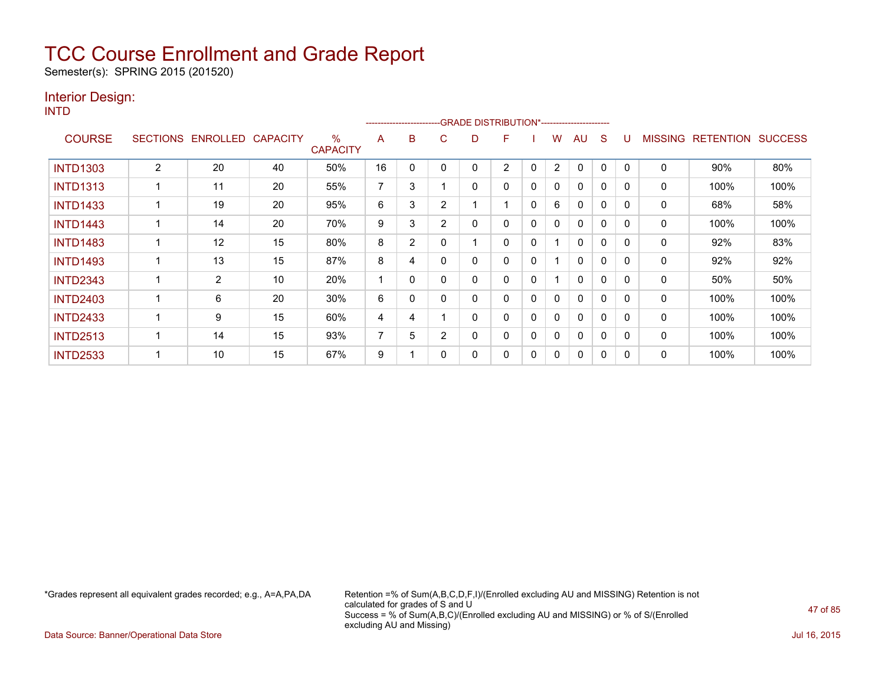# TCC Course Enrollment and Grade Report

Semester(s): SPRING 2015 (201520)

## Interior Design:

### INTD

| COURSE | SECTIONS | ENROLLED | CAPACITY | % CAPACITY | A | B | C | D | F | I | W | AU | S | U | MISSING | RETENTION | SUCCESS |
|---|---|---|---|---|---|---|---|---|---|---|---|---|---|---|---|---|---|
| | | | | | GRADE DISTRIBUTION* | | | | | | | | | | | | |
| INTD1303 | 2 | 20 | 40 | 50% | 16 | 0 | 0 | 0 | 2 | 0 | 2 | 0 | 0 | 0 | 0 | 90% | 80% |
| INTD1313 | 1 | 11 | 20 | 55% | 7 | 3 | 1 | 0 | 0 | 0 | 0 | 0 | 0 | 0 | 0 | 100% | 100% |
| INTD1433 | 1 | 19 | 20 | 95% | 6 | 3 | 2 | 1 | 1 | 0 | 6 | 0 | 0 | 0 | 0 | 68% | 58% |
| INTD1443 | 1 | 14 | 20 | 70% | 9 | 3 | 2 | 0 | 0 | 0 | 0 | 0 | 0 | 0 | 0 | 100% | 100% |
| INTD1483 | 1 | 12 | 15 | 80% | 8 | 2 | 0 | 1 | 0 | 0 | 1 | 0 | 0 | 0 | 0 | 92% | 83% |
| INTD1493 | 1 | 13 | 15 | 87% | 8 | 4 | 0 | 0 | 0 | 0 | 1 | 0 | 0 | 0 | 0 | 92% | 92% |
| INTD2343 | 1 | 2 | 10 | 20% | 1 | 0 | 0 | 0 | 0 | 0 | 1 | 0 | 0 | 0 | 0 | 50% | 50% |
| INTD2403 | 1 | 6 | 20 | 30% | 6 | 0 | 0 | 0 | 0 | 0 | 0 | 0 | 0 | 0 | 0 | 100% | 100% |
| INTD2433 | 1 | 9 | 15 | 60% | 4 | 4 | 1 | 0 | 0 | 0 | 0 | 0 | 0 | 0 | 0 | 100% | 100% |
| INTD2513 | 1 | 14 | 15 | 93% | 7 | 5 | 2 | 0 | 0 | 0 | 0 | 0 | 0 | 0 | 0 | 100% | 100% |
| INTD2533 | 1 | 10 | 15 | 67% | 9 | 1 | 0 | 0 | 0 | 0 | 0 | 0 | 0 | 0 | 0 | 100% | 100% |

*Grades represent all equivalent grades recorded; e.g., A=A,PA,DA

Retention =% of Sum(A,B,C,D,F,I)/(Enrolled excluding AU and MISSING) Retention is not calculated for grades of S and U
Success = % of Sum(A,B,C)/(Enrolled excluding AU and MISSING) or % of S/(Enrolled excluding AU and Missing)

Data Source: Banner/Operational Data Store

Jul 16, 2015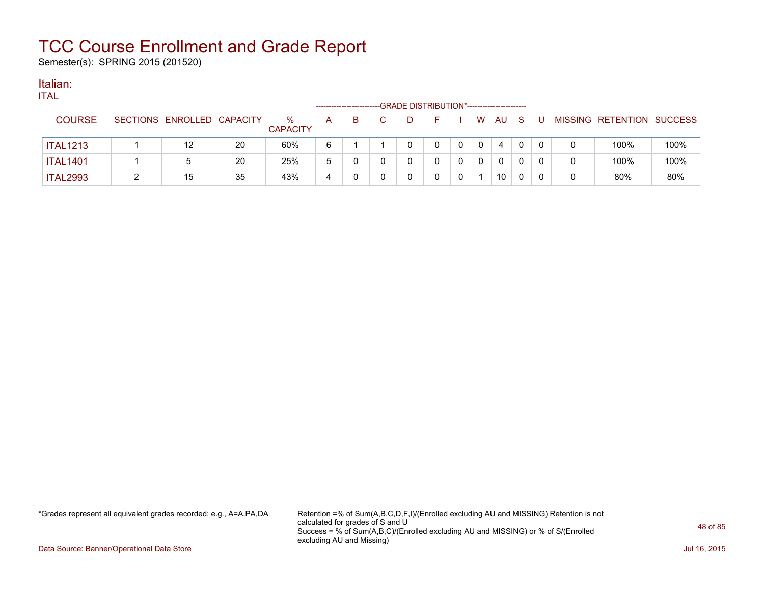# TCC Course Enrollment and Grade Report

Semester(s): SPRING 2015 (201520)

## Italian:

ITAL

| COURSE | SECTIONS | ENROLLED | CAPACITY | % CAPACITY | A | B | C | D | F | I | W | AU | S | U | MISSING | RETENTION | SUCCESS |
|---|---|---|---|---|---|---|---|---|---|---|---|---|---|---|---|---|---|
| | | | | | GRADE DISTRIBUTION* | | | | | | | | | | | | |
| ITAL1213 | 1 | 12 | 20 | 60% | 6 | 1 | 1 | 0 | 0 | 0 | 0 | 4 | 0 | 0 | 0 | 100% | 100% |
| ITAL1401 | 1 | 5 | 20 | 25% | 5 | 0 | 0 | 0 | 0 | 0 | 0 | 0 | 0 | 0 | 0 | 100% | 100% |
| ITAL2993 | 2 | 15 | 35 | 43% | 4 | 0 | 0 | 0 | 0 | 0 | 1 | 10 | 0 | 0 | 0 | 80% | 80% |

*Grades represent all equivalent grades recorded; e.g., A=A,PA,DA

Retention =% of Sum(A,B,C,D,F,I)/(Enrolled excluding AU and MISSING) Retention is not calculated for grades of S and U
Success = % of Sum(A,B,C)/(Enrolled excluding AU and MISSING) or % of S/(Enrolled excluding AU and Missing)

Data Source: Banner/Operational Data Store

Jul 16, 2015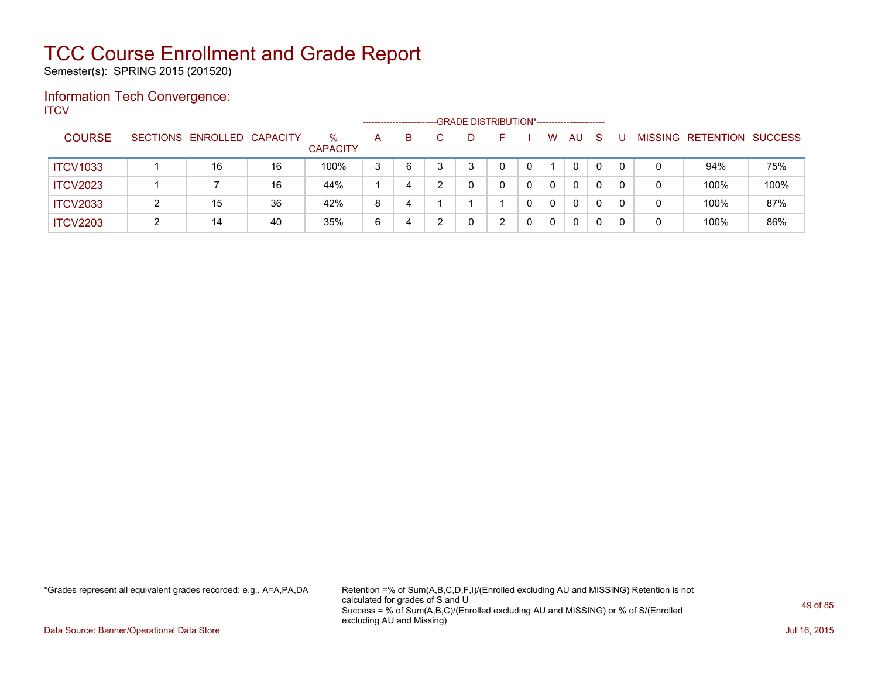# TCC Course Enrollment and Grade Report

Semester(s): SPRING 2015 (201520)

## Information Tech Convergence:

ITCV

| COURSE | SECTIONS | ENROLLED | CAPACITY | % CAPACITY | A | B | C | D | F | I | W | AU | S | U | MISSING | RETENTION | SUCCESS |
|---|---|---|---|---|---|---|---|---|---|---|---|---|---|---|---|---|---|
| | | | | | GRADE DISTRIBUTION* | | | | | | | | | | | | |
| ITCV1033 | 1 | 16 | 16 | 100% | 3 | 6 | 3 | 3 | 0 | 0 | 1 | 0 | 0 | 0 | 0 | 94% | 75% |
| ITCV2023 | 1 | 7 | 16 | 44% | 1 | 4 | 2 | 0 | 0 | 0 | 0 | 0 | 0 | 0 | 0 | 100% | 100% |
| ITCV2033 | 2 | 15 | 36 | 42% | 8 | 4 | 1 | 1 | 1 | 0 | 0 | 0 | 0 | 0 | 0 | 100% | 87% |
| ITCV2203 | 2 | 14 | 40 | 35% | 6 | 4 | 2 | 0 | 2 | 0 | 0 | 0 | 0 | 0 | 0 | 100% | 86% |

*Grades represent all equivalent grades recorded; e.g., A=A,PA,DA

Retention =% of Sum(A,B,C,D,F,I)/(Enrolled excluding AU and MISSING) Retention is not calculated for grades of S and U
Success = % of Sum(A,B,C)/(Enrolled excluding AU and MISSING) or % of S/(Enrolled excluding AU and Missing)

Data Source: Banner/Operational Data Store

Jul 16, 2015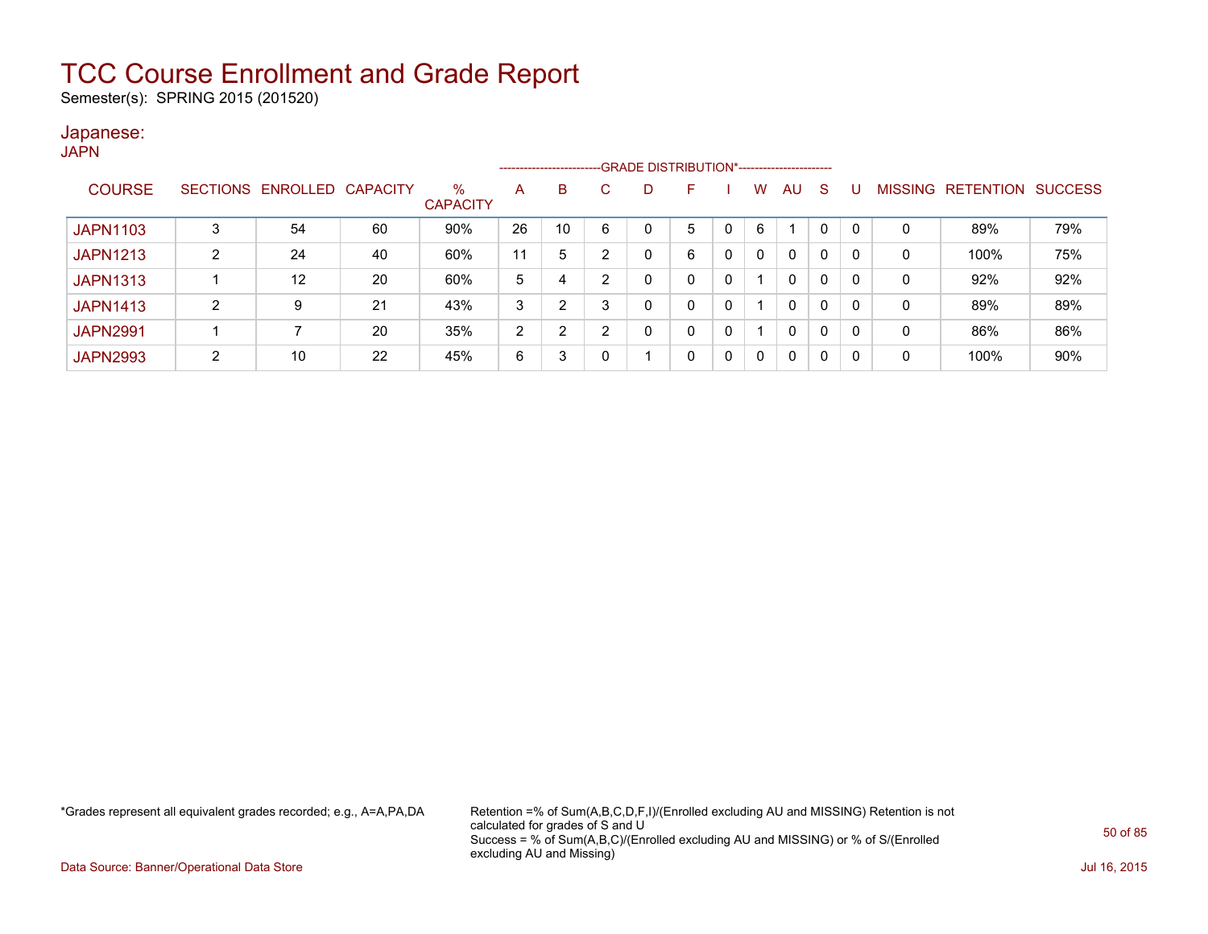# TCC Course Enrollment and Grade Report

Semester(s): SPRING 2015 (201520)

## Japanese:

JAPN

| COURSE | SECTIONS | ENROLLED | CAPACITY | % CAPACITY | A | B | C | D | F | I | W | AU | S | U | MISSING | RETENTION | SUCCESS |
|---|---|---|---|---|---|---|---|---|---|---|---|---|---|---|---|---|---|
| | | | | | GRADE DISTRIBUTION* | | | | | | | | | | | | |
| JAPN1103 | 3 | 54 | 60 | 90% | 26 | 10 | 6 | 0 | 5 | 0 | 6 | 1 | 0 | 0 | 0 | 89% | 79% |
| JAPN1213 | 2 | 24 | 40 | 60% | 11 | 5 | 2 | 0 | 6 | 0 | 0 | 0 | 0 | 0 | 0 | 100% | 75% |
| JAPN1313 | 1 | 12 | 20 | 60% | 5 | 4 | 2 | 0 | 0 | 0 | 1 | 0 | 0 | 0 | 0 | 92% | 92% |
| JAPN1413 | 2 | 9 | 21 | 43% | 3 | 2 | 3 | 0 | 0 | 0 | 1 | 0 | 0 | 0 | 0 | 89% | 89% |
| JAPN2991 | 1 | 7 | 20 | 35% | 2 | 2 | 2 | 0 | 0 | 0 | 1 | 0 | 0 | 0 | 0 | 86% | 86% |
| JAPN2993 | 2 | 10 | 22 | 45% | 6 | 3 | 0 | 1 | 0 | 0 | 0 | 0 | 0 | 0 | 0 | 100% | 90% |

*Grades represent all equivalent grades recorded; e.g., A=A,PA,DA

Retention =% of Sum(A,B,C,D,F,I)/(Enrolled excluding AU and MISSING) Retention is not calculated for grades of S and U
Success = % of Sum(A,B,C)/(Enrolled excluding AU and MISSING) or % of S/(Enrolled excluding AU and Missing)

Data Source: Banner/Operational Data Store

Jul 16, 2015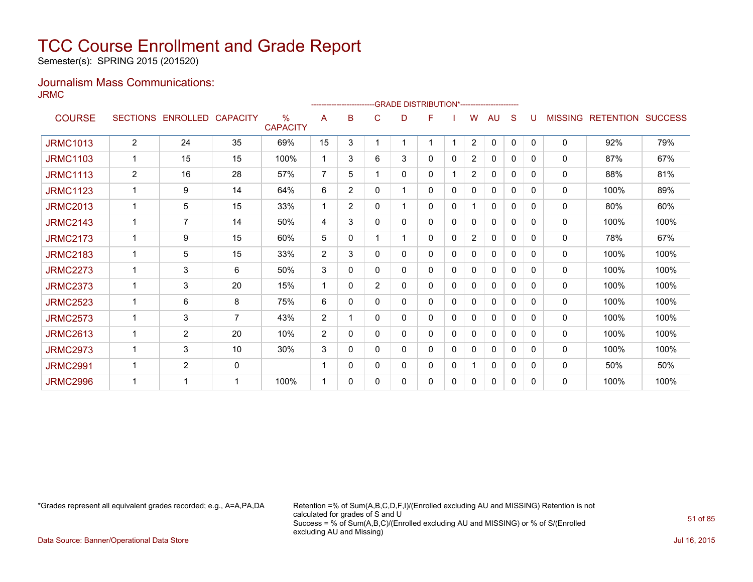# TCC Course Enrollment and Grade Report

Semester(s): SPRING 2015 (201520)

## Journalism Mass Communications:

JRMC

| COURSE | SECTIONS | ENROLLED | CAPACITY | % CAPACITY | A | B | C | D | F | I | W | AU | S | U | MISSING | RETENTION | SUCCESS |
|---|---|---|---|---|---|---|---|---|---|---|---|---|---|---|---|---|---|
| | | | | | GRADE DISTRIBUTION* | | | | | | | | | | | | |
| JRMC1013 | 2 | 24 | 35 | 69% | 15 | 3 | 1 | 1 | 1 | 1 | 2 | 0 | 0 | 0 | 0 | 92% | 79% |
| JRMC1103 | 1 | 15 | 15 | 100% | 1 | 3 | 6 | 3 | 0 | 0 | 2 | 0 | 0 | 0 | 0 | 87% | 67% |
| JRMC1113 | 2 | 16 | 28 | 57% | 7 | 5 | 1 | 0 | 0 | 1 | 2 | 0 | 0 | 0 | 0 | 88% | 81% |
| JRMC1123 | 1 | 9 | 14 | 64% | 6 | 2 | 0 | 1 | 0 | 0 | 0 | 0 | 0 | 0 | 0 | 100% | 89% |
| JRMC2013 | 1 | 5 | 15 | 33% | 1 | 2 | 0 | 1 | 0 | 0 | 1 | 0 | 0 | 0 | 0 | 80% | 60% |
| JRMC2143 | 1 | 7 | 14 | 50% | 4 | 3 | 0 | 0 | 0 | 0 | 0 | 0 | 0 | 0 | 0 | 100% | 100% |
| JRMC2173 | 1 | 9 | 15 | 60% | 5 | 0 | 1 | 1 | 0 | 0 | 2 | 0 | 0 | 0 | 0 | 78% | 67% |
| JRMC2183 | 1 | 5 | 15 | 33% | 2 | 3 | 0 | 0 | 0 | 0 | 0 | 0 | 0 | 0 | 0 | 100% | 100% |
| JRMC2273 | 1 | 3 | 6 | 50% | 3 | 0 | 0 | 0 | 0 | 0 | 0 | 0 | 0 | 0 | 0 | 100% | 100% |
| JRMC2373 | 1 | 3 | 20 | 15% | 1 | 0 | 2 | 0 | 0 | 0 | 0 | 0 | 0 | 0 | 0 | 100% | 100% |
| JRMC2523 | 1 | 6 | 8 | 75% | 6 | 0 | 0 | 0 | 0 | 0 | 0 | 0 | 0 | 0 | 0 | 100% | 100% |
| JRMC2573 | 1 | 3 | 7 | 43% | 2 | 1 | 0 | 0 | 0 | 0 | 0 | 0 | 0 | 0 | 0 | 100% | 100% |
| JRMC2613 | 1 | 2 | 20 | 10% | 2 | 0 | 0 | 0 | 0 | 0 | 0 | 0 | 0 | 0 | 0 | 100% | 100% |
| JRMC2973 | 1 | 3 | 10 | 30% | 3 | 0 | 0 | 0 | 0 | 0 | 0 | 0 | 0 | 0 | 0 | 100% | 100% |
| JRMC2991 | 1 | 2 | 0 | | 1 | 0 | 0 | 0 | 0 | 0 | 1 | 0 | 0 | 0 | 0 | 50% | 50% |
| JRMC2996 | 1 | 1 | 1 | 100% | 1 | 0 | 0 | 0 | 0 | 0 | 0 | 0 | 0 | 0 | 0 | 100% | 100% |

*Grades represent all equivalent grades recorded; e.g., A=A,PA,DA

Retention =% of Sum(A,B,C,D,F,I)/(Enrolled excluding AU and MISSING) Retention is not calculated for grades of S and U
Success = % of Sum(A,B,C)/(Enrolled excluding AU and MISSING) or % of S/(Enrolled excluding AU and Missing)

Data Source: Banner/Operational Data Store

Jul 16, 2015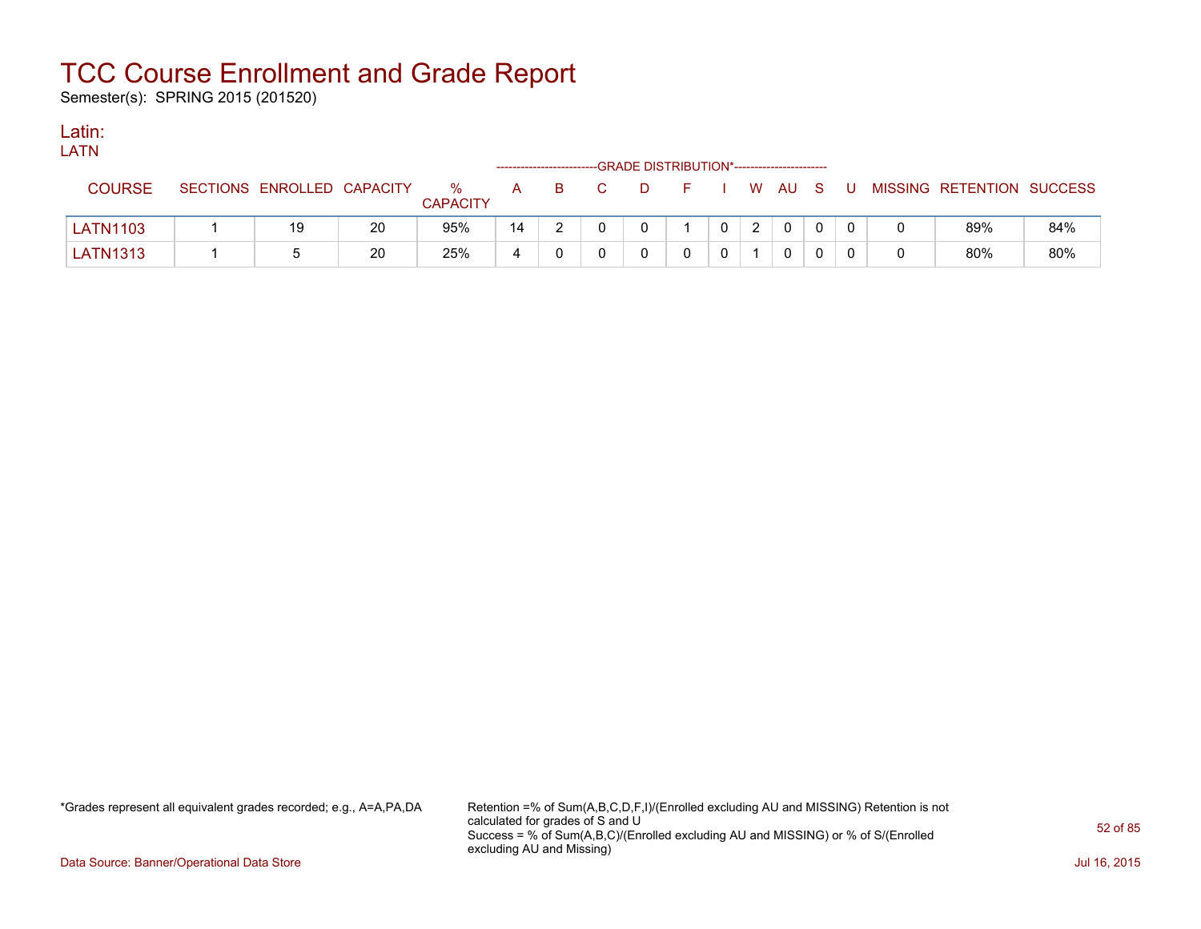# TCC Course Enrollment and Grade Report

Semester(s): SPRING 2015 (201520)

## Latin:

LATN

| COURSE | SECTIONS | ENROLLED | CAPACITY | % CAPACITY | A | B | C | D | F | I | W | AU | S | U | MISSING | RETENTION | SUCCESS |
|---|---|---|---|---|---|---|---|---|---|---|---|---|---|---|---|---|---|
| | | | | | GRADE DISTRIBUTION* | | | | | | | | | | | | |
| LATN1103 | 1 | 19 | 20 | 95% | 14 | 2 | 0 | 0 | 1 | 0 | 2 | 0 | 0 | 0 | 0 | 89% | 84% |
| LATN1313 | 1 | 5 | 20 | 25% | 4 | 0 | 0 | 0 | 0 | 0 | 1 | 0 | 0 | 0 | 0 | 80% | 80% |

*Grades represent all equivalent grades recorded; e.g., A=A,PA,DA

Retention =% of Sum(A,B,C,D,F,I)/(Enrolled excluding AU and MISSING) Retention is not calculated for grades of S and U
Success = % of Sum(A,B,C)/(Enrolled excluding AU and MISSING) or % of S/(Enrolled excluding AU and Missing)

Data Source: Banner/Operational Data Store

Jul 16, 2015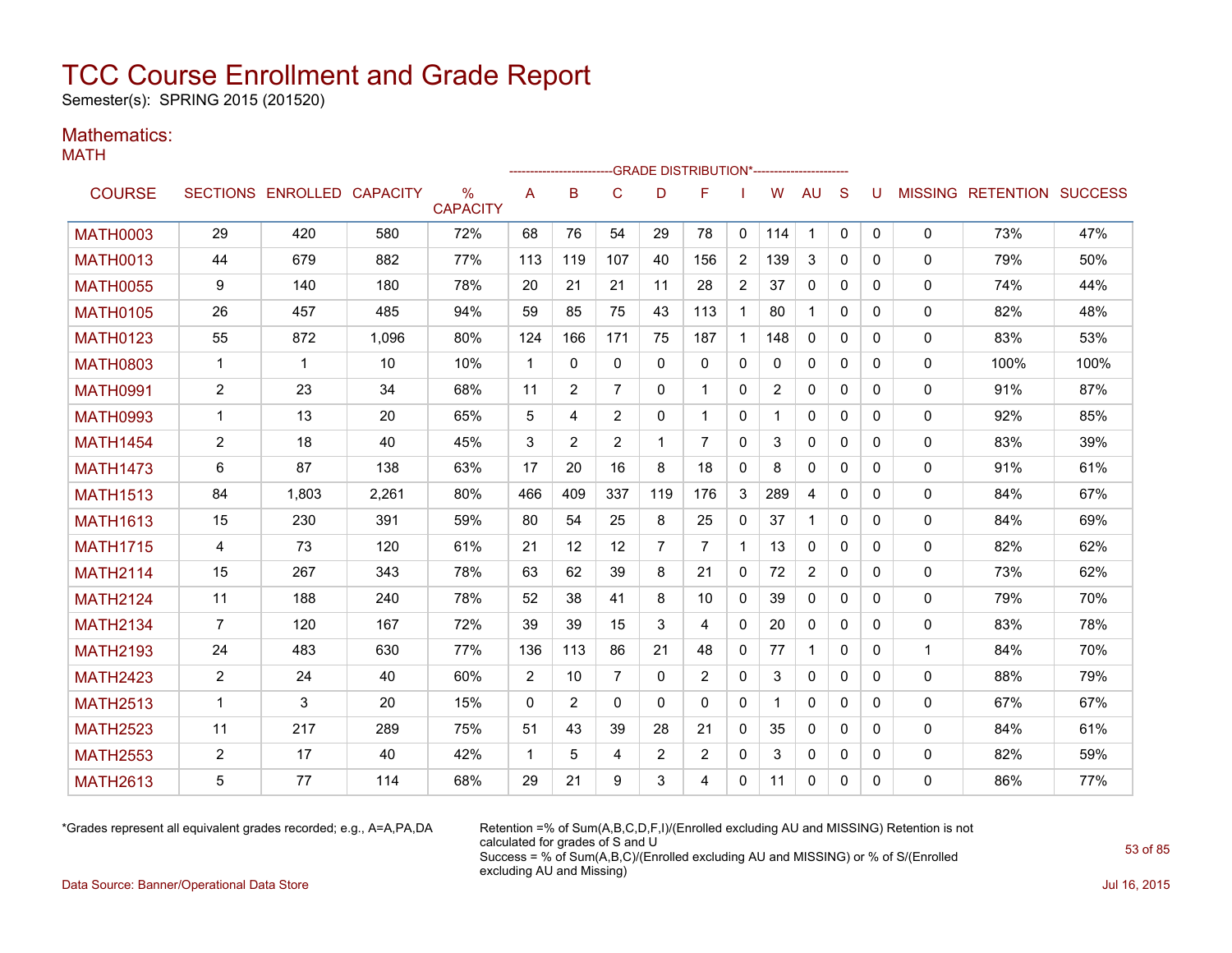# TCC Course Enrollment and Grade Report

Semester(s): SPRING 2015 (201520)

## Mathematics:

### MATH

| COURSE | SECTIONS | ENROLLED | CAPACITY | % CAPACITY | A | B | C | D | F | I | W | AU | S | U | MISSING | RETENTION | SUCCESS |
|---|---|---|---|---|---|---|---|---|---|---|---|---|---|---|---|---|---|
| | | | | | GRADE DISTRIBUTION* | | | | | | | | | | | | |
| MATH0003 | 29 | 420 | 580 | 72% | 68 | 76 | 54 | 29 | 78 | 0 | 114 | 1 | 0 | 0 | 0 | 73% | 47% |
| MATH0013 | 44 | 679 | 882 | 77% | 113 | 119 | 107 | 40 | 156 | 2 | 139 | 3 | 0 | 0 | 0 | 79% | 50% |
| MATH0055 | 9 | 140 | 180 | 78% | 20 | 21 | 21 | 11 | 28 | 2 | 37 | 0 | 0 | 0 | 0 | 74% | 44% |
| MATH0105 | 26 | 457 | 485 | 94% | 59 | 85 | 75 | 43 | 113 | 1 | 80 | 1 | 0 | 0 | 0 | 82% | 48% |
| MATH0123 | 55 | 872 | 1,096 | 80% | 124 | 166 | 171 | 75 | 187 | 1 | 148 | 0 | 0 | 0 | 0 | 83% | 53% |
| MATH0803 | 1 | 1 | 10 | 10% | 1 | 0 | 0 | 0 | 0 | 0 | 0 | 0 | 0 | 0 | 0 | 100% | 100% |
| MATH0991 | 2 | 23 | 34 | 68% | 11 | 2 | 7 | 0 | 1 | 0 | 2 | 0 | 0 | 0 | 0 | 91% | 87% |
| MATH0993 | 1 | 13 | 20 | 65% | 5 | 4 | 2 | 0 | 1 | 0 | 1 | 0 | 0 | 0 | 0 | 92% | 85% |
| MATH1454 | 2 | 18 | 40 | 45% | 3 | 2 | 2 | 1 | 7 | 0 | 3 | 0 | 0 | 0 | 0 | 83% | 39% |
| MATH1473 | 6 | 87 | 138 | 63% | 17 | 20 | 16 | 8 | 18 | 0 | 8 | 0 | 0 | 0 | 0 | 91% | 61% |
| MATH1513 | 84 | 1,803 | 2,261 | 80% | 466 | 409 | 337 | 119 | 176 | 3 | 289 | 4 | 0 | 0 | 0 | 84% | 67% |
| MATH1613 | 15 | 230 | 391 | 59% | 80 | 54 | 25 | 8 | 25 | 0 | 37 | 1 | 0 | 0 | 0 | 84% | 69% |
| MATH1715 | 4 | 73 | 120 | 61% | 21 | 12 | 12 | 7 | 7 | 1 | 13 | 0 | 0 | 0 | 0 | 82% | 62% |
| MATH2114 | 15 | 267 | 343 | 78% | 63 | 62 | 39 | 8 | 21 | 0 | 72 | 2 | 0 | 0 | 0 | 73% | 62% |
| MATH2124 | 11 | 188 | 240 | 78% | 52 | 38 | 41 | 8 | 10 | 0 | 39 | 0 | 0 | 0 | 0 | 79% | 70% |
| MATH2134 | 7 | 120 | 167 | 72% | 39 | 39 | 15 | 3 | 4 | 0 | 20 | 0 | 0 | 0 | 0 | 83% | 78% |
| MATH2193 | 24 | 483 | 630 | 77% | 136 | 113 | 86 | 21 | 48 | 0 | 77 | 1 | 0 | 0 | 1 | 84% | 70% |
| MATH2423 | 2 | 24 | 40 | 60% | 2 | 10 | 7 | 0 | 2 | 0 | 3 | 0 | 0 | 0 | 0 | 88% | 79% |
| MATH2513 | 1 | 3 | 20 | 15% | 0 | 2 | 0 | 0 | 0 | 0 | 1 | 0 | 0 | 0 | 0 | 67% | 67% |
| MATH2523 | 11 | 217 | 289 | 75% | 51 | 43 | 39 | 28 | 21 | 0 | 35 | 0 | 0 | 0 | 0 | 84% | 61% |
| MATH2553 | 2 | 17 | 40 | 42% | 1 | 5 | 4 | 2 | 2 | 0 | 3 | 0 | 0 | 0 | 0 | 82% | 59% |
| MATH2613 | 5 | 77 | 114 | 68% | 29 | 21 | 9 | 3 | 4 | 0 | 11 | 0 | 0 | 0 | 0 | 86% | 77% |

*Grades represent all equivalent grades recorded; e.g., A=A,PA,DA

Retention =% of Sum(A,B,C,D,F,I)/(Enrolled excluding AU and MISSING) Retention is not calculated for grades of S and U
Success = % of Sum(A,B,C)/(Enrolled excluding AU and MISSING) or % of S/(Enrolled excluding AU and Missing)

Data Source: Banner/Operational Data Store

Jul 16, 2015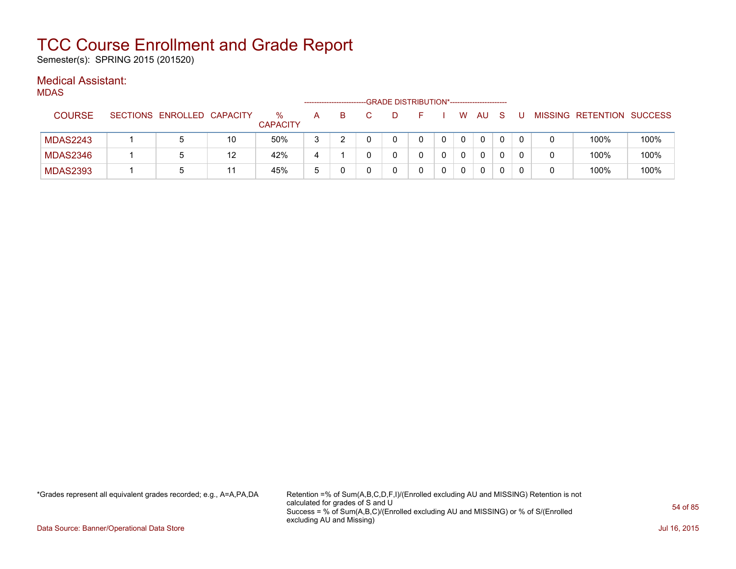# TCC Course Enrollment and Grade Report

Semester(s): SPRING 2015 (201520)

## Medical Assistant:

### MDAS

| COURSE | SECTIONS | ENROLLED | CAPACITY | % CAPACITY | A | B | C | D | F | I | W | AU | S | U | MISSING | RETENTION | SUCCESS |
|---|---|---|---|---|---|---|---|---|---|---|---|---|---|---|---|---|---|
| | | | | | GRADE DISTRIBUTION* | | | | | | | | | | | | |
| MDAS2243 | 1 | 5 | 10 | 50% | 3 | 2 | 0 | 0 | 0 | 0 | 0 | 0 | 0 | 0 | 0 | 100% | 100% |
| MDAS2346 | 1 | 5 | 12 | 42% | 4 | 1 | 0 | 0 | 0 | 0 | 0 | 0 | 0 | 0 | 0 | 100% | 100% |
| MDAS2393 | 1 | 5 | 11 | 45% | 5 | 0 | 0 | 0 | 0 | 0 | 0 | 0 | 0 | 0 | 0 | 100% | 100% |

*Grades represent all equivalent grades recorded; e.g., A=A,PA,DA

Retention =% of Sum(A,B,C,D,F,I)/(Enrolled excluding AU and MISSING) Retention is not calculated for grades of S and U
Success = % of Sum(A,B,C)/(Enrolled excluding AU and MISSING) or % of S/(Enrolled excluding AU and Missing)

Data Source: Banner/Operational Data Store

Jul 16, 2015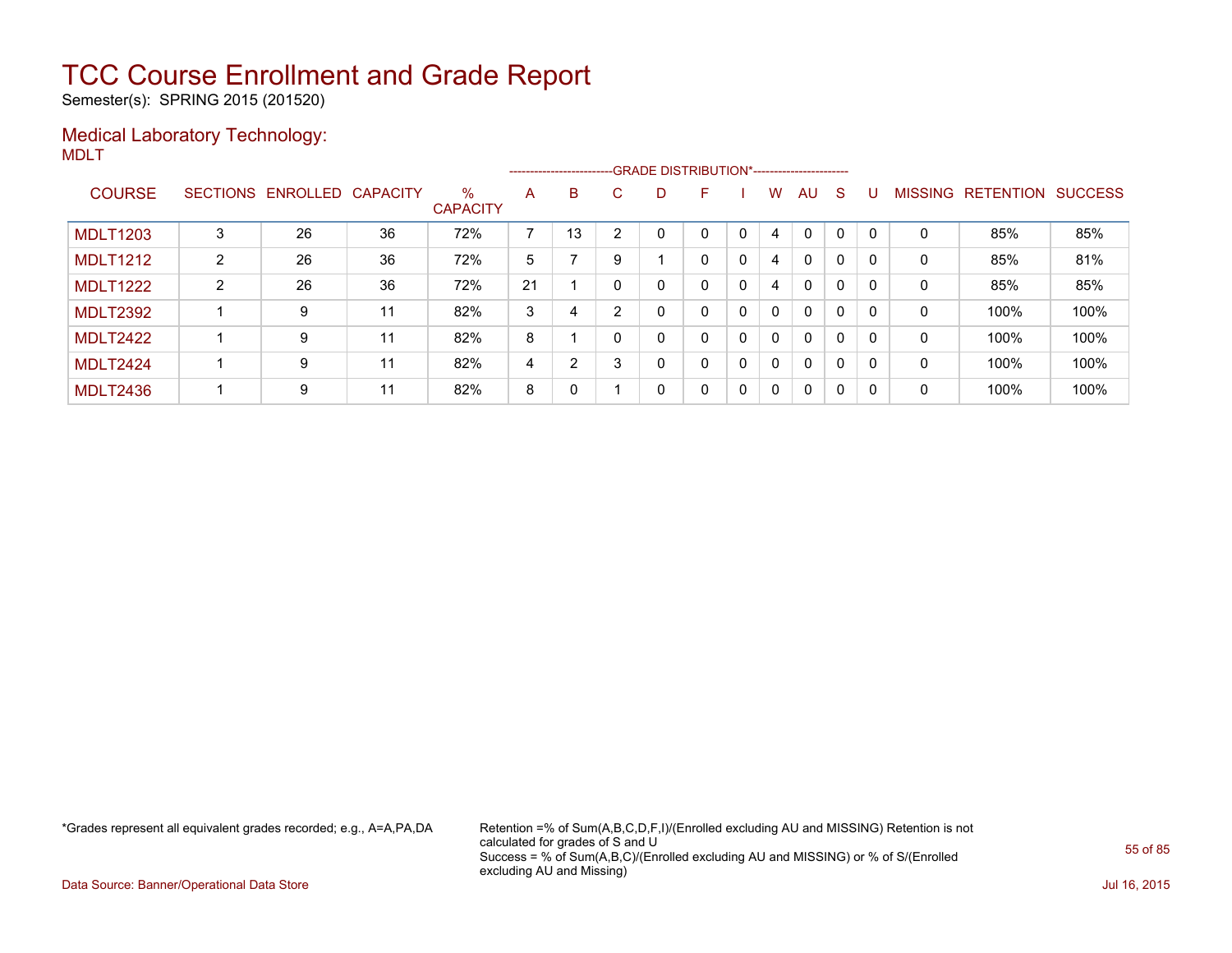# TCC Course Enrollment and Grade Report

Semester(s): SPRING 2015 (201520)

## Medical Laboratory Technology:

MDLT

| COURSE | SECTIONS | ENROLLED | CAPACITY | % CAPACITY | A | B | C | D | F | I | W | AU | S | U | MISSING | RETENTION | SUCCESS |
|---|---|---|---|---|---|---|---|---|---|---|---|---|---|---|---|---|---|
| | | | | | GRADE DISTRIBUTION* | | | | | | | | | | | | |
| MDLT1203 | 3 | 26 | 36 | 72% | 7 | 13 | 2 | 0 | 0 | 0 | 4 | 0 | 0 | 0 | 0 | 85% | 85% |
| MDLT1212 | 2 | 26 | 36 | 72% | 5 | 7 | 9 | 1 | 0 | 0 | 4 | 0 | 0 | 0 | 0 | 85% | 81% |
| MDLT1222 | 2 | 26 | 36 | 72% | 21 | 1 | 0 | 0 | 0 | 0 | 4 | 0 | 0 | 0 | 0 | 85% | 85% |
| MDLT2392 | 1 | 9 | 11 | 82% | 3 | 4 | 2 | 0 | 0 | 0 | 0 | 0 | 0 | 0 | 0 | 100% | 100% |
| MDLT2422 | 1 | 9 | 11 | 82% | 8 | 1 | 0 | 0 | 0 | 0 | 0 | 0 | 0 | 0 | 0 | 100% | 100% |
| MDLT2424 | 1 | 9 | 11 | 82% | 4 | 2 | 3 | 0 | 0 | 0 | 0 | 0 | 0 | 0 | 0 | 100% | 100% |
| MDLT2436 | 1 | 9 | 11 | 82% | 8 | 0 | 1 | 0 | 0 | 0 | 0 | 0 | 0 | 0 | 0 | 100% | 100% |

*Grades represent all equivalent grades recorded; e.g., A=A,PA,DA

Retention =% of Sum(A,B,C,D,F,I)/(Enrolled excluding AU and MISSING) Retention is not calculated for grades of S and U
Success = % of Sum(A,B,C)/(Enrolled excluding AU and MISSING) or % of S/(Enrolled excluding AU and Missing)

Data Source: Banner/Operational Data Store

Jul 16, 2015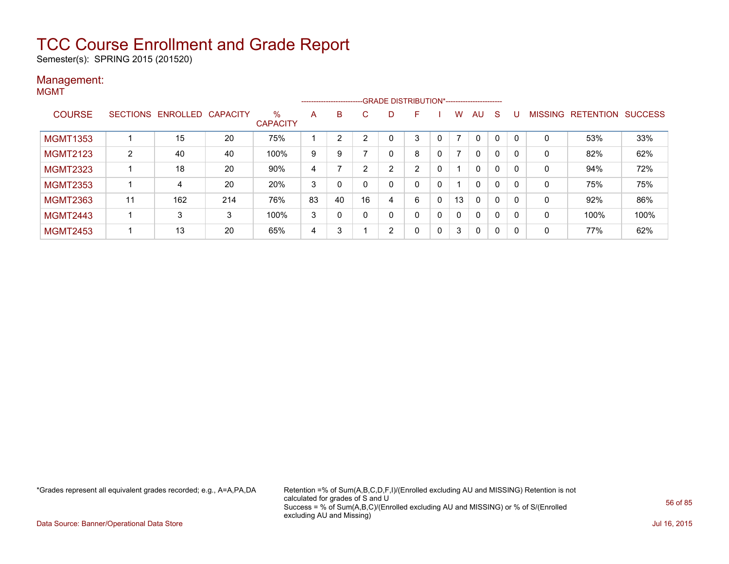# TCC Course Enrollment and Grade Report

Semester(s): SPRING 2015 (201520)

## Management:

MGMT

| COURSE | SECTIONS | ENROLLED | CAPACITY | % CAPACITY | A | B | C | D | F | I | W | AU | S | U | MISSING | RETENTION | SUCCESS |
|---|---|---|---|---|---|---|---|---|---|---|---|---|---|---|---|---|---|
| | | | | | GRADE DISTRIBUTION* | | | | | | | | | | | | |
| MGMT1353 | 1 | 15 | 20 | 75% | 1 | 2 | 2 | 0 | 3 | 0 | 7 | 0 | 0 | 0 | 0 | 53% | 33% |
| MGMT2123 | 2 | 40 | 40 | 100% | 9 | 9 | 7 | 0 | 8 | 0 | 7 | 0 | 0 | 0 | 0 | 82% | 62% |
| MGMT2323 | 1 | 18 | 20 | 90% | 4 | 7 | 2 | 2 | 2 | 0 | 1 | 0 | 0 | 0 | 0 | 94% | 72% |
| MGMT2353 | 1 | 4 | 20 | 20% | 3 | 0 | 0 | 0 | 0 | 0 | 1 | 0 | 0 | 0 | 0 | 75% | 75% |
| MGMT2363 | 11 | 162 | 214 | 76% | 83 | 40 | 16 | 4 | 6 | 0 | 13 | 0 | 0 | 0 | 0 | 92% | 86% |
| MGMT2443 | 1 | 3 | 3 | 100% | 3 | 0 | 0 | 0 | 0 | 0 | 0 | 0 | 0 | 0 | 0 | 100% | 100% |
| MGMT2453 | 1 | 13 | 20 | 65% | 4 | 3 | 1 | 2 | 0 | 0 | 3 | 0 | 0 | 0 | 0 | 77% | 62% |

*Grades represent all equivalent grades recorded; e.g., A=A,PA,DA

Retention =% of Sum(A,B,C,D,F,I)/(Enrolled excluding AU and MISSING) Retention is not calculated for grades of S and U
Success = % of Sum(A,B,C)/(Enrolled excluding AU and MISSING) or % of S/(Enrolled excluding AU and Missing)

Data Source: Banner/Operational Data Store

Jul 16, 2015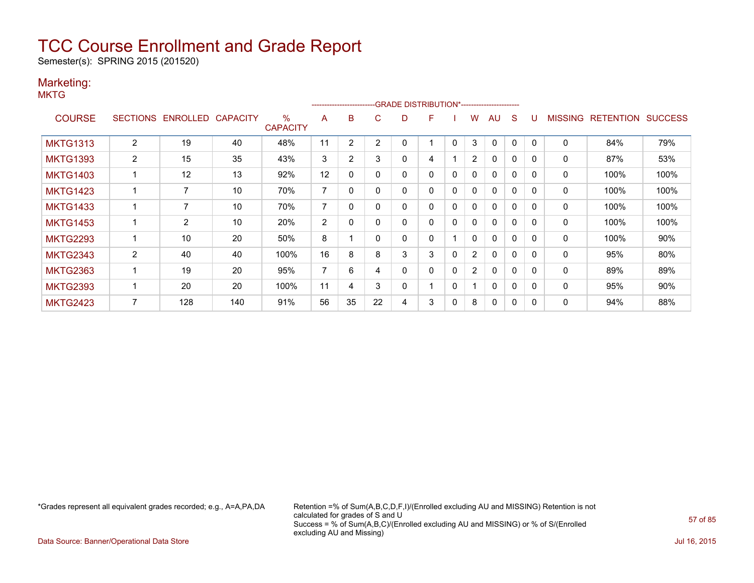# TCC Course Enrollment and Grade Report

Semester(s): SPRING 2015 (201520)

## Marketing:

MKTG

| COURSE | SECTIONS | ENROLLED | CAPACITY | % CAPACITY | A | B | C | D | F | I | W | AU | S | U | MISSING | RETENTION | SUCCESS |
|---|---|---|---|---|---|---|---|---|---|---|---|---|---|---|---|---|---|
| | | | | | GRADE DISTRIBUTION* | | | | | | | | | | | | |
| MKTG1313 | 2 | 19 | 40 | 48% | 11 | 2 | 2 | 0 | 1 | 0 | 3 | 0 | 0 | 0 | 0 | 84% | 79% |
| MKTG1393 | 2 | 15 | 35 | 43% | 3 | 2 | 3 | 0 | 4 | 1 | 2 | 0 | 0 | 0 | 0 | 87% | 53% |
| MKTG1403 | 1 | 12 | 13 | 92% | 12 | 0 | 0 | 0 | 0 | 0 | 0 | 0 | 0 | 0 | 0 | 100% | 100% |
| MKTG1423 | 1 | 7 | 10 | 70% | 7 | 0 | 0 | 0 | 0 | 0 | 0 | 0 | 0 | 0 | 0 | 100% | 100% |
| MKTG1433 | 1 | 7 | 10 | 70% | 7 | 0 | 0 | 0 | 0 | 0 | 0 | 0 | 0 | 0 | 0 | 100% | 100% |
| MKTG1453 | 1 | 2 | 10 | 20% | 2 | 0 | 0 | 0 | 0 | 0 | 0 | 0 | 0 | 0 | 0 | 100% | 100% |
| MKTG2293 | 1 | 10 | 20 | 50% | 8 | 1 | 0 | 0 | 0 | 1 | 0 | 0 | 0 | 0 | 0 | 100% | 90% |
| MKTG2343 | 2 | 40 | 40 | 100% | 16 | 8 | 8 | 3 | 3 | 0 | 2 | 0 | 0 | 0 | 0 | 95% | 80% |
| MKTG2363 | 1 | 19 | 20 | 95% | 7 | 6 | 4 | 0 | 0 | 0 | 2 | 0 | 0 | 0 | 0 | 89% | 89% |
| MKTG2393 | 1 | 20 | 20 | 100% | 11 | 4 | 3 | 0 | 1 | 0 | 1 | 0 | 0 | 0 | 0 | 95% | 90% |
| MKTG2423 | 7 | 128 | 140 | 91% | 56 | 35 | 22 | 4 | 3 | 0 | 8 | 0 | 0 | 0 | 0 | 94% | 88% |

*Grades represent all equivalent grades recorded; e.g., A=A,PA,DA

Retention =% of Sum(A,B,C,D,F,I)/(Enrolled excluding AU and MISSING) Retention is not calculated for grades of S and U
Success = % of Sum(A,B,C)/(Enrolled excluding AU and MISSING) or % of S/(Enrolled excluding AU and Missing)

Data Source: Banner/Operational Data Store

Jul 16, 2015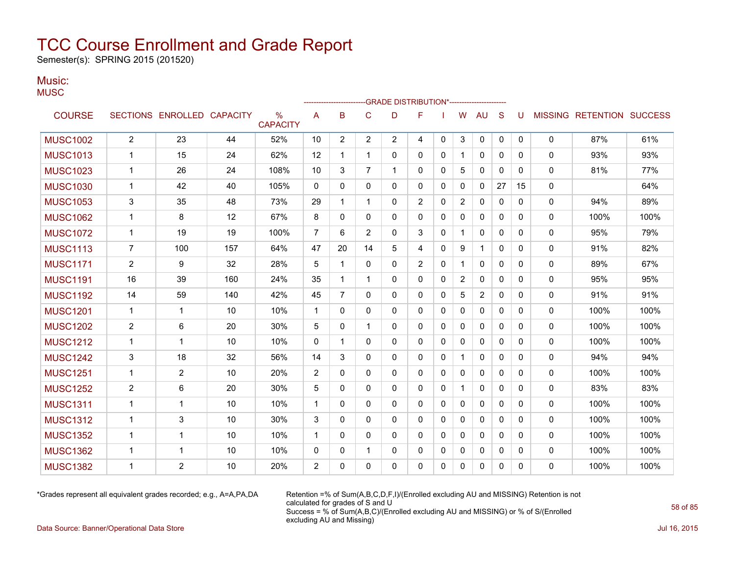# TCC Course Enrollment and Grade Report

Semester(s): SPRING 2015 (201520)

## Music:

MUSC

| COURSE | SECTIONS | ENROLLED | CAPACITY | % CAPACITY | A | B | C | D | F | I | W | AU | S | U | MISSING | RETENTION | SUCCESS |
|---|---|---|---|---|---|---|---|---|---|---|---|---|---|---|---|---|---|
| | | | | | GRADE DISTRIBUTION* | | | | | | | | | | | | |
| MUSC1002 | 2 | 23 | 44 | 52% | 10 | 2 | 2 | 2 | 4 | 0 | 3 | 0 | 0 | 0 | 0 | 87% | 61% |
| MUSC1013 | 1 | 15 | 24 | 62% | 12 | 1 | 1 | 0 | 0 | 0 | 1 | 0 | 0 | 0 | 0 | 93% | 93% |
| MUSC1023 | 1 | 26 | 24 | 108% | 10 | 3 | 7 | 1 | 0 | 0 | 5 | 0 | 0 | 0 | 0 | 81% | 77% |
| MUSC1030 | 1 | 42 | 40 | 105% | 0 | 0 | 0 | 0 | 0 | 0 | 0 | 0 | 27 | 15 | 0 | | 64% |
| MUSC1053 | 3 | 35 | 48 | 73% | 29 | 1 | 1 | 0 | 2 | 0 | 2 | 0 | 0 | 0 | 0 | 94% | 89% |
| MUSC1062 | 1 | 8 | 12 | 67% | 8 | 0 | 0 | 0 | 0 | 0 | 0 | 0 | 0 | 0 | 0 | 100% | 100% |
| MUSC1072 | 1 | 19 | 19 | 100% | 7 | 6 | 2 | 0 | 3 | 0 | 1 | 0 | 0 | 0 | 0 | 95% | 79% |
| MUSC1113 | 7 | 100 | 157 | 64% | 47 | 20 | 14 | 5 | 4 | 0 | 9 | 1 | 0 | 0 | 0 | 91% | 82% |
| MUSC1171 | 2 | 9 | 32 | 28% | 5 | 1 | 0 | 0 | 2 | 0 | 1 | 0 | 0 | 0 | 0 | 89% | 67% |
| MUSC1191 | 16 | 39 | 160 | 24% | 35 | 1 | 1 | 0 | 0 | 0 | 2 | 0 | 0 | 0 | 0 | 95% | 95% |
| MUSC1192 | 14 | 59 | 140 | 42% | 45 | 7 | 0 | 0 | 0 | 0 | 5 | 2 | 0 | 0 | 0 | 91% | 91% |
| MUSC1201 | 1 | 1 | 10 | 10% | 1 | 0 | 0 | 0 | 0 | 0 | 0 | 0 | 0 | 0 | 0 | 100% | 100% |
| MUSC1202 | 2 | 6 | 20 | 30% | 5 | 0 | 1 | 0 | 0 | 0 | 0 | 0 | 0 | 0 | 0 | 100% | 100% |
| MUSC1212 | 1 | 1 | 10 | 10% | 0 | 1 | 0 | 0 | 0 | 0 | 0 | 0 | 0 | 0 | 0 | 100% | 100% |
| MUSC1242 | 3 | 18 | 32 | 56% | 14 | 3 | 0 | 0 | 0 | 0 | 1 | 0 | 0 | 0 | 0 | 94% | 94% |
| MUSC1251 | 1 | 2 | 10 | 20% | 2 | 0 | 0 | 0 | 0 | 0 | 0 | 0 | 0 | 0 | 0 | 100% | 100% |
| MUSC1252 | 2 | 6 | 20 | 30% | 5 | 0 | 0 | 0 | 0 | 0 | 1 | 0 | 0 | 0 | 0 | 83% | 83% |
| MUSC1311 | 1 | 1 | 10 | 10% | 1 | 0 | 0 | 0 | 0 | 0 | 0 | 0 | 0 | 0 | 0 | 100% | 100% |
| MUSC1312 | 1 | 3 | 10 | 30% | 3 | 0 | 0 | 0 | 0 | 0 | 0 | 0 | 0 | 0 | 0 | 100% | 100% |
| MUSC1352 | 1 | 1 | 10 | 10% | 1 | 0 | 0 | 0 | 0 | 0 | 0 | 0 | 0 | 0 | 0 | 100% | 100% |
| MUSC1362 | 1 | 1 | 10 | 10% | 0 | 0 | 1 | 0 | 0 | 0 | 0 | 0 | 0 | 0 | 0 | 100% | 100% |
| MUSC1382 | 1 | 2 | 10 | 20% | 2 | 0 | 0 | 0 | 0 | 0 | 0 | 0 | 0 | 0 | 0 | 100% | 100% |

*Grades represent all equivalent grades recorded; e.g., A=A,PA,DA

Retention =% of Sum(A,B,C,D,F,I)/(Enrolled excluding AU and MISSING) Retention is not calculated for grades of S and U
Success = % of Sum(A,B,C)/(Enrolled excluding AU and MISSING) or % of S/(Enrolled excluding AU and Missing)

Data Source: Banner/Operational Data Store

Jul 16, 2015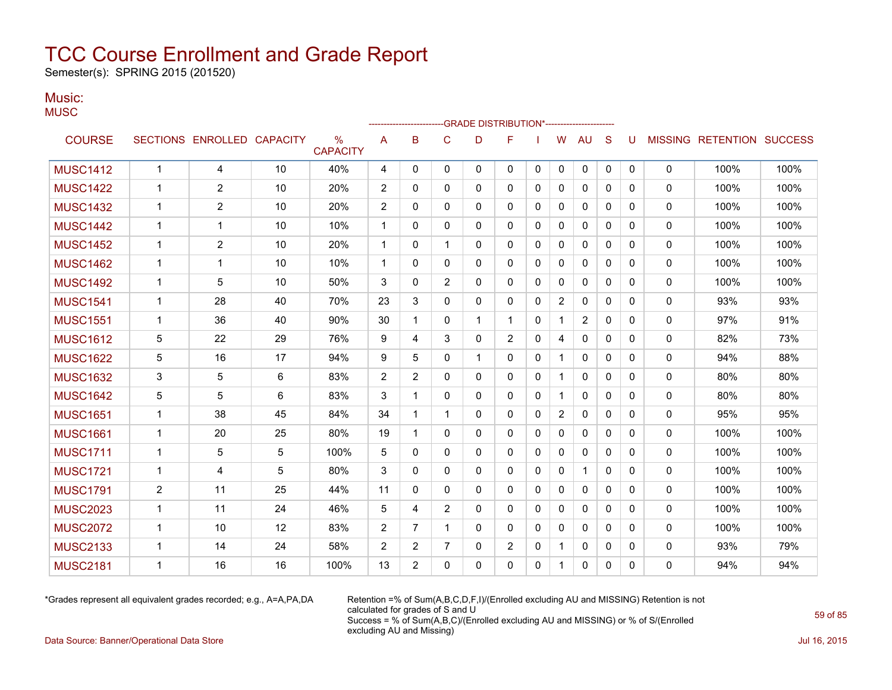# TCC Course Enrollment and Grade Report

Semester(s): SPRING 2015 (201520)

## Music:

MUSC

| COURSE | SECTIONS | ENROLLED | CAPACITY | % CAPACITY | A | B | C | D | F | I | W | AU | S | U | MISSING | RETENTION | SUCCESS |
|---|---|---|---|---|---|---|---|---|---|---|---|---|---|---|---|---|---|
| | | | | | GRADE DISTRIBUTION* | | | | | | | | | | | | |
| MUSC1412 | 1 | 4 | 10 | 40% | 4 | 0 | 0 | 0 | 0 | 0 | 0 | 0 | 0 | 0 | 0 | 100% | 100% |
| MUSC1422 | 1 | 2 | 10 | 20% | 2 | 0 | 0 | 0 | 0 | 0 | 0 | 0 | 0 | 0 | 0 | 100% | 100% |
| MUSC1432 | 1 | 2 | 10 | 20% | 2 | 0 | 0 | 0 | 0 | 0 | 0 | 0 | 0 | 0 | 0 | 100% | 100% |
| MUSC1442 | 1 | 1 | 10 | 10% | 1 | 0 | 0 | 0 | 0 | 0 | 0 | 0 | 0 | 0 | 0 | 100% | 100% |
| MUSC1452 | 1 | 2 | 10 | 20% | 1 | 0 | 1 | 0 | 0 | 0 | 0 | 0 | 0 | 0 | 0 | 100% | 100% |
| MUSC1462 | 1 | 1 | 10 | 10% | 1 | 0 | 0 | 0 | 0 | 0 | 0 | 0 | 0 | 0 | 0 | 100% | 100% |
| MUSC1492 | 1 | 5 | 10 | 50% | 3 | 0 | 2 | 0 | 0 | 0 | 0 | 0 | 0 | 0 | 0 | 100% | 100% |
| MUSC1541 | 1 | 28 | 40 | 70% | 23 | 3 | 0 | 0 | 0 | 0 | 2 | 0 | 0 | 0 | 0 | 93% | 93% |
| MUSC1551 | 1 | 36 | 40 | 90% | 30 | 1 | 0 | 1 | 1 | 0 | 1 | 2 | 0 | 0 | 0 | 97% | 91% |
| MUSC1612 | 5 | 22 | 29 | 76% | 9 | 4 | 3 | 0 | 2 | 0 | 4 | 0 | 0 | 0 | 0 | 82% | 73% |
| MUSC1622 | 5 | 16 | 17 | 94% | 9 | 5 | 0 | 1 | 0 | 0 | 1 | 0 | 0 | 0 | 0 | 94% | 88% |
| MUSC1632 | 3 | 5 | 6 | 83% | 2 | 2 | 0 | 0 | 0 | 0 | 1 | 0 | 0 | 0 | 0 | 80% | 80% |
| MUSC1642 | 5 | 5 | 6 | 83% | 3 | 1 | 0 | 0 | 0 | 0 | 1 | 0 | 0 | 0 | 0 | 80% | 80% |
| MUSC1651 | 1 | 38 | 45 | 84% | 34 | 1 | 1 | 0 | 0 | 0 | 2 | 0 | 0 | 0 | 0 | 95% | 95% |
| MUSC1661 | 1 | 20 | 25 | 80% | 19 | 1 | 0 | 0 | 0 | 0 | 0 | 0 | 0 | 0 | 0 | 100% | 100% |
| MUSC1711 | 1 | 5 | 5 | 100% | 5 | 0 | 0 | 0 | 0 | 0 | 0 | 0 | 0 | 0 | 0 | 100% | 100% |
| MUSC1721 | 1 | 4 | 5 | 80% | 3 | 0 | 0 | 0 | 0 | 0 | 0 | 1 | 0 | 0 | 0 | 100% | 100% |
| MUSC1791 | 2 | 11 | 25 | 44% | 11 | 0 | 0 | 0 | 0 | 0 | 0 | 0 | 0 | 0 | 0 | 100% | 100% |
| MUSC2023 | 1 | 11 | 24 | 46% | 5 | 4 | 2 | 0 | 0 | 0 | 0 | 0 | 0 | 0 | 0 | 100% | 100% |
| MUSC2072 | 1 | 10 | 12 | 83% | 2 | 7 | 1 | 0 | 0 | 0 | 0 | 0 | 0 | 0 | 0 | 100% | 100% |
| MUSC2133 | 1 | 14 | 24 | 58% | 2 | 2 | 7 | 0 | 2 | 0 | 1 | 0 | 0 | 0 | 0 | 93% | 79% |
| MUSC2181 | 1 | 16 | 16 | 100% | 13 | 2 | 0 | 0 | 0 | 0 | 1 | 0 | 0 | 0 | 0 | 94% | 94% |

*Grades represent all equivalent grades recorded; e.g., A=A,PA,DA

Retention =% of Sum(A,B,C,D,F,I)/(Enrolled excluding AU and MISSING) Retention is not calculated for grades of S and U
Success = % of Sum(A,B,C)/(Enrolled excluding AU and MISSING) or % of S/(Enrolled excluding AU and Missing)

Data Source: Banner/Operational Data Store

Jul 16, 2015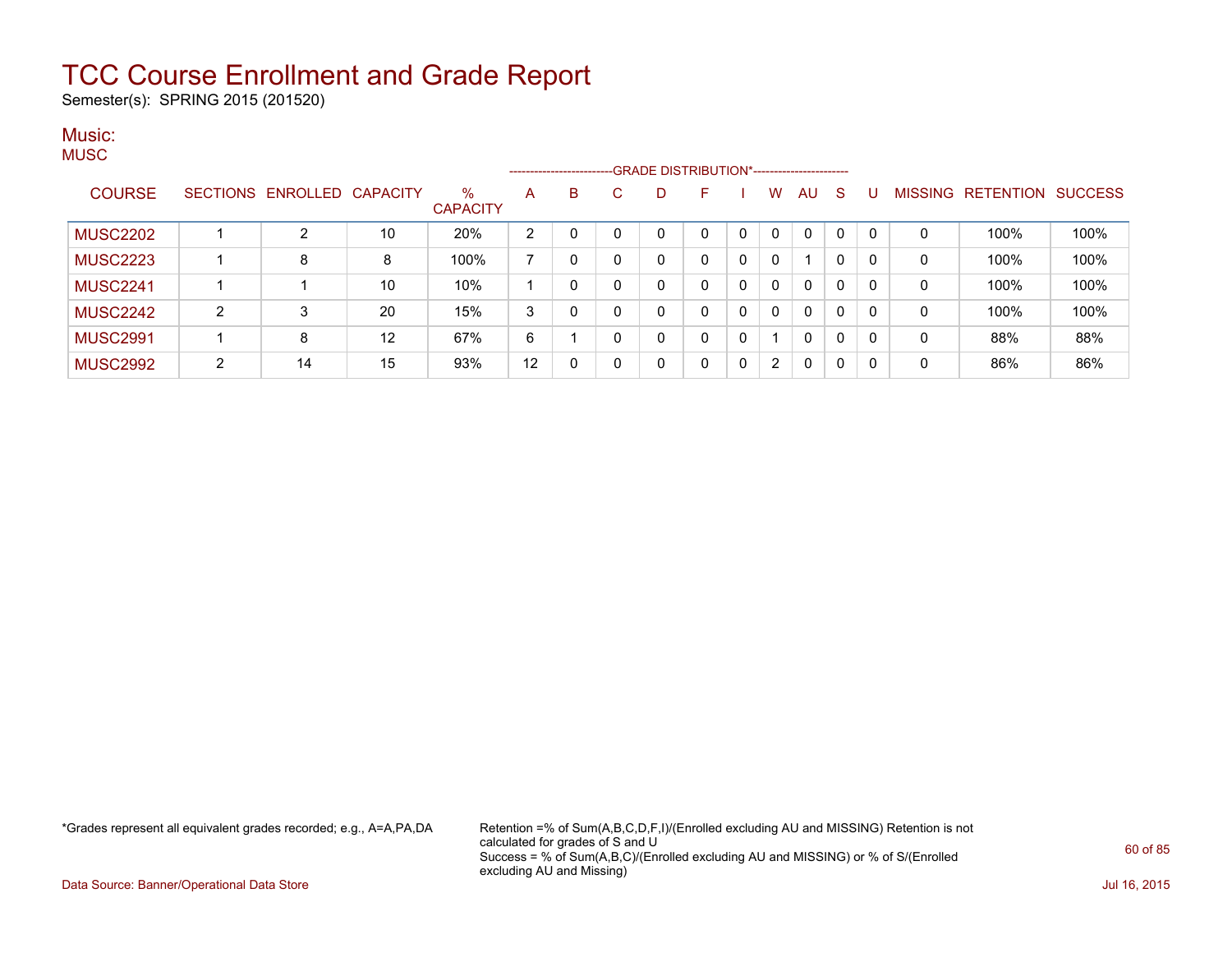# TCC Course Enrollment and Grade Report

Semester(s): SPRING 2015 (201520)

## Music:

### MUSC

| COURSE | SECTIONS | ENROLLED | CAPACITY | % CAPACITY | A | B | C | D | F | I | W | AU | S | U | MISSING | RETENTION | SUCCESS |
|---|---|---|---|---|---|---|---|---|---|---|---|---|---|---|---|---|---|
| | | | | | GRADE DISTRIBUTION* | | | | | | | | | | | | |
| MUSC2202 | 1 | 2 | 10 | 20% | 2 | 0 | 0 | 0 | 0 | 0 | 0 | 0 | 0 | 0 | 0 | 100% | 100% |
| MUSC2223 | 1 | 8 | 8 | 100% | 7 | 0 | 0 | 0 | 0 | 0 | 0 | 1 | 0 | 0 | 0 | 100% | 100% |
| MUSC2241 | 1 | 1 | 10 | 10% | 1 | 0 | 0 | 0 | 0 | 0 | 0 | 0 | 0 | 0 | 0 | 100% | 100% |
| MUSC2242 | 2 | 3 | 20 | 15% | 3 | 0 | 0 | 0 | 0 | 0 | 0 | 0 | 0 | 0 | 0 | 100% | 100% |
| MUSC2991 | 1 | 8 | 12 | 67% | 6 | 1 | 0 | 0 | 0 | 0 | 1 | 0 | 0 | 0 | 0 | 88% | 88% |
| MUSC2992 | 2 | 14 | 15 | 93% | 12 | 0 | 0 | 0 | 0 | 0 | 2 | 0 | 0 | 0 | 0 | 86% | 86% |

*Grades represent all equivalent grades recorded; e.g., A=A,PA,DA

Retention =% of Sum(A,B,C,D,F,I)/(Enrolled excluding AU and MISSING) Retention is not calculated for grades of S and U
Success = % of Sum(A,B,C)/(Enrolled excluding AU and MISSING) or % of S/(Enrolled excluding AU and Missing)

Data Source: Banner/Operational Data Store

Jul 16, 2015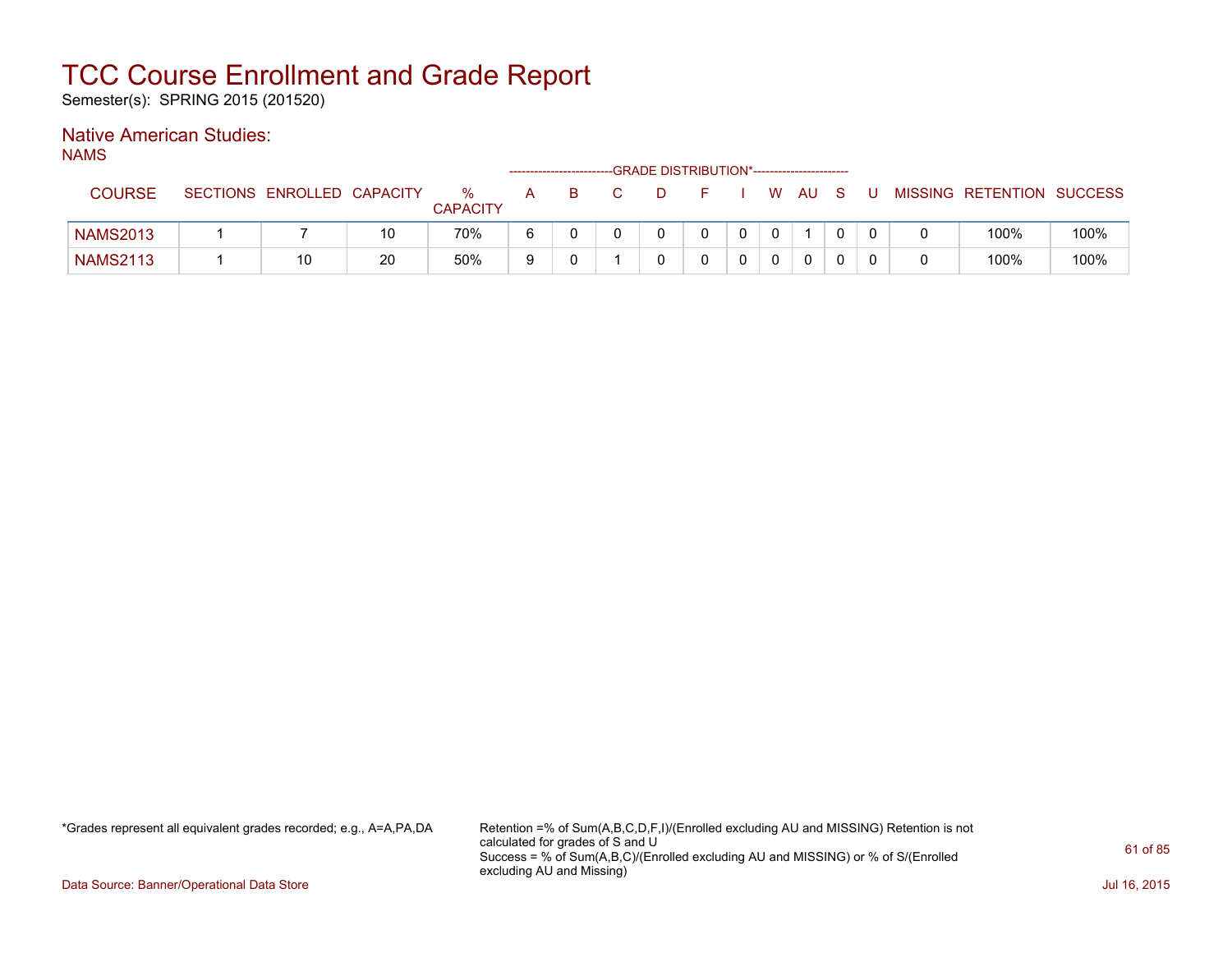# TCC Course Enrollment and Grade Report

Semester(s): SPRING 2015 (201520)

## Native American Studies:

NAMS

| COURSE | SECTIONS | ENROLLED | CAPACITY | % CAPACITY | A | B | C | D | F | I | W | AU | S | U | MISSING | RETENTION | SUCCESS |
|---|---|---|---|---|---|---|---|---|---|---|---|---|---|---|---|---|---|
| | | | | | GRADE DISTRIBUTION* | | | | | | | | | | | | |
| NAMS2013 | 1 | 7 | 10 | 70% | 6 | 0 | 0 | 0 | 0 | 0 | 0 | 1 | 0 | 0 | 0 | 100% | 100% |
| NAMS2113 | 1 | 10 | 20 | 50% | 9 | 0 | 1 | 0 | 0 | 0 | 0 | 0 | 0 | 0 | 0 | 100% | 100% |

*Grades represent all equivalent grades recorded; e.g., A=A,PA,DA

Retention =% of Sum(A,B,C,D,F,I)/(Enrolled excluding AU and MISSING) Retention is not calculated for grades of S and U
Success = % of Sum(A,B,C)/(Enrolled excluding AU and MISSING) or % of S/(Enrolled excluding AU and Missing)

Data Source: Banner/Operational Data Store

Jul 16, 2015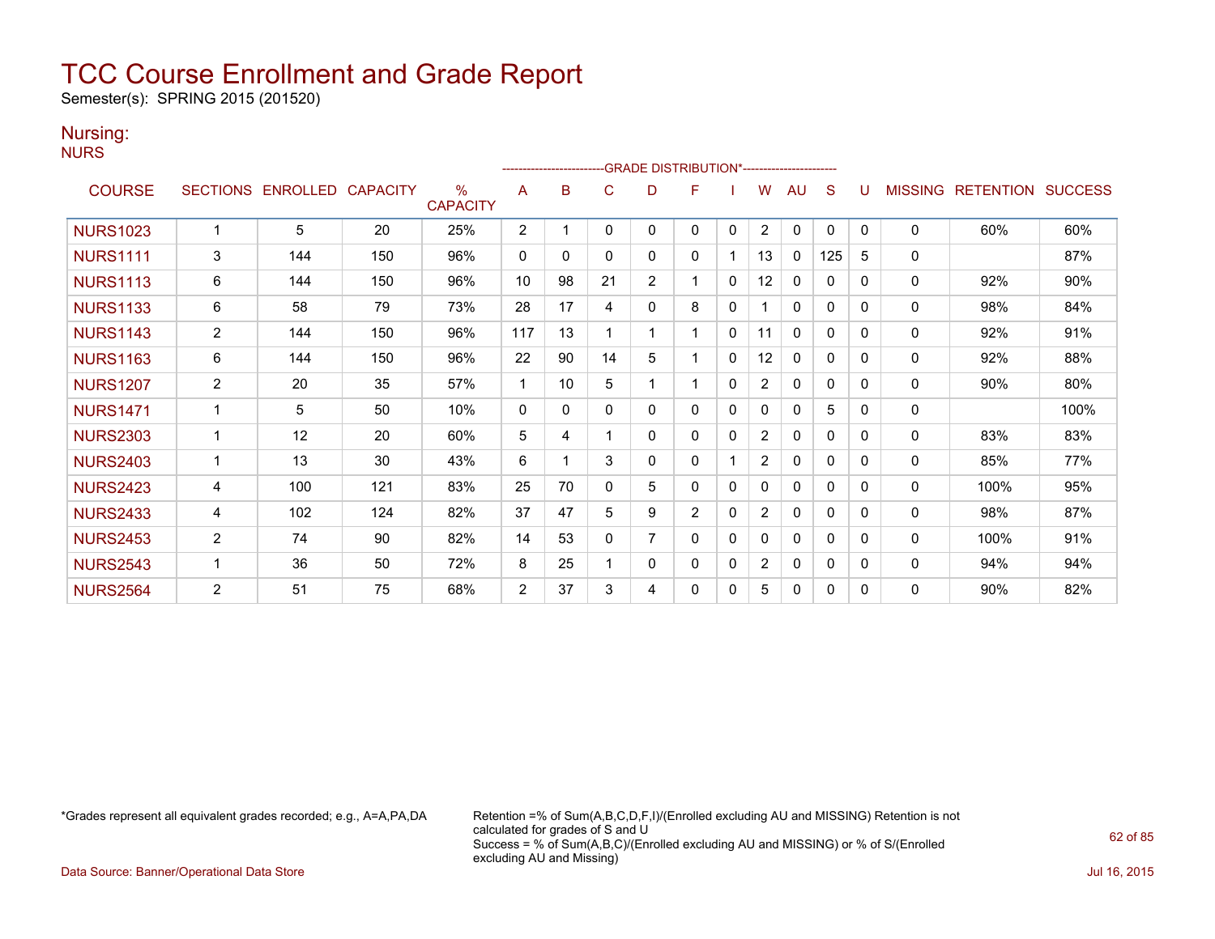# TCC Course Enrollment and Grade Report

Semester(s): SPRING 2015 (201520)

## Nursing:

NURS

| COURSE | SECTIONS | ENROLLED | CAPACITY | % CAPACITY | A | B | C | D | F | I | W | AU | S | U | MISSING | RETENTION | SUCCESS |
|---|---|---|---|---|---|---|---|---|---|---|---|---|---|---|---|---|---|
| | | | | | GRADE DISTRIBUTION* | | | | | | | | | | | | |
| NURS1023 | 1 | 5 | 20 | 25% | 2 | 1 | 0 | 0 | 0 | 0 | 2 | 0 | 0 | 0 | 0 | 60% | 60% |
| NURS1111 | 3 | 144 | 150 | 96% | 0 | 0 | 0 | 0 | 0 | 1 | 13 | 0 | 125 | 5 | 0 | | 87% |
| NURS1113 | 6 | 144 | 150 | 96% | 10 | 98 | 21 | 2 | 1 | 0 | 12 | 0 | 0 | 0 | 0 | 92% | 90% |
| NURS1133 | 6 | 58 | 79 | 73% | 28 | 17 | 4 | 0 | 8 | 0 | 1 | 0 | 0 | 0 | 0 | 98% | 84% |
| NURS1143 | 2 | 144 | 150 | 96% | 117 | 13 | 1 | 1 | 1 | 0 | 11 | 0 | 0 | 0 | 0 | 92% | 91% |
| NURS1163 | 6 | 144 | 150 | 96% | 22 | 90 | 14 | 5 | 1 | 0 | 12 | 0 | 0 | 0 | 0 | 92% | 88% |
| NURS1207 | 2 | 20 | 35 | 57% | 1 | 10 | 5 | 1 | 1 | 0 | 2 | 0 | 0 | 0 | 0 | 90% | 80% |
| NURS1471 | 1 | 5 | 50 | 10% | 0 | 0 | 0 | 0 | 0 | 0 | 0 | 0 | 5 | 0 | 0 | | 100% |
| NURS2303 | 1 | 12 | 20 | 60% | 5 | 4 | 1 | 0 | 0 | 0 | 2 | 0 | 0 | 0 | 0 | 83% | 83% |
| NURS2403 | 1 | 13 | 30 | 43% | 6 | 1 | 3 | 0 | 0 | 1 | 2 | 0 | 0 | 0 | 0 | 85% | 77% |
| NURS2423 | 4 | 100 | 121 | 83% | 25 | 70 | 0 | 5 | 0 | 0 | 0 | 0 | 0 | 0 | 0 | 100% | 95% |
| NURS2433 | 4 | 102 | 124 | 82% | 37 | 47 | 5 | 9 | 2 | 0 | 2 | 0 | 0 | 0 | 0 | 98% | 87% |
| NURS2453 | 2 | 74 | 90 | 82% | 14 | 53 | 0 | 7 | 0 | 0 | 0 | 0 | 0 | 0 | 0 | 100% | 91% |
| NURS2543 | 1 | 36 | 50 | 72% | 8 | 25 | 1 | 0 | 0 | 0 | 2 | 0 | 0 | 0 | 0 | 94% | 94% |
| NURS2564 | 2 | 51 | 75 | 68% | 2 | 37 | 3 | 4 | 0 | 0 | 5 | 0 | 0 | 0 | 0 | 90% | 82% |

*Grades represent all equivalent grades recorded; e.g., A=A,PA,DA

Retention =% of Sum(A,B,C,D,F,I)/(Enrolled excluding AU and MISSING) Retention is not calculated for grades of S and U
Success = % of Sum(A,B,C)/(Enrolled excluding AU and MISSING) or % of S/(Enrolled excluding AU and Missing)

Data Source: Banner/Operational Data Store

Jul 16, 2015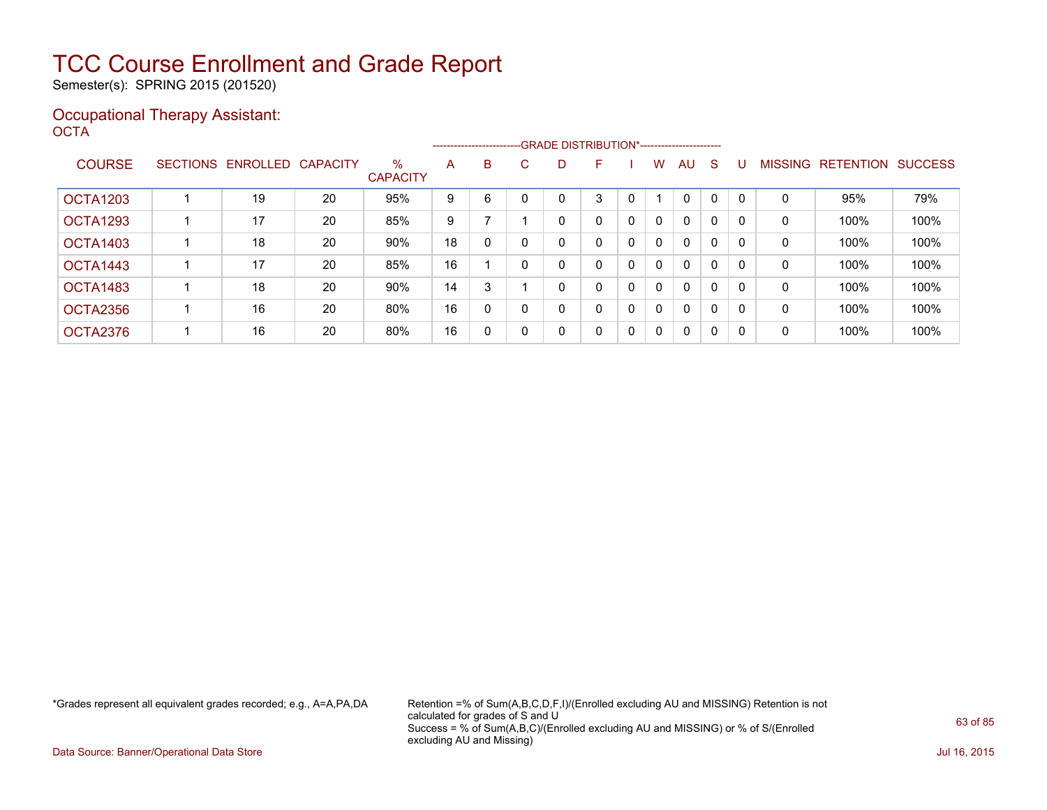# TCC Course Enrollment and Grade Report

Semester(s): SPRING 2015 (201520)

## Occupational Therapy Assistant:

### OCTA

| COURSE | SECTIONS | ENROLLED | CAPACITY | % CAPACITY | A | B | C | D | F | I | W | AU | S | U | MISSING | RETENTION | SUCCESS |
|---|---|---|---|---|---|---|---|---|---|---|---|---|---|---|---|---|---|
| | | | | | GRADE DISTRIBUTION* | | | | | | | | | | | | |
| OCTA1203 | 1 | 19 | 20 | 95% | 9 | 6 | 0 | 0 | 3 | 0 | 1 | 0 | 0 | 0 | 0 | 95% | 79% |
| OCTA1293 | 1 | 17 | 20 | 85% | 9 | 7 | 1 | 0 | 0 | 0 | 0 | 0 | 0 | 0 | 0 | 100% | 100% |
| OCTA1403 | 1 | 18 | 20 | 90% | 18 | 0 | 0 | 0 | 0 | 0 | 0 | 0 | 0 | 0 | 0 | 100% | 100% |
| OCTA1443 | 1 | 17 | 20 | 85% | 16 | 1 | 0 | 0 | 0 | 0 | 0 | 0 | 0 | 0 | 0 | 100% | 100% |
| OCTA1483 | 1 | 18 | 20 | 90% | 14 | 3 | 1 | 0 | 0 | 0 | 0 | 0 | 0 | 0 | 0 | 100% | 100% |
| OCTA2356 | 1 | 16 | 20 | 80% | 16 | 0 | 0 | 0 | 0 | 0 | 0 | 0 | 0 | 0 | 0 | 100% | 100% |
| OCTA2376 | 1 | 16 | 20 | 80% | 16 | 0 | 0 | 0 | 0 | 0 | 0 | 0 | 0 | 0 | 0 | 100% | 100% |

*Grades represent all equivalent grades recorded; e.g., A=A,PA,DA

Retention =% of Sum(A,B,C,D,F,I)/(Enrolled excluding AU and MISSING) Retention is not calculated for grades of S and U
Success = % of Sum(A,B,C)/(Enrolled excluding AU and MISSING) or % of S/(Enrolled excluding AU and Missing)

Data Source: Banner/Operational Data Store

Jul 16, 2015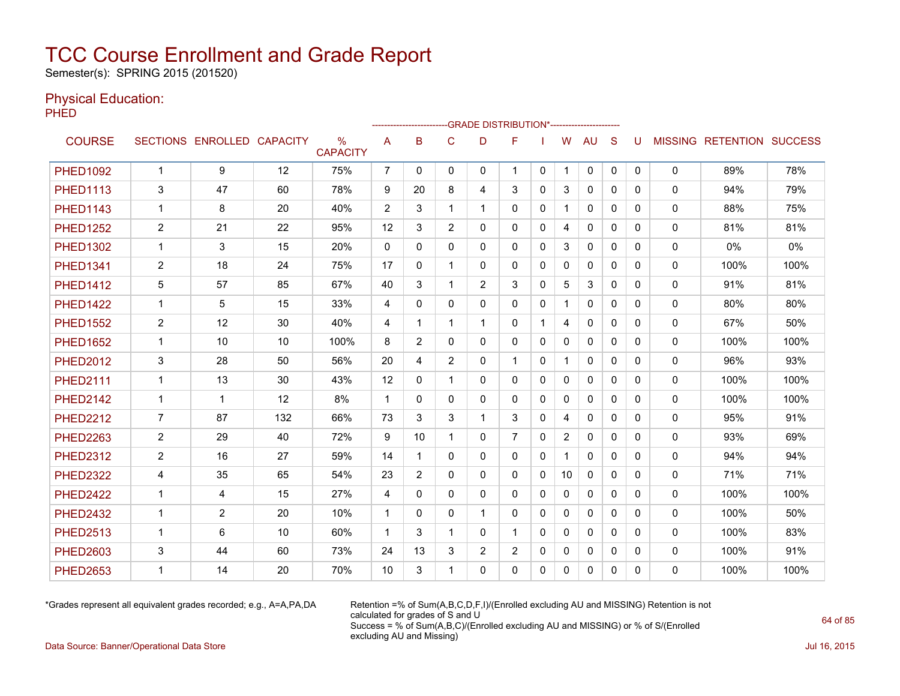# TCC Course Enrollment and Grade Report

Semester(s): SPRING 2015 (201520)

## Physical Education:

PHED

| COURSE | SECTIONS | ENROLLED | CAPACITY | % CAPACITY | A | B | C | D | F | I | W | AU | S | U | MISSING | RETENTION | SUCCESS |
|---|---|---|---|---|---|---|---|---|---|---|---|---|---|---|---|---|---|
| | | | | | GRADE DISTRIBUTION* | | | | | | | | | | | | |
| PHED1092 | 1 | 9 | 12 | 75% | 7 | 0 | 0 | 0 | 1 | 0 | 1 | 0 | 0 | 0 | 0 | 89% | 78% |
| PHED1113 | 3 | 47 | 60 | 78% | 9 | 20 | 8 | 4 | 3 | 0 | 3 | 0 | 0 | 0 | 0 | 94% | 79% |
| PHED1143 | 1 | 8 | 20 | 40% | 2 | 3 | 1 | 1 | 0 | 0 | 1 | 0 | 0 | 0 | 0 | 88% | 75% |
| PHED1252 | 2 | 21 | 22 | 95% | 12 | 3 | 2 | 0 | 0 | 0 | 4 | 0 | 0 | 0 | 0 | 81% | 81% |
| PHED1302 | 1 | 3 | 15 | 20% | 0 | 0 | 0 | 0 | 0 | 0 | 3 | 0 | 0 | 0 | 0 | 0% | 0% |
| PHED1341 | 2 | 18 | 24 | 75% | 17 | 0 | 1 | 0 | 0 | 0 | 0 | 0 | 0 | 0 | 0 | 100% | 100% |
| PHED1412 | 5 | 57 | 85 | 67% | 40 | 3 | 1 | 2 | 3 | 0 | 5 | 3 | 0 | 0 | 0 | 91% | 81% |
| PHED1422 | 1 | 5 | 15 | 33% | 4 | 0 | 0 | 0 | 0 | 0 | 1 | 0 | 0 | 0 | 0 | 80% | 80% |
| PHED1552 | 2 | 12 | 30 | 40% | 4 | 1 | 1 | 1 | 0 | 1 | 4 | 0 | 0 | 0 | 0 | 67% | 50% |
| PHED1652 | 1 | 10 | 10 | 100% | 8 | 2 | 0 | 0 | 0 | 0 | 0 | 0 | 0 | 0 | 0 | 100% | 100% |
| PHED2012 | 3 | 28 | 50 | 56% | 20 | 4 | 2 | 0 | 1 | 0 | 1 | 0 | 0 | 0 | 0 | 96% | 93% |
| PHED2111 | 1 | 13 | 30 | 43% | 12 | 0 | 1 | 0 | 0 | 0 | 0 | 0 | 0 | 0 | 0 | 100% | 100% |
| PHED2142 | 1 | 1 | 12 | 8% | 1 | 0 | 0 | 0 | 0 | 0 | 0 | 0 | 0 | 0 | 0 | 100% | 100% |
| PHED2212 | 7 | 87 | 132 | 66% | 73 | 3 | 3 | 1 | 3 | 0 | 4 | 0 | 0 | 0 | 0 | 95% | 91% |
| PHED2263 | 2 | 29 | 40 | 72% | 9 | 10 | 1 | 0 | 7 | 0 | 2 | 0 | 0 | 0 | 0 | 93% | 69% |
| PHED2312 | 2 | 16 | 27 | 59% | 14 | 1 | 0 | 0 | 0 | 0 | 1 | 0 | 0 | 0 | 0 | 94% | 94% |
| PHED2322 | 4 | 35 | 65 | 54% | 23 | 2 | 0 | 0 | 0 | 0 | 10 | 0 | 0 | 0 | 0 | 71% | 71% |
| PHED2422 | 1 | 4 | 15 | 27% | 4 | 0 | 0 | 0 | 0 | 0 | 0 | 0 | 0 | 0 | 0 | 100% | 100% |
| PHED2432 | 1 | 2 | 20 | 10% | 1 | 0 | 0 | 1 | 0 | 0 | 0 | 0 | 0 | 0 | 0 | 100% | 50% |
| PHED2513 | 1 | 6 | 10 | 60% | 1 | 3 | 1 | 0 | 1 | 0 | 0 | 0 | 0 | 0 | 0 | 100% | 83% |
| PHED2603 | 3 | 44 | 60 | 73% | 24 | 13 | 3 | 2 | 2 | 0 | 0 | 0 | 0 | 0 | 0 | 100% | 91% |
| PHED2653 | 1 | 14 | 20 | 70% | 10 | 3 | 1 | 0 | 0 | 0 | 0 | 0 | 0 | 0 | 0 | 100% | 100% |

*Grades represent all equivalent grades recorded; e.g., A=A,PA,DA

Retention =% of Sum(A,B,C,D,F,I)/(Enrolled excluding AU and MISSING) Retention is not calculated for grades of S and U
Success = % of Sum(A,B,C)/(Enrolled excluding AU and MISSING) or % of S/(Enrolled excluding AU and Missing)

Data Source: Banner/Operational Data Store

Jul 16, 2015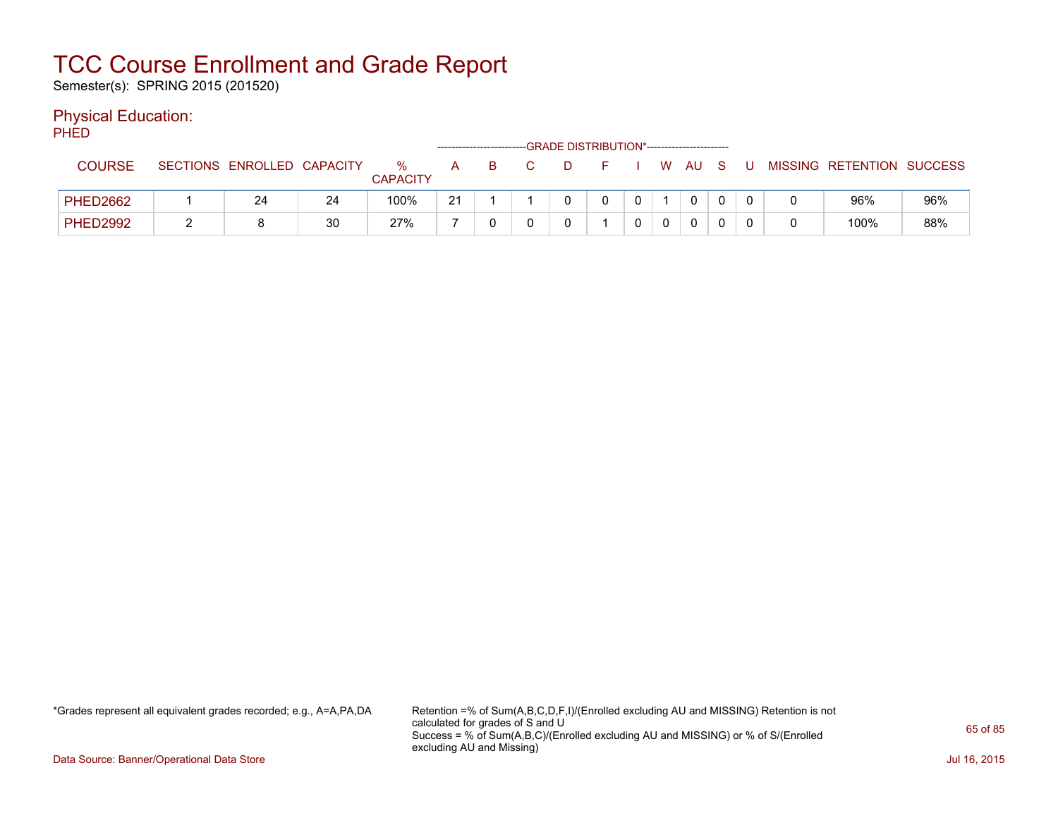# TCC Course Enrollment and Grade Report

Semester(s): SPRING 2015 (201520)

## Physical Education:

### PHED

| COURSE | SECTIONS | ENROLLED | CAPACITY | % CAPACITY | GRADE DISTRIBUTION* A | B | C | D | F | I | W | AU | S | U | MISSING | RETENTION | SUCCESS |
|---|---|---|---|---|---|---|---|---|---|---|---|---|---|---|---|---|---|
| PHED2662 | 1 | 24 | 24 | 100% | 21 | 1 | 1 | 0 | 0 | 0 | 1 | 0 | 0 | 0 | 0 | 96% | 96% |
| PHED2992 | 2 | 8 | 30 | 27% | 7 | 0 | 0 | 0 | 1 | 0 | 0 | 0 | 0 | 0 | 0 | 100% | 88% |

*Grades represent all equivalent grades recorded; e.g., A=A,PA,DA

Retention =% of Sum(A,B,C,D,F,I)/(Enrolled excluding AU and MISSING) Retention is not calculated for grades of S and U
Success = % of Sum(A,B,C)/(Enrolled excluding AU and MISSING) or % of S/(Enrolled excluding AU and Missing)

Data Source: Banner/Operational Data Store

Jul 16, 2015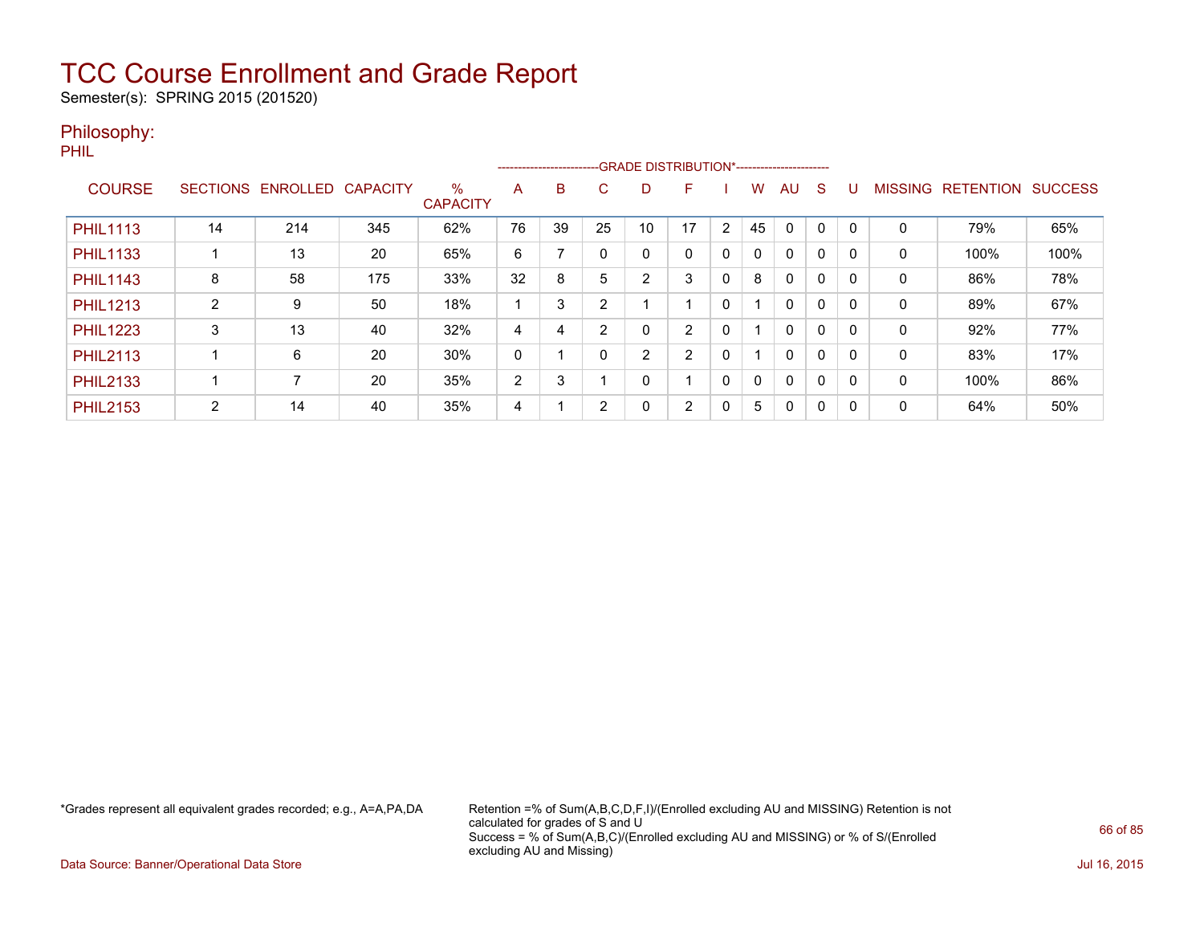# TCC Course Enrollment and Grade Report

Semester(s): SPRING 2015 (201520)

## Philosophy:

PHIL

| COURSE | SECTIONS | ENROLLED | CAPACITY | % CAPACITY | A | B | C | D | F | I | W | AU | S | U | MISSING | RETENTION | SUCCESS |
|---|---|---|---|---|---|---|---|---|---|---|---|---|---|---|---|---|---|
| | | | | | GRADE DISTRIBUTION* | | | | | | | | | | | | |
| PHIL1113 | 14 | 214 | 345 | 62% | 76 | 39 | 25 | 10 | 17 | 2 | 45 | 0 | 0 | 0 | 0 | 79% | 65% |
| PHIL1133 | 1 | 13 | 20 | 65% | 6 | 7 | 0 | 0 | 0 | 0 | 0 | 0 | 0 | 0 | 0 | 100% | 100% |
| PHIL1143 | 8 | 58 | 175 | 33% | 32 | 8 | 5 | 2 | 3 | 0 | 8 | 0 | 0 | 0 | 0 | 86% | 78% |
| PHIL1213 | 2 | 9 | 50 | 18% | 1 | 3 | 2 | 1 | 1 | 0 | 1 | 0 | 0 | 0 | 0 | 89% | 67% |
| PHIL1223 | 3 | 13 | 40 | 32% | 4 | 4 | 2 | 0 | 2 | 0 | 1 | 0 | 0 | 0 | 0 | 92% | 77% |
| PHIL2113 | 1 | 6 | 20 | 30% | 0 | 1 | 0 | 2 | 2 | 0 | 1 | 0 | 0 | 0 | 0 | 83% | 17% |
| PHIL2133 | 1 | 7 | 20 | 35% | 2 | 3 | 1 | 0 | 1 | 0 | 0 | 0 | 0 | 0 | 0 | 100% | 86% |
| PHIL2153 | 2 | 14 | 40 | 35% | 4 | 1 | 2 | 0 | 2 | 0 | 5 | 0 | 0 | 0 | 0 | 64% | 50% |

*Grades represent all equivalent grades recorded; e.g., A=A,PA,DA

Retention =% of Sum(A,B,C,D,F,I)/(Enrolled excluding AU and MISSING) Retention is not calculated for grades of S and U
Success = % of Sum(A,B,C)/(Enrolled excluding AU and MISSING) or % of S/(Enrolled excluding AU and Missing)

Data Source: Banner/Operational Data Store

Jul 16, 2015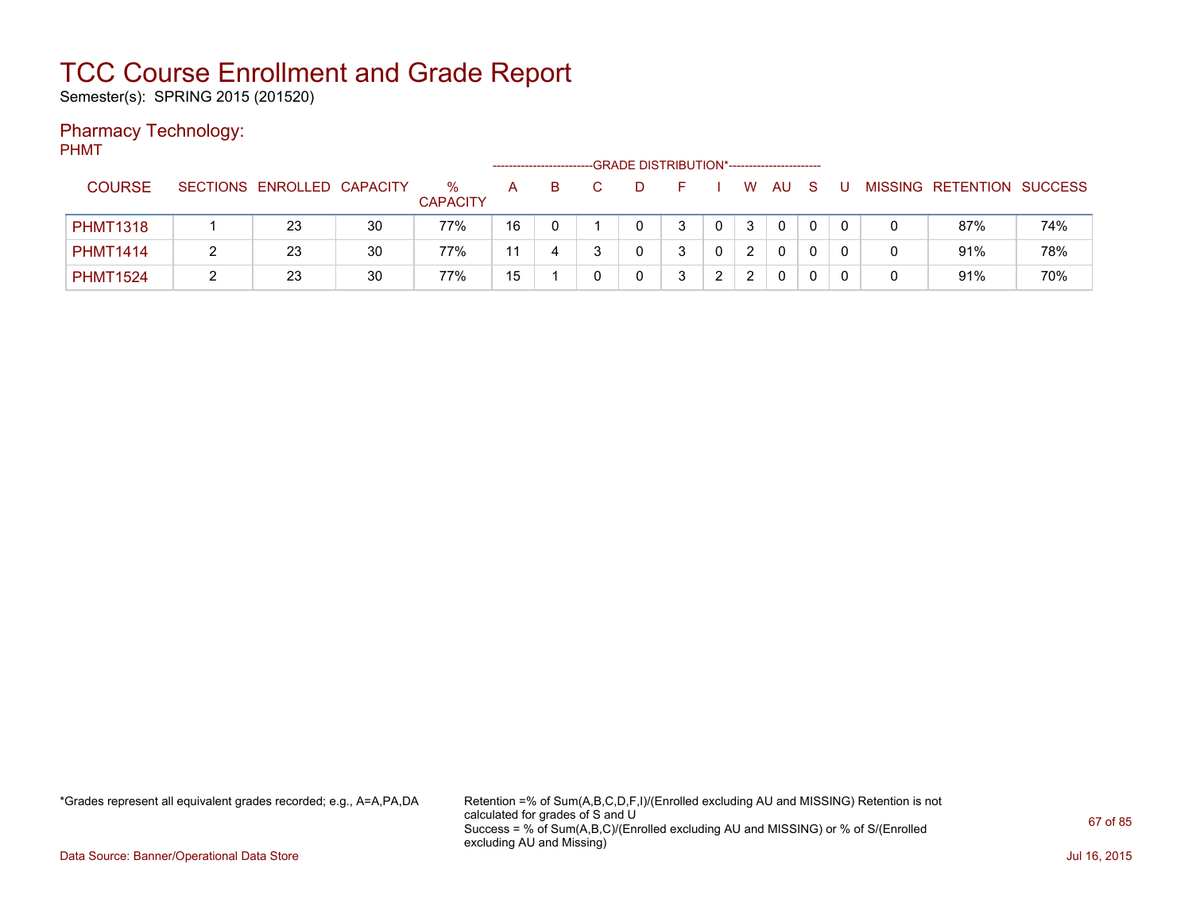# TCC Course Enrollment and Grade Report

Semester(s): SPRING 2015 (201520)

## Pharmacy Technology:

PHMT

| COURSE | SECTIONS | ENROLLED | CAPACITY | % CAPACITY | A | B | C | D | F | I | W | AU | S | U | MISSING | RETENTION | SUCCESS |
|---|---|---|---|---|---|---|---|---|---|---|---|---|---|---|---|---|---|
| | | | | | GRADE DISTRIBUTION* | | | | | | | | | | | | |
| PHMT1318 | 1 | 23 | 30 | 77% | 16 | 0 | 1 | 0 | 3 | 0 | 3 | 0 | 0 | 0 | 0 | 87% | 74% |
| PHMT1414 | 2 | 23 | 30 | 77% | 11 | 4 | 3 | 0 | 3 | 0 | 2 | 0 | 0 | 0 | 0 | 91% | 78% |
| PHMT1524 | 2 | 23 | 30 | 77% | 15 | 1 | 0 | 0 | 3 | 2 | 2 | 0 | 0 | 0 | 0 | 91% | 70% |

*Grades represent all equivalent grades recorded; e.g., A=A,PA,DA

Retention =% of Sum(A,B,C,D,F,I)/(Enrolled excluding AU and MISSING) Retention is not calculated for grades of S and U
Success = % of Sum(A,B,C)/(Enrolled excluding AU and MISSING) or % of S/(Enrolled excluding AU and Missing)

Data Source: Banner/Operational Data Store

Jul 16, 2015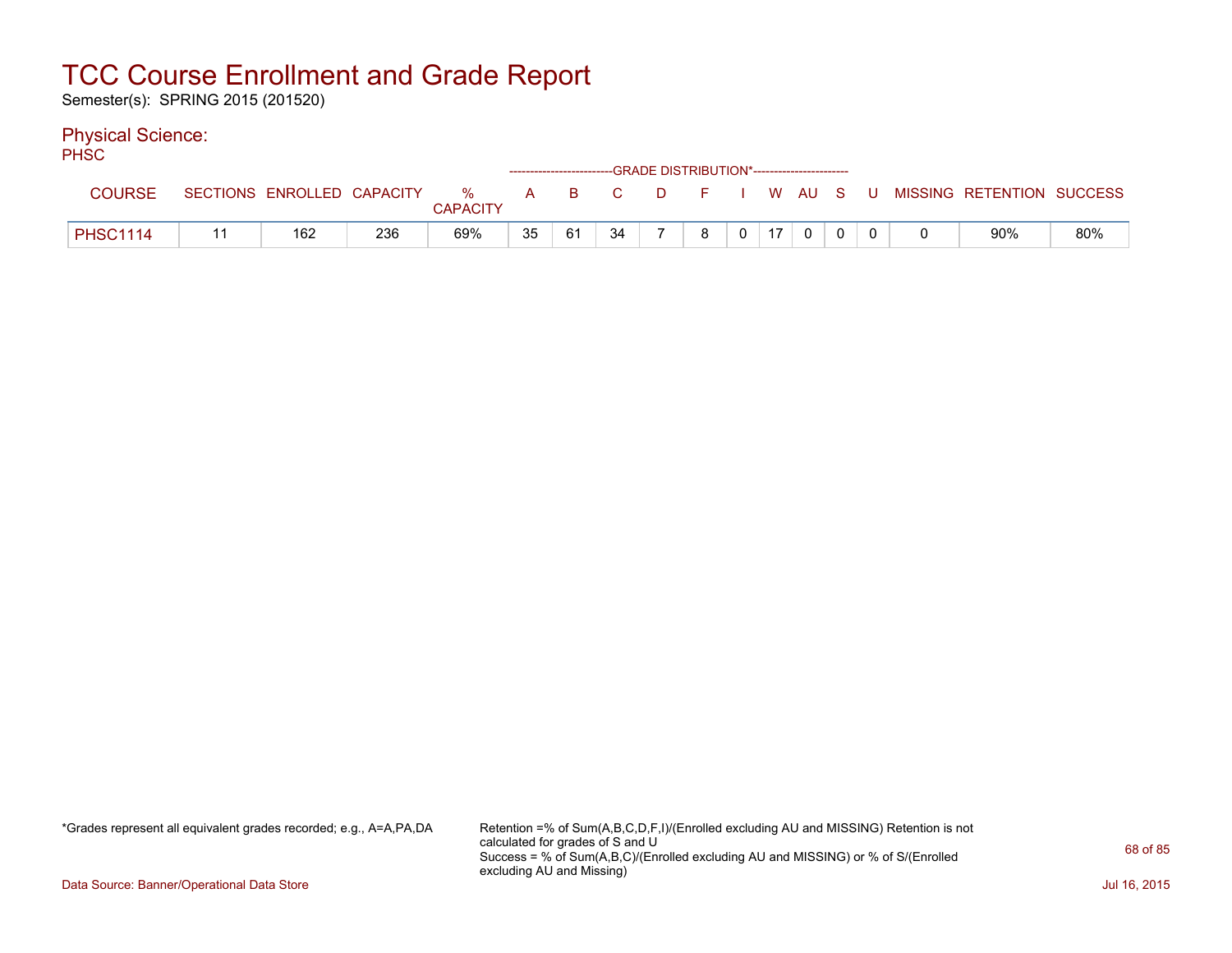# TCC Course Enrollment and Grade Report

Semester(s): SPRING 2015 (201520)

## Physical Science:

PHSC

| COURSE | SECTIONS | ENROLLED | CAPACITY | % CAPACITY | A | B | C | D | F | I | W | AU | S | U | MISSING | RETENTION | SUCCESS |
|---|---|---|---|---|---|---|---|---|---|---|---|---|---|---|---|---|---|
| | | | | | GRADE DISTRIBUTION* | | | | | | | | | | | | |
| PHSC1114 | 11 | 162 | 236 | 69% | 35 | 61 | 34 | 7 | 8 | 0 | 17 | 0 | 0 | 0 | 0 | 90% | 80% |

*Grades represent all equivalent grades recorded; e.g., A=A,PA,DA

Retention =% of Sum(A,B,C,D,F,I)/(Enrolled excluding AU and MISSING) Retention is not calculated for grades of S and U
Success = % of Sum(A,B,C)/(Enrolled excluding AU and MISSING) or % of S/(Enrolled excluding AU and Missing)

Data Source: Banner/Operational Data Store

Jul 16, 2015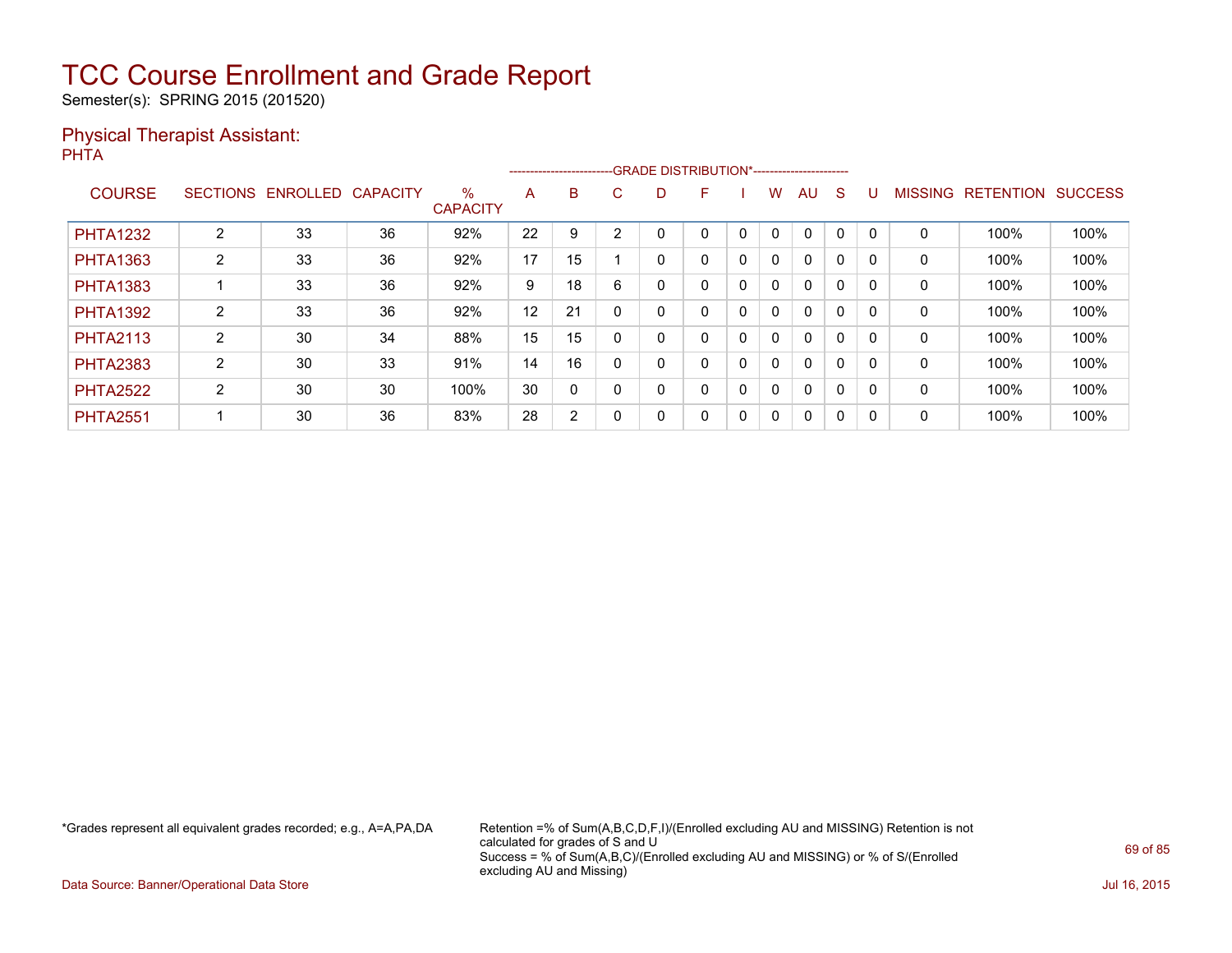# TCC Course Enrollment and Grade Report

Semester(s): SPRING 2015 (201520)

## Physical Therapist Assistant:

PHTA

| COURSE | SECTIONS | ENROLLED | CAPACITY | % CAPACITY | A | B | C | D | F | I | W | AU | S | U | MISSING | RETENTION | SUCCESS |
|---|---|---|---|---|---|---|---|---|---|---|---|---|---|---|---|---|---|
| | | | | | GRADE DISTRIBUTION* | | | | | | | | | | | | |
| PHTA1232 | 2 | 33 | 36 | 92% | 22 | 9 | 2 | 0 | 0 | 0 | 0 | 0 | 0 | 0 | 0 | 100% | 100% |
| PHTA1363 | 2 | 33 | 36 | 92% | 17 | 15 | 1 | 0 | 0 | 0 | 0 | 0 | 0 | 0 | 0 | 100% | 100% |
| PHTA1383 | 1 | 33 | 36 | 92% | 9 | 18 | 6 | 0 | 0 | 0 | 0 | 0 | 0 | 0 | 0 | 100% | 100% |
| PHTA1392 | 2 | 33 | 36 | 92% | 12 | 21 | 0 | 0 | 0 | 0 | 0 | 0 | 0 | 0 | 0 | 100% | 100% |
| PHTA2113 | 2 | 30 | 34 | 88% | 15 | 15 | 0 | 0 | 0 | 0 | 0 | 0 | 0 | 0 | 0 | 100% | 100% |
| PHTA2383 | 2 | 30 | 33 | 91% | 14 | 16 | 0 | 0 | 0 | 0 | 0 | 0 | 0 | 0 | 0 | 100% | 100% |
| PHTA2522 | 2 | 30 | 30 | 100% | 30 | 0 | 0 | 0 | 0 | 0 | 0 | 0 | 0 | 0 | 0 | 100% | 100% |
| PHTA2551 | 1 | 30 | 36 | 83% | 28 | 2 | 0 | 0 | 0 | 0 | 0 | 0 | 0 | 0 | 0 | 100% | 100% |

*Grades represent all equivalent grades recorded; e.g., A=A,PA,DA

Retention =% of Sum(A,B,C,D,F,I)/(Enrolled excluding AU and MISSING) Retention is not calculated for grades of S and U
Success = % of Sum(A,B,C)/(Enrolled excluding AU and MISSING) or % of S/(Enrolled excluding AU and Missing)

Data Source: Banner/Operational Data Store

Jul 16, 2015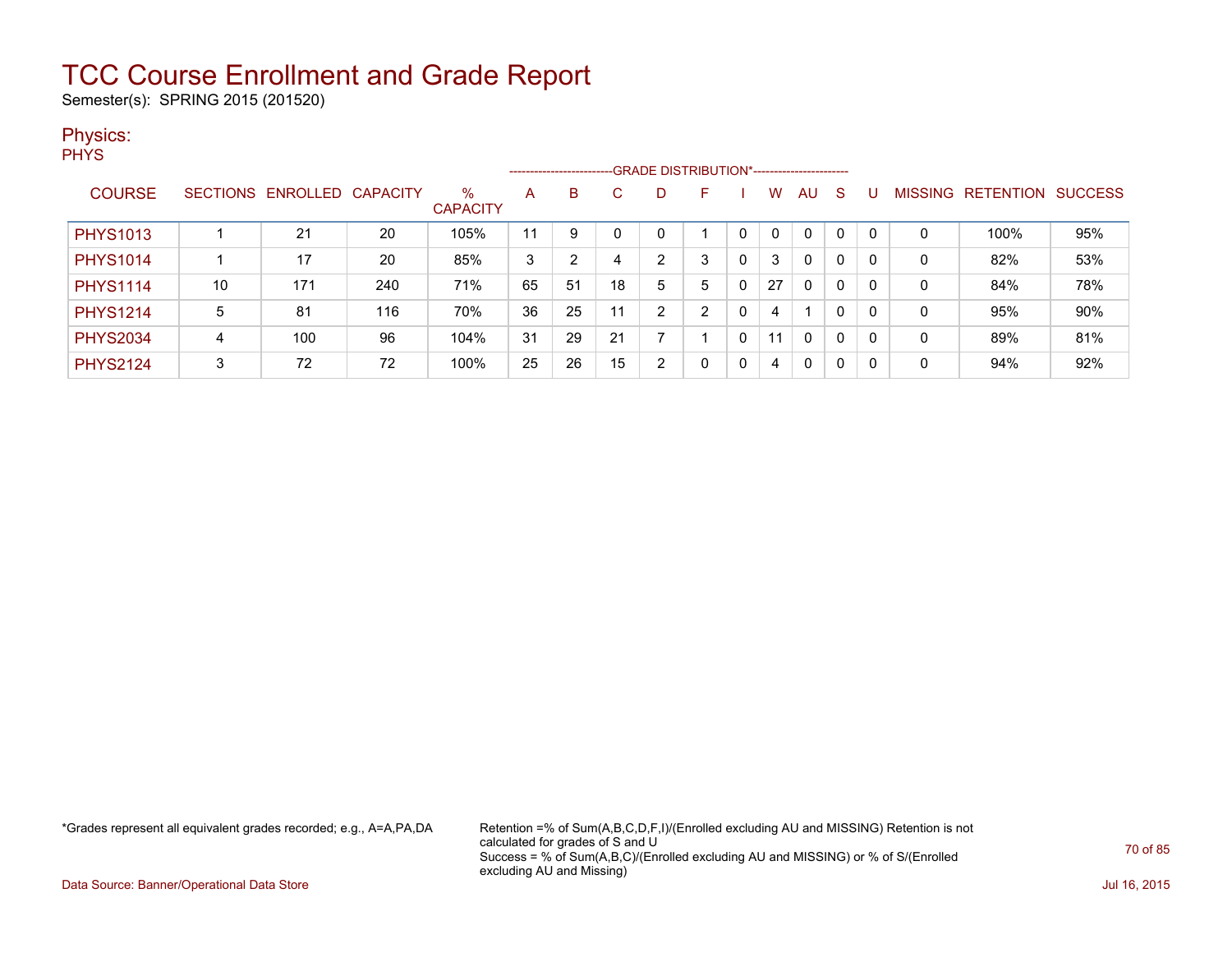# TCC Course Enrollment and Grade Report

Semester(s): SPRING 2015 (201520)

## Physics:

PHYS

| COURSE | SECTIONS | ENROLLED | CAPACITY | % CAPACITY | A | B | C | D | F | I | W | AU | S | U | MISSING | RETENTION | SUCCESS |
|---|---|---|---|---|---|---|---|---|---|---|---|---|---|---|---|---|---|
| | | | | | GRADE DISTRIBUTION* | | | | | | | | | | | | |
| PHYS1013 | 1 | 21 | 20 | 105% | 11 | 9 | 0 | 0 | 1 | 0 | 0 | 0 | 0 | 0 | 0 | 100% | 95% |
| PHYS1014 | 1 | 17 | 20 | 85% | 3 | 2 | 4 | 2 | 3 | 0 | 3 | 0 | 0 | 0 | 0 | 82% | 53% |
| PHYS1114 | 10 | 171 | 240 | 71% | 65 | 51 | 18 | 5 | 5 | 0 | 27 | 0 | 0 | 0 | 0 | 84% | 78% |
| PHYS1214 | 5 | 81 | 116 | 70% | 36 | 25 | 11 | 2 | 2 | 0 | 4 | 1 | 0 | 0 | 0 | 95% | 90% |
| PHYS2034 | 4 | 100 | 96 | 104% | 31 | 29 | 21 | 7 | 1 | 0 | 11 | 0 | 0 | 0 | 0 | 89% | 81% |
| PHYS2124 | 3 | 72 | 72 | 100% | 25 | 26 | 15 | 2 | 0 | 0 | 4 | 0 | 0 | 0 | 0 | 94% | 92% |

*Grades represent all equivalent grades recorded; e.g., A=A,PA,DA

Retention =% of Sum(A,B,C,D,F,I)/(Enrolled excluding AU and MISSING) Retention is not calculated for grades of S and U
Success = % of Sum(A,B,C)/(Enrolled excluding AU and MISSING) or % of S/(Enrolled excluding AU and Missing)

Data Source: Banner/Operational Data Store

Jul 16, 2015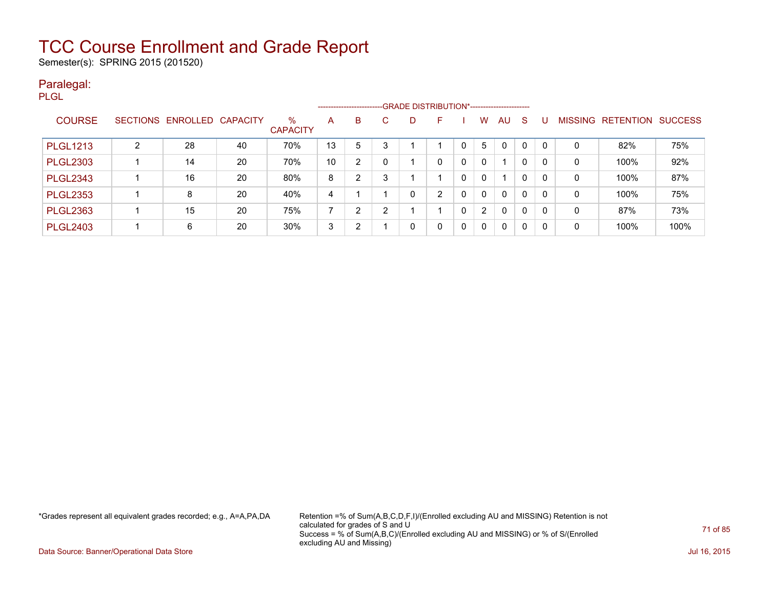# TCC Course Enrollment and Grade Report

Semester(s): SPRING 2015 (201520)

## Paralegal:

PLGL

| COURSE | SECTIONS | ENROLLED | CAPACITY | % CAPACITY | A | B | C | D | F | I | W | AU | S | U | MISSING | RETENTION | SUCCESS |
|---|---|---|---|---|---|---|---|---|---|---|---|---|---|---|---|---|---|
| | | | | | GRADE DISTRIBUTION* | | | | | | | | | | | | |
| PLGL1213 | 2 | 28 | 40 | 70% | 13 | 5 | 3 | 1 | 1 | 0 | 5 | 0 | 0 | 0 | 0 | 82% | 75% |
| PLGL2303 | 1 | 14 | 20 | 70% | 10 | 2 | 0 | 1 | 0 | 0 | 0 | 1 | 0 | 0 | 0 | 100% | 92% |
| PLGL2343 | 1 | 16 | 20 | 80% | 8 | 2 | 3 | 1 | 1 | 0 | 0 | 1 | 0 | 0 | 0 | 100% | 87% |
| PLGL2353 | 1 | 8 | 20 | 40% | 4 | 1 | 1 | 0 | 2 | 0 | 0 | 0 | 0 | 0 | 0 | 100% | 75% |
| PLGL2363 | 1 | 15 | 20 | 75% | 7 | 2 | 2 | 1 | 1 | 0 | 2 | 0 | 0 | 0 | 0 | 87% | 73% |
| PLGL2403 | 1 | 6 | 20 | 30% | 3 | 2 | 1 | 0 | 0 | 0 | 0 | 0 | 0 | 0 | 0 | 100% | 100% |

*Grades represent all equivalent grades recorded; e.g., A=A,PA,DA

Retention =% of Sum(A,B,C,D,F,I)/(Enrolled excluding AU and MISSING) Retention is not calculated for grades of S and U
Success = % of Sum(A,B,C)/(Enrolled excluding AU and MISSING) or % of S/(Enrolled excluding AU and Missing)

Data Source: Banner/Operational Data Store

Jul 16, 2015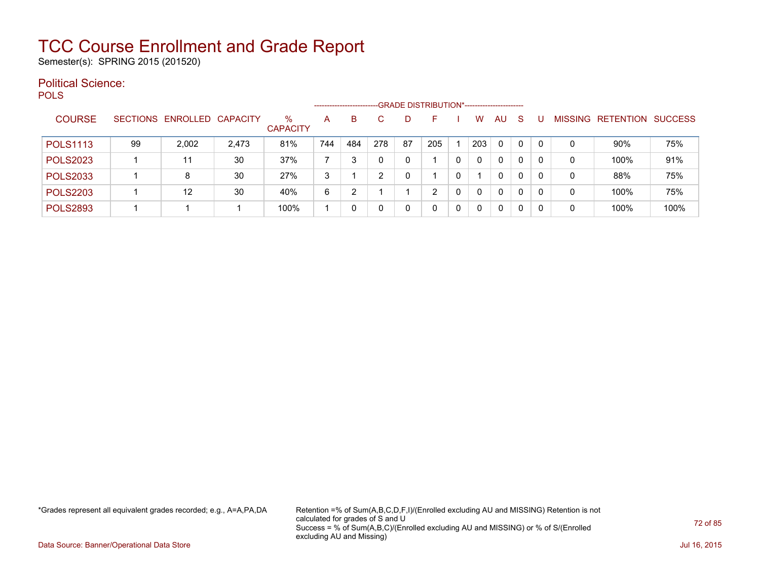# TCC Course Enrollment and Grade Report

Semester(s): SPRING 2015 (201520)

## Political Science:

POLS

| COURSE | SECTIONS | ENROLLED | CAPACITY | % CAPACITY | A | B | C | D | F | I | W | AU | S | U | MISSING | RETENTION | SUCCESS |
|---|---|---|---|---|---|---|---|---|---|---|---|---|---|---|---|---|---|
| | | | | | GRADE DISTRIBUTION* | | | | | | | | | | | | |
| POLS1113 | 99 | 2,002 | 2,473 | 81% | 744 | 484 | 278 | 87 | 205 | 1 | 203 | 0 | 0 | 0 | 0 | 90% | 75% |
| POLS2023 | 1 | 11 | 30 | 37% | 7 | 3 | 0 | 0 | 1 | 0 | 0 | 0 | 0 | 0 | 0 | 100% | 91% |
| POLS2033 | 1 | 8 | 30 | 27% | 3 | 1 | 2 | 0 | 1 | 0 | 1 | 0 | 0 | 0 | 0 | 88% | 75% |
| POLS2203 | 1 | 12 | 30 | 40% | 6 | 2 | 1 | 1 | 2 | 0 | 0 | 0 | 0 | 0 | 0 | 100% | 75% |
| POLS2893 | 1 | 1 | 1 | 100% | 1 | 0 | 0 | 0 | 0 | 0 | 0 | 0 | 0 | 0 | 0 | 100% | 100% |

*Grades represent all equivalent grades recorded; e.g., A=A,PA,DA

Retention =% of Sum(A,B,C,D,F,I)/(Enrolled excluding AU and MISSING) Retention is not calculated for grades of S and U
Success = % of Sum(A,B,C)/(Enrolled excluding AU and MISSING) or % of S/(Enrolled excluding AU and Missing)

Data Source: Banner/Operational Data Store

Jul 16, 2015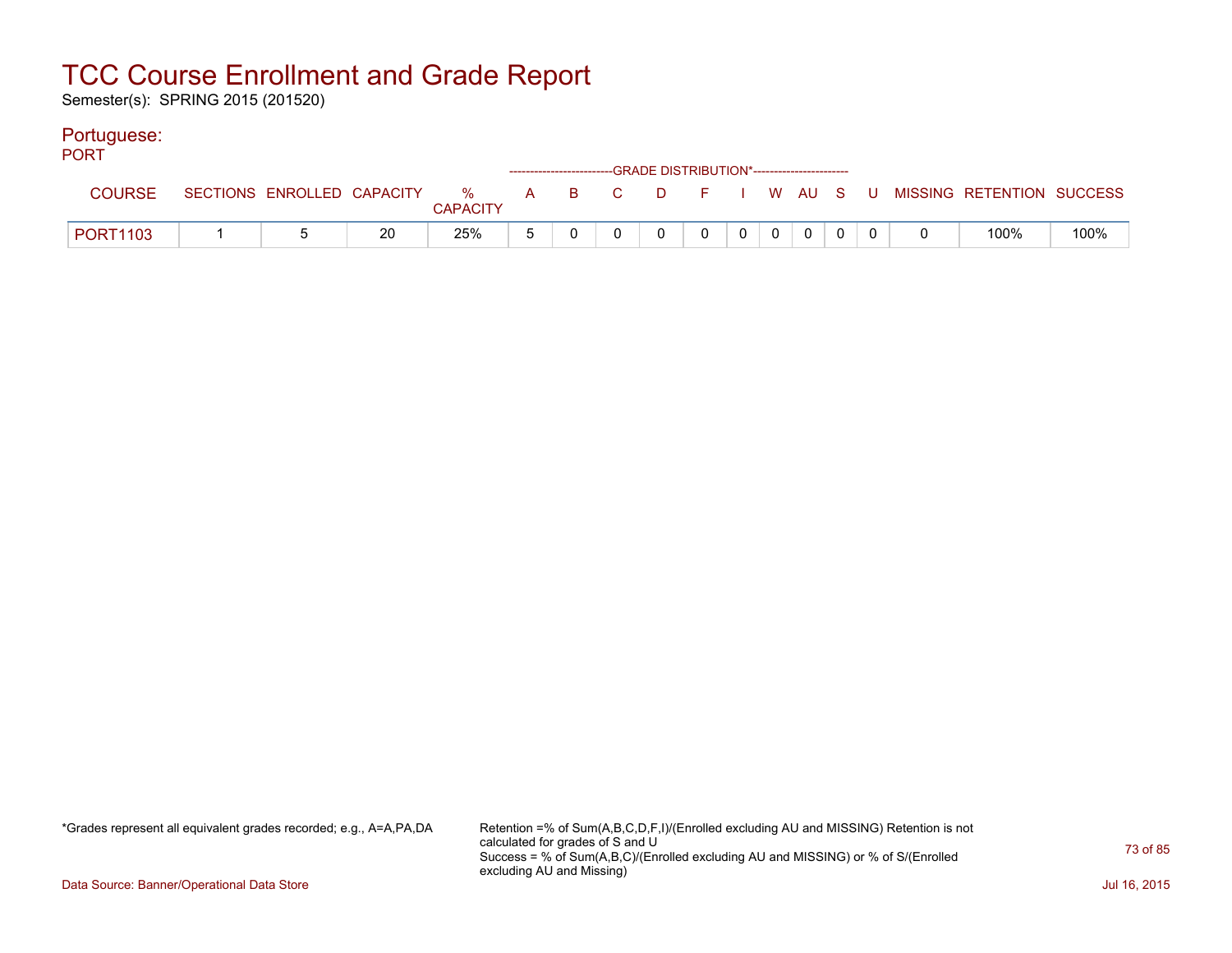# TCC Course Enrollment and Grade Report

Semester(s): SPRING 2015 (201520)

## Portuguese:

PORT

| COURSE | SECTIONS | ENROLLED | CAPACITY | % CAPACITY | A | B | C | D | F | I | W | AU | S | U | MISSING | RETENTION | SUCCESS |
|---|---|---|---|---|---|---|---|---|---|---|---|---|---|---|---|---|---|
| | | | | | GRADE DISTRIBUTION* | | | | | | | | | | | | |
| PORT1103 | 1 | 5 | 20 | 25% | 5 | 0 | 0 | 0 | 0 | 0 | 0 | 0 | 0 | 0 | 0 | 100% | 100% |

*Grades represent all equivalent grades recorded; e.g., A=A,PA,DA

Retention =% of Sum(A,B,C,D,F,I)/(Enrolled excluding AU and MISSING) Retention is not calculated for grades of S and U
Success = % of Sum(A,B,C)/(Enrolled excluding AU and MISSING) or % of S/(Enrolled excluding AU and Missing)

Data Source: Banner/Operational Data Store

Jul 16, 2015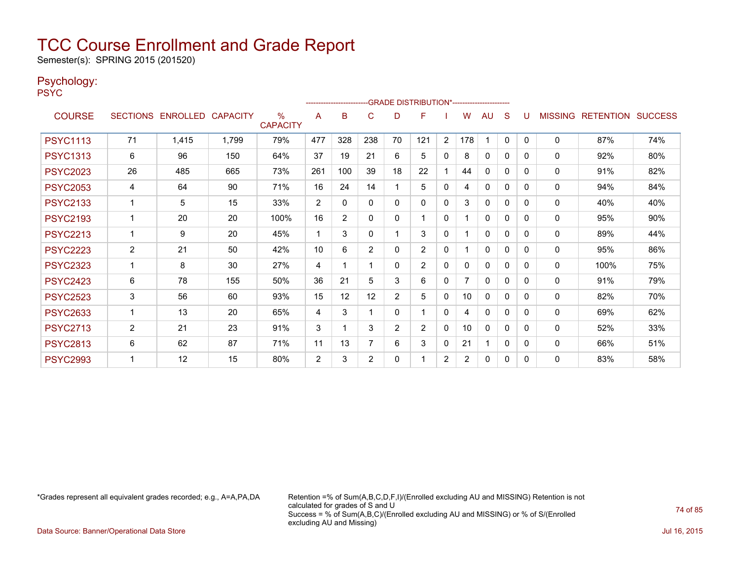# TCC Course Enrollment and Grade Report

Semester(s): SPRING 2015 (201520)

## Psychology:

PSYC

| COURSE | SECTIONS | ENROLLED | CAPACITY | % CAPACITY | A | B | C | D | F | I | W | AU | S | U | MISSING | RETENTION | SUCCESS |
|---|---|---|---|---|---|---|---|---|---|---|---|---|---|---|---|---|---|
| | | | | | GRADE DISTRIBUTION* | | | | | | | | | | | | |
| PSYC1113 | 71 | 1,415 | 1,799 | 79% | 477 | 328 | 238 | 70 | 121 | 2 | 178 | 1 | 0 | 0 | 0 | 87% | 74% |
| PSYC1313 | 6 | 96 | 150 | 64% | 37 | 19 | 21 | 6 | 5 | 0 | 8 | 0 | 0 | 0 | 0 | 92% | 80% |
| PSYC2023 | 26 | 485 | 665 | 73% | 261 | 100 | 39 | 18 | 22 | 1 | 44 | 0 | 0 | 0 | 0 | 91% | 82% |
| PSYC2053 | 4 | 64 | 90 | 71% | 16 | 24 | 14 | 1 | 5 | 0 | 4 | 0 | 0 | 0 | 0 | 94% | 84% |
| PSYC2133 | 1 | 5 | 15 | 33% | 2 | 0 | 0 | 0 | 0 | 0 | 3 | 0 | 0 | 0 | 0 | 40% | 40% |
| PSYC2193 | 1 | 20 | 20 | 100% | 16 | 2 | 0 | 0 | 1 | 0 | 1 | 0 | 0 | 0 | 0 | 95% | 90% |
| PSYC2213 | 1 | 9 | 20 | 45% | 1 | 3 | 0 | 1 | 3 | 0 | 1 | 0 | 0 | 0 | 0 | 89% | 44% |
| PSYC2223 | 2 | 21 | 50 | 42% | 10 | 6 | 2 | 0 | 2 | 0 | 1 | 0 | 0 | 0 | 0 | 95% | 86% |
| PSYC2323 | 1 | 8 | 30 | 27% | 4 | 1 | 1 | 0 | 2 | 0 | 0 | 0 | 0 | 0 | 0 | 100% | 75% |
| PSYC2423 | 6 | 78 | 155 | 50% | 36 | 21 | 5 | 3 | 6 | 0 | 7 | 0 | 0 | 0 | 0 | 91% | 79% |
| PSYC2523 | 3 | 56 | 60 | 93% | 15 | 12 | 12 | 2 | 5 | 0 | 10 | 0 | 0 | 0 | 0 | 82% | 70% |
| PSYC2633 | 1 | 13 | 20 | 65% | 4 | 3 | 1 | 0 | 1 | 0 | 4 | 0 | 0 | 0 | 0 | 69% | 62% |
| PSYC2713 | 2 | 21 | 23 | 91% | 3 | 1 | 3 | 2 | 2 | 0 | 10 | 0 | 0 | 0 | 0 | 52% | 33% |
| PSYC2813 | 6 | 62 | 87 | 71% | 11 | 13 | 7 | 6 | 3 | 0 | 21 | 1 | 0 | 0 | 0 | 66% | 51% |
| PSYC2993 | 1 | 12 | 15 | 80% | 2 | 3 | 2 | 0 | 1 | 2 | 2 | 0 | 0 | 0 | 0 | 83% | 58% |

*Grades represent all equivalent grades recorded; e.g., A=A,PA,DA

Retention =% of Sum(A,B,C,D,F,I)/(Enrolled excluding AU and MISSING) Retention is not calculated for grades of S and U
Success = % of Sum(A,B,C)/(Enrolled excluding AU and MISSING) or % of S/(Enrolled excluding AU and Missing)

Data Source: Banner/Operational Data Store

Jul 16, 2015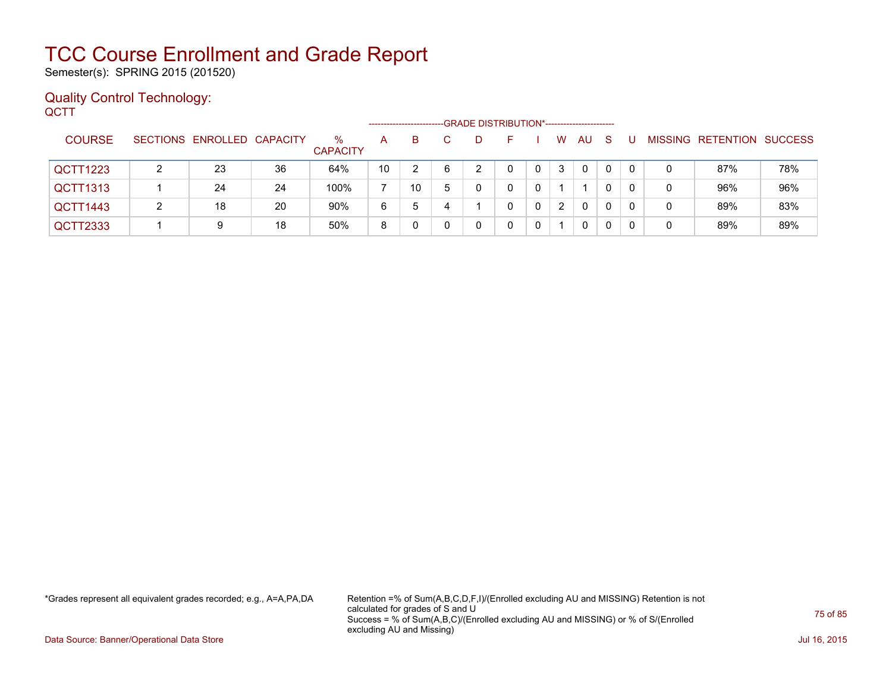# TCC Course Enrollment and Grade Report

Semester(s): SPRING 2015 (201520)

## Quality Control Technology:

QCTT

| COURSE | SECTIONS | ENROLLED | CAPACITY | % CAPACITY | A | B | C | D | F | I | W | AU | S | U | MISSING | RETENTION | SUCCESS |
|---|---|---|---|---|---|---|---|---|---|---|---|---|---|---|---|---|---|
| | | | | | GRADE DISTRIBUTION* | | | | | | | | | | | | |
| QCTT1223 | 2 | 23 | 36 | 64% | 10 | 2 | 6 | 2 | 0 | 0 | 3 | 0 | 0 | 0 | 0 | 87% | 78% |
| QCTT1313 | 1 | 24 | 24 | 100% | 7 | 10 | 5 | 0 | 0 | 0 | 1 | 1 | 0 | 0 | 0 | 96% | 96% |
| QCTT1443 | 2 | 18 | 20 | 90% | 6 | 5 | 4 | 1 | 0 | 0 | 2 | 0 | 0 | 0 | 0 | 89% | 83% |
| QCTT2333 | 1 | 9 | 18 | 50% | 8 | 0 | 0 | 0 | 0 | 0 | 1 | 0 | 0 | 0 | 0 | 89% | 89% |

*Grades represent all equivalent grades recorded; e.g., A=A,PA,DA

Retention =% of Sum(A,B,C,D,F,I)/(Enrolled excluding AU and MISSING) Retention is not calculated for grades of S and U
Success = % of Sum(A,B,C)/(Enrolled excluding AU and MISSING) or % of S/(Enrolled excluding AU and Missing)

Data Source: Banner/Operational Data Store

Jul 16, 2015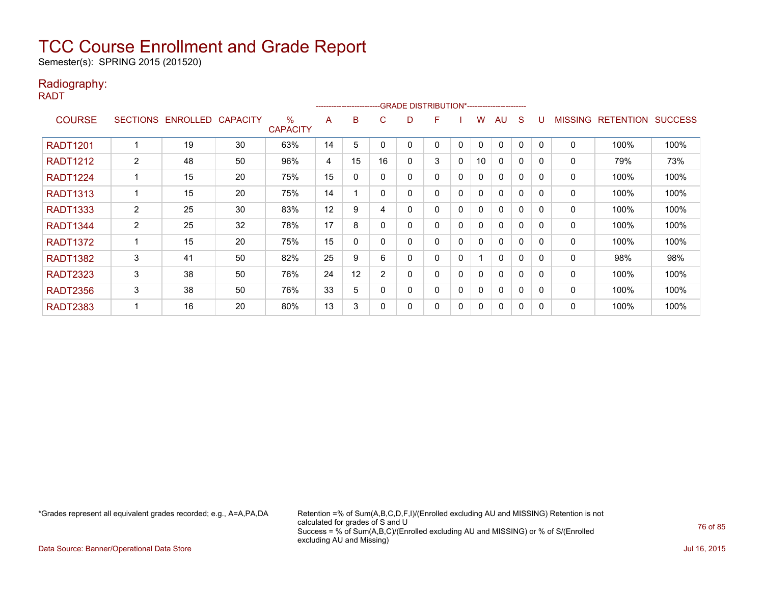# TCC Course Enrollment and Grade Report

Semester(s): SPRING 2015 (201520)

## Radiography:

RADT

| COURSE | SECTIONS | ENROLLED | CAPACITY | % CAPACITY | A | B | C | D | F | I | W | AU | S | U | MISSING | RETENTION | SUCCESS |
|---|---|---|---|---|---|---|---|---|---|---|---|---|---|---|---|---|---|
| | | | | | GRADE DISTRIBUTION* | | | | | | | | | | | | |
| RADT1201 | 1 | 19 | 30 | 63% | 14 | 5 | 0 | 0 | 0 | 0 | 0 | 0 | 0 | 0 | 0 | 100% | 100% |
| RADT1212 | 2 | 48 | 50 | 96% | 4 | 15 | 16 | 0 | 3 | 0 | 10 | 0 | 0 | 0 | 0 | 79% | 73% |
| RADT1224 | 1 | 15 | 20 | 75% | 15 | 0 | 0 | 0 | 0 | 0 | 0 | 0 | 0 | 0 | 0 | 100% | 100% |
| RADT1313 | 1 | 15 | 20 | 75% | 14 | 1 | 0 | 0 | 0 | 0 | 0 | 0 | 0 | 0 | 0 | 100% | 100% |
| RADT1333 | 2 | 25 | 30 | 83% | 12 | 9 | 4 | 0 | 0 | 0 | 0 | 0 | 0 | 0 | 0 | 100% | 100% |
| RADT1344 | 2 | 25 | 32 | 78% | 17 | 8 | 0 | 0 | 0 | 0 | 0 | 0 | 0 | 0 | 0 | 100% | 100% |
| RADT1372 | 1 | 15 | 20 | 75% | 15 | 0 | 0 | 0 | 0 | 0 | 0 | 0 | 0 | 0 | 0 | 100% | 100% |
| RADT1382 | 3 | 41 | 50 | 82% | 25 | 9 | 6 | 0 | 0 | 0 | 1 | 0 | 0 | 0 | 0 | 98% | 98% |
| RADT2323 | 3 | 38 | 50 | 76% | 24 | 12 | 2 | 0 | 0 | 0 | 0 | 0 | 0 | 0 | 0 | 100% | 100% |
| RADT2356 | 3 | 38 | 50 | 76% | 33 | 5 | 0 | 0 | 0 | 0 | 0 | 0 | 0 | 0 | 0 | 100% | 100% |
| RADT2383 | 1 | 16 | 20 | 80% | 13 | 3 | 0 | 0 | 0 | 0 | 0 | 0 | 0 | 0 | 0 | 100% | 100% |

*Grades represent all equivalent grades recorded; e.g., A=A,PA,DA

Retention =% of Sum(A,B,C,D,F,I)/(Enrolled excluding AU and MISSING) Retention is not calculated for grades of S and U
Success = % of Sum(A,B,C)/(Enrolled excluding AU and MISSING) or % of S/(Enrolled excluding AU and Missing)

Data Source: Banner/Operational Data Store

Jul 16, 2015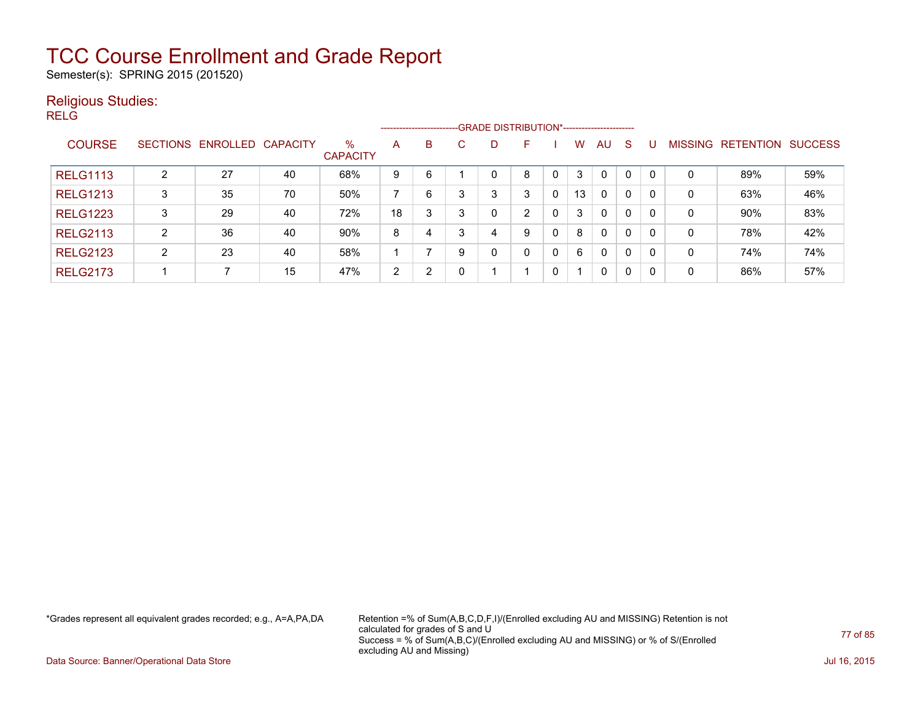# TCC Course Enrollment and Grade Report

Semester(s): SPRING 2015 (201520)

## Religious Studies:

RELG

| COURSE | SECTIONS | ENROLLED | CAPACITY | % CAPACITY | A | B | C | D | F | I | W | AU | S | U | MISSING | RETENTION | SUCCESS |
|---|---|---|---|---|---|---|---|---|---|---|---|---|---|---|---|---|---|
| | | | | | GRADE DISTRIBUTION* | | | | | | | | | | | | |
| RELG1113 | 2 | 27 | 40 | 68% | 9 | 6 | 1 | 0 | 8 | 0 | 3 | 0 | 0 | 0 | 0 | 89% | 59% |
| RELG1213 | 3 | 35 | 70 | 50% | 7 | 6 | 3 | 3 | 3 | 0 | 13 | 0 | 0 | 0 | 0 | 63% | 46% |
| RELG1223 | 3 | 29 | 40 | 72% | 18 | 3 | 3 | 0 | 2 | 0 | 3 | 0 | 0 | 0 | 0 | 90% | 83% |
| RELG2113 | 2 | 36 | 40 | 90% | 8 | 4 | 3 | 4 | 9 | 0 | 8 | 0 | 0 | 0 | 0 | 78% | 42% |
| RELG2123 | 2 | 23 | 40 | 58% | 1 | 7 | 9 | 0 | 0 | 0 | 6 | 0 | 0 | 0 | 0 | 74% | 74% |
| RELG2173 | 1 | 7 | 15 | 47% | 2 | 2 | 0 | 1 | 1 | 0 | 1 | 0 | 0 | 0 | 0 | 86% | 57% |

*Grades represent all equivalent grades recorded; e.g., A=A,PA,DA

Retention =% of Sum(A,B,C,D,F,I)/(Enrolled excluding AU and MISSING) Retention is not calculated for grades of S and U
Success = % of Sum(A,B,C)/(Enrolled excluding AU and MISSING) or % of S/(Enrolled excluding AU and Missing)

Data Source: Banner/Operational Data Store

Jul 16, 2015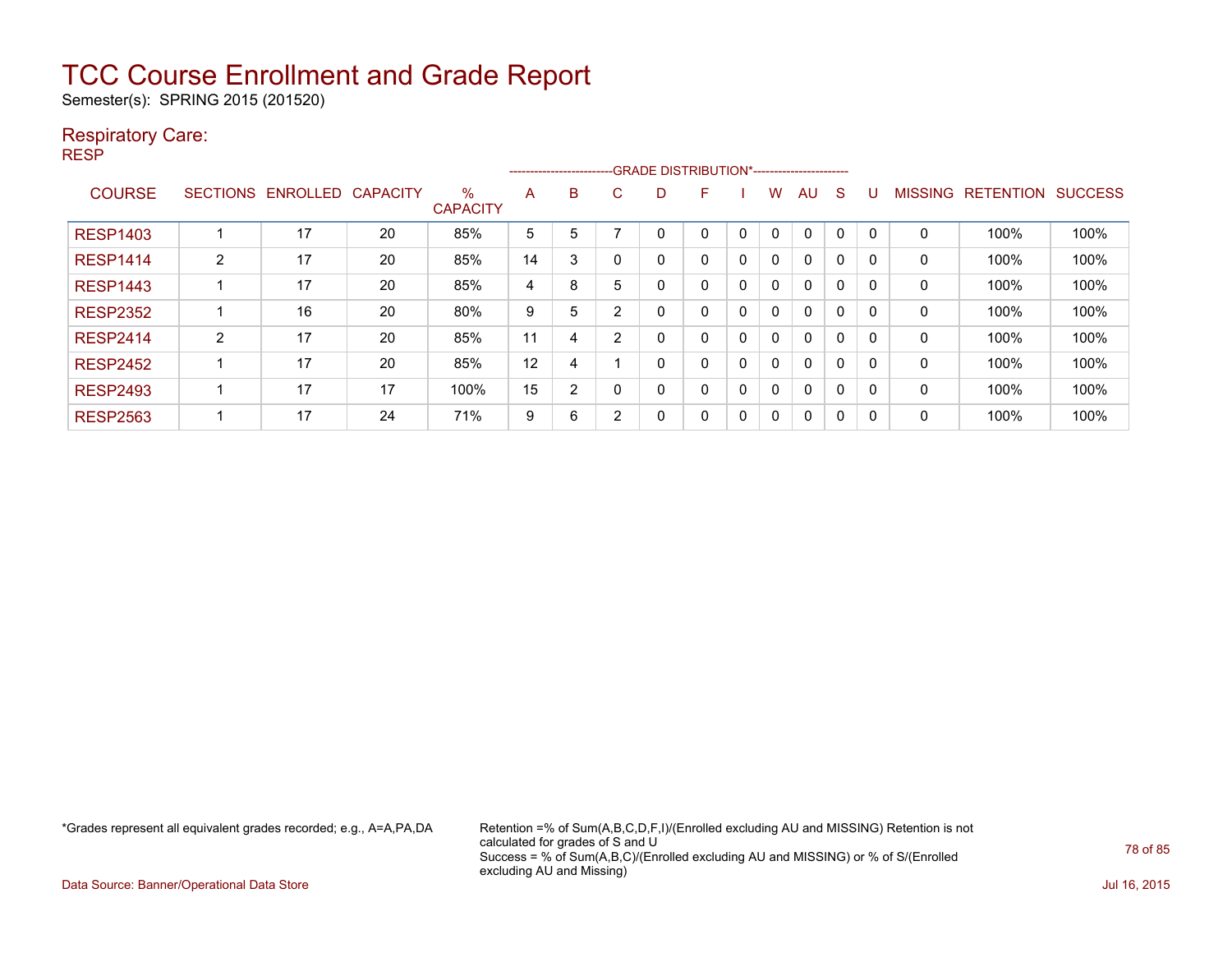# TCC Course Enrollment and Grade Report

Semester(s): SPRING 2015 (201520)

## Respiratory Care:

RESP

| COURSE | SECTIONS | ENROLLED | CAPACITY | % CAPACITY | A | B | C | D | F | I | W | AU | S | U | MISSING | RETENTION | SUCCESS |
|---|---|---|---|---|---|---|---|---|---|---|---|---|---|---|---|---|---|
| | | | | | GRADE DISTRIBUTION* | | | | | | | | | | | | |
| RESP1403 | 1 | 17 | 20 | 85% | 5 | 5 | 7 | 0 | 0 | 0 | 0 | 0 | 0 | 0 | 0 | 100% | 100% |
| RESP1414 | 2 | 17 | 20 | 85% | 14 | 3 | 0 | 0 | 0 | 0 | 0 | 0 | 0 | 0 | 0 | 100% | 100% |
| RESP1443 | 1 | 17 | 20 | 85% | 4 | 8 | 5 | 0 | 0 | 0 | 0 | 0 | 0 | 0 | 0 | 100% | 100% |
| RESP2352 | 1 | 16 | 20 | 80% | 9 | 5 | 2 | 0 | 0 | 0 | 0 | 0 | 0 | 0 | 0 | 100% | 100% |
| RESP2414 | 2 | 17 | 20 | 85% | 11 | 4 | 2 | 0 | 0 | 0 | 0 | 0 | 0 | 0 | 0 | 100% | 100% |
| RESP2452 | 1 | 17 | 20 | 85% | 12 | 4 | 1 | 0 | 0 | 0 | 0 | 0 | 0 | 0 | 0 | 100% | 100% |
| RESP2493 | 1 | 17 | 17 | 100% | 15 | 2 | 0 | 0 | 0 | 0 | 0 | 0 | 0 | 0 | 0 | 100% | 100% |
| RESP2563 | 1 | 17 | 24 | 71% | 9 | 6 | 2 | 0 | 0 | 0 | 0 | 0 | 0 | 0 | 0 | 100% | 100% |

*Grades represent all equivalent grades recorded; e.g., A=A,PA,DA

Retention =% of Sum(A,B,C,D,F,I)/(Enrolled excluding AU and MISSING) Retention is not calculated for grades of S and U
Success = % of Sum(A,B,C)/(Enrolled excluding AU and MISSING) or % of S/(Enrolled excluding AU and Missing)

Data Source: Banner/Operational Data Store

Jul 16, 2015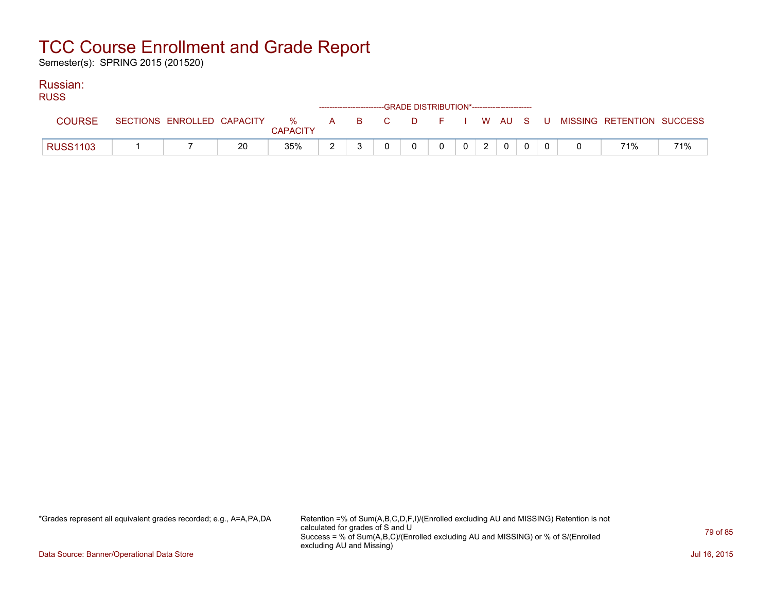# TCC Course Enrollment and Grade Report

Semester(s): SPRING 2015 (201520)

## Russian:

RUSS

| COURSE | SECTIONS | ENROLLED | CAPACITY | % CAPACITY | A | B | C | D | F | I | W | AU | S | U | MISSING | RETENTION | SUCCESS |
|---|---|---|---|---|---|---|---|---|---|---|---|---|---|---|---|---|---|
| | | | | | GRADE DISTRIBUTION* | | | | | | | | | | | | |
| RUSS1103 | 1 | 7 | 20 | 35% | 2 | 3 | 0 | 0 | 0 | 0 | 2 | 0 | 0 | 0 | 0 | 71% | 71% |

*Grades represent all equivalent grades recorded; e.g., A=A,PA,DA

Retention =% of Sum(A,B,C,D,F,I)/(Enrolled excluding AU and MISSING) Retention is not calculated for grades of S and U
Success = % of Sum(A,B,C)/(Enrolled excluding AU and MISSING) or % of S/(Enrolled excluding AU and Missing)

Data Source: Banner/Operational Data Store

Jul 16, 2015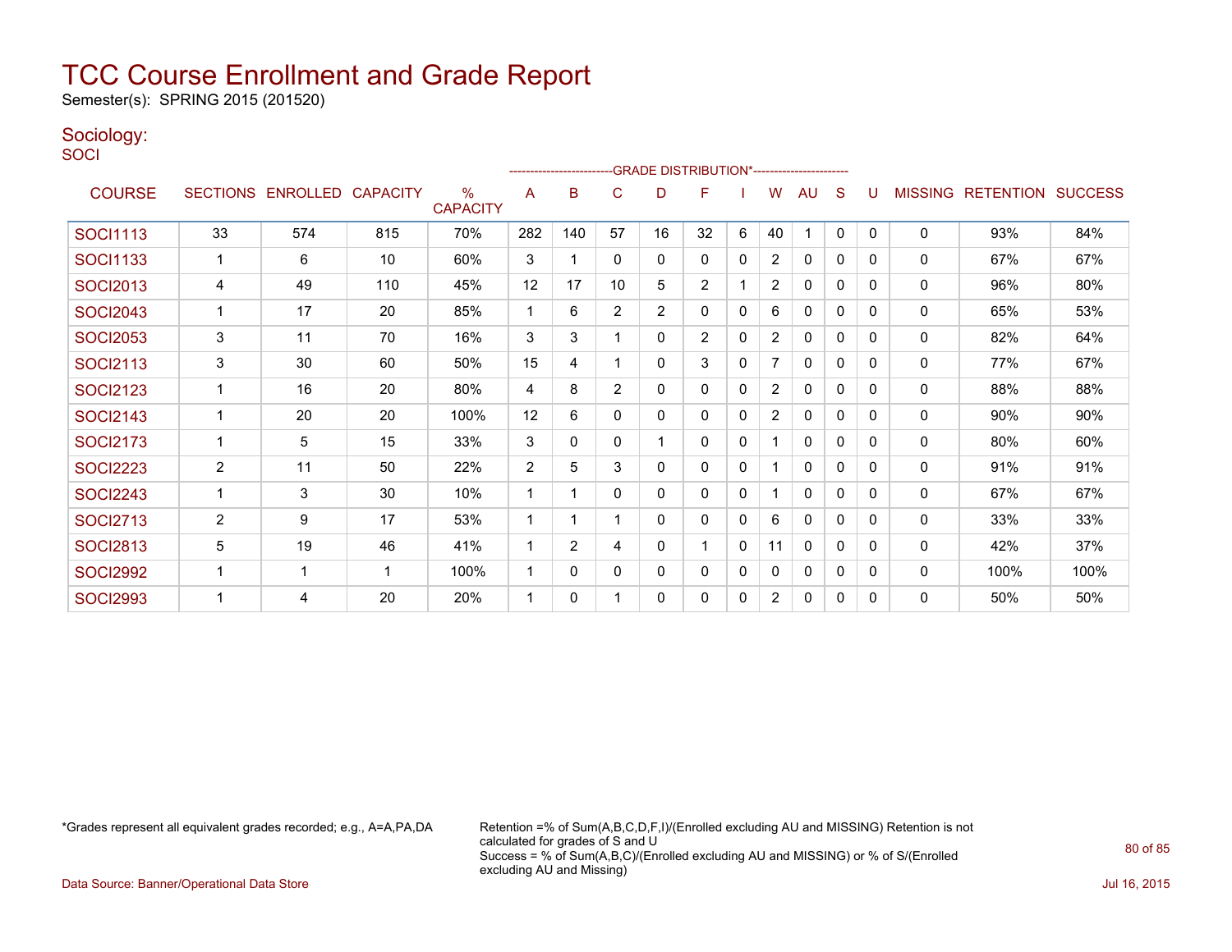# TCC Course Enrollment and Grade Report

Semester(s): SPRING 2015 (201520)

## Sociology:

SOCI

| COURSE | SECTIONS | ENROLLED | CAPACITY | % CAPACITY | A | B | C | D | F | I | W | AU | S | U | MISSING | RETENTION | SUCCESS |
|---|---|---|---|---|---|---|---|---|---|---|---|---|---|---|---|---|---|
| | | | | | GRADE DISTRIBUTION* | | | | | | | | | | | | |
| SOCI1113 | 33 | 574 | 815 | 70% | 282 | 140 | 57 | 16 | 32 | 6 | 40 | 1 | 0 | 0 | 0 | 93% | 84% |
| SOCI1133 | 1 | 6 | 10 | 60% | 3 | 1 | 0 | 0 | 0 | 0 | 2 | 0 | 0 | 0 | 0 | 67% | 67% |
| SOCI2013 | 4 | 49 | 110 | 45% | 12 | 17 | 10 | 5 | 2 | 1 | 2 | 0 | 0 | 0 | 0 | 96% | 80% |
| SOCI2043 | 1 | 17 | 20 | 85% | 1 | 6 | 2 | 2 | 0 | 0 | 6 | 0 | 0 | 0 | 0 | 65% | 53% |
| SOCI2053 | 3 | 11 | 70 | 16% | 3 | 3 | 1 | 0 | 2 | 0 | 2 | 0 | 0 | 0 | 0 | 82% | 64% |
| SOCI2113 | 3 | 30 | 60 | 50% | 15 | 4 | 1 | 0 | 3 | 0 | 7 | 0 | 0 | 0 | 0 | 77% | 67% |
| SOCI2123 | 1 | 16 | 20 | 80% | 4 | 8 | 2 | 0 | 0 | 0 | 2 | 0 | 0 | 0 | 0 | 88% | 88% |
| SOCI2143 | 1 | 20 | 20 | 100% | 12 | 6 | 0 | 0 | 0 | 0 | 2 | 0 | 0 | 0 | 0 | 90% | 90% |
| SOCI2173 | 1 | 5 | 15 | 33% | 3 | 0 | 0 | 1 | 0 | 0 | 1 | 0 | 0 | 0 | 0 | 80% | 60% |
| SOCI2223 | 2 | 11 | 50 | 22% | 2 | 5 | 3 | 0 | 0 | 0 | 1 | 0 | 0 | 0 | 0 | 91% | 91% |
| SOCI2243 | 1 | 3 | 30 | 10% | 1 | 1 | 0 | 0 | 0 | 0 | 1 | 0 | 0 | 0 | 0 | 67% | 67% |
| SOCI2713 | 2 | 9 | 17 | 53% | 1 | 1 | 1 | 0 | 0 | 0 | 6 | 0 | 0 | 0 | 0 | 33% | 33% |
| SOCI2813 | 5 | 19 | 46 | 41% | 1 | 2 | 4 | 0 | 1 | 0 | 11 | 0 | 0 | 0 | 0 | 42% | 37% |
| SOCI2992 | 1 | 1 | 1 | 100% | 1 | 0 | 0 | 0 | 0 | 0 | 0 | 0 | 0 | 0 | 0 | 100% | 100% |
| SOCI2993 | 1 | 4 | 20 | 20% | 1 | 0 | 1 | 0 | 0 | 0 | 2 | 0 | 0 | 0 | 0 | 50% | 50% |

*Grades represent all equivalent grades recorded; e.g., A=A,PA,DA

Retention =% of Sum(A,B,C,D,F,I)/(Enrolled excluding AU and MISSING) Retention is not calculated for grades of S and U
Success = % of Sum(A,B,C)/(Enrolled excluding AU and MISSING) or % of S/(Enrolled excluding AU and Missing)

Data Source: Banner/Operational Data Store

Jul 16, 2015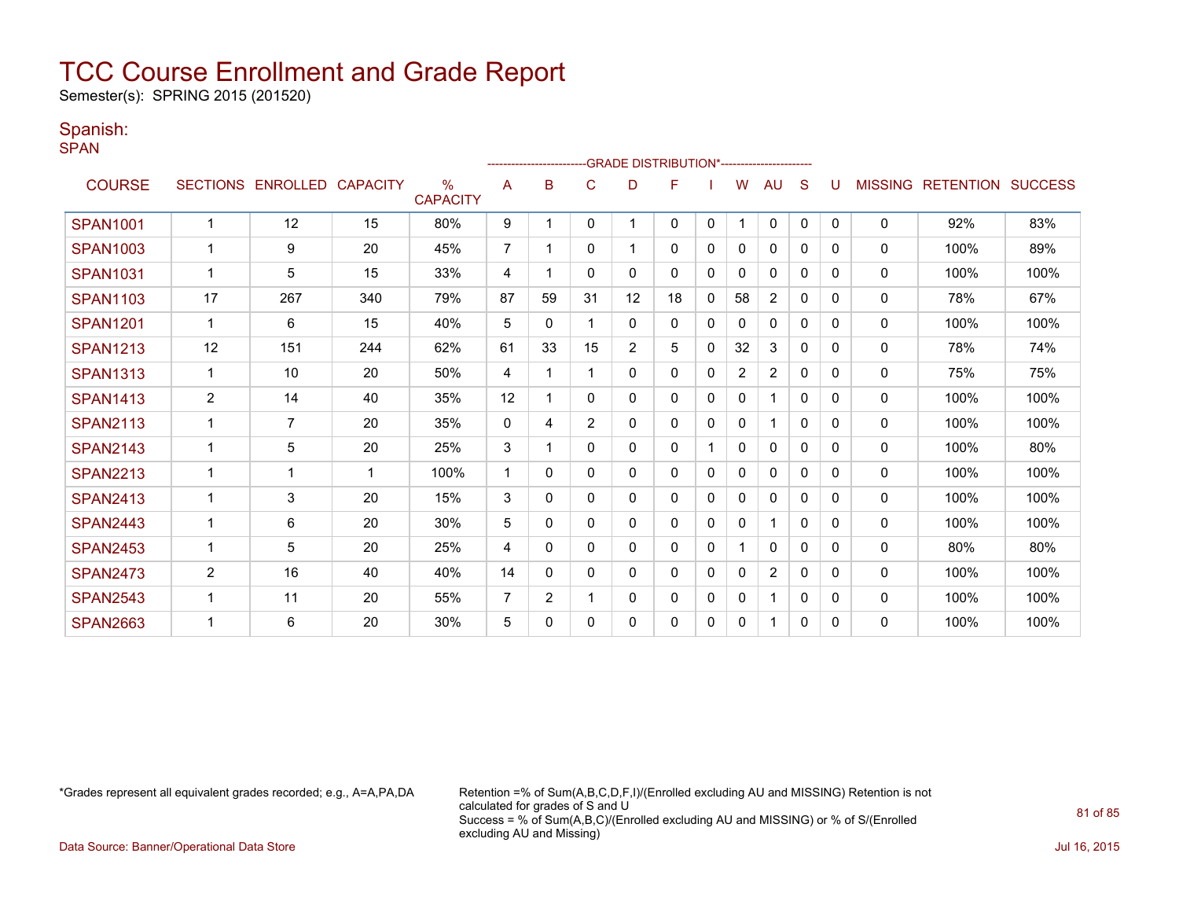# TCC Course Enrollment and Grade Report

Semester(s): SPRING 2015 (201520)

## Spanish:

SPAN

| COURSE | SECTIONS | ENROLLED | CAPACITY | % CAPACITY | A | B | C | D | F | I | W | AU | S | U | MISSING | RETENTION | SUCCESS |
|---|---|---|---|---|---|---|---|---|---|---|---|---|---|---|---|---|---|
| | | | | | GRADE DISTRIBUTION* | | | | | | | | | | | | |
| SPAN1001 | 1 | 12 | 15 | 80% | 9 | 1 | 0 | 1 | 0 | 0 | 1 | 0 | 0 | 0 | 0 | 92% | 83% |
| SPAN1003 | 1 | 9 | 20 | 45% | 7 | 1 | 0 | 1 | 0 | 0 | 0 | 0 | 0 | 0 | 0 | 100% | 89% |
| SPAN1031 | 1 | 5 | 15 | 33% | 4 | 1 | 0 | 0 | 0 | 0 | 0 | 0 | 0 | 0 | 0 | 100% | 100% |
| SPAN1103 | 17 | 267 | 340 | 79% | 87 | 59 | 31 | 12 | 18 | 0 | 58 | 2 | 0 | 0 | 0 | 78% | 67% |
| SPAN1201 | 1 | 6 | 15 | 40% | 5 | 0 | 1 | 0 | 0 | 0 | 0 | 0 | 0 | 0 | 0 | 100% | 100% |
| SPAN1213 | 12 | 151 | 244 | 62% | 61 | 33 | 15 | 2 | 5 | 0 | 32 | 3 | 0 | 0 | 0 | 78% | 74% |
| SPAN1313 | 1 | 10 | 20 | 50% | 4 | 1 | 1 | 0 | 0 | 0 | 2 | 2 | 0 | 0 | 0 | 75% | 75% |
| SPAN1413 | 2 | 14 | 40 | 35% | 12 | 1 | 0 | 0 | 0 | 0 | 0 | 1 | 0 | 0 | 0 | 100% | 100% |
| SPAN2113 | 1 | 7 | 20 | 35% | 0 | 4 | 2 | 0 | 0 | 0 | 0 | 1 | 0 | 0 | 0 | 100% | 100% |
| SPAN2143 | 1 | 5 | 20 | 25% | 3 | 1 | 0 | 0 | 0 | 1 | 0 | 0 | 0 | 0 | 0 | 100% | 80% |
| SPAN2213 | 1 | 1 | 1 | 100% | 1 | 0 | 0 | 0 | 0 | 0 | 0 | 0 | 0 | 0 | 0 | 100% | 100% |
| SPAN2413 | 1 | 3 | 20 | 15% | 3 | 0 | 0 | 0 | 0 | 0 | 0 | 0 | 0 | 0 | 0 | 100% | 100% |
| SPAN2443 | 1 | 6 | 20 | 30% | 5 | 0 | 0 | 0 | 0 | 0 | 0 | 1 | 0 | 0 | 0 | 100% | 100% |
| SPAN2453 | 1 | 5 | 20 | 25% | 4 | 0 | 0 | 0 | 0 | 0 | 1 | 0 | 0 | 0 | 0 | 80% | 80% |
| SPAN2473 | 2 | 16 | 40 | 40% | 14 | 0 | 0 | 0 | 0 | 0 | 0 | 2 | 0 | 0 | 0 | 100% | 100% |
| SPAN2543 | 1 | 11 | 20 | 55% | 7 | 2 | 1 | 0 | 0 | 0 | 0 | 1 | 0 | 0 | 0 | 100% | 100% |
| SPAN2663 | 1 | 6 | 20 | 30% | 5 | 0 | 0 | 0 | 0 | 0 | 0 | 1 | 0 | 0 | 0 | 100% | 100% |

*Grades represent all equivalent grades recorded; e.g., A=A,PA,DA

Retention =% of Sum(A,B,C,D,F,I)/(Enrolled excluding AU and MISSING) Retention is not calculated for grades of S and U

Success = % of Sum(A,B,C)/(Enrolled excluding AU and MISSING) or % of S/(Enrolled excluding AU and Missing)

Data Source: Banner/Operational Data Store

Jul 16, 2015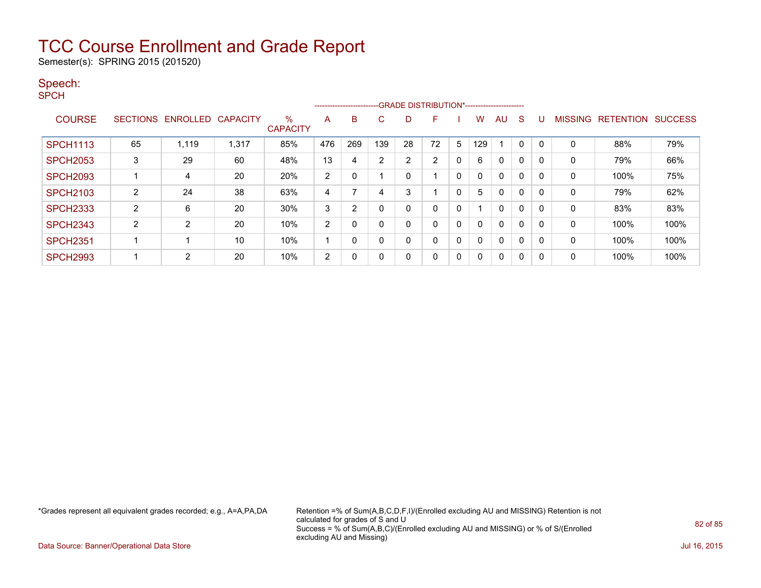# TCC Course Enrollment and Grade Report

Semester(s): SPRING 2015 (201520)

## Speech:

SPCH

| COURSE | SECTIONS | ENROLLED | CAPACITY | % CAPACITY | A | B | C | D | F | I | W | AU | S | U | MISSING | RETENTION | SUCCESS |
|---|---|---|---|---|---|---|---|---|---|---|---|---|---|---|---|---|---|
| | | | | | GRADE DISTRIBUTION* | | | | | | | | | | | | |
| SPCH1113 | 65 | 1,119 | 1,317 | 85% | 476 | 269 | 139 | 28 | 72 | 5 | 129 | 1 | 0 | 0 | 0 | 88% | 79% |
| SPCH2053 | 3 | 29 | 60 | 48% | 13 | 4 | 2 | 2 | 2 | 0 | 6 | 0 | 0 | 0 | 0 | 79% | 66% |
| SPCH2093 | 1 | 4 | 20 | 20% | 2 | 0 | 1 | 0 | 1 | 0 | 0 | 0 | 0 | 0 | 0 | 100% | 75% |
| SPCH2103 | 2 | 24 | 38 | 63% | 4 | 7 | 4 | 3 | 1 | 0 | 5 | 0 | 0 | 0 | 0 | 79% | 62% |
| SPCH2333 | 2 | 6 | 20 | 30% | 3 | 2 | 0 | 0 | 0 | 0 | 1 | 0 | 0 | 0 | 0 | 83% | 83% |
| SPCH2343 | 2 | 2 | 20 | 10% | 2 | 0 | 0 | 0 | 0 | 0 | 0 | 0 | 0 | 0 | 0 | 100% | 100% |
| SPCH2351 | 1 | 1 | 10 | 10% | 1 | 0 | 0 | 0 | 0 | 0 | 0 | 0 | 0 | 0 | 0 | 100% | 100% |
| SPCH2993 | 1 | 2 | 20 | 10% | 2 | 0 | 0 | 0 | 0 | 0 | 0 | 0 | 0 | 0 | 0 | 100% | 100% |

*Grades represent all equivalent grades recorded; e.g., A=A,PA,DA

Retention =% of Sum(A,B,C,D,F,I)/(Enrolled excluding AU and MISSING) Retention is not calculated for grades of S and U
Success = % of Sum(A,B,C)/(Enrolled excluding AU and MISSING) or % of S/(Enrolled excluding AU and Missing)

Data Source: Banner/Operational Data Store

Jul 16, 2015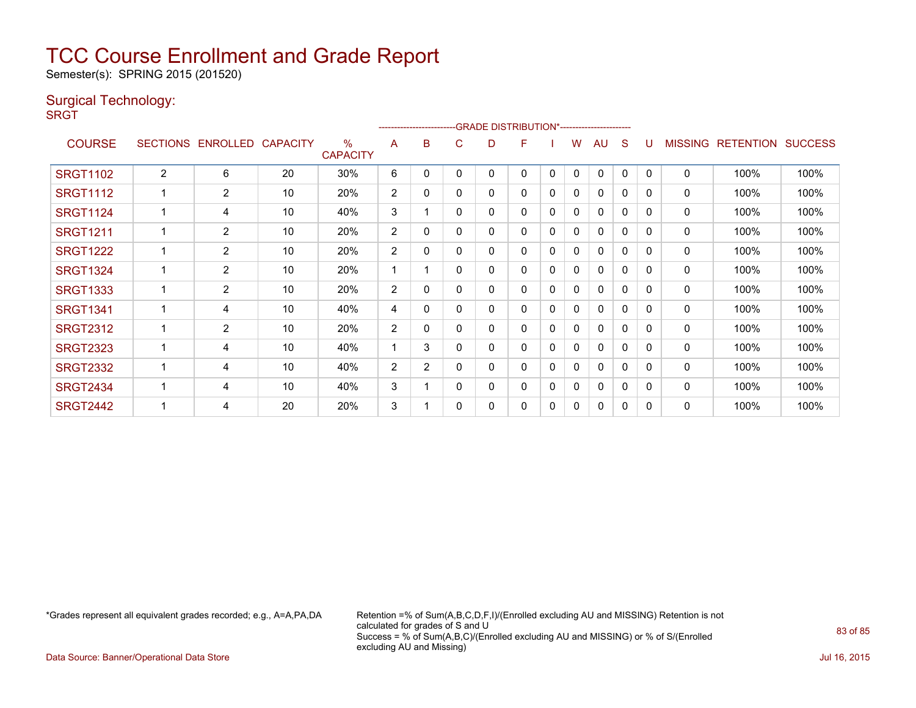# TCC Course Enrollment and Grade Report

Semester(s): SPRING 2015 (201520)

## Surgical Technology:

SRGT

| COURSE | SECTIONS | ENROLLED | CAPACITY | % CAPACITY | A | B | C | D | F | I | W | AU | S | U | MISSING | RETENTION | SUCCESS |
|---|---|---|---|---|---|---|---|---|---|---|---|---|---|---|---|---|---|
| | | | | | GRADE DISTRIBUTION* | | | | | | | | | | | | |
| SRGT1102 | 2 | 6 | 20 | 30% | 6 | 0 | 0 | 0 | 0 | 0 | 0 | 0 | 0 | 0 | 0 | 100% | 100% |
| SRGT1112 | 1 | 2 | 10 | 20% | 2 | 0 | 0 | 0 | 0 | 0 | 0 | 0 | 0 | 0 | 0 | 100% | 100% |
| SRGT1124 | 1 | 4 | 10 | 40% | 3 | 1 | 0 | 0 | 0 | 0 | 0 | 0 | 0 | 0 | 0 | 100% | 100% |
| SRGT1211 | 1 | 2 | 10 | 20% | 2 | 0 | 0 | 0 | 0 | 0 | 0 | 0 | 0 | 0 | 0 | 100% | 100% |
| SRGT1222 | 1 | 2 | 10 | 20% | 2 | 0 | 0 | 0 | 0 | 0 | 0 | 0 | 0 | 0 | 0 | 100% | 100% |
| SRGT1324 | 1 | 2 | 10 | 20% | 1 | 1 | 0 | 0 | 0 | 0 | 0 | 0 | 0 | 0 | 0 | 100% | 100% |
| SRGT1333 | 1 | 2 | 10 | 20% | 2 | 0 | 0 | 0 | 0 | 0 | 0 | 0 | 0 | 0 | 0 | 100% | 100% |
| SRGT1341 | 1 | 4 | 10 | 40% | 4 | 0 | 0 | 0 | 0 | 0 | 0 | 0 | 0 | 0 | 0 | 100% | 100% |
| SRGT2312 | 1 | 2 | 10 | 20% | 2 | 0 | 0 | 0 | 0 | 0 | 0 | 0 | 0 | 0 | 0 | 100% | 100% |
| SRGT2323 | 1 | 4 | 10 | 40% | 1 | 3 | 0 | 0 | 0 | 0 | 0 | 0 | 0 | 0 | 0 | 100% | 100% |
| SRGT2332 | 1 | 4 | 10 | 40% | 2 | 2 | 0 | 0 | 0 | 0 | 0 | 0 | 0 | 0 | 0 | 100% | 100% |
| SRGT2434 | 1 | 4 | 10 | 40% | 3 | 1 | 0 | 0 | 0 | 0 | 0 | 0 | 0 | 0 | 0 | 100% | 100% |
| SRGT2442 | 1 | 4 | 20 | 20% | 3 | 1 | 0 | 0 | 0 | 0 | 0 | 0 | 0 | 0 | 0 | 100% | 100% |

*Grades represent all equivalent grades recorded; e.g., A=A,PA,DA

Retention =% of Sum(A,B,C,D,F,I)/(Enrolled excluding AU and MISSING) Retention is not calculated for grades of S and U
Success = % of Sum(A,B,C)/(Enrolled excluding AU and MISSING) or % of S/(Enrolled excluding AU and Missing)

Data Source: Banner/Operational Data Store

Jul 16, 2015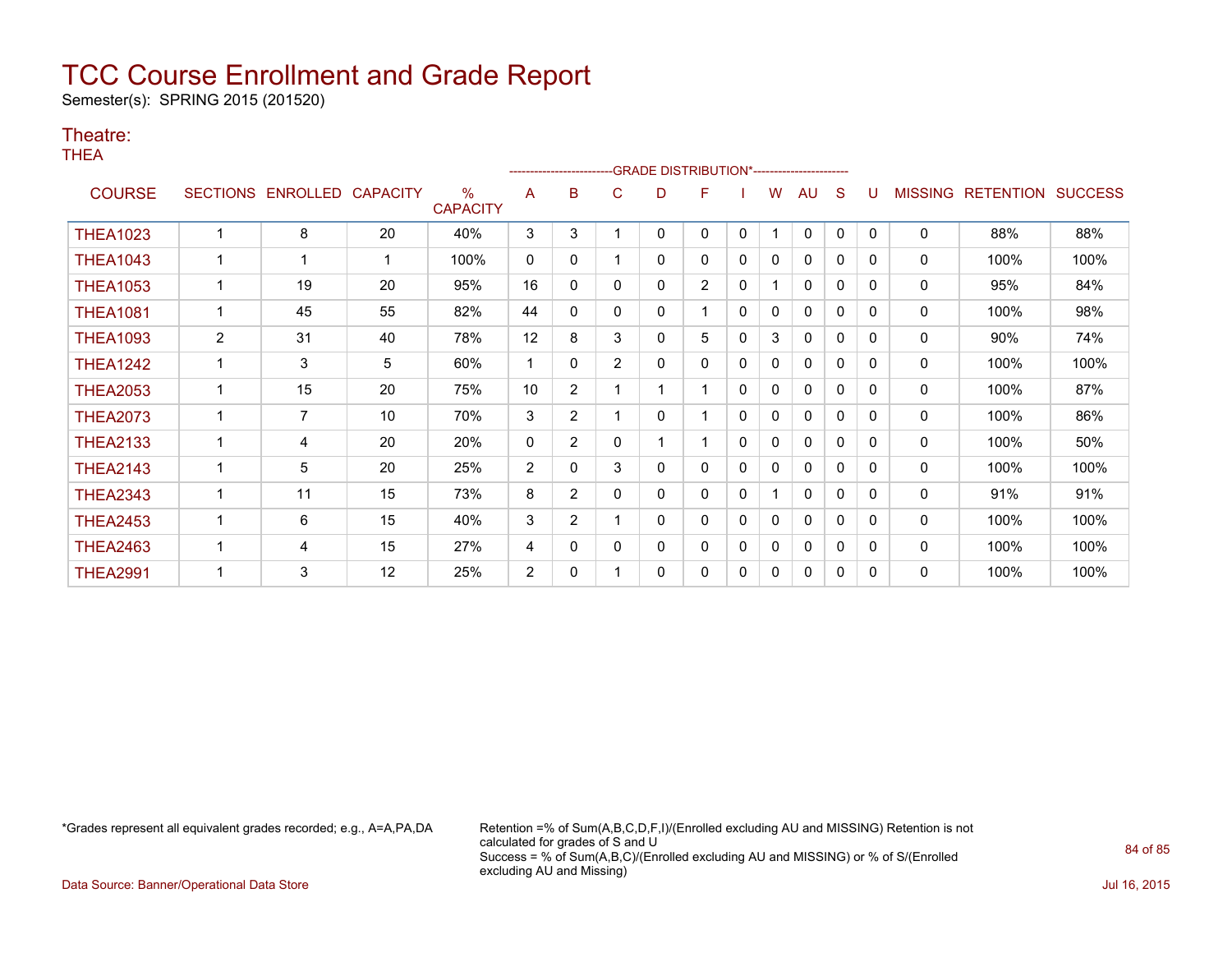# TCC Course Enrollment and Grade Report

Semester(s): SPRING 2015 (201520)

## Theatre:

THEA

| COURSE | SECTIONS | ENROLLED | CAPACITY | % CAPACITY | A | B | C | D | F | I | W | AU | S | U | MISSING | RETENTION | SUCCESS |
|---|---|---|---|---|---|---|---|---|---|---|---|---|---|---|---|---|---|
| | | | | | GRADE DISTRIBUTION* | | | | | | | | | | | | |
| THEA1023 | 1 | 8 | 20 | 40% | 3 | 3 | 1 | 0 | 0 | 0 | 1 | 0 | 0 | 0 | 0 | 88% | 88% |
| THEA1043 | 1 | 1 | 1 | 100% | 0 | 0 | 1 | 0 | 0 | 0 | 0 | 0 | 0 | 0 | 0 | 100% | 100% |
| THEA1053 | 1 | 19 | 20 | 95% | 16 | 0 | 0 | 0 | 2 | 0 | 1 | 0 | 0 | 0 | 0 | 95% | 84% |
| THEA1081 | 1 | 45 | 55 | 82% | 44 | 0 | 0 | 0 | 1 | 0 | 0 | 0 | 0 | 0 | 0 | 100% | 98% |
| THEA1093 | 2 | 31 | 40 | 78% | 12 | 8 | 3 | 0 | 5 | 0 | 3 | 0 | 0 | 0 | 0 | 90% | 74% |
| THEA1242 | 1 | 3 | 5 | 60% | 1 | 0 | 2 | 0 | 0 | 0 | 0 | 0 | 0 | 0 | 0 | 100% | 100% |
| THEA2053 | 1 | 15 | 20 | 75% | 10 | 2 | 1 | 1 | 1 | 0 | 0 | 0 | 0 | 0 | 0 | 100% | 87% |
| THEA2073 | 1 | 7 | 10 | 70% | 3 | 2 | 1 | 0 | 1 | 0 | 0 | 0 | 0 | 0 | 0 | 100% | 86% |
| THEA2133 | 1 | 4 | 20 | 20% | 0 | 2 | 0 | 1 | 1 | 0 | 0 | 0 | 0 | 0 | 0 | 100% | 50% |
| THEA2143 | 1 | 5 | 20 | 25% | 2 | 0 | 3 | 0 | 0 | 0 | 0 | 0 | 0 | 0 | 0 | 100% | 100% |
| THEA2343 | 1 | 11 | 15 | 73% | 8 | 2 | 0 | 0 | 0 | 0 | 1 | 0 | 0 | 0 | 0 | 91% | 91% |
| THEA2453 | 1 | 6 | 15 | 40% | 3 | 2 | 1 | 0 | 0 | 0 | 0 | 0 | 0 | 0 | 0 | 100% | 100% |
| THEA2463 | 1 | 4 | 15 | 27% | 4 | 0 | 0 | 0 | 0 | 0 | 0 | 0 | 0 | 0 | 0 | 100% | 100% |
| THEA2991 | 1 | 3 | 12 | 25% | 2 | 0 | 1 | 0 | 0 | 0 | 0 | 0 | 0 | 0 | 0 | 100% | 100% |

*Grades represent all equivalent grades recorded; e.g., A=A,PA,DA

Retention =% of Sum(A,B,C,D,F,I)/(Enrolled excluding AU and MISSING) Retention is not calculated for grades of S and U
Success = % of Sum(A,B,C)/(Enrolled excluding AU and MISSING) or % of S/(Enrolled excluding AU and Missing)

Data Source: Banner/Operational Data Store

Jul 16, 2015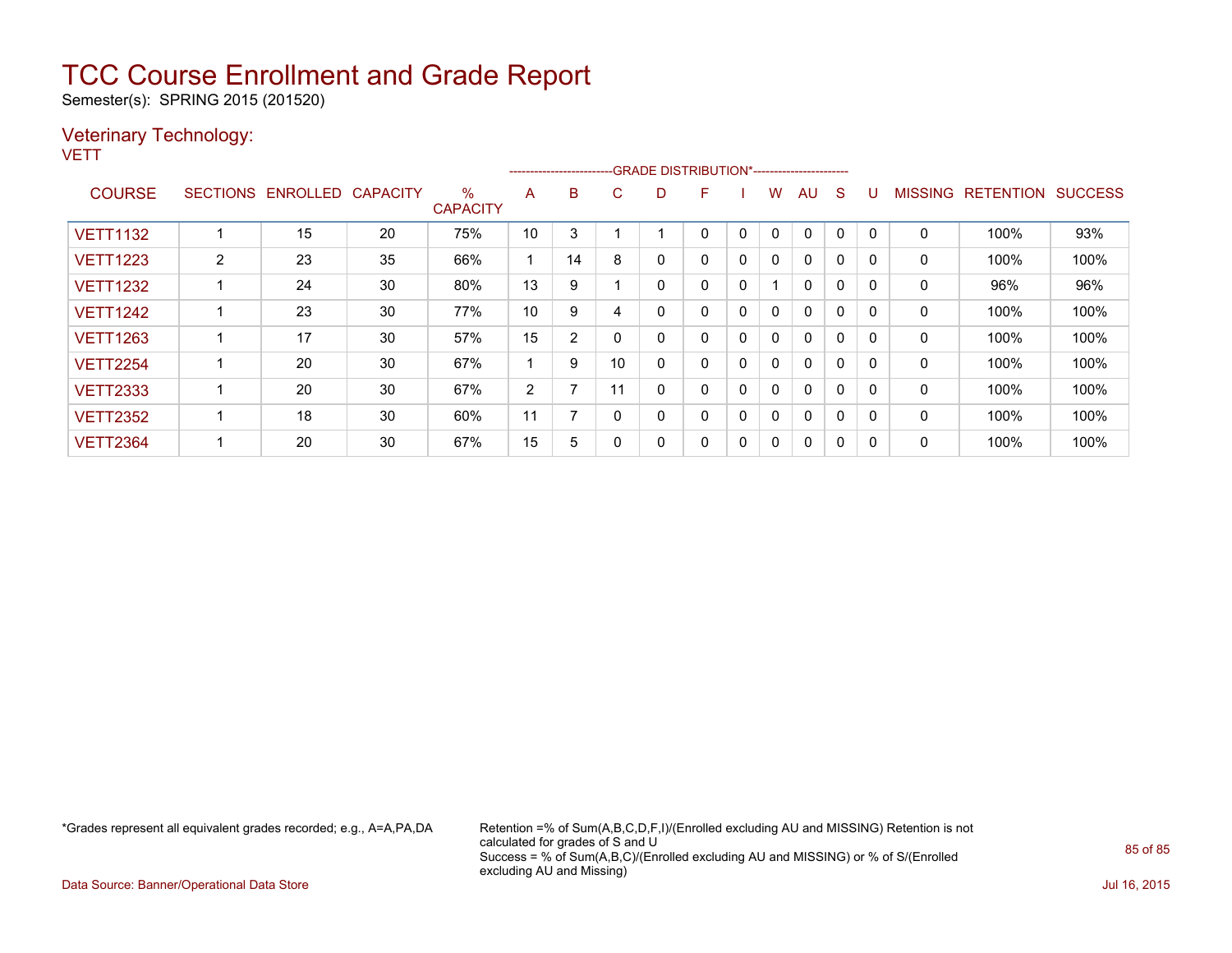# TCC Course Enrollment and Grade Report

Semester(s): SPRING 2015 (201520)

## Veterinary Technology:

VETT

| COURSE | SECTIONS | ENROLLED | CAPACITY | % CAPACITY | A | B | C | D | F | I | W | AU | S | U | MISSING | RETENTION | SUCCESS |
|---|---|---|---|---|---|---|---|---|---|---|---|---|---|---|---|---|---|
| | | | | | GRADE DISTRIBUTION* | | | | | | | | | | | | |
| VETT1132 | 1 | 15 | 20 | 75% | 10 | 3 | 1 | 1 | 0 | 0 | 0 | 0 | 0 | 0 | 0 | 100% | 93% |
| VETT1223 | 2 | 23 | 35 | 66% | 1 | 14 | 8 | 0 | 0 | 0 | 0 | 0 | 0 | 0 | 0 | 100% | 100% |
| VETT1232 | 1 | 24 | 30 | 80% | 13 | 9 | 1 | 0 | 0 | 0 | 1 | 0 | 0 | 0 | 0 | 96% | 96% |
| VETT1242 | 1 | 23 | 30 | 77% | 10 | 9 | 4 | 0 | 0 | 0 | 0 | 0 | 0 | 0 | 0 | 100% | 100% |
| VETT1263 | 1 | 17 | 30 | 57% | 15 | 2 | 0 | 0 | 0 | 0 | 0 | 0 | 0 | 0 | 0 | 100% | 100% |
| VETT2254 | 1 | 20 | 30 | 67% | 1 | 9 | 10 | 0 | 0 | 0 | 0 | 0 | 0 | 0 | 0 | 100% | 100% |
| VETT2333 | 1 | 20 | 30 | 67% | 2 | 7 | 11 | 0 | 0 | 0 | 0 | 0 | 0 | 0 | 0 | 100% | 100% |
| VETT2352 | 1 | 18 | 30 | 60% | 11 | 7 | 0 | 0 | 0 | 0 | 0 | 0 | 0 | 0 | 0 | 100% | 100% |
| VETT2364 | 1 | 20 | 30 | 67% | 15 | 5 | 0 | 0 | 0 | 0 | 0 | 0 | 0 | 0 | 0 | 100% | 100% |

*Grades represent all equivalent grades recorded; e.g., A=A,PA,DA

Retention =% of Sum(A,B,C,D,F,I)/(Enrolled excluding AU and MISSING) Retention is not calculated for grades of S and U
Success = % of Sum(A,B,C)/(Enrolled excluding AU and MISSING) or % of S/(Enrolled excluding AU and Missing)

Data Source: Banner/Operational Data Store

Jul 16, 2015